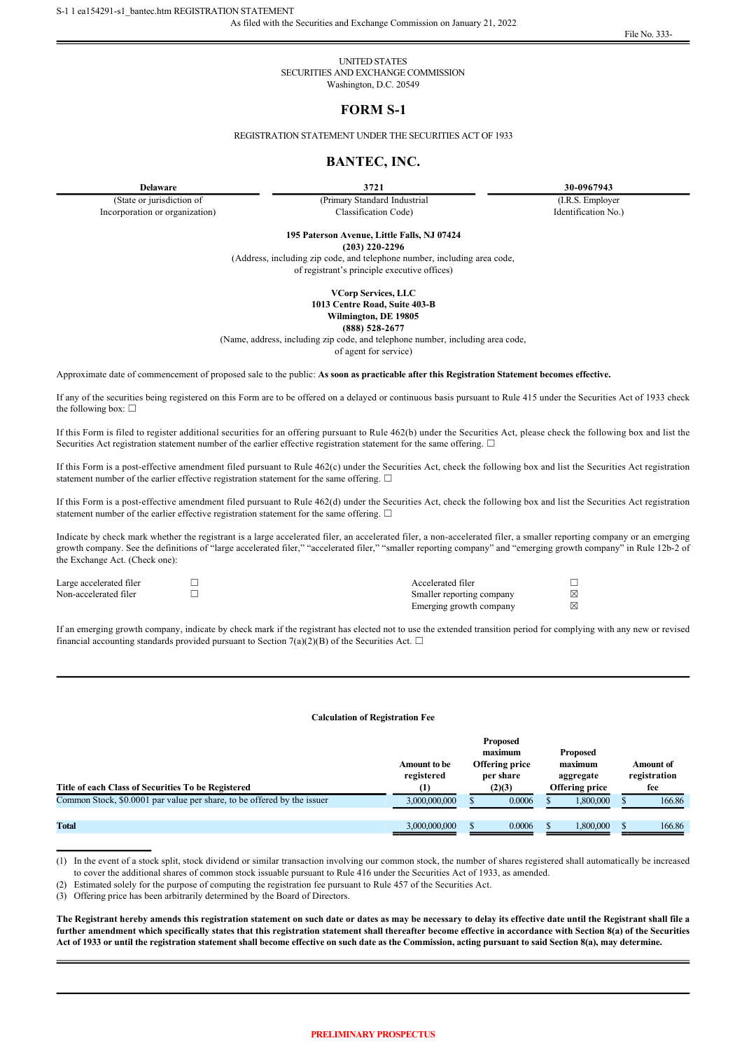S-1 1 ea154291-s1_bantec.htm REGISTRATION STATEMENT

As filed with the Securities and Exchange Commission on January 21, 2022

File No. 333-

UNITED STATES
SECURITIES AND EXCHANGE COMMISSION
Washington, D.C. 20549

# FORM S-1

REGISTRATION STATEMENT UNDER THE SECURITIES ACT OF 1933

# BANTEC, INC.

| **Delaware** | **3721** | **30-0967943** |
|---|---|---|
| (State or jurisdiction of Incorporation or organization) | (Primary Standard Industrial Classification Code) | (I.R.S. Employer Identification No.) |

**195 Paterson Avenue, Little Falls, NJ 07424**
**(203) 220-2296**
(Address, including zip code, and telephone number, including area code, of registrant's principle executive offices)

**VCorp Services, LLC**
**1013 Centre Road, Suite 403-B**
**Wilmington, DE 19805**
**(888) 528-2677**
(Name, address, including zip code, and telephone number, including area code, of agent for service)

Approximate date of commencement of proposed sale to the public: **As soon as practicable after this Registration Statement becomes effective.**

If any of the securities being registered on this Form are to be offered on a delayed or continuous basis pursuant to Rule 415 under the Securities Act of 1933 check the following box: ☐

If this Form is filed to register additional securities for an offering pursuant to Rule 462(b) under the Securities Act, please check the following box and list the Securities Act registration statement number of the earlier effective registration statement for the same offering. ☐

If this Form is a post-effective amendment filed pursuant to Rule 462(c) under the Securities Act, check the following box and list the Securities Act registration statement number of the earlier effective registration statement for the same offering. ☐

If this Form is a post-effective amendment filed pursuant to Rule 462(d) under the Securities Act, check the following box and list the Securities Act registration statement number of the earlier effective registration statement for the same offering. ☐

Indicate by check mark whether the registrant is a large accelerated filer, an accelerated filer, a non-accelerated filer, a smaller reporting company or an emerging growth company. See the definitions of "large accelerated filer," "accelerated filer," "smaller reporting company" and "emerging growth company" in Rule 12b-2 of the Exchange Act. (Check one):

| | | | |
|---|---|---|---|
| Large accelerated filer | ☐ | Accelerated filer | ☐ |
| Non-accelerated filer | ☐ | Smaller reporting company | ☒ |
| | | Emerging growth company | ☒ |

If an emerging growth company, indicate by check mark if the registrant has elected not to use the extended transition period for complying with any new or revised financial accounting standards provided pursuant to Section 7(a)(2)(B) of the Securities Act. ☐

**Calculation of Registration Fee**

| Title of each Class of Securities To be Registered | Amount to be registered (1) | Proposed maximum Offering price per share (2)(3) | Proposed maximum aggregate Offering price | Amount of registration fee |
|---|---|---|---|---|
| Common Stock, $0.0001 par value per share, to be offered by the issuer | 3,000,000,000 | $ 0.0006 | $ 1,800,000 | $ 166.86 |
| **Total** | 3,000,000,000 | $ 0.0006 | $ 1,800,000 | $ 166.86 |

(1) In the event of a stock split, stock dividend or similar transaction involving our common stock, the number of shares registered shall automatically be increased to cover the additional shares of common stock issuable pursuant to Rule 416 under the Securities Act of 1933, as amended.
(2) Estimated solely for the purpose of computing the registration fee pursuant to Rule 457 of the Securities Act.
(3) Offering price has been arbitrarily determined by the Board of Directors.

**The Registrant hereby amends this registration statement on such date or dates as may be necessary to delay its effective date until the Registrant shall file a further amendment which specifically states that this registration statement shall thereafter become effective in accordance with Section 8(a) of the Securities Act of 1933 or until the registration statement shall become effective on such date as the Commission, acting pursuant to said Section 8(a), may determine.**

PRELIMINARY PROSPECTUS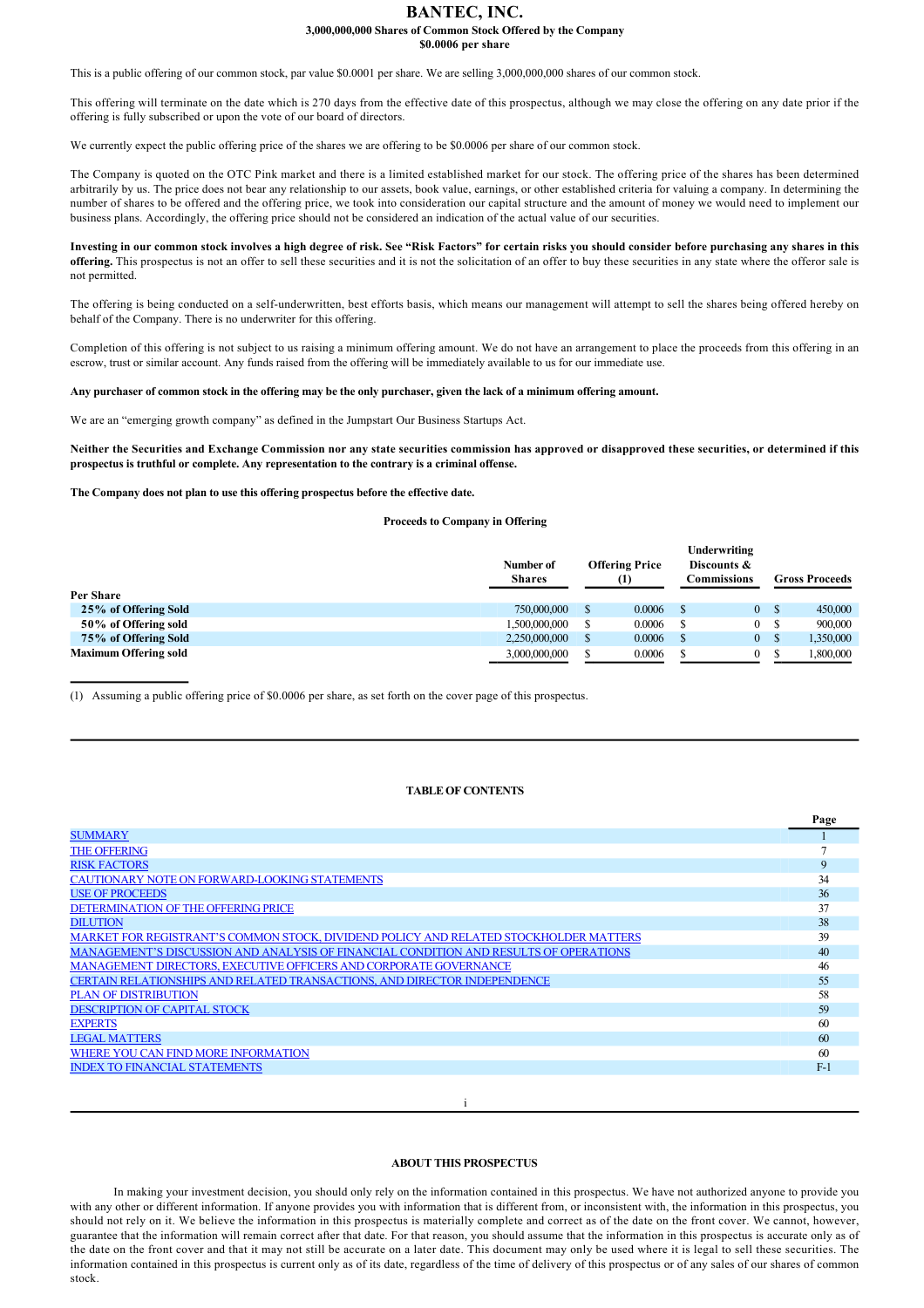# BANTEC, INC.

**3,000,000,000 Shares of Common Stock Offered by the Company**
**$0.0006 per share**

This is a public offering of our common stock, par value $0.0001 per share. We are selling 3,000,000,000 shares of our common stock.

This offering will terminate on the date which is 270 days from the effective date of this prospectus, although we may close the offering on any date prior if the offering is fully subscribed or upon the vote of our board of directors.

We currently expect the public offering price of the shares we are offering to be $0.0006 per share of our common stock.

The Company is quoted on the OTC Pink market and there is a limited established market for our stock. The offering price of the shares has been determined arbitrarily by us. The price does not bear any relationship to our assets, book value, earnings, or other established criteria for valuing a company. In determining the number of shares to be offered and the offering price, we took into consideration our capital structure and the amount of money we would need to implement our business plans. Accordingly, the offering price should not be considered an indication of the actual value of our securities.

**Investing in our common stock involves a high degree of risk. See "Risk Factors" for certain risks you should consider before purchasing any shares in this offering.** This prospectus is not an offer to sell these securities and it is not the solicitation of an offer to buy these securities in any state where the offeror sale is not permitted.

The offering is being conducted on a self-underwritten, best efforts basis, which means our management will attempt to sell the shares being offered hereby on behalf of the Company. There is no underwriter for this offering.

Completion of this offering is not subject to us raising a minimum offering amount. We do not have an arrangement to place the proceeds from this offering in an escrow, trust or similar account. Any funds raised from the offering will be immediately available to us for our immediate use.

**Any purchaser of common stock in the offering may be the only purchaser, given the lack of a minimum offering amount.**

We are an "emerging growth company" as defined in the Jumpstart Our Business Startups Act.

**Neither the Securities and Exchange Commission nor any state securities commission has approved or disapproved these securities, or determined if this prospectus is truthful or complete. Any representation to the contrary is a criminal offense.**

**The Company does not plan to use this offering prospectus before the effective date.**

**Proceeds to Company in Offering**

| | Number of Shares | Offering Price (1) | Underwriting Discounts & Commissions | Gross Proceeds |
|---|---|---|---|---|
| **Per Share** | | | | |
| **25% of Offering Sold** | 750,000,000 | $ 0.0006 | $ 0 | $ 450,000 |
| **50% of Offering sold** | 1,500,000,000 | $ 0.0006 | $ 0 | $ 900,000 |
| **75% of Offering Sold** | 2,250,000,000 | $ 0.0006 | $ 0 | $ 1,350,000 |
| **Maximum Offering sold** | 3,000,000,000 | $ 0.0006 | $ 0 | $ 1,800,000 |

(1) Assuming a public offering price of $0.0006 per share, as set forth on the cover page of this prospectus.

**TABLE OF CONTENTS**

| | Page |
|---|---|
| SUMMARY | 1 |
| THE OFFERING | 7 |
| RISK FACTORS | 9 |
| CAUTIONARY NOTE ON FORWARD-LOOKING STATEMENTS | 34 |
| USE OF PROCEEDS | 36 |
| DETERMINATION OF THE OFFERING PRICE | 37 |
| DILUTION | 38 |
| MARKET FOR REGISTRANT'S COMMON STOCK, DIVIDEND POLICY AND RELATED STOCKHOLDER MATTERS | 39 |
| MANAGEMENT'S DISCUSSION AND ANALYSIS OF FINANCIAL CONDITION AND RESULTS OF OPERATIONS | 40 |
| MANAGEMENT DIRECTORS, EXECUTIVE OFFICERS AND CORPORATE GOVERNANCE | 46 |
| CERTAIN RELATIONSHIPS AND RELATED TRANSACTIONS, AND DIRECTOR INDEPENDENCE | 55 |
| PLAN OF DISTRIBUTION | 58 |
| DESCRIPTION OF CAPITAL STOCK | 59 |
| EXPERTS | 60 |
| LEGAL MATTERS | 60 |
| WHERE YOU CAN FIND MORE INFORMATION | 60 |
| INDEX TO FINANCIAL STATEMENTS | F-1 |

**ABOUT THIS PROSPECTUS**

In making your investment decision, you should only rely on the information contained in this prospectus. We have not authorized anyone to provide you with any other or different information. If anyone provides you with information that is different from, or inconsistent with, the information in this prospectus, you should not rely on it. We believe the information in this prospectus is materially complete and correct as of the date on the front cover. We cannot, however, guarantee that the information will remain correct after that date. For that reason, you should assume that the information in this prospectus is accurate only as of the date on the front cover and that it may not still be accurate on a later date. This document may only be used where it is legal to sell these securities. The information contained in this prospectus is current only as of its date, regardless of the time of delivery of this prospectus or of any sales of our shares of common stock.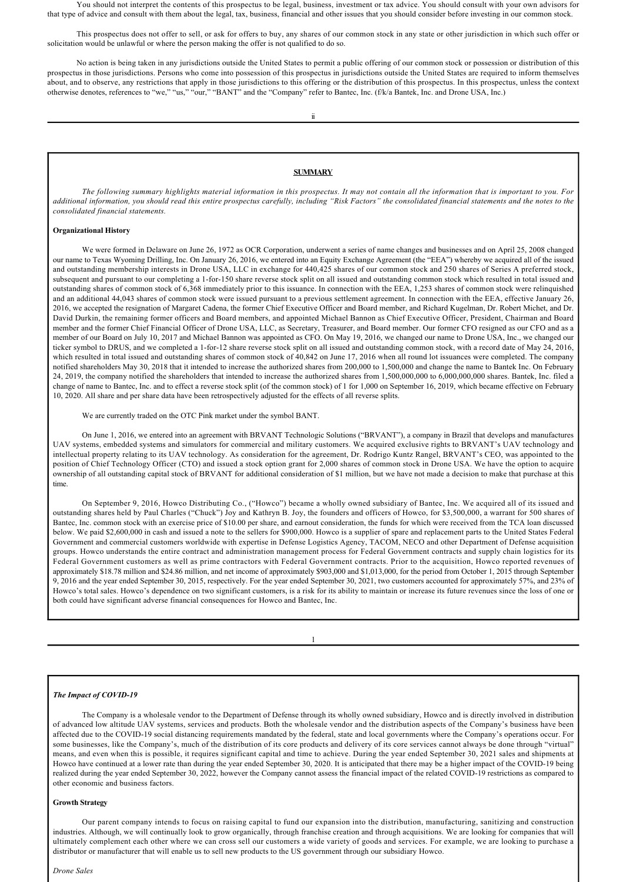You should not interpret the contents of this prospectus to be legal, business, investment or tax advice. You should consult with your own advisors for that type of advice and consult with them about the legal, tax, business, financial and other issues that you should consider before investing in our common stock.

This prospectus does not offer to sell, or ask for offers to buy, any shares of our common stock in any state or other jurisdiction in which such offer or solicitation would be unlawful or where the person making the offer is not qualified to do so.

No action is being taken in any jurisdictions outside the United States to permit a public offering of our common stock or possession or distribution of this prospectus in those jurisdictions. Persons who come into possession of this prospectus in jurisdictions outside the United States are required to inform themselves about, and to observe, any restrictions that apply in those jurisdictions to this offering or the distribution of this prospectus. In this prospectus, unless the context otherwise denotes, references to "we," "us," "our," "BANT" and the "Company" refer to Bantec, Inc. (f/k/a Bantek, Inc. and Drone USA, Inc.)

## SUMMARY

*The following summary highlights material information in this prospectus. It may not contain all the information that is important to you. For additional information, you should read this entire prospectus carefully, including "Risk Factors" the consolidated financial statements and the notes to the consolidated financial statements.*

**Organizational History**

We were formed in Delaware on June 26, 1972 as OCR Corporation, underwent a series of name changes and businesses and on April 25, 2008 changed our name to Texas Wyoming Drilling, Inc. On January 26, 2016, we entered into an Equity Exchange Agreement (the "EEA") whereby we acquired all of the issued and outstanding membership interests in Drone USA, LLC in exchange for 440,425 shares of our common stock and 250 shares of Series A preferred stock, subsequent and pursuant to our completing a 1-for-150 share reverse stock split on all issued and outstanding common stock which resulted in total issued and outstanding shares of common stock of 6,368 immediately prior to this issuance. In connection with the EEA, 1,253 shares of common stock were relinquished and an additional 44,043 shares of common stock were issued pursuant to a previous settlement agreement. In connection with the EEA, effective January 26, 2016, we accepted the resignation of Margaret Cadena, the former Chief Executive Officer and Board member, and Richard Kugelman, Dr. Robert Michet, and Dr. David Durkin, the remaining former officers and Board members, and appointed Michael Bannon as Chief Executive Officer, President, Chairman and Board member and the former Chief Financial Officer of Drone USA, LLC, as Secretary, Treasurer, and Board member. Our former CFO resigned as our CFO and as a member of our Board on July 10, 2017 and Michael Bannon was appointed as CFO. On May 19, 2016, we changed our name to Drone USA, Inc., we changed our ticker symbol to DRUS, and we completed a 1-for-12 share reverse stock split on all issued and outstanding common stock, with a record date of May 24, 2016, which resulted in total issued and outstanding shares of common stock of 40,842 on June 17, 2016 when all round lot issuances were completed. The company notified shareholders May 30, 2018 that it intended to increase the authorized shares from 200,000 to 1,500,000 and change the name to Bantek Inc. On February 24, 2019, the company notified the shareholders that intended to increase the authorized shares from 1,500,000,000 to 6,000,000,000 shares. Bantek, Inc. filed a change of name to Bantec, Inc. and to effect a reverse stock split (of the common stock) of 1 for 1,000 on September 16, 2019, which became effective on February 10, 2020. All share and per share data have been retrospectively adjusted for the effects of all reverse splits.

We are currently traded on the OTC Pink market under the symbol BANT.

On June 1, 2016, we entered into an agreement with BRVANT Technologic Solutions ("BRVANT"), a company in Brazil that develops and manufactures UAV systems, embedded systems and simulators for commercial and military customers. We acquired exclusive rights to BRVANT's UAV technology and intellectual property relating to its UAV technology. As consideration for the agreement, Dr. Rodrigo Kuntz Rangel, BRVANT's CEO, was appointed to the position of Chief Technology Officer (CTO) and issued a stock option grant for 2,000 shares of common stock in Drone USA. We have the option to acquire ownership of all outstanding capital stock of BRVANT for additional consideration of $1 million, but we have not made a decision to make that purchase at this time.

On September 9, 2016, Howco Distributing Co., ("Howco") became a wholly owned subsidiary of Bantec, Inc. We acquired all of its issued and outstanding shares held by Paul Charles ("Chuck") Joy and Kathryn B. Joy, the founders and officers of Howco, for $3,500,000, a warrant for 500 shares of Bantec, Inc. common stock with an exercise price of $10.00 per share, and earnout consideration, the funds for which were received from the TCA loan discussed below. We paid $2,600,000 in cash and issued a note to the sellers for $900,000. Howco is a supplier of spare and replacement parts to the United States Federal Government and commercial customers worldwide with expertise in Defense Logistics Agency, TACOM, NECO and other Department of Defense acquisition groups. Howco understands the entire contract and administration management process for Federal Government contracts and supply chain logistics for its Federal Government customers as well as prime contractors with Federal Government contracts. Prior to the acquisition, Howco reported revenues of approximately $18.78 million and $24.86 million, and net income of approximately $903,000 and $1,013,000, for the period from October 1, 2015 through September 9, 2016 and the year ended September 30, 2015, respectively. For the year ended September 30, 2021, two customers accounted for approximately 57%, and 23% of Howco's total sales. Howco's dependence on two significant customers, is a risk for its ability to maintain or increase its future revenues since the loss of one or both could have significant adverse financial consequences for Howco and Bantec, Inc.

***The Impact of COVID-19***

The Company is a wholesale vendor to the Department of Defense through its wholly owned subsidiary, Howco and is directly involved in distribution of advanced low altitude UAV systems, services and products. Both the wholesale vendor and the distribution aspects of the Company's business have been affected due to the COVID-19 social distancing requirements mandated by the federal, state and local governments where the Company's operations occur. For some businesses, like the Company's, much of the distribution of its core products and delivery of its core services cannot always be done through "virtual" means, and even when this is possible, it requires significant capital and time to achieve. During the year ended September 30, 2021 sales and shipments at Howco have continued at a lower rate than during the year ended September 30, 2020. It is anticipated that there may be a higher impact of the COVID-19 being realized during the year ended September 30, 2022, however the Company cannot assess the financial impact of the related COVID-19 restrictions as compared to other economic and business factors.

**Growth Strategy**

Our parent company intends to focus on raising capital to fund our expansion into the distribution, manufacturing, sanitizing and construction industries. Although, we will continually look to grow organically, through franchise creation and through acquisitions. We are looking for companies that will ultimately complement each other where we can cross sell our customers a wide variety of goods and services. For example, we are looking to purchase a distributor or manufacturer that will enable us to sell new products to the US government through our subsidiary Howco.

*Drone Sales*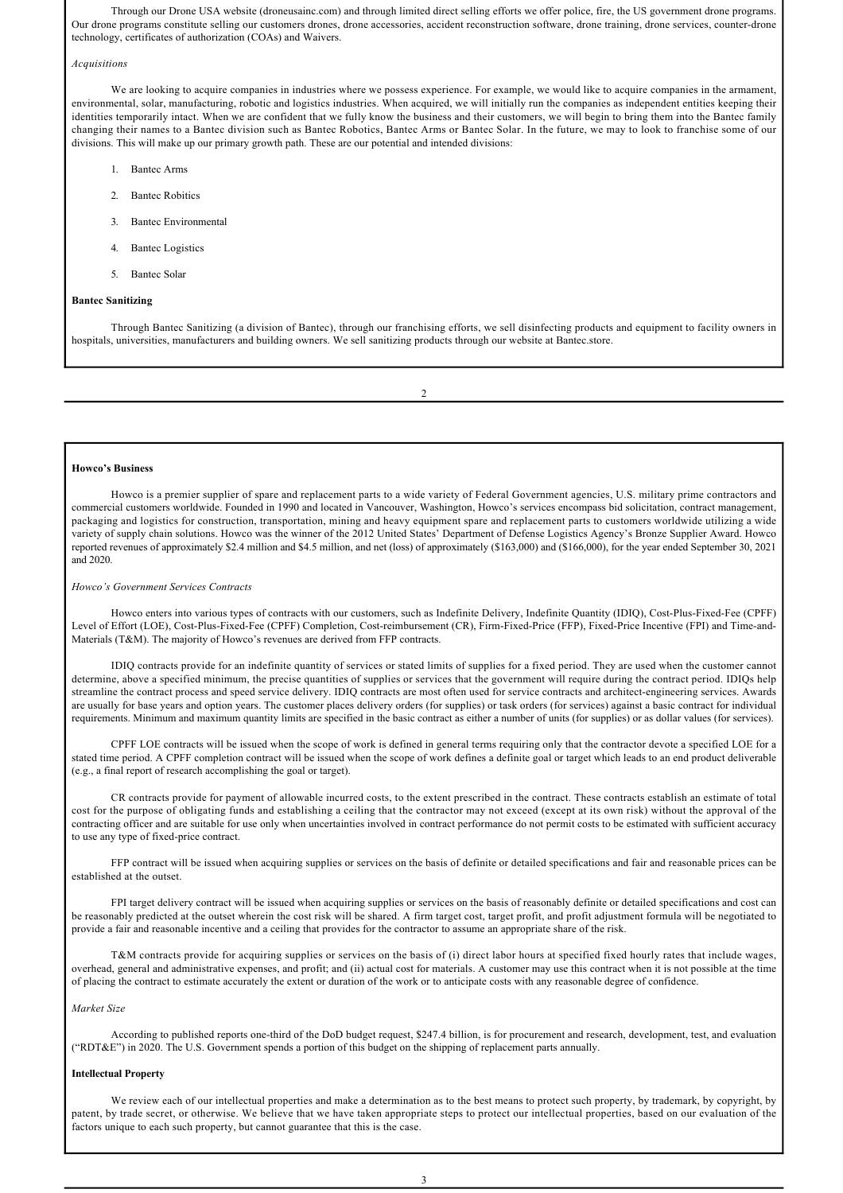Through our Drone USA website (droneusainc.com) and through limited direct selling efforts we offer police, fire, the US government drone programs. Our drone programs constitute selling our customers drones, drone accessories, accident reconstruction software, drone training, drone services, counter-drone technology, certificates of authorization (COAs) and Waivers.

*Acquisitions*

We are looking to acquire companies in industries where we possess experience. For example, we would like to acquire companies in the armament, environmental, solar, manufacturing, robotic and logistics industries. When acquired, we will initially run the companies as independent entities keeping their identities temporarily intact. When we are confident that we fully know the business and their customers, we will begin to bring them into the Bantec family changing their names to a Bantec division such as Bantec Robotics, Bantec Arms or Bantec Solar. In the future, we may to look to franchise some of our divisions. This will make up our primary growth path. These are our potential and intended divisions:

1. Bantec Arms
2. Bantec Robitics
3. Bantec Environmental
4. Bantec Logistics
5. Bantec Solar

**Bantec Sanitizing**

Through Bantec Sanitizing (a division of Bantec), through our franchising efforts, we sell disinfecting products and equipment to facility owners in hospitals, universities, manufacturers and building owners. We sell sanitizing products through our website at Bantec.store.

**Howco's Business**

Howco is a premier supplier of spare and replacement parts to a wide variety of Federal Government agencies, U.S. military prime contractors and commercial customers worldwide. Founded in 1990 and located in Vancouver, Washington, Howco's services encompass bid solicitation, contract management, packaging and logistics for construction, transportation, mining and heavy equipment spare and replacement parts to customers worldwide utilizing a wide variety of supply chain solutions. Howco was the winner of the 2012 United States' Department of Defense Logistics Agency's Bronze Supplier Award. Howco reported revenues of approximately $2.4 million and $4.5 million, and net (loss) of approximately ($163,000) and ($166,000), for the year ended September 30, 2021 and 2020.

*Howco's Government Services Contracts*

Howco enters into various types of contracts with our customers, such as Indefinite Delivery, Indefinite Quantity (IDIQ), Cost-Plus-Fixed-Fee (CPFF) Level of Effort (LOE), Cost-Plus-Fixed-Fee (CPFF) Completion, Cost-reimbursement (CR), Firm-Fixed-Price (FFP), Fixed-Price Incentive (FPI) and Time-and-Materials (T&M). The majority of Howco's revenues are derived from FFP contracts.

IDIQ contracts provide for an indefinite quantity of services or stated limits of supplies for a fixed period. They are used when the customer cannot determine, above a specified minimum, the precise quantities of supplies or services that the government will require during the contract period. IDIQs help streamline the contract process and speed service delivery. IDIQ contracts are most often used for service contracts and architect-engineering services. Awards are usually for base years and option years. The customer places delivery orders (for supplies) or task orders (for services) against a basic contract for individual requirements. Minimum and maximum quantity limits are specified in the basic contract as either a number of units (for supplies) or as dollar values (for services).

CPFF LOE contracts will be issued when the scope of work is defined in general terms requiring only that the contractor devote a specified LOE for a stated time period. A CPFF completion contract will be issued when the scope of work defines a definite goal or target which leads to an end product deliverable (e.g., a final report of research accomplishing the goal or target).

CR contracts provide for payment of allowable incurred costs, to the extent prescribed in the contract. These contracts establish an estimate of total cost for the purpose of obligating funds and establishing a ceiling that the contractor may not exceed (except at its own risk) without the approval of the contracting officer and are suitable for use only when uncertainties involved in contract performance do not permit costs to be estimated with sufficient accuracy to use any type of fixed-price contract.

FFP contract will be issued when acquiring supplies or services on the basis of definite or detailed specifications and fair and reasonable prices can be established at the outset.

FPI target delivery contract will be issued when acquiring supplies or services on the basis of reasonably definite or detailed specifications and cost can be reasonably predicted at the outset wherein the cost risk will be shared. A firm target cost, target profit, and profit adjustment formula will be negotiated to provide a fair and reasonable incentive and a ceiling that provides for the contractor to assume an appropriate share of the risk.

T&M contracts provide for acquiring supplies or services on the basis of (i) direct labor hours at specified fixed hourly rates that include wages, overhead, general and administrative expenses, and profit; and (ii) actual cost for materials. A customer may use this contract when it is not possible at the time of placing the contract to estimate accurately the extent or duration of the work or to anticipate costs with any reasonable degree of confidence.

*Market Size*

According to published reports one-third of the DoD budget request, $247.4 billion, is for procurement and research, development, test, and evaluation ("RDT&E") in 2020. The U.S. Government spends a portion of this budget on the shipping of replacement parts annually.

**Intellectual Property**

We review each of our intellectual properties and make a determination as to the best means to protect such property, by trademark, by copyright, by patent, by trade secret, or otherwise. We believe that we have taken appropriate steps to protect our intellectual properties, based on our evaluation of the factors unique to each such property, but cannot guarantee that this is the case.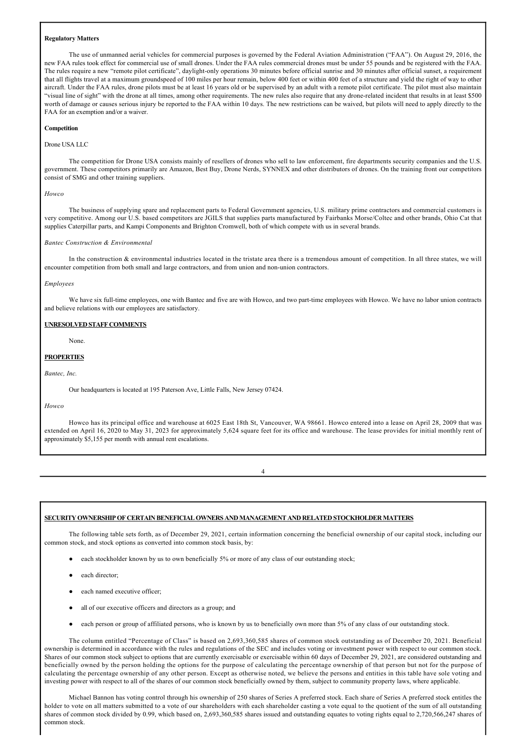**Regulatory Matters**

The use of unmanned aerial vehicles for commercial purposes is governed by the Federal Aviation Administration ("FAA"). On August 29, 2016, the new FAA rules took effect for commercial use of small drones. Under the FAA rules commercial drones must be under 55 pounds and be registered with the FAA. The rules require a new "remote pilot certificate", daylight-only operations 30 minutes before official sunrise and 30 minutes after official sunset, a requirement that all flights travel at a maximum groundspeed of 100 miles per hour remain, below 400 feet or within 400 feet of a structure and yield the right of way to other aircraft. Under the FAA rules, drone pilots must be at least 16 years old or be supervised by an adult with a remote pilot certificate. The pilot must also maintain "visual line of sight" with the drone at all times, among other requirements. The new rules also require that any drone-related incident that results in at least $500 worth of damage or causes serious injury be reported to the FAA within 10 days. The new restrictions can be waived, but pilots will need to apply directly to the FAA for an exemption and/or a waiver.

**Competition**

Drone USA LLC

The competition for Drone USA consists mainly of resellers of drones who sell to law enforcement, fire departments security companies and the U.S. government. These competitors primarily are Amazon, Best Buy, Drone Nerds, SYNNEX and other distributors of drones. On the training front our competitors consist of SMG and other training suppliers.

*Howco*

The business of supplying spare and replacement parts to Federal Government agencies, U.S. military prime contractors and commercial customers is very competitive. Among our U.S. based competitors are JGILS that supplies parts manufactured by Fairbanks Morse/Coltec and other brands, Ohio Cat that supplies Caterpillar parts, and Kampi Components and Brighton Cromwell, both of which compete with us in several brands.

*Bantec Construction & Environmental*

In the construction & environmental industries located in the tristate area there is a tremendous amount of competition. In all three states, we will encounter competition from both small and large contractors, and from union and non-union contractors.

*Employees*

We have six full-time employees, one with Bantec and five are with Howco, and two part-time employees with Howco. We have no labor union contracts and believe relations with our employees are satisfactory.

**UNRESOLVED STAFF COMMENTS**

None.

**PROPERTIES**

*Bantec, Inc.*

Our headquarters is located at 195 Paterson Ave, Little Falls, New Jersey 07424.

*Howco*

Howco has its principal office and warehouse at 6025 East 18th St, Vancouver, WA 98661. Howco entered into a lease on April 28, 2009 that was extended on April 16, 2020 to May 31, 2023 for approximately 5,624 square feet for its office and warehouse. The lease provides for initial monthly rent of approximately $5,155 per month with annual rent escalations.

**SECURITY OWNERSHIP OF CERTAIN BENEFICIAL OWNERS AND MANAGEMENT AND RELATED STOCKHOLDER MATTERS**

The following table sets forth, as of December 29, 2021, certain information concerning the beneficial ownership of our capital stock, including our common stock, and stock options as converted into common stock basis, by:

- each stockholder known by us to own beneficially 5% or more of any class of our outstanding stock;
- each director;
- each named executive officer;
- all of our executive officers and directors as a group; and
- each person or group of affiliated persons, who is known by us to beneficially own more than 5% of any class of our outstanding stock.

The column entitled "Percentage of Class" is based on 2,693,360,585 shares of common stock outstanding as of December 20, 2021. Beneficial ownership is determined in accordance with the rules and regulations of the SEC and includes voting or investment power with respect to our common stock. Shares of our common stock subject to options that are currently exercisable or exercisable within 60 days of December 29, 2021, are considered outstanding and beneficially owned by the person holding the options for the purpose of calculating the percentage ownership of that person but not for the purpose of calculating the percentage ownership of any other person. Except as otherwise noted, we believe the persons and entities in this table have sole voting and investing power with respect to all of the shares of our common stock beneficially owned by them, subject to community property laws, where applicable.

Michael Bannon has voting control through his ownership of 250 shares of Series A preferred stock. Each share of Series A preferred stock entitles the holder to vote on all matters submitted to a vote of our shareholders with each shareholder casting a vote equal to the quotient of the sum of all outstanding shares of common stock divided by 0.99, which based on, 2,693,360,585 shares issued and outstanding equates to voting rights equal to 2,720,566,247 shares of common stock.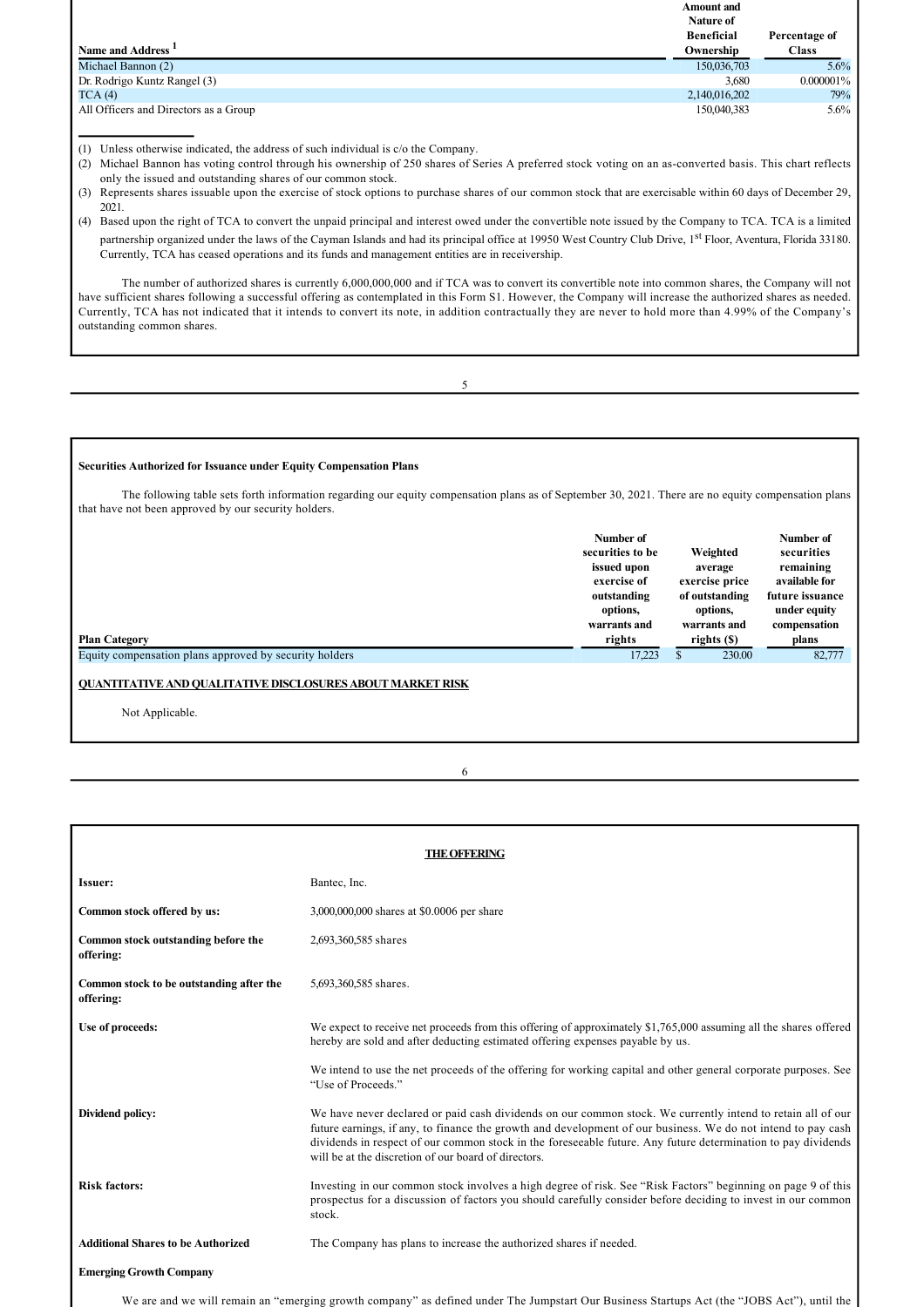| Name and Address [1] | Amount and Nature of Beneficial Ownership | Percentage of Class |
|---|---|---|
| Michael Bannon (2) | 150,036,703 | 5.6% |
| Dr. Rodrigo Kuntz Rangel (3) | 3,680 | 0.000001% |
| TCA (4) | 2,140,016,202 | 79% |
| All Officers and Directors as a Group | 150,040,383 | 5.6% |

(1) Unless otherwise indicated, the address of such individual is c/o the Company.

(2) Michael Bannon has voting control through his ownership of 250 shares of Series A preferred stock voting on an as-converted basis. This chart reflects only the issued and outstanding shares of our common stock.

(3) Represents shares issuable upon the exercise of stock options to purchase shares of our common stock that are exercisable within 60 days of December 29, 2021.

(4) Based upon the right of TCA to convert the unpaid principal and interest owed under the convertible note issued by the Company to TCA. TCA is a limited partnership organized under the laws of the Cayman Islands and had its principal office at 19950 West Country Club Drive, 1st Floor, Aventura, Florida 33180. Currently, TCA has ceased operations and its funds and management entities are in receivership.

The number of authorized shares is currently 6,000,000,000 and if TCA was to convert its convertible note into common shares, the Company will not have sufficient shares following a successful offering as contemplated in this Form S1. However, the Company will increase the authorized shares as needed. Currently, TCA has not indicated that it intends to convert its note, in addition contractually they are never to hold more than 4.99% of the Company's outstanding common shares.

**Securities Authorized for Issuance under Equity Compensation Plans**

The following table sets forth information regarding our equity compensation plans as of September 30, 2021. There are no equity compensation plans that have not been approved by our security holders.

| Plan Category | Number of securities to be issued upon exercise of outstanding options, warrants and rights | Weighted average exercise price of outstanding options, warrants and rights ($) | Number of securities remaining available for future issuance under equity compensation plans |
|---|---|---|---|
| Equity compensation plans approved by security holders | 17,223 | $ 230.00 | 82,777 |

**QUANTITATIVE AND QUALITATIVE DISCLOSURES ABOUT MARKET RISK**

Not Applicable.

**THE OFFERING**

| | |
|---|---|
| **Issuer:** | Bantec, Inc. |
| **Common stock offered by us:** | 3,000,000,000 shares at $0.0006 per share |
| **Common stock outstanding before the offering:** | 2,693,360,585 shares |
| **Common stock to be outstanding after the offering:** | 5,693,360,585 shares. |
| **Use of proceeds:** | We expect to receive net proceeds from this offering of approximately $1,765,000 assuming all the shares offered hereby are sold and after deducting estimated offering expenses payable by us.<br><br>We intend to use the net proceeds of the offering for working capital and other general corporate purposes. See "Use of Proceeds." |
| **Dividend policy:** | We have never declared or paid cash dividends on our common stock. We currently intend to retain all of our future earnings, if any, to finance the growth and development of our business. We do not intend to pay cash dividends in respect of our common stock in the foreseeable future. Any future determination to pay dividends will be at the discretion of our board of directors. |
| **Risk factors:** | Investing in our common stock involves a high degree of risk. See "Risk Factors" beginning on page 9 of this prospectus for a discussion of factors you should carefully consider before deciding to invest in our common stock. |
| **Additional Shares to be Authorized** | The Company has plans to increase the authorized shares if needed. |

**Emerging Growth Company**

We are and we will remain an "emerging growth company" as defined under The Jumpstart Our Business Startups Act (the "JOBS Act"), until the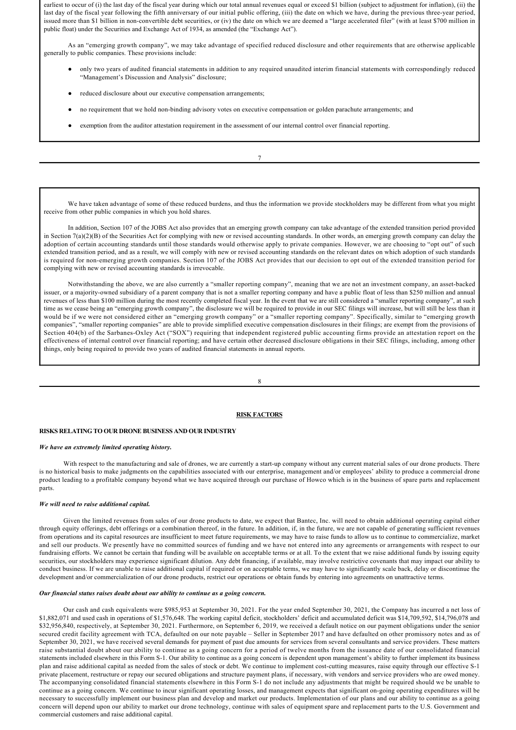earliest to occur of (i) the last day of the fiscal year during which our total annual revenues equal or exceed $1 billion (subject to adjustment for inflation), (ii) the last day of the fiscal year following the fifth anniversary of our initial public offering, (iii) the date on which we have, during the previous three-year period, issued more than $1 billion in non-convertible debt securities, or (iv) the date on which we are deemed a "large accelerated filer" (with at least $700 million in public float) under the Securities and Exchange Act of 1934, as amended (the "Exchange Act").

As an "emerging growth company", we may take advantage of specified reduced disclosure and other requirements that are otherwise applicable generally to public companies. These provisions include:

- only two years of audited financial statements in addition to any required unaudited interim financial statements with correspondingly reduced "Management's Discussion and Analysis" disclosure;
- reduced disclosure about our executive compensation arrangements;
- no requirement that we hold non-binding advisory votes on executive compensation or golden parachute arrangements; and
- exemption from the auditor attestation requirement in the assessment of our internal control over financial reporting.

We have taken advantage of some of these reduced burdens, and thus the information we provide stockholders may be different from what you might receive from other public companies in which you hold shares.

In addition, Section 107 of the JOBS Act also provides that an emerging growth company can take advantage of the extended transition period provided in Section 7(a)(2)(B) of the Securities Act for complying with new or revised accounting standards. In other words, an emerging growth company can delay the adoption of certain accounting standards until those standards would otherwise apply to private companies. However, we are choosing to "opt out" of such extended transition period, and as a result, we will comply with new or revised accounting standards on the relevant dates on which adoption of such standards is required for non-emerging growth companies. Section 107 of the JOBS Act provides that our decision to opt out of the extended transition period for complying with new or revised accounting standards is irrevocable.

Notwithstanding the above, we are also currently a "smaller reporting company", meaning that we are not an investment company, an asset-backed issuer, or a majority-owned subsidiary of a parent company that is not a smaller reporting company and have a public float of less than $250 million and annual revenues of less than $100 million during the most recently completed fiscal year. In the event that we are still considered a "smaller reporting company", at such time as we cease being an "emerging growth company", the disclosure we will be required to provide in our SEC filings will increase, but will still be less than it would be if we were not considered either an "emerging growth company" or a "smaller reporting company". Specifically, similar to "emerging growth companies", "smaller reporting companies" are able to provide simplified executive compensation disclosures in their filings; are exempt from the provisions of Section 404(b) of the Sarbanes-Oxley Act ("SOX") requiring that independent registered public accounting firms provide an attestation report on the effectiveness of internal control over financial reporting; and have certain other decreased disclosure obligations in their SEC filings, including, among other things, only being required to provide two years of audited financial statements in annual reports.

# RISK FACTORS

## RISKS RELATING TO OUR DRONE BUSINESS AND OUR INDUSTRY

***We have an extremely limited operating history.***

With respect to the manufacturing and sale of drones, we are currently a start-up company without any current material sales of our drone products. There is no historical basis to make judgments on the capabilities associated with our enterprise, management and/or employees' ability to produce a commercial drone product leading to a profitable company beyond what we have acquired through our purchase of Howco which is in the business of spare parts and replacement parts.

***We will need to raise additional capital.***

Given the limited revenues from sales of our drone products to date, we expect that Bantec, Inc. will need to obtain additional operating capital either through equity offerings, debt offerings or a combination thereof, in the future. In addition, if, in the future, we are not capable of generating sufficient revenues from operations and its capital resources are insufficient to meet future requirements, we may have to raise funds to allow us to continue to commercialize, market and sell our products. We presently have no committed sources of funding and we have not entered into any agreements or arrangements with respect to our fundraising efforts. We cannot be certain that funding will be available on acceptable terms or at all. To the extent that we raise additional funds by issuing equity securities, our stockholders may experience significant dilution. Any debt financing, if available, may involve restrictive covenants that may impact our ability to conduct business. If we are unable to raise additional capital if required or on acceptable terms, we may have to significantly scale back, delay or discontinue the development and/or commercialization of our drone products, restrict our operations or obtain funds by entering into agreements on unattractive terms.

***Our financial status raises doubt about our ability to continue as a going concern.***

Our cash and cash equivalents were $985,953 at September 30, 2021. For the year ended September 30, 2021, the Company has incurred a net loss of $1,882,071 and used cash in operations of $1,576,648. The working capital deficit, stockholders' deficit and accumulated deficit was $14,709,592, $14,796,078 and $32,956,840, respectively, at September 30, 2021. Furthermore, on September 6, 2019, we received a default notice on our payment obligations under the senior secured credit facility agreement with TCA, defaulted on our note payable – Seller in September 2017 and have defaulted on other promissory notes and as of September 30, 2021, we have received several demands for payment of past due amounts for services from several consultants and service providers. These matters raise substantial doubt about our ability to continue as a going concern for a period of twelve months from the issuance date of our consolidated financial statements included elsewhere in this Form S-1. Our ability to continue as a going concern is dependent upon management's ability to further implement its business plan and raise additional capital as needed from the sales of stock or debt. We continue to implement cost-cutting measures, raise equity through our effective S-1 private placement, restructure or repay our secured obligations and structure payment plans, if necessary, with vendors and service providers who are owed money. The accompanying consolidated financial statements elsewhere in this Form S-1 do not include any adjustments that might be required should we be unable to continue as a going concern. We continue to incur significant operating losses, and management expects that significant on-going operating expenditures will be necessary to successfully implement our business plan and develop and market our products. Implementation of our plans and our ability to continue as a going concern will depend upon our ability to market our drone technology, continue with sales of equipment spare and replacement parts to the U.S. Government and commercial customers and raise additional capital.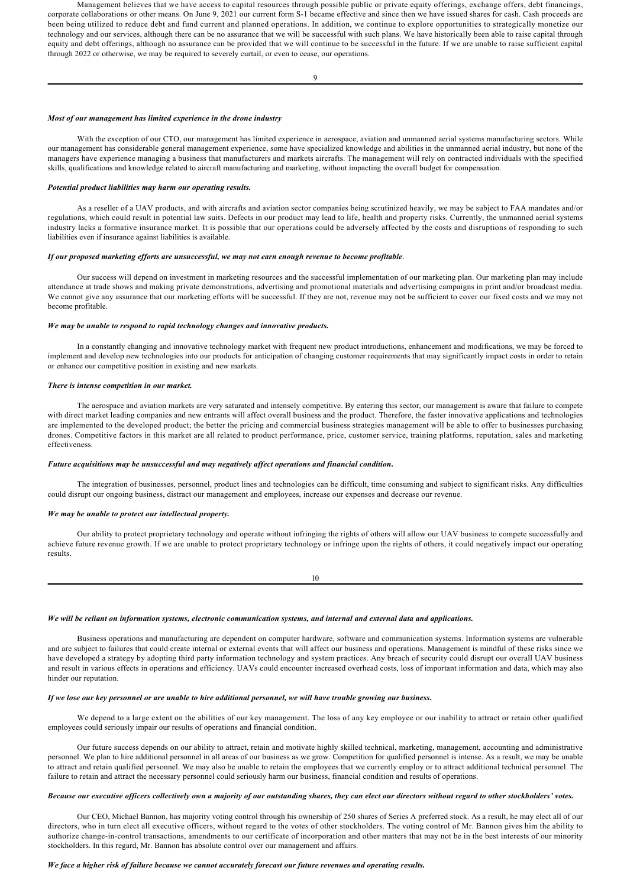Management believes that we have access to capital resources through possible public or private equity offerings, exchange offers, debt financings, corporate collaborations or other means. On June 9, 2021 our current form S-1 became effective and since then we have issued shares for cash. Cash proceeds are been being utilized to reduce debt and fund current and planned operations. In addition, we continue to explore opportunities to strategically monetize our technology and our services, although there can be no assurance that we will be successful with such plans. We have historically been able to raise capital through equity and debt offerings, although no assurance can be provided that we will continue to be successful in the future. If we are unable to raise sufficient capital through 2022 or otherwise, we may be required to severely curtail, or even to cease, our operations.

***Most of our management has limited experience in the drone industry***

With the exception of our CTO, our management has limited experience in aerospace, aviation and unmanned aerial systems manufacturing sectors. While our management has considerable general management experience, some have specialized knowledge and abilities in the unmanned aerial industry, but none of the managers have experience managing a business that manufacturers and markets aircrafts. The management will rely on contracted individuals with the specified skills, qualifications and knowledge related to aircraft manufacturing and marketing, without impacting the overall budget for compensation.

***Potential product liabilities may harm our operating results.***

As a reseller of a UAV products, and with aircrafts and aviation sector companies being scrutinized heavily, we may be subject to FAA mandates and/or regulations, which could result in potential law suits. Defects in our product may lead to life, health and property risks. Currently, the unmanned aerial systems industry lacks a formative insurance market. It is possible that our operations could be adversely affected by the costs and disruptions of responding to such liabilities even if insurance against liabilities is available.

***If our proposed marketing efforts are unsuccessful, we may not earn enough revenue to become profitable.***

Our success will depend on investment in marketing resources and the successful implementation of our marketing plan. Our marketing plan may include attendance at trade shows and making private demonstrations, advertising and promotional materials and advertising campaigns in print and/or broadcast media. We cannot give any assurance that our marketing efforts will be successful. If they are not, revenue may not be sufficient to cover our fixed costs and we may not become profitable.

***We may be unable to respond to rapid technology changes and innovative products.***

In a constantly changing and innovative technology market with frequent new product introductions, enhancement and modifications, we may be forced to implement and develop new technologies into our products for anticipation of changing customer requirements that may significantly impact costs in order to retain or enhance our competitive position in existing and new markets.

***There is intense competition in our market.***

The aerospace and aviation markets are very saturated and intensely competitive. By entering this sector, our management is aware that failure to compete with direct market leading companies and new entrants will affect overall business and the product. Therefore, the faster innovative applications and technologies are implemented to the developed product; the better the pricing and commercial business strategies management will be able to offer to businesses purchasing drones. Competitive factors in this market are all related to product performance, price, customer service, training platforms, reputation, sales and marketing effectiveness.

***Future acquisitions may be unsuccessful and may negatively affect operations and financial condition.***

The integration of businesses, personnel, product lines and technologies can be difficult, time consuming and subject to significant risks. Any difficulties could disrupt our ongoing business, distract our management and employees, increase our expenses and decrease our revenue.

***We may be unable to protect our intellectual property.***

Our ability to protect proprietary technology and operate without infringing the rights of others will allow our UAV business to compete successfully and achieve future revenue growth. If we are unable to protect proprietary technology or infringe upon the rights of others, it could negatively impact our operating results.

***We will be reliant on information systems, electronic communication systems, and internal and external data and applications.***

Business operations and manufacturing are dependent on computer hardware, software and communication systems. Information systems are vulnerable and are subject to failures that could create internal or external events that will affect our business and operations. Management is mindful of these risks since we have developed a strategy by adopting third party information technology and system practices. Any breach of security could disrupt our overall UAV business and result in various effects in operations and efficiency. UAVs could encounter increased overhead costs, loss of important information and data, which may also hinder our reputation.

***If we lose our key personnel or are unable to hire additional personnel, we will have trouble growing our business.***

We depend to a large extent on the abilities of our key management. The loss of any key employee or our inability to attract or retain other qualified employees could seriously impair our results of operations and financial condition.

Our future success depends on our ability to attract, retain and motivate highly skilled technical, marketing, management, accounting and administrative personnel. We plan to hire additional personnel in all areas of our business as we grow. Competition for qualified personnel is intense. As a result, we may be unable to attract and retain qualified personnel. We may also be unable to retain the employees that we currently employ or to attract additional technical personnel. The failure to retain and attract the necessary personnel could seriously harm our business, financial condition and results of operations.

***Because our executive officers collectively own a majority of our outstanding shares, they can elect our directors without regard to other stockholders' votes.***

Our CEO, Michael Bannon, has majority voting control through his ownership of 250 shares of Series A preferred stock. As a result, he may elect all of our directors, who in turn elect all executive officers, without regard to the votes of other stockholders. The voting control of Mr. Bannon gives him the ability to authorize change-in-control transactions, amendments to our certificate of incorporation and other matters that may not be in the best interests of our minority stockholders. In this regard, Mr. Bannon has absolute control over our management and affairs.

***We face a higher risk of failure because we cannot accurately forecast our future revenues and operating results.***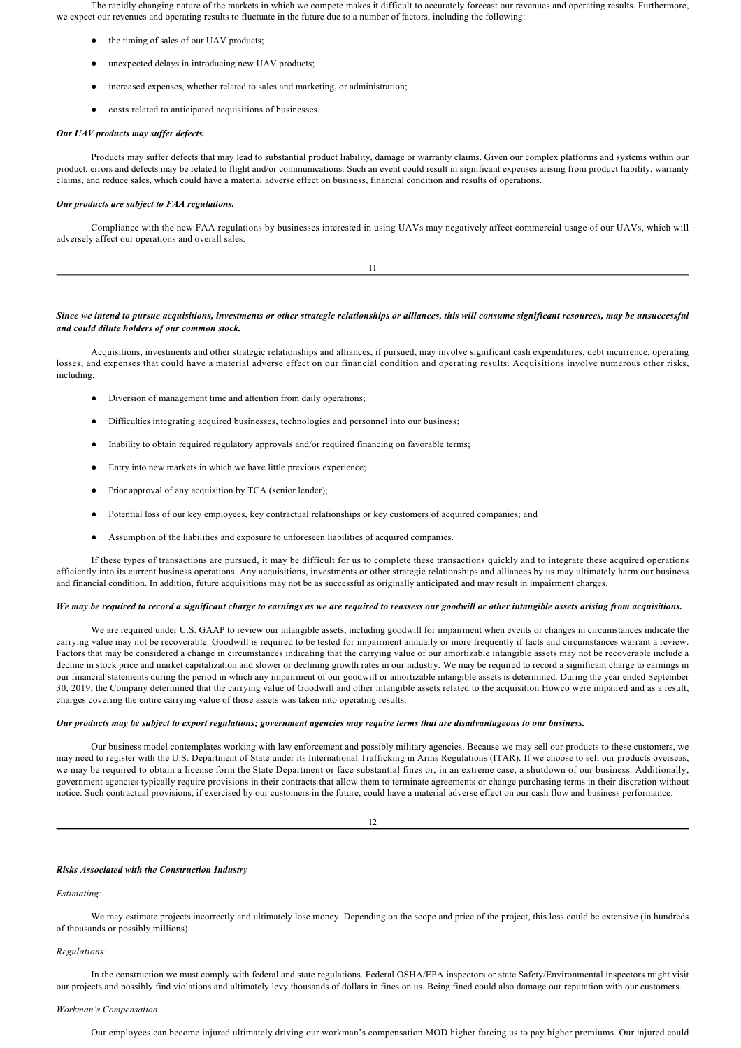The rapidly changing nature of the markets in which we compete makes it difficult to accurately forecast our revenues and operating results. Furthermore, we expect our revenues and operating results to fluctuate in the future due to a number of factors, including the following:

- the timing of sales of our UAV products;
- unexpected delays in introducing new UAV products;
- increased expenses, whether related to sales and marketing, or administration;
- costs related to anticipated acquisitions of businesses.

***Our UAV products may suffer defects.***

Products may suffer defects that may lead to substantial product liability, damage or warranty claims. Given our complex platforms and systems within our product, errors and defects may be related to flight and/or communications. Such an event could result in significant expenses arising from product liability, warranty claims, and reduce sales, which could have a material adverse effect on business, financial condition and results of operations.

***Our products are subject to FAA regulations.***

Compliance with the new FAA regulations by businesses interested in using UAVs may negatively affect commercial usage of our UAVs, which will adversely affect our operations and overall sales.

***Since we intend to pursue acquisitions, investments or other strategic relationships or alliances, this will consume significant resources, may be unsuccessful and could dilute holders of our common stock.***

Acquisitions, investments and other strategic relationships and alliances, if pursued, may involve significant cash expenditures, debt incurrence, operating losses, and expenses that could have a material adverse effect on our financial condition and operating results. Acquisitions involve numerous other risks, including:

- Diversion of management time and attention from daily operations;
- Difficulties integrating acquired businesses, technologies and personnel into our business;
- Inability to obtain required regulatory approvals and/or required financing on favorable terms;
- Entry into new markets in which we have little previous experience;
- Prior approval of any acquisition by TCA (senior lender);
- Potential loss of our key employees, key contractual relationships or key customers of acquired companies; and
- Assumption of the liabilities and exposure to unforeseen liabilities of acquired companies.

If these types of transactions are pursued, it may be difficult for us to complete these transactions quickly and to integrate these acquired operations efficiently into its current business operations. Any acquisitions, investments or other strategic relationships and alliances by us may ultimately harm our business and financial condition. In addition, future acquisitions may not be as successful as originally anticipated and may result in impairment charges.

***We may be required to record a significant charge to earnings as we are required to reassess our goodwill or other intangible assets arising from acquisitions.***

We are required under U.S. GAAP to review our intangible assets, including goodwill for impairment when events or changes in circumstances indicate the carrying value may not be recoverable. Goodwill is required to be tested for impairment annually or more frequently if facts and circumstances warrant a review. Factors that may be considered a change in circumstances indicating that the carrying value of our amortizable intangible assets may not be recoverable include a decline in stock price and market capitalization and slower or declining growth rates in our industry. We may be required to record a significant charge to earnings in our financial statements during the period in which any impairment of our goodwill or amortizable intangible assets is determined. During the year ended September 30, 2019, the Company determined that the carrying value of Goodwill and other intangible assets related to the acquisition Howco were impaired and as a result, charges covering the entire carrying value of those assets was taken into operating results.

***Our products may be subject to export regulations; government agencies may require terms that are disadvantageous to our business.***

Our business model contemplates working with law enforcement and possibly military agencies. Because we may sell our products to these customers, we may need to register with the U.S. Department of State under its International Trafficking in Arms Regulations (ITAR). If we choose to sell our products overseas, we may be required to obtain a license form the State Department or face substantial fines or, in an extreme case, a shutdown of our business. Additionally, government agencies typically require provisions in their contracts that allow them to terminate agreements or change purchasing terms in their discretion without notice. Such contractual provisions, if exercised by our customers in the future, could have a material adverse effect on our cash flow and business performance.

***Risks Associated with the Construction Industry***

*Estimating:*

We may estimate projects incorrectly and ultimately lose money. Depending on the scope and price of the project, this loss could be extensive (in hundreds of thousands or possibly millions).

*Regulations:*

In the construction we must comply with federal and state regulations. Federal OSHA/EPA inspectors or state Safety/Environmental inspectors might visit our projects and possibly find violations and ultimately levy thousands of dollars in fines on us. Being fined could also damage our reputation with our customers.

*Workman's Compensation*

Our employees can become injured ultimately driving our workman's compensation MOD higher forcing us to pay higher premiums. Our injured could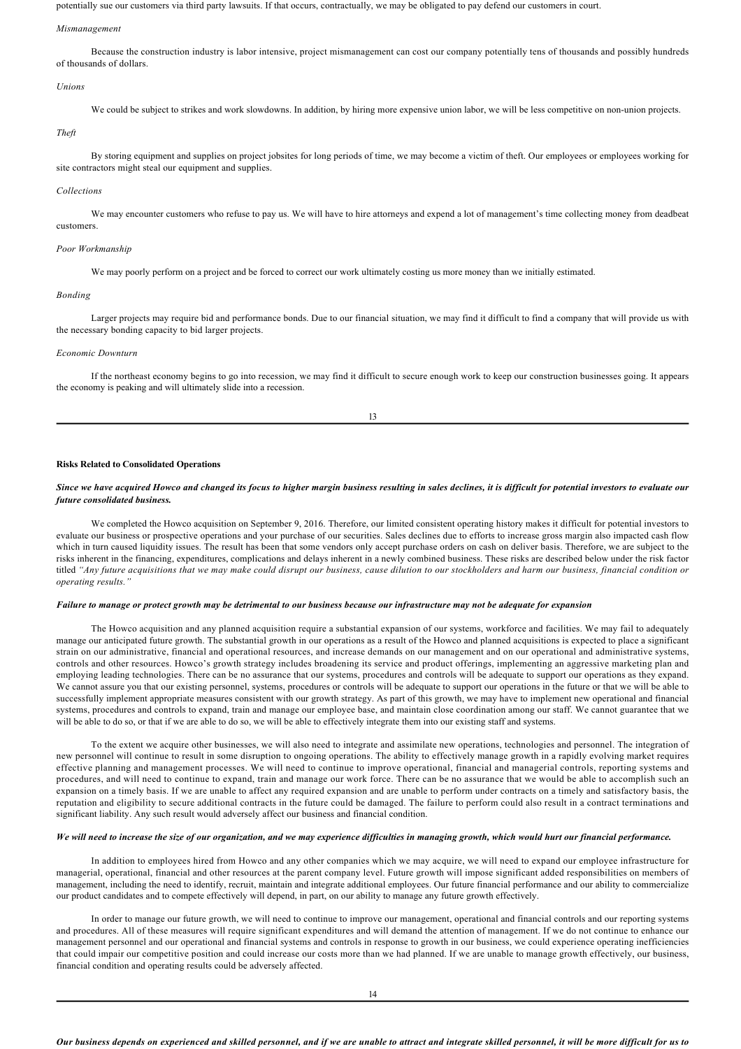potentially sue our customers via third party lawsuits. If that occurs, contractually, we may be obligated to pay defend our customers in court.

*Mismanagement*

Because the construction industry is labor intensive, project mismanagement can cost our company potentially tens of thousands and possibly hundreds of thousands of dollars.

*Unions*

We could be subject to strikes and work slowdowns. In addition, by hiring more expensive union labor, we will be less competitive on non-union projects.

*Theft*

By storing equipment and supplies on project jobsites for long periods of time, we may become a victim of theft. Our employees or employees working for site contractors might steal our equipment and supplies.

*Collections*

We may encounter customers who refuse to pay us. We will have to hire attorneys and expend a lot of management's time collecting money from deadbeat customers.

*Poor Workmanship*

We may poorly perform on a project and be forced to correct our work ultimately costing us more money than we initially estimated.

*Bonding*

Larger projects may require bid and performance bonds. Due to our financial situation, we may find it difficult to find a company that will provide us with the necessary bonding capacity to bid larger projects.

*Economic Downturn*

If the northeast economy begins to go into recession, we may find it difficult to secure enough work to keep our construction businesses going. It appears the economy is peaking and will ultimately slide into a recession.

**Risks Related to Consolidated Operations**

***Since we have acquired Howco and changed its focus to higher margin business resulting in sales declines, it is difficult for potential investors to evaluate our future consolidated business.***

We completed the Howco acquisition on September 9, 2016. Therefore, our limited consistent operating history makes it difficult for potential investors to evaluate our business or prospective operations and your purchase of our securities. Sales declines due to efforts to increase gross margin also impacted cash flow which in turn caused liquidity issues. The result has been that some vendors only accept purchase orders on cash on deliver basis. Therefore, we are subject to the risks inherent in the financing, expenditures, complications and delays inherent in a newly combined business. These risks are described below under the risk factor titled *"Any future acquisitions that we may make could disrupt our business, cause dilution to our stockholders and harm our business, financial condition or operating results."*

***Failure to manage or protect growth may be detrimental to our business because our infrastructure may not be adequate for expansion***

The Howco acquisition and any planned acquisition require a substantial expansion of our systems, workforce and facilities. We may fail to adequately manage our anticipated future growth. The substantial growth in our operations as a result of the Howco and planned acquisitions is expected to place a significant strain on our administrative, financial and operational resources, and increase demands on our management and on our operational and administrative systems, controls and other resources. Howco's growth strategy includes broadening its service and product offerings, implementing an aggressive marketing plan and employing leading technologies. There can be no assurance that our systems, procedures and controls will be adequate to support our operations as they expand. We cannot assure you that our existing personnel, systems, procedures or controls will be adequate to support our operations in the future or that we will be able to successfully implement appropriate measures consistent with our growth strategy. As part of this growth, we may have to implement new operational and financial systems, procedures and controls to expand, train and manage our employee base, and maintain close coordination among our staff. We cannot guarantee that we will be able to do so, or that if we are able to do so, we will be able to effectively integrate them into our existing staff and systems.

To the extent we acquire other businesses, we will also need to integrate and assimilate new operations, technologies and personnel. The integration of new personnel will continue to result in some disruption to ongoing operations. The ability to effectively manage growth in a rapidly evolving market requires effective planning and management processes. We will need to continue to improve operational, financial and managerial controls, reporting systems and procedures, and will need to continue to expand, train and manage our work force. There can be no assurance that we would be able to accomplish such an expansion on a timely basis. If we are unable to affect any required expansion and are unable to perform under contracts on a timely and satisfactory basis, the reputation and eligibility to secure additional contracts in the future could be damaged. The failure to perform could also result in a contract terminations and significant liability. Any such result would adversely affect our business and financial condition.

***We will need to increase the size of our organization, and we may experience difficulties in managing growth, which would hurt our financial performance.***

In addition to employees hired from Howco and any other companies which we may acquire, we will need to expand our employee infrastructure for managerial, operational, financial and other resources at the parent company level. Future growth will impose significant added responsibilities on members of management, including the need to identify, recruit, maintain and integrate additional employees. Our future financial performance and our ability to commercialize our product candidates and to compete effectively will depend, in part, on our ability to manage any future growth effectively.

In order to manage our future growth, we will need to continue to improve our management, operational and financial controls and our reporting systems and procedures. All of these measures will require significant expenditures and will demand the attention of management. If we do not continue to enhance our management personnel and our operational and financial systems and controls in response to growth in our business, we could experience operating inefficiencies that could impair our competitive position and could increase our costs more than we had planned. If we are unable to manage growth effectively, our business, financial condition and operating results could be adversely affected.

***Our business depends on experienced and skilled personnel, and if we are unable to attract and integrate skilled personnel, it will be more difficult for us to***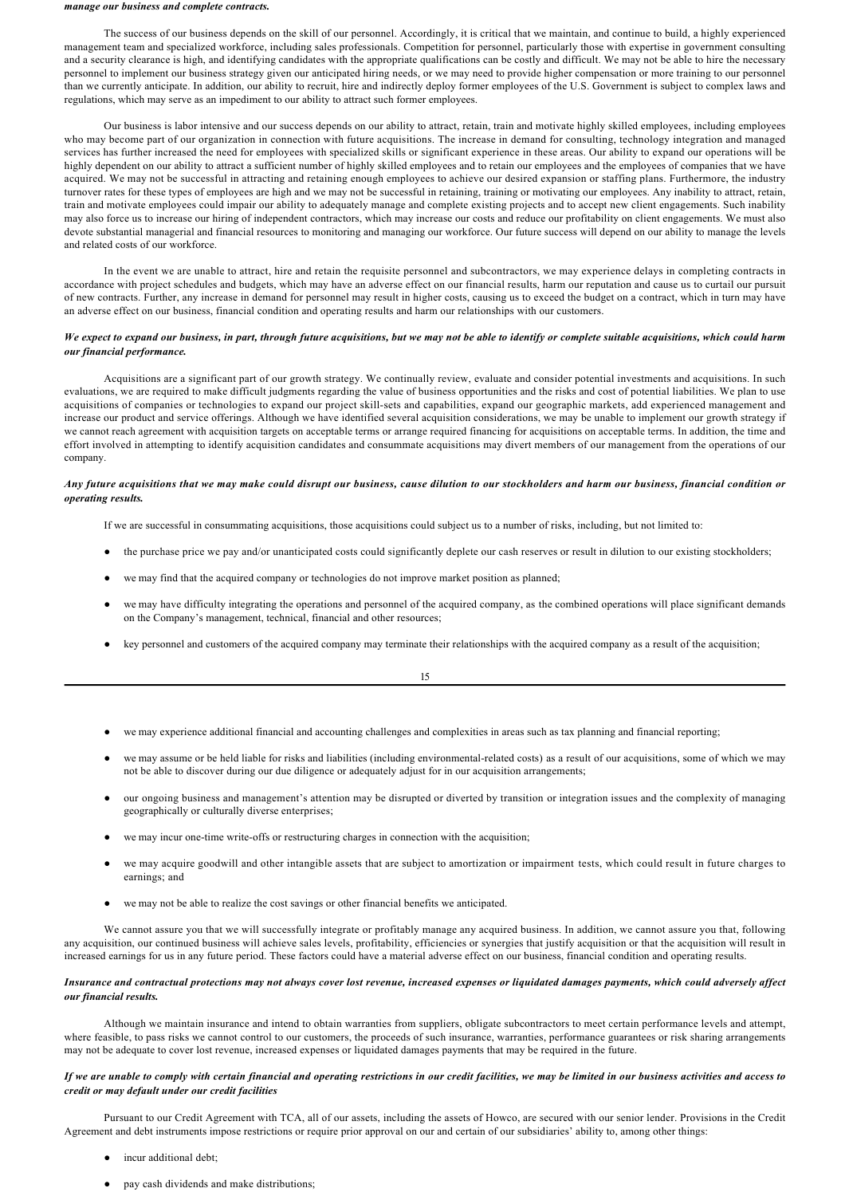***manage our business and complete contracts.***

The success of our business depends on the skill of our personnel. Accordingly, it is critical that we maintain, and continue to build, a highly experienced management team and specialized workforce, including sales professionals. Competition for personnel, particularly those with expertise in government consulting and a security clearance is high, and identifying candidates with the appropriate qualifications can be costly and difficult. We may not be able to hire the necessary personnel to implement our business strategy given our anticipated hiring needs, or we may need to provide higher compensation or more training to our personnel than we currently anticipate. In addition, our ability to recruit, hire and indirectly deploy former employees of the U.S. Government is subject to complex laws and regulations, which may serve as an impediment to our ability to attract such former employees.

Our business is labor intensive and our success depends on our ability to attract, retain, train and motivate highly skilled employees, including employees who may become part of our organization in connection with future acquisitions. The increase in demand for consulting, technology integration and managed services has further increased the need for employees with specialized skills or significant experience in these areas. Our ability to expand our operations will be highly dependent on our ability to attract a sufficient number of highly skilled employees and to retain our employees and the employees of companies that we have acquired. We may not be successful in attracting and retaining enough employees to achieve our desired expansion or staffing plans. Furthermore, the industry turnover rates for these types of employees are high and we may not be successful in retaining, training or motivating our employees. Any inability to attract, retain, train and motivate employees could impair our ability to adequately manage and complete existing projects and to accept new client engagements. Such inability may also force us to increase our hiring of independent contractors, which may increase our costs and reduce our profitability on client engagements. We must also devote substantial managerial and financial resources to monitoring and managing our workforce. Our future success will depend on our ability to manage the levels and related costs of our workforce.

In the event we are unable to attract, hire and retain the requisite personnel and subcontractors, we may experience delays in completing contracts in accordance with project schedules and budgets, which may have an adverse effect on our financial results, harm our reputation and cause us to curtail our pursuit of new contracts. Further, any increase in demand for personnel may result in higher costs, causing us to exceed the budget on a contract, which in turn may have an adverse effect on our business, financial condition and operating results and harm our relationships with our customers.

***We expect to expand our business, in part, through future acquisitions, but we may not be able to identify or complete suitable acquisitions, which could harm our financial performance.***

Acquisitions are a significant part of our growth strategy. We continually review, evaluate and consider potential investments and acquisitions. In such evaluations, we are required to make difficult judgments regarding the value of business opportunities and the risks and cost of potential liabilities. We plan to use acquisitions of companies or technologies to expand our project skill-sets and capabilities, expand our geographic markets, add experienced management and increase our product and service offerings. Although we have identified several acquisition considerations, we may be unable to implement our growth strategy if we cannot reach agreement with acquisition targets on acceptable terms or arrange required financing for acquisitions on acceptable terms. In addition, the time and effort involved in attempting to identify acquisition candidates and consummate acquisitions may divert members of our management from the operations of our company.

***Any future acquisitions that we may make could disrupt our business, cause dilution to our stockholders and harm our business, financial condition or operating results.***

If we are successful in consummating acquisitions, those acquisitions could subject us to a number of risks, including, but not limited to:

- the purchase price we pay and/or unanticipated costs could significantly deplete our cash reserves or result in dilution to our existing stockholders;
- we may find that the acquired company or technologies do not improve market position as planned;
- we may have difficulty integrating the operations and personnel of the acquired company, as the combined operations will place significant demands on the Company's management, technical, financial and other resources;
- key personnel and customers of the acquired company may terminate their relationships with the acquired company as a result of the acquisition;
- we may experience additional financial and accounting challenges and complexities in areas such as tax planning and financial reporting;
- we may assume or be held liable for risks and liabilities (including environmental-related costs) as a result of our acquisitions, some of which we may not be able to discover during our due diligence or adequately adjust for in our acquisition arrangements;
- our ongoing business and management's attention may be disrupted or diverted by transition or integration issues and the complexity of managing geographically or culturally diverse enterprises;
- we may incur one-time write-offs or restructuring charges in connection with the acquisition;
- we may acquire goodwill and other intangible assets that are subject to amortization or impairment tests, which could result in future charges to earnings; and
- we may not be able to realize the cost savings or other financial benefits we anticipated.

We cannot assure you that we will successfully integrate or profitably manage any acquired business. In addition, we cannot assure you that, following any acquisition, our continued business will achieve sales levels, profitability, efficiencies or synergies that justify acquisition or that the acquisition will result in increased earnings for us in any future period. These factors could have a material adverse effect on our business, financial condition and operating results.

***Insurance and contractual protections may not always cover lost revenue, increased expenses or liquidated damages payments, which could adversely affect our financial results.***

Although we maintain insurance and intend to obtain warranties from suppliers, obligate subcontractors to meet certain performance levels and attempt, where feasible, to pass risks we cannot control to our customers, the proceeds of such insurance, warranties, performance guarantees or risk sharing arrangements may not be adequate to cover lost revenue, increased expenses or liquidated damages payments that may be required in the future.

***If we are unable to comply with certain financial and operating restrictions in our credit facilities, we may be limited in our business activities and access to credit or may default under our credit facilities***

Pursuant to our Credit Agreement with TCA, all of our assets, including the assets of Howco, are secured with our senior lender. Provisions in the Credit Agreement and debt instruments impose restrictions or require prior approval on our and certain of our subsidiaries' ability to, among other things:

- incur additional debt;
- pay cash dividends and make distributions;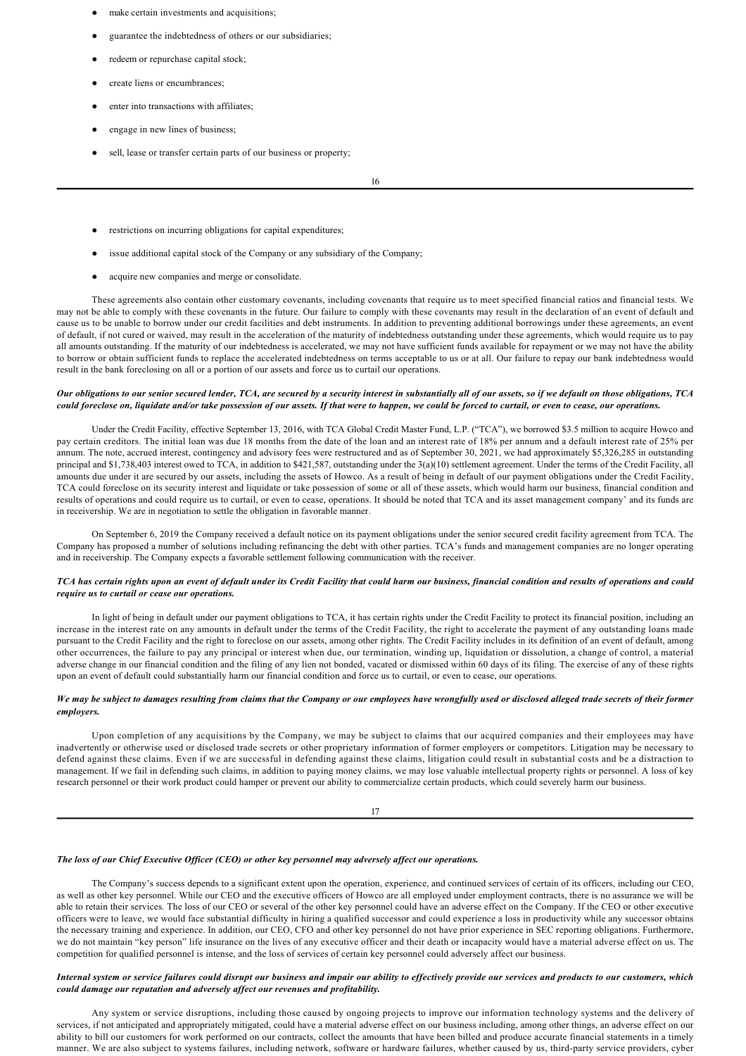- make certain investments and acquisitions;
- guarantee the indebtedness of others or our subsidiaries;
- redeem or repurchase capital stock;
- create liens or encumbrances;
- enter into transactions with affiliates;
- engage in new lines of business;
- sell, lease or transfer certain parts of our business or property;
- restrictions on incurring obligations for capital expenditures;
- issue additional capital stock of the Company or any subsidiary of the Company;
- acquire new companies and merge or consolidate.

These agreements also contain other customary covenants, including covenants that require us to meet specified financial ratios and financial tests. We may not be able to comply with these covenants in the future. Our failure to comply with these covenants may result in the declaration of an event of default and cause us to be unable to borrow under our credit facilities and debt instruments. In addition to preventing additional borrowings under these agreements, an event of default, if not cured or waived, may result in the acceleration of the maturity of indebtedness outstanding under these agreements, which would require us to pay all amounts outstanding. If the maturity of our indebtedness is accelerated, we may not have sufficient funds available for repayment or we may not have the ability to borrow or obtain sufficient funds to replace the accelerated indebtedness on terms acceptable to us or at all. Our failure to repay our bank indebtedness would result in the bank foreclosing on all or a portion of our assets and force us to curtail our operations.

***Our obligations to our senior secured lender, TCA, are secured by a security interest in substantially all of our assets, so if we default on those obligations, TCA could foreclose on, liquidate and/or take possession of our assets. If that were to happen, we could be forced to curtail, or even to cease, our operations.***

Under the Credit Facility, effective September 13, 2016, with TCA Global Credit Master Fund, L.P. ("TCA"), we borrowed $3.5 million to acquire Howco and pay certain creditors. The initial loan was due 18 months from the date of the loan and an interest rate of 18% per annum and a default interest rate of 25% per annum. The note, accrued interest, contingency and advisory fees were restructured and as of September 30, 2021, we had approximately $5,326,285 in outstanding principal and $1,738,403 interest owed to TCA, in addition to $421,587, outstanding under the 3(a)(10) settlement agreement. Under the terms of the Credit Facility, all amounts due under it are secured by our assets, including the assets of Howco. As a result of being in default of our payment obligations under the Credit Facility, TCA could foreclose on its security interest and liquidate or take possession of some or all of these assets, which would harm our business, financial condition and results of operations and could require us to curtail, or even to cease, operations. It should be noted that TCA and its asset management company' and its funds are in receivership. We are in negotiation to settle the obligation in favorable manner.

On September 6, 2019 the Company received a default notice on its payment obligations under the senior secured credit facility agreement from TCA. The Company has proposed a number of solutions including refinancing the debt with other parties. TCA's funds and management companies are no longer operating and in receivership. The Company expects a favorable settlement following communication with the receiver.

***TCA has certain rights upon an event of default under its Credit Facility that could harm our business, financial condition and results of operations and could require us to curtail or cease our operations.***

In light of being in default under our payment obligations to TCA, it has certain rights under the Credit Facility to protect its financial position, including an increase in the interest rate on any amounts in default under the terms of the Credit Facility, the right to accelerate the payment of any outstanding loans made pursuant to the Credit Facility and the right to foreclose on our assets, among other rights. The Credit Facility includes in its definition of an event of default, among other occurrences, the failure to pay any principal or interest when due, our termination, winding up, liquidation or dissolution, a change of control, a material adverse change in our financial condition and the filing of any lien not bonded, vacated or dismissed within 60 days of its filing. The exercise of any of these rights upon an event of default could substantially harm our financial condition and force us to curtail, or even to cease, our operations.

***We may be subject to damages resulting from claims that the Company or our employees have wrongfully used or disclosed alleged trade secrets of their former employers.***

Upon completion of any acquisitions by the Company, we may be subject to claims that our acquired companies and their employees may have inadvertently or otherwise used or disclosed trade secrets or other proprietary information of former employers or competitors. Litigation may be necessary to defend against these claims. Even if we are successful in defending against these claims, litigation could result in substantial costs and be a distraction to management. If we fail in defending such claims, in addition to paying money claims, we may lose valuable intellectual property rights or personnel. A loss of key research personnel or their work product could hamper or prevent our ability to commercialize certain products, which could severely harm our business.

***The loss of our Chief Executive Officer (CEO) or other key personnel may adversely affect our operations.***

The Company's success depends to a significant extent upon the operation, experience, and continued services of certain of its officers, including our CEO, as well as other key personnel. While our CEO and the executive officers of Howco are all employed under employment contracts, there is no assurance we will be able to retain their services. The loss of our CEO or several of the other key personnel could have an adverse effect on the Company. If the CEO or other executive officers were to leave, we would face substantial difficulty in hiring a qualified successor and could experience a loss in productivity while any successor obtains the necessary training and experience. In addition, our CEO, CFO and other key personnel do not have prior experience in SEC reporting obligations. Furthermore, we do not maintain "key person" life insurance on the lives of any executive officer and their death or incapacity would have a material adverse effect on us. The competition for qualified personnel is intense, and the loss of services of certain key personnel could adversely affect our business.

***Internal system or service failures could disrupt our business and impair our ability to effectively provide our services and products to our customers, which could damage our reputation and adversely affect our revenues and profitability.***

Any system or service disruptions, including those caused by ongoing projects to improve our information technology systems and the delivery of services, if not anticipated and appropriately mitigated, could have a material adverse effect on our business including, among other things, an adverse effect on our ability to bill our customers for work performed on our contracts, collect the amounts that have been billed and produce accurate financial statements in a timely manner. We are also subject to systems failures, including network, software or hardware failures, whether caused by us, third-party service providers, cyber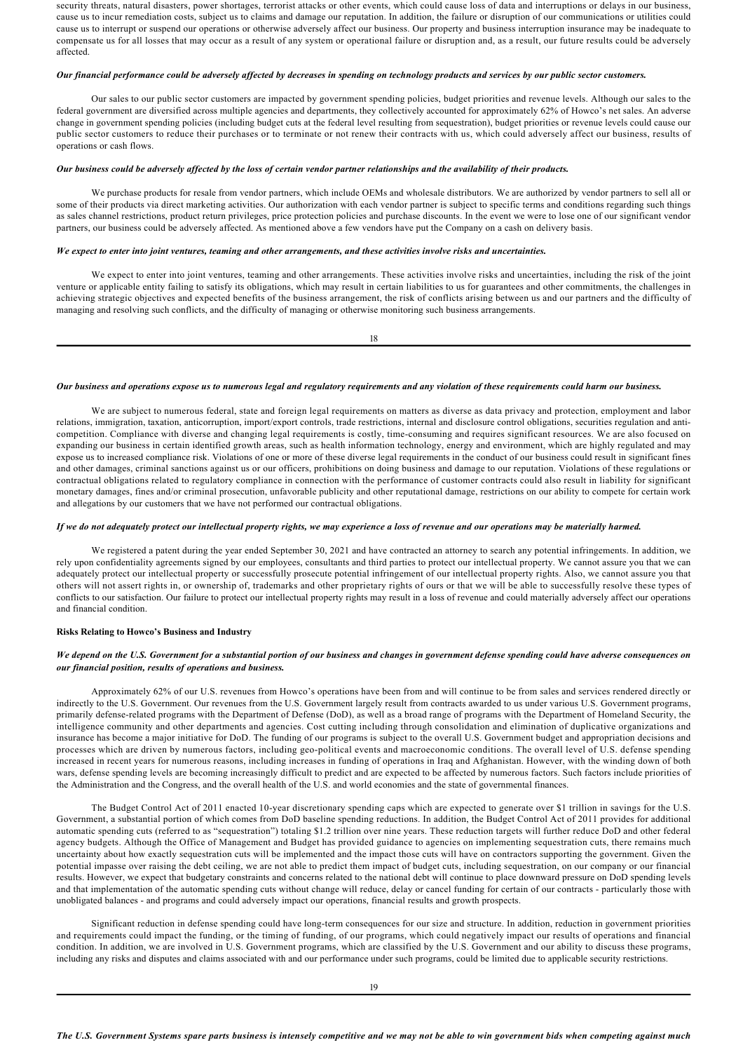security threats, natural disasters, power shortages, terrorist attacks or other events, which could cause loss of data and interruptions or delays in our business, cause us to incur remediation costs, subject us to claims and damage our reputation. In addition, the failure or disruption of our communications or utilities could cause us to interrupt or suspend our operations or otherwise adversely affect our business. Our property and business interruption insurance may be inadequate to compensate us for all losses that may occur as a result of any system or operational failure or disruption and, as a result, our future results could be adversely affected.

***Our financial performance could be adversely affected by decreases in spending on technology products and services by our public sector customers.***

Our sales to our public sector customers are impacted by government spending policies, budget priorities and revenue levels. Although our sales to the federal government are diversified across multiple agencies and departments, they collectively accounted for approximately 62% of Howco's net sales. An adverse change in government spending policies (including budget cuts at the federal level resulting from sequestration), budget priorities or revenue levels could cause our public sector customers to reduce their purchases or to terminate or not renew their contracts with us, which could adversely affect our business, results of operations or cash flows.

***Our business could be adversely affected by the loss of certain vendor partner relationships and the availability of their products.***

We purchase products for resale from vendor partners, which include OEMs and wholesale distributors. We are authorized by vendor partners to sell all or some of their products via direct marketing activities. Our authorization with each vendor partner is subject to specific terms and conditions regarding such things as sales channel restrictions, product return privileges, price protection policies and purchase discounts. In the event we were to lose one of our significant vendor partners, our business could be adversely affected. As mentioned above a few vendors have put the Company on a cash on delivery basis.

***We expect to enter into joint ventures, teaming and other arrangements, and these activities involve risks and uncertainties.***

We expect to enter into joint ventures, teaming and other arrangements. These activities involve risks and uncertainties, including the risk of the joint venture or applicable entity failing to satisfy its obligations, which may result in certain liabilities to us for guarantees and other commitments, the challenges in achieving strategic objectives and expected benefits of the business arrangement, the risk of conflicts arising between us and our partners and the difficulty of managing and resolving such conflicts, and the difficulty of managing or otherwise monitoring such business arrangements.

***Our business and operations expose us to numerous legal and regulatory requirements and any violation of these requirements could harm our business.***

We are subject to numerous federal, state and foreign legal requirements on matters as diverse as data privacy and protection, employment and labor relations, immigration, taxation, anticorruption, import/export controls, trade restrictions, internal and disclosure control obligations, securities regulation and anti-competition. Compliance with diverse and changing legal requirements is costly, time-consuming and requires significant resources. We are also focused on expanding our business in certain identified growth areas, such as health information technology, energy and environment, which are highly regulated and may expose us to increased compliance risk. Violations of one or more of these diverse legal requirements in the conduct of our business could result in significant fines and other damages, criminal sanctions against us or our officers, prohibitions on doing business and damage to our reputation. Violations of these regulations or contractual obligations related to regulatory compliance in connection with the performance of customer contracts could also result in liability for significant monetary damages, fines and/or criminal prosecution, unfavorable publicity and other reputational damage, restrictions on our ability to compete for certain work and allegations by our customers that we have not performed our contractual obligations.

***If we do not adequately protect our intellectual property rights, we may experience a loss of revenue and our operations may be materially harmed.***

We registered a patent during the year ended September 30, 2021 and have contracted an attorney to search any potential infringements. In addition, we rely upon confidentiality agreements signed by our employees, consultants and third parties to protect our intellectual property. We cannot assure you that we can adequately protect our intellectual property or successfully prosecute potential infringement of our intellectual property rights. Also, we cannot assure you that others will not assert rights in, or ownership of, trademarks and other proprietary rights of ours or that we will be able to successfully resolve these types of conflicts to our satisfaction. Our failure to protect our intellectual property rights may result in a loss of revenue and could materially adversely affect our operations and financial condition.

**Risks Relating to Howco's Business and Industry**

***We depend on the U.S. Government for a substantial portion of our business and changes in government defense spending could have adverse consequences on our financial position, results of operations and business.***

Approximately 62% of our U.S. revenues from Howco's operations have been from and will continue to be from sales and services rendered directly or indirectly to the U.S. Government. Our revenues from the U.S. Government largely result from contracts awarded to us under various U.S. Government programs, primarily defense-related programs with the Department of Defense (DoD), as well as a broad range of programs with the Department of Homeland Security, the intelligence community and other departments and agencies. Cost cutting including through consolidation and elimination of duplicative organizations and insurance has become a major initiative for DoD. The funding of our programs is subject to the overall U.S. Government budget and appropriation decisions and processes which are driven by numerous factors, including geo-political events and macroeconomic conditions. The overall level of U.S. defense spending increased in recent years for numerous reasons, including increases in funding of operations in Iraq and Afghanistan. However, with the winding down of both wars, defense spending levels are becoming increasingly difficult to predict and are expected to be affected by numerous factors. Such factors include priorities of the Administration and the Congress, and the overall health of the U.S. and world economies and the state of governmental finances.

The Budget Control Act of 2011 enacted 10-year discretionary spending caps which are expected to generate over $1 trillion in savings for the U.S. Government, a substantial portion of which comes from DoD baseline spending reductions. In addition, the Budget Control Act of 2011 provides for additional automatic spending cuts (referred to as "sequestration") totaling $1.2 trillion over nine years. These reduction targets will further reduce DoD and other federal agency budgets. Although the Office of Management and Budget has provided guidance to agencies on implementing sequestration cuts, there remains much uncertainty about how exactly sequestration cuts will be implemented and the impact those cuts will have on contractors supporting the government. Given the potential impasse over raising the debt ceiling, we are not able to predict them impact of budget cuts, including sequestration, on our company or our financial results. However, we expect that budgetary constraints and concerns related to the national debt will continue to place downward pressure on DoD spending levels and that implementation of the automatic spending cuts without change will reduce, delay or cancel funding for certain of our contracts - particularly those with unobligated balances - and programs and could adversely impact our operations, financial results and growth prospects.

Significant reduction in defense spending could have long-term consequences for our size and structure. In addition, reduction in government priorities and requirements could impact the funding, or the timing of funding, of our programs, which could negatively impact our results of operations and financial condition. In addition, we are involved in U.S. Government programs, which are classified by the U.S. Government and our ability to discuss these programs, including any risks and disputes and claims associated with and our performance under such programs, could be limited due to applicable security restrictions.

***The U.S. Government Systems spare parts business is intensely competitive and we may not be able to win government bids when competing against much***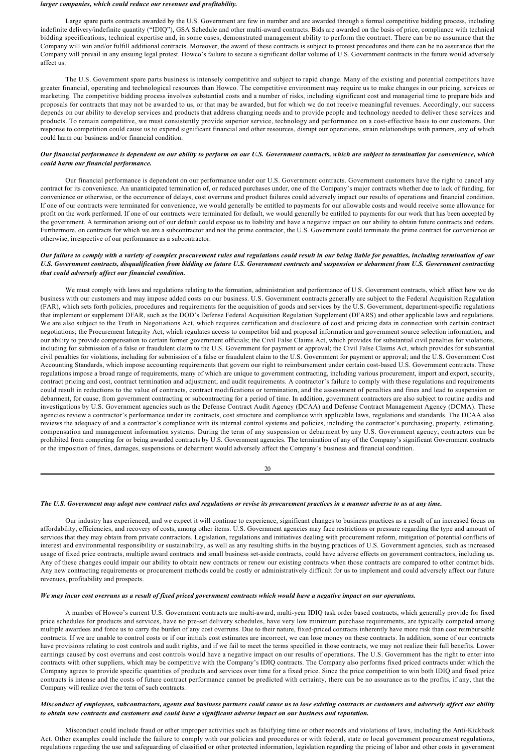*larger companies, which could reduce our revenues and profitability.*

Large spare parts contracts awarded by the U.S. Government are few in number and are awarded through a formal competitive bidding process, including indefinite delivery/indefinite quantity ("IDIQ"), GSA Schedule and other multi-award contracts. Bids are awarded on the basis of price, compliance with technical bidding specifications, technical expertise and, in some cases, demonstrated management ability to perform the contract. There can be no assurance that the Company will win and/or fulfill additional contracts. Moreover, the award of these contracts is subject to protest procedures and there can be no assurance that the Company will prevail in any ensuing legal protest. Howco's failure to secure a significant dollar volume of U.S. Government contracts in the future would adversely affect us.

The U.S. Government spare parts business is intensely competitive and subject to rapid change. Many of the existing and potential competitors have greater financial, operating and technological resources than Howco. The competitive environment may require us to make changes in our pricing, services or marketing. The competitive bidding process involves substantial costs and a number of risks, including significant cost and managerial time to prepare bids and proposals for contracts that may not be awarded to us, or that may be awarded, but for which we do not receive meaningful revenues. Accordingly, our success depends on our ability to develop services and products that address changing needs and to provide people and technology needed to deliver these services and products. To remain competitive, we must consistently provide superior service, technology and performance on a cost-effective basis to our customers. Our response to competition could cause us to expend significant financial and other resources, disrupt our operations, strain relationships with partners, any of which could harm our business and/or financial condition.

***Our financial performance is dependent on our ability to perform on our U.S. Government contracts, which are subject to termination for convenience, which could harm our financial performance.***

Our financial performance is dependent on our performance under our U.S. Government contracts. Government customers have the right to cancel any contract for its convenience. An unanticipated termination of, or reduced purchases under, one of the Company's major contracts whether due to lack of funding, for convenience or otherwise, or the occurrence of delays, cost overruns and product failures could adversely impact our results of operations and financial condition. If one of our contracts were terminated for convenience, we would generally be entitled to payments for our allowable costs and would receive some allowance for profit on the work performed. If one of our contracts were terminated for default, we would generally be entitled to payments for our work that has been accepted by the government. A termination arising out of our default could expose us to liability and have a negative impact on our ability to obtain future contracts and orders. Furthermore, on contracts for which we are a subcontractor and not the prime contractor, the U.S. Government could terminate the prime contract for convenience or otherwise, irrespective of our performance as a subcontractor.

***Our failure to comply with a variety of complex procurement rules and regulations could result in our being liable for penalties, including termination of our U.S. Government contracts, disqualification from bidding on future U.S. Government contracts and suspension or debarment from U.S. Government contracting that could adversely affect our financial condition.***

We must comply with laws and regulations relating to the formation, administration and performance of U.S. Government contracts, which affect how we do business with our customers and may impose added costs on our business. U.S. Government contracts generally are subject to the Federal Acquisition Regulation (FAR), which sets forth policies, procedures and requirements for the acquisition of goods and services by the U.S. Government, department-specific regulations that implement or supplement DFAR, such as the DOD's Defense Federal Acquisition Regulation Supplement (DFARS) and other applicable laws and regulations. We are also subject to the Truth in Negotiations Act, which requires certification and disclosure of cost and pricing data in connection with certain contract negotiations; the Procurement Integrity Act, which regulates access to competitor bid and proposal information and government source selection information, and our ability to provide compensation to certain former government officials; the Civil False Claims Act, which provides for substantial civil penalties for violations, including for submission of a false or fraudulent claim to the U.S. Government for payment or approval; the Civil False Claims Act, which provides for substantial civil penalties for violations, including for submission of a false or fraudulent claim to the U.S. Government for payment or approval; and the U.S. Government Cost Accounting Standards, which impose accounting requirements that govern our right to reimbursement under certain cost-based U.S. Government contracts. These regulations impose a broad range of requirements, many of which are unique to government contracting, including various procurement, import and export, security, contract pricing and cost, contract termination and adjustment, and audit requirements. A contractor's failure to comply with these regulations and requirements could result in reductions to the value of contracts, contract modifications or termination, and the assessment of penalties and fines and lead to suspension or debarment, for cause, from government contracting or subcontracting for a period of time. In addition, government contractors are also subject to routine audits and investigations by U.S. Government agencies such as the Defense Contract Audit Agency (DCAA) and Defense Contract Management Agency (DCMA). These agencies review a contractor's performance under its contracts, cost structure and compliance with applicable laws, regulations and standards. The DCAA also reviews the adequacy of and a contractor's compliance with its internal control systems and policies, including the contractor's purchasing, property, estimating, compensation and management information systems. During the term of any suspension or debarment by any U.S. Government agency, contractors can be prohibited from competing for or being awarded contracts by U.S. Government agencies. The termination of any of the Company's significant Government contracts or the imposition of fines, damages, suspensions or debarment would adversely affect the Company's business and financial condition.

***The U.S. Government may adopt new contract rules and regulations or revise its procurement practices in a manner adverse to us at any time.***

Our industry has experienced, and we expect it will continue to experience, significant changes to business practices as a result of an increased focus on affordability, efficiencies, and recovery of costs, among other items. U.S. Government agencies may face restrictions or pressure regarding the type and amount of services that they may obtain from private contractors. Legislation, regulations and initiatives dealing with procurement reform, mitigation of potential conflicts of interest and environmental responsibility or sustainability, as well as any resulting shifts in the buying practices of U.S. Government agencies, such as increased usage of fixed price contracts, multiple award contracts and small business set-aside contracts, could have adverse effects on government contractors, including us. Any of these changes could impair our ability to obtain new contracts or renew our existing contracts when those contracts are compared to other contract bids. Any new contracting requirements or procurement methods could be costly or administratively difficult for us to implement and could adversely affect our future revenues, profitability and prospects.

***We may incur cost overruns as a result of fixed priced government contracts which would have a negative impact on our operations.***

A number of Howco's current U.S. Government contracts are multi-award, multi-year IDIQ task order based contracts, which generally provide for fixed price schedules for products and services, have no pre-set delivery schedules, have very low minimum purchase requirements, are typically competed among multiple awardees and force us to carry the burden of any cost overruns. Due to their nature, fixed-priced contracts inherently have more risk than cost reimbursable contracts. If we are unable to control costs or if our initials cost estimates are incorrect, we can lose money on these contracts. In addition, some of our contracts have provisions relating to cost controls and audit rights, and if we fail to meet the terms specified in those contracts, we may not realize their full benefits. Lower earnings caused by cost overruns and cost controls would have a negative impact on our results of operations. The U.S. Government has the right to enter into contracts with other suppliers, which may be competitive with the Company's IDIQ contracts. The Company also performs fixed priced contracts under which the Company agrees to provide specific quantities of products and services over time for a fixed price. Since the price competition to win both IDIQ and fixed price contracts is intense and the costs of future contract performance cannot be predicted with certainty, there can be no assurance as to the profits, if any, that the Company will realize over the term of such contracts.

***Misconduct of employees, subcontractors, agents and business partners could cause us to lose existing contracts or customers and adversely affect our ability to obtain new contracts and customers and could have a significant adverse impact on our business and reputation.***

Misconduct could include fraud or other improper activities such as falsifying time or other records and violations of laws, including the Anti-Kickback Act. Other examples could include the failure to comply with our policies and procedures or with federal, state or local government procurement regulations, regulations regarding the use and safeguarding of classified or other protected information, legislation regarding the pricing of labor and other costs in government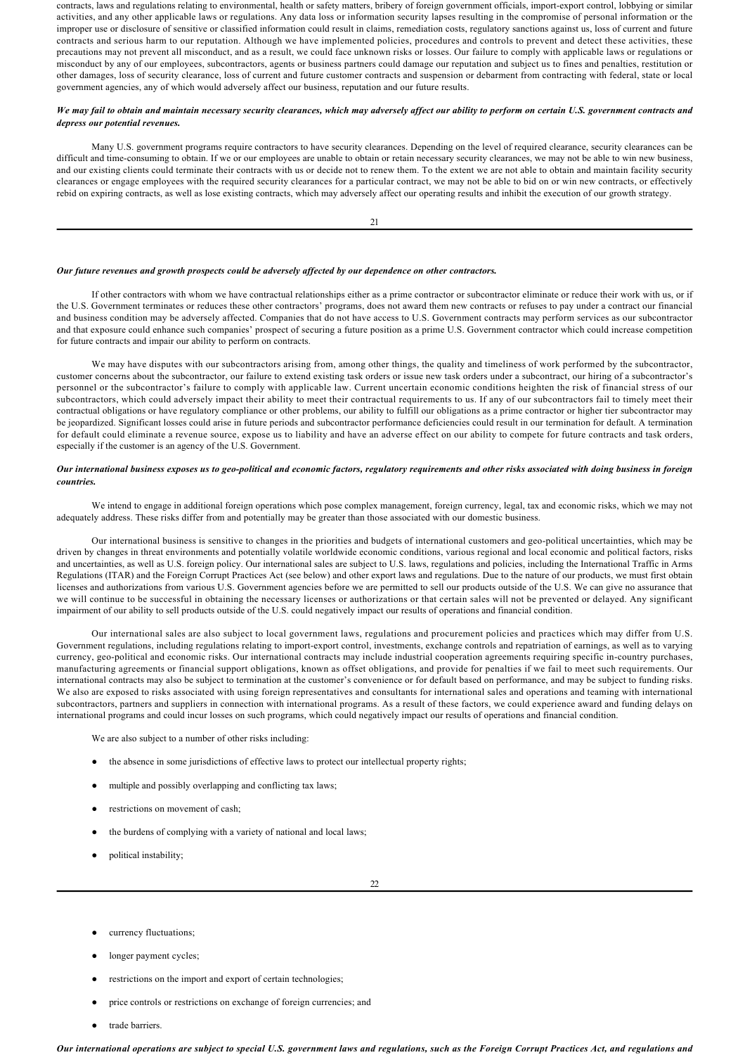contracts, laws and regulations relating to environmental, health or safety matters, bribery of foreign government officials, import-export control, lobbying or similar activities, and any other applicable laws or regulations. Any data loss or information security lapses resulting in the compromise of personal information or the improper use or disclosure of sensitive or classified information could result in claims, remediation costs, regulatory sanctions against us, loss of current and future contracts and serious harm to our reputation. Although we have implemented policies, procedures and controls to prevent and detect these activities, these precautions may not prevent all misconduct, and as a result, we could face unknown risks or losses. Our failure to comply with applicable laws or regulations or misconduct by any of our employees, subcontractors, agents or business partners could damage our reputation and subject us to fines and penalties, restitution or other damages, loss of security clearance, loss of current and future customer contracts and suspension or debarment from contracting with federal, state or local government agencies, any of which would adversely affect our business, reputation and our future results.

***We may fail to obtain and maintain necessary security clearances, which may adversely affect our ability to perform on certain U.S. government contracts and depress our potential revenues.***

Many U.S. government programs require contractors to have security clearances. Depending on the level of required clearance, security clearances can be difficult and time-consuming to obtain. If we or our employees are unable to obtain or retain necessary security clearances, we may not be able to win new business, and our existing clients could terminate their contracts with us or decide not to renew them. To the extent we are not able to obtain and maintain facility security clearances or engage employees with the required security clearances for a particular contract, we may not be able to bid on or win new contracts, or effectively rebid on expiring contracts, as well as lose existing contracts, which may adversely affect our operating results and inhibit the execution of our growth strategy.

***Our future revenues and growth prospects could be adversely affected by our dependence on other contractors.***

If other contractors with whom we have contractual relationships either as a prime contractor or subcontractor eliminate or reduce their work with us, or if the U.S. Government terminates or reduces these other contractors' programs, does not award them new contracts or refuses to pay under a contract our financial and business condition may be adversely affected. Companies that do not have access to U.S. Government contracts may perform services as our subcontractor and that exposure could enhance such companies' prospect of securing a future position as a prime U.S. Government contractor which could increase competition for future contracts and impair our ability to perform on contracts.

We may have disputes with our subcontractors arising from, among other things, the quality and timeliness of work performed by the subcontractor, customer concerns about the subcontractor, our failure to extend existing task orders or issue new task orders under a subcontract, our hiring of a subcontractor's personnel or the subcontractor's failure to comply with applicable law. Current uncertain economic conditions heighten the risk of financial stress of our subcontractors, which could adversely impact their ability to meet their contractual requirements to us. If any of our subcontractors fail to timely meet their contractual obligations or have regulatory compliance or other problems, our ability to fulfill our obligations as a prime contractor or higher tier subcontractor may be jeopardized. Significant losses could arise in future periods and subcontractor performance deficiencies could result in our termination for default. A termination for default could eliminate a revenue source, expose us to liability and have an adverse effect on our ability to compete for future contracts and task orders, especially if the customer is an agency of the U.S. Government.

***Our international business exposes us to geo-political and economic factors, regulatory requirements and other risks associated with doing business in foreign countries.***

We intend to engage in additional foreign operations which pose complex management, foreign currency, legal, tax and economic risks, which we may not adequately address. These risks differ from and potentially may be greater than those associated with our domestic business.

Our international business is sensitive to changes in the priorities and budgets of international customers and geo-political uncertainties, which may be driven by changes in threat environments and potentially volatile worldwide economic conditions, various regional and local economic and political factors, risks and uncertainties, as well as U.S. foreign policy. Our international sales are subject to U.S. laws, regulations and policies, including the International Traffic in Arms Regulations (ITAR) and the Foreign Corrupt Practices Act (see below) and other export laws and regulations. Due to the nature of our products, we must first obtain licenses and authorizations from various U.S. Government agencies before we are permitted to sell our products outside of the U.S. We can give no assurance that we will continue to be successful in obtaining the necessary licenses or authorizations or that certain sales will not be prevented or delayed. Any significant impairment of our ability to sell products outside of the U.S. could negatively impact our results of operations and financial condition.

Our international sales are also subject to local government laws, regulations and procurement policies and practices which may differ from U.S. Government regulations, including regulations relating to import-export control, investments, exchange controls and repatriation of earnings, as well as to varying currency, geo-political and economic risks. Our international contracts may include industrial cooperation agreements requiring specific in-country purchases, manufacturing agreements or financial support obligations, known as offset obligations, and provide for penalties if we fail to meet such requirements. Our international contracts may also be subject to termination at the customer's convenience or for default based on performance, and may be subject to funding risks. We also are exposed to risks associated with using foreign representatives and consultants for international sales and operations and teaming with international subcontractors, partners and suppliers in connection with international programs. As a result of these factors, we could experience award and funding delays on international programs and could incur losses on such programs, which could negatively impact our results of operations and financial condition.

We are also subject to a number of other risks including:

- the absence in some jurisdictions of effective laws to protect our intellectual property rights;
- multiple and possibly overlapping and conflicting tax laws;
- restrictions on movement of cash;
- the burdens of complying with a variety of national and local laws;
- political instability;
- currency fluctuations;
- longer payment cycles;
- restrictions on the import and export of certain technologies;
- price controls or restrictions on exchange of foreign currencies; and
- trade barriers.

***Our international operations are subject to special U.S. government laws and regulations, such as the Foreign Corrupt Practices Act, and regulations and***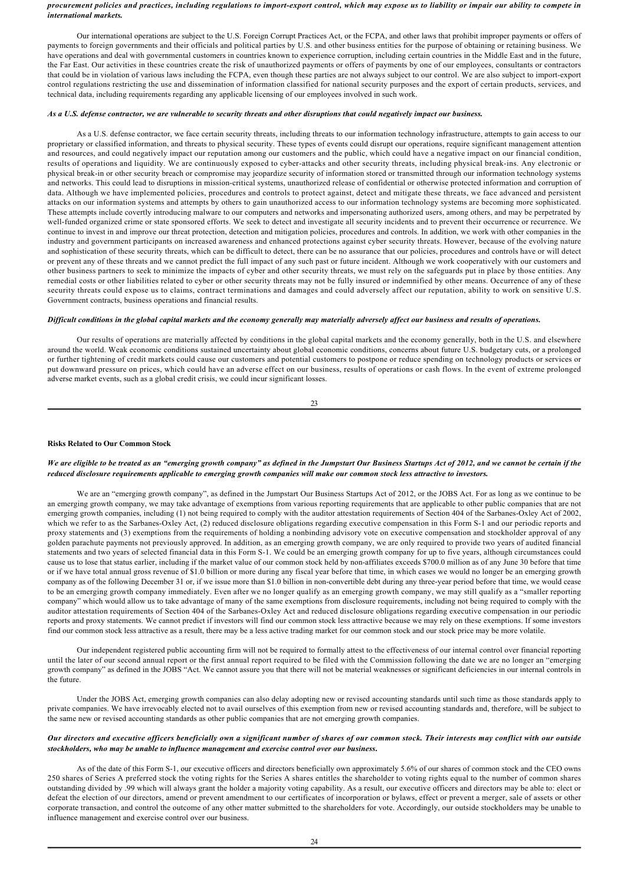***procurement policies and practices, including regulations to import-export control, which may expose us to liability or impair our ability to compete in international markets.***

Our international operations are subject to the U.S. Foreign Corrupt Practices Act, or the FCPA, and other laws that prohibit improper payments or offers of payments to foreign governments and their officials and political parties by U.S. and other business entities for the purpose of obtaining or retaining business. We have operations and deal with governmental customers in countries known to experience corruption, including certain countries in the Middle East and in the future, the Far East. Our activities in these countries create the risk of unauthorized payments or offers of payments by one of our employees, consultants or contractors that could be in violation of various laws including the FCPA, even though these parties are not always subject to our control. We are also subject to import-export control regulations restricting the use and dissemination of information classified for national security purposes and the export of certain products, services, and technical data, including requirements regarding any applicable licensing of our employees involved in such work.

***As a U.S. defense contractor, we are vulnerable to security threats and other disruptions that could negatively impact our business.***

As a U.S. defense contractor, we face certain security threats, including threats to our information technology infrastructure, attempts to gain access to our proprietary or classified information, and threats to physical security. These types of events could disrupt our operations, require significant management attention and resources, and could negatively impact our reputation among our customers and the public, which could have a negative impact on our financial condition, results of operations and liquidity. We are continuously exposed to cyber-attacks and other security threats, including physical break-ins. Any electronic or physical break-in or other security breach or compromise may jeopardize security of information stored or transmitted through our information technology systems and networks. This could lead to disruptions in mission-critical systems, unauthorized release of confidential or otherwise protected information and corruption of data. Although we have implemented policies, procedures and controls to protect against, detect and mitigate these threats, we face advanced and persistent attacks on our information systems and attempts by others to gain unauthorized access to our information technology systems are becoming more sophisticated. These attempts include covertly introducing malware to our computers and networks and impersonating authorized users, among others, and may be perpetrated by well-funded organized crime or state sponsored efforts. We seek to detect and investigate all security incidents and to prevent their occurrence or recurrence. We continue to invest in and improve our threat protection, detection and mitigation policies, procedures and controls. In addition, we work with other companies in the industry and government participants on increased awareness and enhanced protections against cyber security threats. However, because of the evolving nature and sophistication of these security threats, which can be difficult to detect, there can be no assurance that our policies, procedures and controls have or will detect or prevent any of these threats and we cannot predict the full impact of any such past or future incident. Although we work cooperatively with our customers and other business partners to seek to minimize the impacts of cyber and other security threats, we must rely on the safeguards put in place by those entities. Any remedial costs or other liabilities related to cyber or other security threats may not be fully insured or indemnified by other means. Occurrence of any of these security threats could expose us to claims, contract terminations and damages and could adversely affect our reputation, ability to work on sensitive U.S. Government contracts, business operations and financial results.

***Difficult conditions in the global capital markets and the economy generally may materially adversely affect our business and results of operations.***

Our results of operations are materially affected by conditions in the global capital markets and the economy generally, both in the U.S. and elsewhere around the world. Weak economic conditions sustained uncertainty about global economic conditions, concerns about future U.S. budgetary cuts, or a prolonged or further tightening of credit markets could cause our customers and potential customers to postpone or reduce spending on technology products or services or put downward pressure on prices, which could have an adverse effect on our business, results of operations or cash flows. In the event of extreme prolonged adverse market events, such as a global credit crisis, we could incur significant losses.

**Risks Related to Our Common Stock**

***We are eligible to be treated as an "emerging growth company" as defined in the Jumpstart Our Business Startups Act of 2012, and we cannot be certain if the reduced disclosure requirements applicable to emerging growth companies will make our common stock less attractive to investors.***

We are an "emerging growth company", as defined in the Jumpstart Our Business Startups Act of 2012, or the JOBS Act. For as long as we continue to be an emerging growth company, we may take advantage of exemptions from various reporting requirements that are applicable to other public companies that are not emerging growth companies, including (1) not being required to comply with the auditor attestation requirements of Section 404 of the Sarbanes-Oxley Act of 2002, which we refer to as the Sarbanes-Oxley Act, (2) reduced disclosure obligations regarding executive compensation in this Form S-1 and our periodic reports and proxy statements and (3) exemptions from the requirements of holding a nonbinding advisory vote on executive compensation and stockholder approval of any golden parachute payments not previously approved. In addition, as an emerging growth company, we are only required to provide two years of audited financial statements and two years of selected financial data in this Form S-1. We could be an emerging growth company for up to five years, although circumstances could cause us to lose that status earlier, including if the market value of our common stock held by non-affiliates exceeds $700.0 million as of any June 30 before that time or if we have total annual gross revenue of $1.0 billion or more during any fiscal year before that time, in which cases we would no longer be an emerging growth company as of the following December 31 or, if we issue more than $1.0 billion in non-convertible debt during any three-year period before that time, we would cease to be an emerging growth company immediately. Even after we no longer qualify as an emerging growth company, we may still qualify as a "smaller reporting company" which would allow us to take advantage of many of the same exemptions from disclosure requirements, including not being required to comply with the auditor attestation requirements of Section 404 of the Sarbanes-Oxley Act and reduced disclosure obligations regarding executive compensation in our periodic reports and proxy statements. We cannot predict if investors will find our common stock less attractive because we may rely on these exemptions. If some investors find our common stock less attractive as a result, there may be a less active trading market for our common stock and our stock price may be more volatile.

Our independent registered public accounting firm will not be required to formally attest to the effectiveness of our internal control over financial reporting until the later of our second annual report or the first annual report required to be filed with the Commission following the date we are no longer an "emerging growth company" as defined in the JOBS "Act. We cannot assure you that there will not be material weaknesses or significant deficiencies in our internal controls in the future.

Under the JOBS Act, emerging growth companies can also delay adopting new or revised accounting standards until such time as those standards apply to private companies. We have irrevocably elected not to avail ourselves of this exemption from new or revised accounting standards and, therefore, will be subject to the same new or revised accounting standards as other public companies that are not emerging growth companies.

***Our directors and executive officers beneficially own a significant number of shares of our common stock. Their interests may conflict with our outside stockholders, who may be unable to influence management and exercise control over our business.***

As of the date of this Form S-1, our executive officers and directors beneficially own approximately 5.6% of our shares of common stock and the CEO owns 250 shares of Series A preferred stock the voting rights for the Series A shares entitles the shareholder to voting rights equal to the number of common shares outstanding divided by .99 which will always grant the holder a majority voting capability. As a result, our executive officers and directors may be able to: elect or defeat the election of our directors, amend or prevent amendment to our certificates of incorporation or bylaws, effect or prevent a merger, sale of assets or other corporate transaction, and control the outcome of any other matter submitted to the shareholders for vote. Accordingly, our outside stockholders may be unable to influence management and exercise control over our business.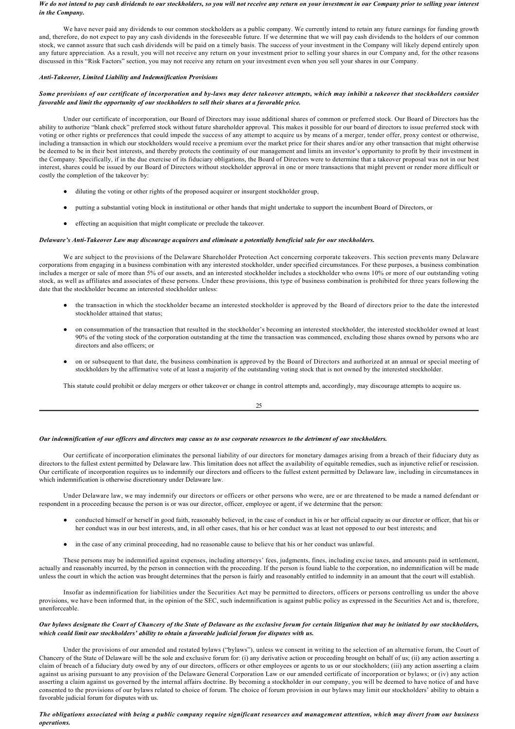***We do not intend to pay cash dividends to our stockholders, so you will not receive any return on your investment in our Company prior to selling your interest in the Company.***

We have never paid any dividends to our common stockholders as a public company. We currently intend to retain any future earnings for funding growth and, therefore, do not expect to pay any cash dividends in the foreseeable future. If we determine that we will pay cash dividends to the holders of our common stock, we cannot assure that such cash dividends will be paid on a timely basis. The success of your investment in the Company will likely depend entirely upon any future appreciation. As a result, you will not receive any return on your investment prior to selling your shares in our Company and, for the other reasons discussed in this "Risk Factors" section, you may not receive any return on your investment even when you sell your shares in our Company.

***Anti-Takeover, Limited Liability and Indemnification Provisions***

***Some provisions of our certificate of incorporation and by-laws may deter takeover attempts, which may inhibit a takeover that stockholders consider favorable and limit the opportunity of our stockholders to sell their shares at a favorable price.***

Under our certificate of incorporation, our Board of Directors may issue additional shares of common or preferred stock. Our Board of Directors has the ability to authorize "blank check" preferred stock without future shareholder approval. This makes it possible for our board of directors to issue preferred stock with voting or other rights or preferences that could impede the success of any attempt to acquire us by means of a merger, tender offer, proxy contest or otherwise, including a transaction in which our stockholders would receive a premium over the market price for their shares and/or any other transaction that might otherwise be deemed to be in their best interests, and thereby protects the continuity of our management and limits an investor's opportunity to profit by their investment in the Company. Specifically, if in the due exercise of its fiduciary obligations, the Board of Directors were to determine that a takeover proposal was not in our best interest, shares could be issued by our Board of Directors without stockholder approval in one or more transactions that might prevent or render more difficult or costly the completion of the takeover by:

- diluting the voting or other rights of the proposed acquirer or insurgent stockholder group,
- putting a substantial voting block in institutional or other hands that might undertake to support the incumbent Board of Directors, or
- effecting an acquisition that might complicate or preclude the takeover.

***Delaware's Anti-Takeover Law may discourage acquirers and eliminate a potentially beneficial sale for our stockholders.***

We are subject to the provisions of the Delaware Shareholder Protection Act concerning corporate takeovers. This section prevents many Delaware corporations from engaging in a business combination with any interested stockholder, under specified circumstances. For these purposes, a business combination includes a merger or sale of more than 5% of our assets, and an interested stockholder includes a stockholder who owns 10% or more of our outstanding voting stock, as well as affiliates and associates of these persons. Under these provisions, this type of business combination is prohibited for three years following the date that the stockholder became an interested stockholder unless:

- the transaction in which the stockholder became an interested stockholder is approved by the Board of directors prior to the date the interested stockholder attained that status;
- on consummation of the transaction that resulted in the stockholder's becoming an interested stockholder, the interested stockholder owned at least 90% of the voting stock of the corporation outstanding at the time the transaction was commenced, excluding those shares owned by persons who are directors and also officers; or
- on or subsequent to that date, the business combination is approved by the Board of Directors and authorized at an annual or special meeting of stockholders by the affirmative vote of at least a majority of the outstanding voting stock that is not owned by the interested stockholder.

This statute could prohibit or delay mergers or other takeover or change in control attempts and, accordingly, may discourage attempts to acquire us.

***Our indemnification of our officers and directors may cause us to use corporate resources to the detriment of our stockholders.***

Our certificate of incorporation eliminates the personal liability of our directors for monetary damages arising from a breach of their fiduciary duty as directors to the fullest extent permitted by Delaware law. This limitation does not affect the availability of equitable remedies, such as injunctive relief or rescission. Our certificate of incorporation requires us to indemnify our directors and officers to the fullest extent permitted by Delaware law, including in circumstances in which indemnification is otherwise discretionary under Delaware law.

Under Delaware law, we may indemnify our directors or officers or other persons who were, are or are threatened to be made a named defendant or respondent in a proceeding because the person is or was our director, officer, employee or agent, if we determine that the person:

- conducted himself or herself in good faith, reasonably believed, in the case of conduct in his or her official capacity as our director or officer, that his or her conduct was in our best interests, and, in all other cases, that his or her conduct was at least not opposed to our best interests; and
- in the case of any criminal proceeding, had no reasonable cause to believe that his or her conduct was unlawful.

These persons may be indemnified against expenses, including attorneys' fees, judgments, fines, including excise taxes, and amounts paid in settlement, actually and reasonably incurred, by the person in connection with the proceeding. If the person is found liable to the corporation, no indemnification will be made unless the court in which the action was brought determines that the person is fairly and reasonably entitled to indemnity in an amount that the court will establish.

Insofar as indemnification for liabilities under the Securities Act may be permitted to directors, officers or persons controlling us under the above provisions, we have been informed that, in the opinion of the SEC, such indemnification is against public policy as expressed in the Securities Act and is, therefore, unenforceable.

***Our bylaws designate the Court of Chancery of the State of Delaware as the exclusive forum for certain litigation that may be initiated by our stockholders, which could limit our stockholders' ability to obtain a favorable judicial forum for disputes with us.***

Under the provisions of our amended and restated bylaws ("bylaws"), unless we consent in writing to the selection of an alternative forum, the Court of Chancery of the State of Delaware will be the sole and exclusive forum for: (i) any derivative action or proceeding brought on behalf of us; (ii) any action asserting a claim of breach of a fiduciary duty owed by any of our directors, officers or other employees or agents to us or our stockholders; (iii) any action asserting a claim against us arising pursuant to any provision of the Delaware General Corporation Law or our amended certificate of incorporation or bylaws; or (iv) any action asserting a claim against us governed by the internal affairs doctrine. By becoming a stockholder in our company, you will be deemed to have notice of and have consented to the provisions of our bylaws related to choice of forum. The choice of forum provision in our bylaws may limit our stockholders' ability to obtain a favorable judicial forum for disputes with us.

***The obligations associated with being a public company require significant resources and management attention, which may divert from our business operations.***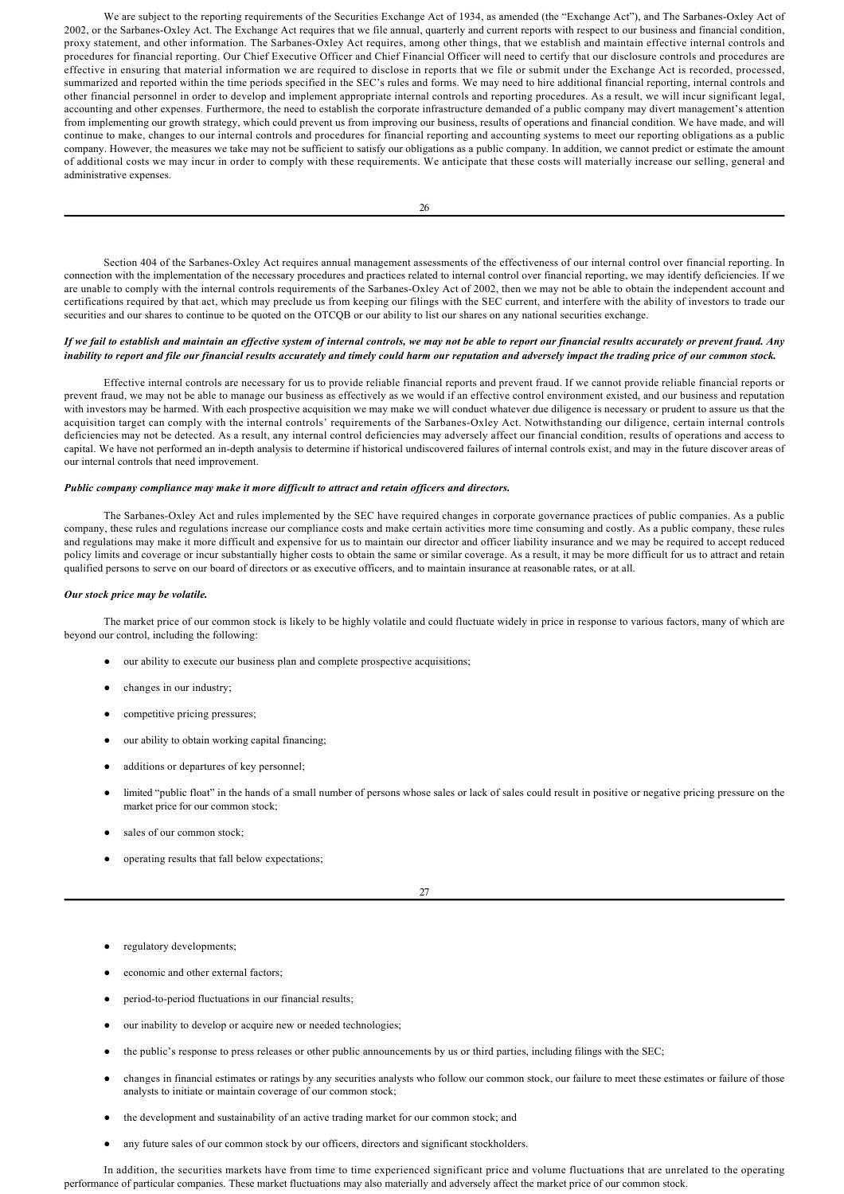We are subject to the reporting requirements of the Securities Exchange Act of 1934, as amended (the "Exchange Act"), and The Sarbanes-Oxley Act of 2002, or the Sarbanes-Oxley Act. The Exchange Act requires that we file annual, quarterly and current reports with respect to our business and financial condition, proxy statement, and other information. The Sarbanes-Oxley Act requires, among other things, that we establish and maintain effective internal controls and procedures for financial reporting. Our Chief Executive Officer and Chief Financial Officer will need to certify that our disclosure controls and procedures are effective in ensuring that material information we are required to disclose in reports that we file or submit under the Exchange Act is recorded, processed, summarized and reported within the time periods specified in the SEC's rules and forms. We may need to hire additional financial reporting, internal controls and other financial personnel in order to develop and implement appropriate internal controls and reporting procedures. As a result, we will incur significant legal, accounting and other expenses. Furthermore, the need to establish the corporate infrastructure demanded of a public company may divert management's attention from implementing our growth strategy, which could prevent us from improving our business, results of operations and financial condition. We have made, and will continue to make, changes to our internal controls and procedures for financial reporting and accounting systems to meet our reporting obligations as a public company. However, the measures we take may not be sufficient to satisfy our obligations as a public company. In addition, we cannot predict or estimate the amount of additional costs we may incur in order to comply with these requirements. We anticipate that these costs will materially increase our selling, general and administrative expenses.

Section 404 of the Sarbanes-Oxley Act requires annual management assessments of the effectiveness of our internal control over financial reporting. In connection with the implementation of the necessary procedures and practices related to internal control over financial reporting, we may identify deficiencies. If we are unable to comply with the internal controls requirements of the Sarbanes-Oxley Act of 2002, then we may not be able to obtain the independent account and certifications required by that act, which may preclude us from keeping our filings with the SEC current, and interfere with the ability of investors to trade our securities and our shares to continue to be quoted on the OTCQB or our ability to list our shares on any national securities exchange.

***If we fail to establish and maintain an effective system of internal controls, we may not be able to report our financial results accurately or prevent fraud. Any inability to report and file our financial results accurately and timely could harm our reputation and adversely impact the trading price of our common stock.***

Effective internal controls are necessary for us to provide reliable financial reports and prevent fraud. If we cannot provide reliable financial reports or prevent fraud, we may not be able to manage our business as effectively as we would if an effective control environment existed, and our business and reputation with investors may be harmed. With each prospective acquisition we may make we will conduct whatever due diligence is necessary or prudent to assure us that the acquisition target can comply with the internal controls' requirements of the Sarbanes-Oxley Act. Notwithstanding our diligence, certain internal controls deficiencies may not be detected. As a result, any internal control deficiencies may adversely affect our financial condition, results of operations and access to capital. We have not performed an in-depth analysis to determine if historical undiscovered failures of internal controls exist, and may in the future discover areas of our internal controls that need improvement.

***Public company compliance may make it more difficult to attract and retain officers and directors.***

The Sarbanes-Oxley Act and rules implemented by the SEC have required changes in corporate governance practices of public companies. As a public company, these rules and regulations increase our compliance costs and make certain activities more time consuming and costly. As a public company, these rules and regulations may make it more difficult and expensive for us to maintain our director and officer liability insurance and we may be required to accept reduced policy limits and coverage or incur substantially higher costs to obtain the same or similar coverage. As a result, it may be more difficult for us to attract and retain qualified persons to serve on our board of directors or as executive officers, and to maintain insurance at reasonable rates, or at all.

***Our stock price may be volatile.***

The market price of our common stock is likely to be highly volatile and could fluctuate widely in price in response to various factors, many of which are beyond our control, including the following:

- our ability to execute our business plan and complete prospective acquisitions;
- changes in our industry;
- competitive pricing pressures;
- our ability to obtain working capital financing;
- additions or departures of key personnel;
- limited "public float" in the hands of a small number of persons whose sales or lack of sales could result in positive or negative pricing pressure on the market price for our common stock;
- sales of our common stock;
- operating results that fall below expectations;
- regulatory developments;
- economic and other external factors;
- period-to-period fluctuations in our financial results;
- our inability to develop or acquire new or needed technologies;
- the public's response to press releases or other public announcements by us or third parties, including filings with the SEC;
- changes in financial estimates or ratings by any securities analysts who follow our common stock, our failure to meet these estimates or failure of those analysts to initiate or maintain coverage of our common stock;
- the development and sustainability of an active trading market for our common stock; and
- any future sales of our common stock by our officers, directors and significant stockholders.

In addition, the securities markets have from time to time experienced significant price and volume fluctuations that are unrelated to the operating performance of particular companies. These market fluctuations may also materially and adversely affect the market price of our common stock.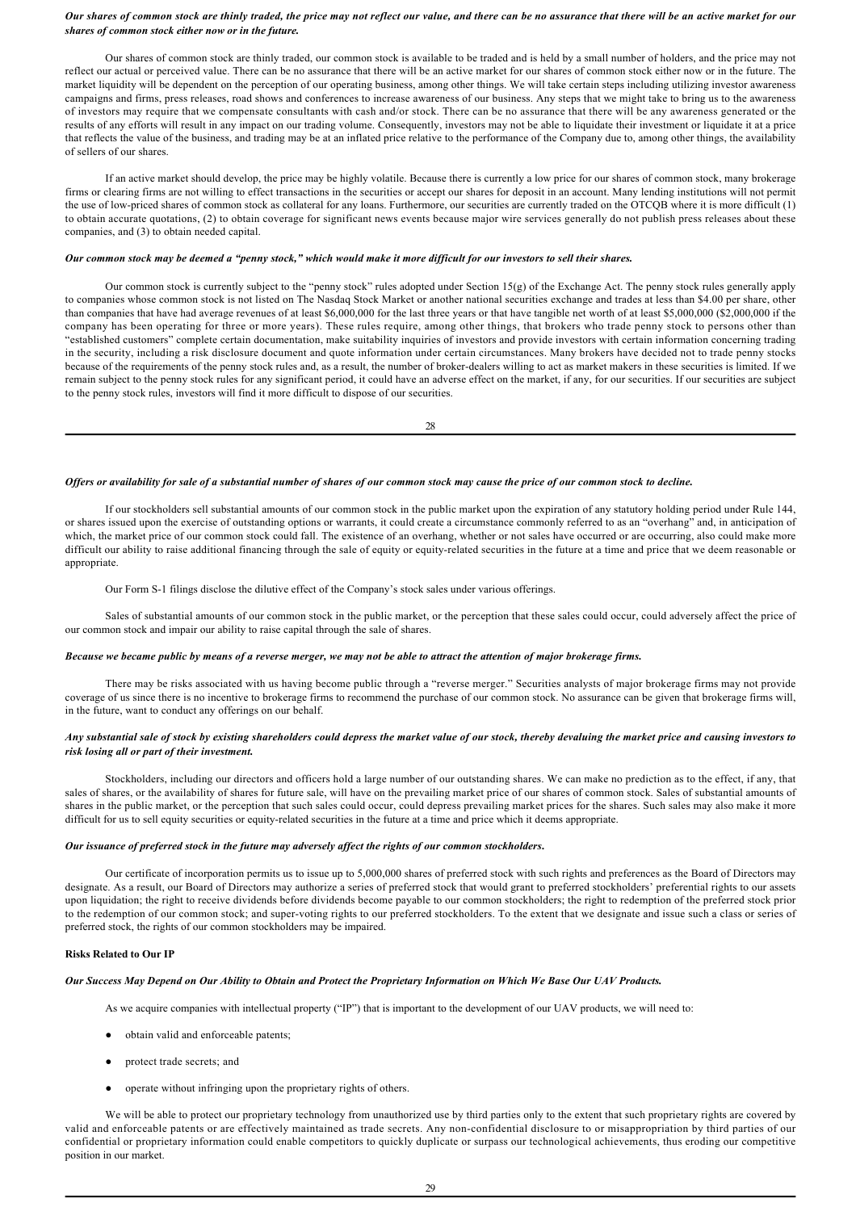***Our shares of common stock are thinly traded, the price may not reflect our value, and there can be no assurance that there will be an active market for our shares of common stock either now or in the future.***

Our shares of common stock are thinly traded, our common stock is available to be traded and is held by a small number of holders, and the price may not reflect our actual or perceived value. There can be no assurance that there will be an active market for our shares of common stock either now or in the future. The market liquidity will be dependent on the perception of our operating business, among other things. We will take certain steps including utilizing investor awareness campaigns and firms, press releases, road shows and conferences to increase awareness of our business. Any steps that we might take to bring us to the awareness of investors may require that we compensate consultants with cash and/or stock. There can be no assurance that there will be any awareness generated or the results of any efforts will result in any impact on our trading volume. Consequently, investors may not be able to liquidate their investment or liquidate it at a price that reflects the value of the business, and trading may be at an inflated price relative to the performance of the Company due to, among other things, the availability of sellers of our shares.

If an active market should develop, the price may be highly volatile. Because there is currently a low price for our shares of common stock, many brokerage firms or clearing firms are not willing to effect transactions in the securities or accept our shares for deposit in an account. Many lending institutions will not permit the use of low-priced shares of common stock as collateral for any loans. Furthermore, our securities are currently traded on the OTCQB where it is more difficult (1) to obtain accurate quotations, (2) to obtain coverage for significant news events because major wire services generally do not publish press releases about these companies, and (3) to obtain needed capital.

***Our common stock may be deemed a "penny stock," which would make it more difficult for our investors to sell their shares.***

Our common stock is currently subject to the "penny stock" rules adopted under Section 15(g) of the Exchange Act. The penny stock rules generally apply to companies whose common stock is not listed on The Nasdaq Stock Market or another national securities exchange and trades at less than $4.00 per share, other than companies that have had average revenues of at least $6,000,000 for the last three years or that have tangible net worth of at least $5,000,000 ($2,000,000 if the company has been operating for three or more years). These rules require, among other things, that brokers who trade penny stock to persons other than "established customers" complete certain documentation, make suitability inquiries of investors and provide investors with certain information concerning trading in the security, including a risk disclosure document and quote information under certain circumstances. Many brokers have decided not to trade penny stocks because of the requirements of the penny stock rules and, as a result, the number of broker-dealers willing to act as market makers in these securities is limited. If we remain subject to the penny stock rules for any significant period, it could have an adverse effect on the market, if any, for our securities. If our securities are subject to the penny stock rules, investors will find it more difficult to dispose of our securities.

***Offers or availability for sale of a substantial number of shares of our common stock may cause the price of our common stock to decline.***

If our stockholders sell substantial amounts of our common stock in the public market upon the expiration of any statutory holding period under Rule 144, or shares issued upon the exercise of outstanding options or warrants, it could create a circumstance commonly referred to as an "overhang" and, in anticipation of which, the market price of our common stock could fall. The existence of an overhang, whether or not sales have occurred or are occurring, also could make more difficult our ability to raise additional financing through the sale of equity or equity-related securities in the future at a time and price that we deem reasonable or appropriate.

Our Form S-1 filings disclose the dilutive effect of the Company's stock sales under various offerings.

Sales of substantial amounts of our common stock in the public market, or the perception that these sales could occur, could adversely affect the price of our common stock and impair our ability to raise capital through the sale of shares.

***Because we became public by means of a reverse merger, we may not be able to attract the attention of major brokerage firms.***

There may be risks associated with us having become public through a "reverse merger." Securities analysts of major brokerage firms may not provide coverage of us since there is no incentive to brokerage firms to recommend the purchase of our common stock. No assurance can be given that brokerage firms will, in the future, want to conduct any offerings on our behalf.

***Any substantial sale of stock by existing shareholders could depress the market value of our stock, thereby devaluing the market price and causing investors to risk losing all or part of their investment.***

Stockholders, including our directors and officers hold a large number of our outstanding shares. We can make no prediction as to the effect, if any, that sales of shares, or the availability of shares for future sale, will have on the prevailing market price of our shares of common stock. Sales of substantial amounts of shares in the public market, or the perception that such sales could occur, could depress prevailing market prices for the shares. Such sales may also make it more difficult for us to sell equity securities or equity-related securities in the future at a time and price which it deems appropriate.

***Our issuance of preferred stock in the future may adversely affect the rights of our common stockholders.***

Our certificate of incorporation permits us to issue up to 5,000,000 shares of preferred stock with such rights and preferences as the Board of Directors may designate. As a result, our Board of Directors may authorize a series of preferred stock that would grant to preferred stockholders' preferential rights to our assets upon liquidation; the right to receive dividends before dividends become payable to our common stockholders; the right to redemption of the preferred stock prior to the redemption of our common stock; and super-voting rights to our preferred stockholders. To the extent that we designate and issue such a class or series of preferred stock, the rights of our common stockholders may be impaired.

**Risks Related to Our IP**

***Our Success May Depend on Our Ability to Obtain and Protect the Proprietary Information on Which We Base Our UAV Products.***

As we acquire companies with intellectual property ("IP") that is important to the development of our UAV products, we will need to:

- obtain valid and enforceable patents;
- protect trade secrets; and
- operate without infringing upon the proprietary rights of others.

We will be able to protect our proprietary technology from unauthorized use by third parties only to the extent that such proprietary rights are covered by valid and enforceable patents or are effectively maintained as trade secrets. Any non-confidential disclosure to or misappropriation by third parties of our confidential or proprietary information could enable competitors to quickly duplicate or surpass our technological achievements, thus eroding our competitive position in our market.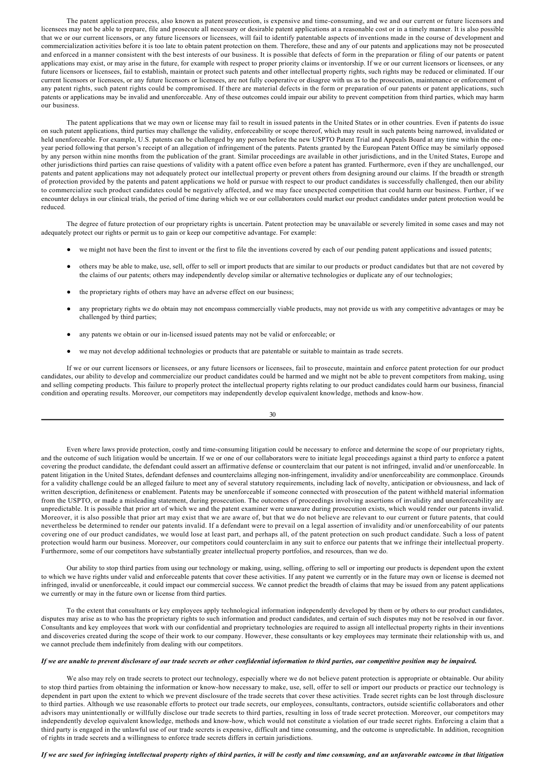The patent application process, also known as patent prosecution, is expensive and time-consuming, and we and our current or future licensors and licensees may not be able to prepare, file and prosecute all necessary or desirable patent applications at a reasonable cost or in a timely manner. It is also possible that we or our current licensors, or any future licensors or licensees, will fail to identify patentable aspects of inventions made in the course of development and commercialization activities before it is too late to obtain patent protection on them. Therefore, these and any of our patents and applications may not be prosecuted and enforced in a manner consistent with the best interests of our business. It is possible that defects of form in the preparation or filing of our patents or patent applications may exist, or may arise in the future, for example with respect to proper priority claims or inventorship. If we or our current licensors or licensees, or any future licensors or licensees, fail to establish, maintain or protect such patents and other intellectual property rights, such rights may be reduced or eliminated. If our current licensors or licensees, or any future licensors or licensees, are not fully cooperative or disagree with us as to the prosecution, maintenance or enforcement of any patent rights, such patent rights could be compromised. If there are material defects in the form or preparation of our patents or patent applications, such patents or applications may be invalid and unenforceable. Any of these outcomes could impair our ability to prevent competition from third parties, which may harm our business.

The patent applications that we may own or license may fail to result in issued patents in the United States or in other countries. Even if patents do issue on such patent applications, third parties may challenge the validity, enforceability or scope thereof, which may result in such patents being narrowed, invalidated or held unenforceable. For example, U.S. patents can be challenged by any person before the new USPTO Patent Trial and Appeals Board at any time within the one-year period following that person's receipt of an allegation of infringement of the patents. Patents granted by the European Patent Office may be similarly opposed by any person within nine months from the publication of the grant. Similar proceedings are available in other jurisdictions, and in the United States, Europe and other jurisdictions third parties can raise questions of validity with a patent office even before a patent has granted. Furthermore, even if they are unchallenged, our patents and patent applications may not adequately protect our intellectual property or prevent others from designing around our claims. If the breadth or strength of protection provided by the patents and patent applications we hold or pursue with respect to our product candidates is successfully challenged, then our ability to commercialize such product candidates could be negatively affected, and we may face unexpected competition that could harm our business. Further, if we encounter delays in our clinical trials, the period of time during which we or our collaborators could market our product candidates under patent protection would be reduced.

The degree of future protection of our proprietary rights is uncertain. Patent protection may be unavailable or severely limited in some cases and may not adequately protect our rights or permit us to gain or keep our competitive advantage. For example:

- we might not have been the first to invent or the first to file the inventions covered by each of our pending patent applications and issued patents;
- others may be able to make, use, sell, offer to sell or import products that are similar to our products or product candidates but that are not covered by the claims of our patents; others may independently develop similar or alternative technologies or duplicate any of our technologies;
- the proprietary rights of others may have an adverse effect on our business;
- any proprietary rights we do obtain may not encompass commercially viable products, may not provide us with any competitive advantages or may be challenged by third parties;
- any patents we obtain or our in-licensed issued patents may not be valid or enforceable; or
- we may not develop additional technologies or products that are patentable or suitable to maintain as trade secrets.

If we or our current licensors or licensees, or any future licensors or licensees, fail to prosecute, maintain and enforce patent protection for our product candidates, our ability to develop and commercialize our product candidates could be harmed and we might not be able to prevent competitors from making, using and selling competing products. This failure to properly protect the intellectual property rights relating to our product candidates could harm our business, financial condition and operating results. Moreover, our competitors may independently develop equivalent knowledge, methods and know-how.

Even where laws provide protection, costly and time-consuming litigation could be necessary to enforce and determine the scope of our proprietary rights, and the outcome of such litigation would be uncertain. If we or one of our collaborators were to initiate legal proceedings against a third party to enforce a patent covering the product candidate, the defendant could assert an affirmative defense or counterclaim that our patent is not infringed, invalid and/or unenforceable. In patent litigation in the United States, defendant defenses and counterclaims alleging non-infringement, invalidity and/or unenforceability are commonplace. Grounds for a validity challenge could be an alleged failure to meet any of several statutory requirements, including lack of novelty, anticipation or obviousness, and lack of written description, definiteness or enablement. Patents may be unenforceable if someone connected with prosecution of the patent withheld material information from the USPTO, or made a misleading statement, during prosecution. The outcomes of proceedings involving assertions of invalidity and unenforceability are unpredictable. It is possible that prior art of which we and the patent examiner were unaware during prosecution exists, which would render our patents invalid. Moreover, it is also possible that prior art may exist that we are aware of, but that we do not believe are relevant to our current or future patents, that could nevertheless be determined to render our patents invalid. If a defendant were to prevail on a legal assertion of invalidity and/or unenforceability of our patents covering one of our product candidates, we would lose at least part, and perhaps all, of the patent protection on such product candidate. Such a loss of patent protection would harm our business. Moreover, our competitors could counterclaim in any suit to enforce our patents that we infringe their intellectual property. Furthermore, some of our competitors have substantially greater intellectual property portfolios, and resources, than we do.

Our ability to stop third parties from using our technology or making, using, selling, offering to sell or importing our products is dependent upon the extent to which we have rights under valid and enforceable patents that cover these activities. If any patent we currently or in the future may own or license is deemed not infringed, invalid or unenforceable, it could impact our commercial success. We cannot predict the breadth of claims that may be issued from any patent applications we currently or may in the future own or license from third parties.

To the extent that consultants or key employees apply technological information independently developed by them or by others to our product candidates, disputes may arise as to who has the proprietary rights to such information and product candidates, and certain of such disputes may not be resolved in our favor. Consultants and key employees that work with our confidential and proprietary technologies are required to assign all intellectual property rights in their inventions and discoveries created during the scope of their work to our company. However, these consultants or key employees may terminate their relationship with us, and we cannot preclude them indefinitely from dealing with our competitors.

***If we are unable to prevent disclosure of our trade secrets or other confidential information to third parties, our competitive position may be impaired.***

We also may rely on trade secrets to protect our technology, especially where we do not believe patent protection is appropriate or obtainable. Our ability to stop third parties from obtaining the information or know-how necessary to make, use, sell, offer to sell or import our products or practice our technology is dependent in part upon the extent to which we prevent disclosure of the trade secrets that cover these activities. Trade secret rights can be lost through disclosure to third parties. Although we use reasonable efforts to protect our trade secrets, our employees, consultants, contractors, outside scientific collaborators and other advisors may unintentionally or willfully disclose our trade secrets to third parties, resulting in loss of trade secret protection. Moreover, our competitors may independently develop equivalent knowledge, methods and know-how, which would not constitute a violation of our trade secret rights. Enforcing a claim that a third party is engaged in the unlawful use of our trade secrets is expensive, difficult and time consuming, and the outcome is unpredictable. In addition, recognition of rights in trade secrets and a willingness to enforce trade secrets differs in certain jurisdictions.

***If we are sued for infringing intellectual property rights of third parties, it will be costly and time consuming, and an unfavorable outcome in that litigation***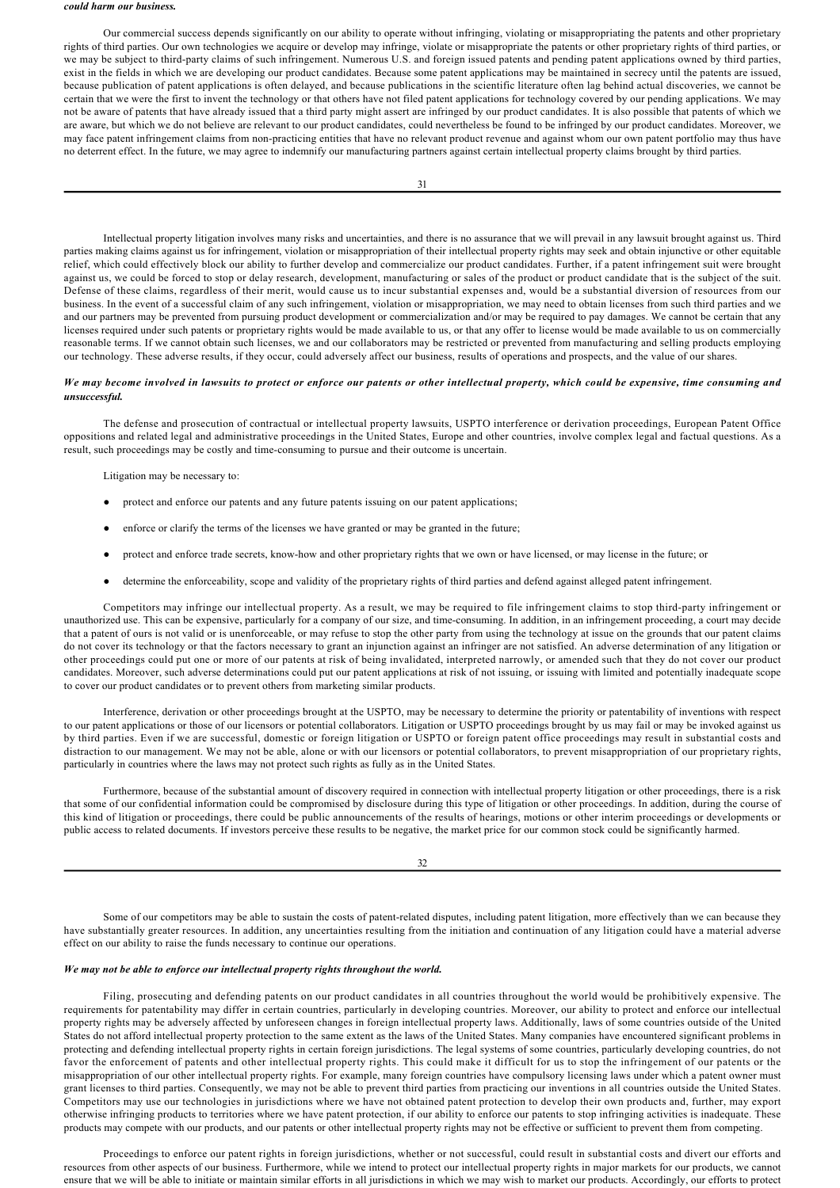***could harm our business.***

Our commercial success depends significantly on our ability to operate without infringing, violating or misappropriating the patents and other proprietary rights of third parties. Our own technologies we acquire or develop may infringe, violate or misappropriate the patents or other proprietary rights of third parties, or we may be subject to third-party claims of such infringement. Numerous U.S. and foreign issued patents and pending patent applications owned by third parties, exist in the fields in which we are developing our product candidates. Because some patent applications may be maintained in secrecy until the patents are issued, because publication of patent applications is often delayed, and because publications in the scientific literature often lag behind actual discoveries, we cannot be certain that we were the first to invent the technology or that others have not filed patent applications for technology covered by our pending applications. We may not be aware of patents that have already issued that a third party might assert are infringed by our product candidates. It is also possible that patents of which we are aware, but which we do not believe are relevant to our product candidates, could nevertheless be found to be infringed by our product candidates. Moreover, we may face patent infringement claims from non-practicing entities that have no relevant product revenue and against whom our own patent portfolio may thus have no deterrent effect. In the future, we may agree to indemnify our manufacturing partners against certain intellectual property claims brought by third parties.

Intellectual property litigation involves many risks and uncertainties, and there is no assurance that we will prevail in any lawsuit brought against us. Third parties making claims against us for infringement, violation or misappropriation of their intellectual property rights may seek and obtain injunctive or other equitable relief, which could effectively block our ability to further develop and commercialize our product candidates. Further, if a patent infringement suit were brought against us, we could be forced to stop or delay research, development, manufacturing or sales of the product or product candidate that is the subject of the suit. Defense of these claims, regardless of their merit, would cause us to incur substantial expenses and, would be a substantial diversion of resources from our business. In the event of a successful claim of any such infringement, violation or misappropriation, we may need to obtain licenses from such third parties and we and our partners may be prevented from pursuing product development or commercialization and/or may be required to pay damages. We cannot be certain that any licenses required under such patents or proprietary rights would be made available to us, or that any offer to license would be made available to us on commercially reasonable terms. If we cannot obtain such licenses, we and our collaborators may be restricted or prevented from manufacturing and selling products employing our technology. These adverse results, if they occur, could adversely affect our business, results of operations and prospects, and the value of our shares.

***We may become involved in lawsuits to protect or enforce our patents or other intellectual property, which could be expensive, time consuming and unsuccessful.***

The defense and prosecution of contractual or intellectual property lawsuits, USPTO interference or derivation proceedings, European Patent Office oppositions and related legal and administrative proceedings in the United States, Europe and other countries, involve complex legal and factual questions. As a result, such proceedings may be costly and time-consuming to pursue and their outcome is uncertain.

Litigation may be necessary to:

- protect and enforce our patents and any future patents issuing on our patent applications;
- enforce or clarify the terms of the licenses we have granted or may be granted in the future;
- protect and enforce trade secrets, know-how and other proprietary rights that we own or have licensed, or may license in the future; or
- determine the enforceability, scope and validity of the proprietary rights of third parties and defend against alleged patent infringement.

Competitors may infringe our intellectual property. As a result, we may be required to file infringement claims to stop third-party infringement or unauthorized use. This can be expensive, particularly for a company of our size, and time-consuming. In addition, in an infringement proceeding, a court may decide that a patent of ours is not valid or is unenforceable, or may refuse to stop the other party from using the technology at issue on the grounds that our patent claims do not cover its technology or that the factors necessary to grant an injunction against an infringer are not satisfied. An adverse determination of any litigation or other proceedings could put one or more of our patents at risk of being invalidated, interpreted narrowly, or amended such that they do not cover our product candidates. Moreover, such adverse determinations could put our patent applications at risk of not issuing, or issuing with limited and potentially inadequate scope to cover our product candidates or to prevent others from marketing similar products.

Interference, derivation or other proceedings brought at the USPTO, may be necessary to determine the priority or patentability of inventions with respect to our patent applications or those of our licensors or potential collaborators. Litigation or USPTO proceedings brought by us may fail or may be invoked against us by third parties. Even if we are successful, domestic or foreign litigation or USPTO or foreign patent office proceedings may result in substantial costs and distraction to our management. We may not be able, alone or with our licensors or potential collaborators, to prevent misappropriation of our proprietary rights, particularly in countries where the laws may not protect such rights as fully as in the United States.

Furthermore, because of the substantial amount of discovery required in connection with intellectual property litigation or other proceedings, there is a risk that some of our confidential information could be compromised by disclosure during this type of litigation or other proceedings. In addition, during the course of this kind of litigation or proceedings, there could be public announcements of the results of hearings, motions or other interim proceedings or developments or public access to related documents. If investors perceive these results to be negative, the market price for our common stock could be significantly harmed.

Some of our competitors may be able to sustain the costs of patent-related disputes, including patent litigation, more effectively than we can because they have substantially greater resources. In addition, any uncertainties resulting from the initiation and continuation of any litigation could have a material adverse effect on our ability to raise the funds necessary to continue our operations.

***We may not be able to enforce our intellectual property rights throughout the world.***

Filing, prosecuting and defending patents on our product candidates in all countries throughout the world would be prohibitively expensive. The requirements for patentability may differ in certain countries, particularly in developing countries. Moreover, our ability to protect and enforce our intellectual property rights may be adversely affected by unforeseen changes in foreign intellectual property laws. Additionally, laws of some countries outside of the United States do not afford intellectual property protection to the same extent as the laws of the United States. Many companies have encountered significant problems in protecting and defending intellectual property rights in certain foreign jurisdictions. The legal systems of some countries, particularly developing countries, do not favor the enforcement of patents and other intellectual property rights. This could make it difficult for us to stop the infringement of our patents or the misappropriation of our other intellectual property rights. For example, many foreign countries have compulsory licensing laws under which a patent owner must grant licenses to third parties. Consequently, we may not be able to prevent third parties from practicing our inventions in all countries outside the United States. Competitors may use our technologies in jurisdictions where we have not obtained patent protection to develop their own products and, further, may export otherwise infringing products to territories where we have patent protection, if our ability to enforce our patents to stop infringing activities is inadequate. These products may compete with our products, and our patents or other intellectual property rights may not be effective or sufficient to prevent them from competing.

Proceedings to enforce our patent rights in foreign jurisdictions, whether or not successful, could result in substantial costs and divert our efforts and resources from other aspects of our business. Furthermore, while we intend to protect our intellectual property rights in major markets for our products, we cannot ensure that we will be able to initiate or maintain similar efforts in all jurisdictions in which we may wish to market our products. Accordingly, our efforts to protect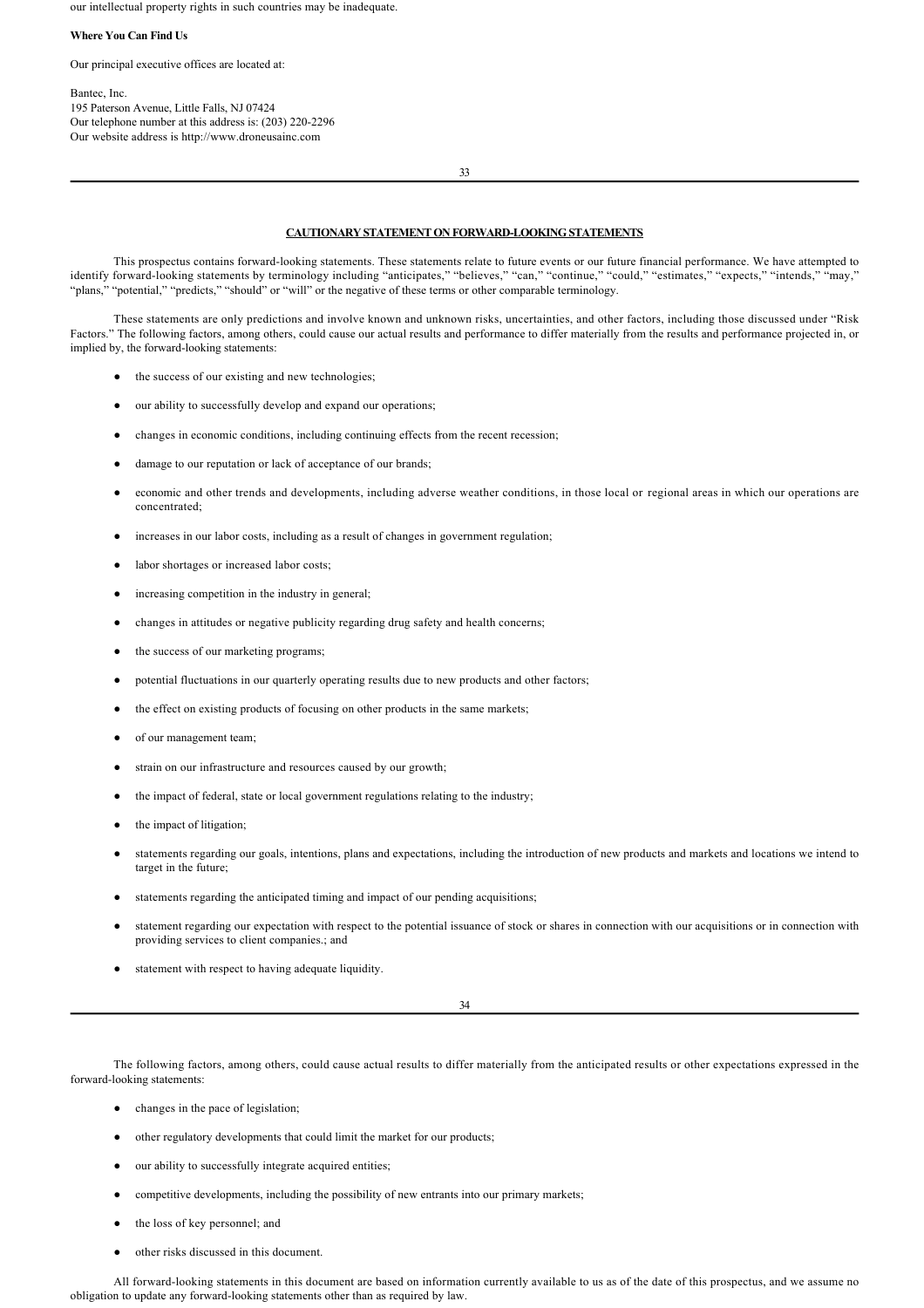our intellectual property rights in such countries may be inadequate.

**Where You Can Find Us**

Our principal executive offices are located at:

Bantec, Inc.
195 Paterson Avenue, Little Falls, NJ 07424
Our telephone number at this address is: (203) 220-2296
Our website address is http://www.droneusainc.com

## CAUTIONARY STATEMENT ON FORWARD-LOOKING STATEMENTS

This prospectus contains forward-looking statements. These statements relate to future events or our future financial performance. We have attempted to identify forward-looking statements by terminology including "anticipates," "believes," "can," "continue," "could," "estimates," "expects," "intends," "may," "plans," "potential," "predicts," "should" or "will" or the negative of these terms or other comparable terminology.

These statements are only predictions and involve known and unknown risks, uncertainties, and other factors, including those discussed under "Risk Factors." The following factors, among others, could cause our actual results and performance to differ materially from the results and performance projected in, or implied by, the forward-looking statements:

- the success of our existing and new technologies;
- our ability to successfully develop and expand our operations;
- changes in economic conditions, including continuing effects from the recent recession;
- damage to our reputation or lack of acceptance of our brands;
- economic and other trends and developments, including adverse weather conditions, in those local or regional areas in which our operations are concentrated;
- increases in our labor costs, including as a result of changes in government regulation;
- labor shortages or increased labor costs;
- increasing competition in the industry in general;
- changes in attitudes or negative publicity regarding drug safety and health concerns;
- the success of our marketing programs;
- potential fluctuations in our quarterly operating results due to new products and other factors;
- the effect on existing products of focusing on other products in the same markets;
- of our management team;
- strain on our infrastructure and resources caused by our growth;
- the impact of federal, state or local government regulations relating to the industry;
- the impact of litigation;
- statements regarding our goals, intentions, plans and expectations, including the introduction of new products and markets and locations we intend to target in the future;
- statements regarding the anticipated timing and impact of our pending acquisitions;
- statement regarding our expectation with respect to the potential issuance of stock or shares in connection with our acquisitions or in connection with providing services to client companies.; and
- statement with respect to having adequate liquidity.

The following factors, among others, could cause actual results to differ materially from the anticipated results or other expectations expressed in the forward-looking statements:

- changes in the pace of legislation;
- other regulatory developments that could limit the market for our products;
- our ability to successfully integrate acquired entities;
- competitive developments, including the possibility of new entrants into our primary markets;
- the loss of key personnel; and
- other risks discussed in this document.

All forward-looking statements in this document are based on information currently available to us as of the date of this prospectus, and we assume no obligation to update any forward-looking statements other than as required by law.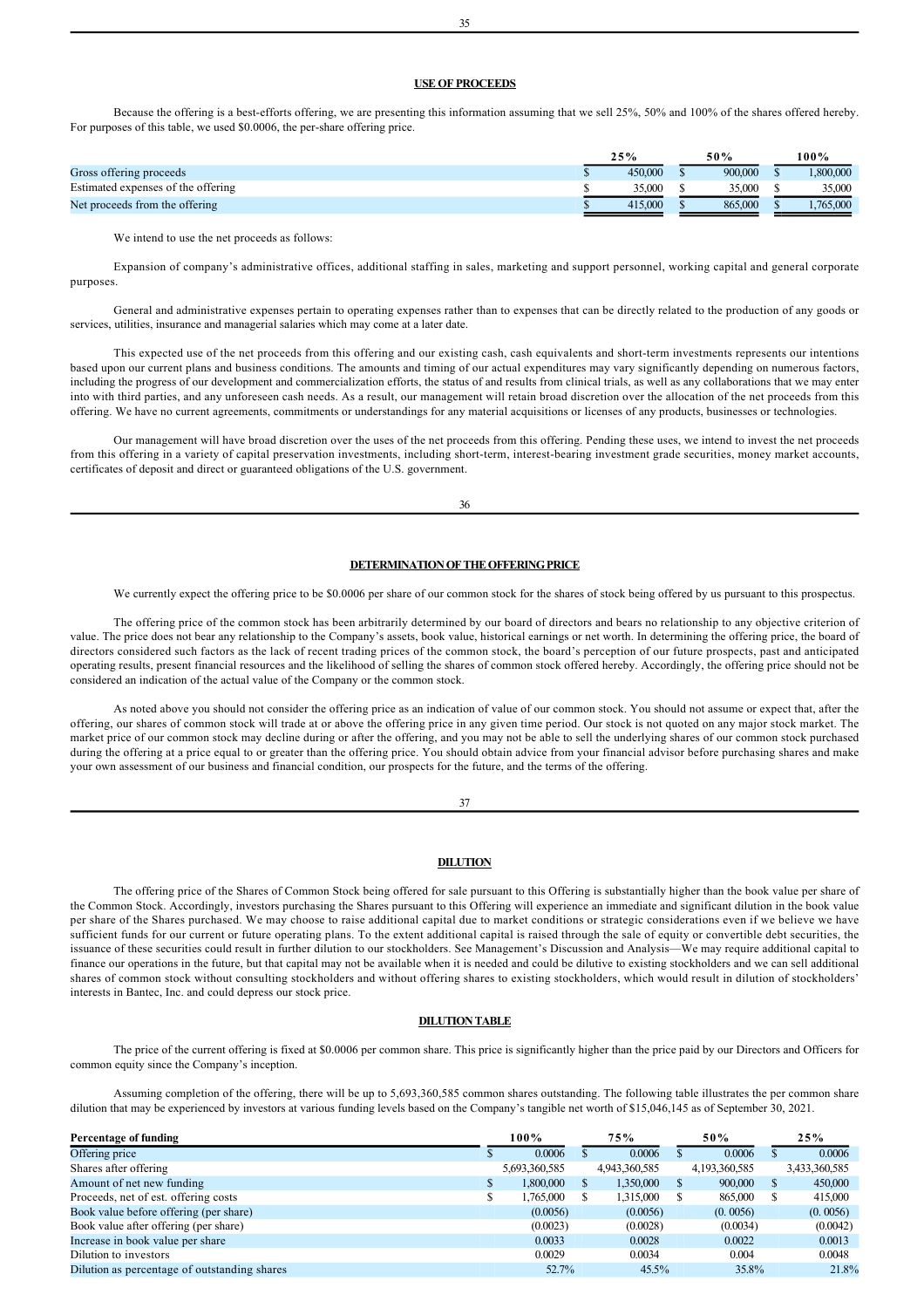## USE OF PROCEEDS

Because the offering is a best-efforts offering, we are presenting this information assuming that we sell 25%, 50% and 100% of the shares offered hereby. For purposes of this table, we used $0.0006, the per-share offering price.

| | 25% | 50% | 100% |
|---|---|---|---|
| Gross offering proceeds | $ 450,000 | $ 900,000 | $ 1,800,000 |
| Estimated expenses of the offering | $ 35,000 | $ 35,000 | $ 35,000 |
| Net proceeds from the offering | $ 415,000 | $ 865,000 | $ 1,765,000 |

We intend to use the net proceeds as follows:

Expansion of company's administrative offices, additional staffing in sales, marketing and support personnel, working capital and general corporate purposes.

General and administrative expenses pertain to operating expenses rather than to expenses that can be directly related to the production of any goods or services, utilities, insurance and managerial salaries which may come at a later date.

This expected use of the net proceeds from this offering and our existing cash, cash equivalents and short-term investments represents our intentions based upon our current plans and business conditions. The amounts and timing of our actual expenditures may vary significantly depending on numerous factors, including the progress of our development and commercialization efforts, the status of and results from clinical trials, as well as any collaborations that we may enter into with third parties, and any unforeseen cash needs. As a result, our management will retain broad discretion over the allocation of the net proceeds from this offering. We have no current agreements, commitments or understandings for any material acquisitions or licenses of any products, businesses or technologies.

Our management will have broad discretion over the uses of the net proceeds from this offering. Pending these uses, we intend to invest the net proceeds from this offering in a variety of capital preservation investments, including short-term, interest-bearing investment grade securities, money market accounts, certificates of deposit and direct or guaranteed obligations of the U.S. government.

## DETERMINATION OF THE OFFERING PRICE

We currently expect the offering price to be $0.0006 per share of our common stock for the shares of stock being offered by us pursuant to this prospectus.

The offering price of the common stock has been arbitrarily determined by our board of directors and bears no relationship to any objective criterion of value. The price does not bear any relationship to the Company's assets, book value, historical earnings or net worth. In determining the offering price, the board of directors considered such factors as the lack of recent trading prices of the common stock, the board's perception of our future prospects, past and anticipated operating results, present financial resources and the likelihood of selling the shares of common stock offered hereby. Accordingly, the offering price should not be considered an indication of the actual value of the Company or the common stock.

As noted above you should not consider the offering price as an indication of value of our common stock. You should not assume or expect that, after the offering, our shares of common stock will trade at or above the offering price in any given time period. Our stock is not quoted on any major stock market. The market price of our common stock may decline during or after the offering, and you may not be able to sell the underlying shares of our common stock purchased during the offering at a price equal to or greater than the offering price. You should obtain advice from your financial advisor before purchasing shares and make your own assessment of our business and financial condition, our prospects for the future, and the terms of the offering.

## DILUTION

The offering price of the Shares of Common Stock being offered for sale pursuant to this Offering is substantially higher than the book value per share of the Common Stock. Accordingly, investors purchasing the Shares pursuant to this Offering will experience an immediate and significant dilution in the book value per share of the Shares purchased. We may choose to raise additional capital due to market conditions or strategic considerations even if we believe we have sufficient funds for our current or future operating plans. To the extent additional capital is raised through the sale of equity or convertible debt securities, the issuance of these securities could result in further dilution to our stockholders. See Management's Discussion and Analysis—We may require additional capital to finance our operations in the future, but that capital may not be available when it is needed and could be dilutive to existing stockholders and we can sell additional shares of common stock without consulting stockholders and without offering shares to existing stockholders, which would result in dilution of stockholders' interests in Bantec, Inc. and could depress our stock price.

## DILUTION TABLE

The price of the current offering is fixed at $0.0006 per common share. This price is significantly higher than the price paid by our Directors and Officers for common equity since the Company's inception.

Assuming completion of the offering, there will be up to 5,693,360,585 common shares outstanding. The following table illustrates the per common share dilution that may be experienced by investors at various funding levels based on the Company's tangible net worth of $15,046,145 as of September 30, 2021.

| Percentage of funding | 100% | 75% | 50% | 25% |
|---|---|---|---|---|
| Offering price | $ 0.0006 | $ 0.0006 | $ 0.0006 | $ 0.0006 |
| Shares after offering | 5,693,360,585 | 4,943,360,585 | 4,193,360,585 | 3,433,360,585 |
| Amount of net new funding | $ 1,800,000 | $ 1,350,000 | $ 900,000 | $ 450,000 |
| Proceeds, net of est. offering costs | $ 1,765,000 | $ 1,315,000 | $ 865,000 | $ 415,000 |
| Book value before offering (per share) | (0.0056) | (0.0056) | (0. 0056) | (0. 0056) |
| Book value after offering (per share) | (0.0023) | (0.0028) | (0.0034) | (0.0042) |
| Increase in book value per share | 0.0033 | 0.0028 | 0.0022 | 0.0013 |
| Dilution to investors | 0.0029 | 0.0034 | 0.004 | 0.0048 |
| Dilution as percentage of outstanding shares | 52.7% | 45.5% | 35.8% | 21.8% |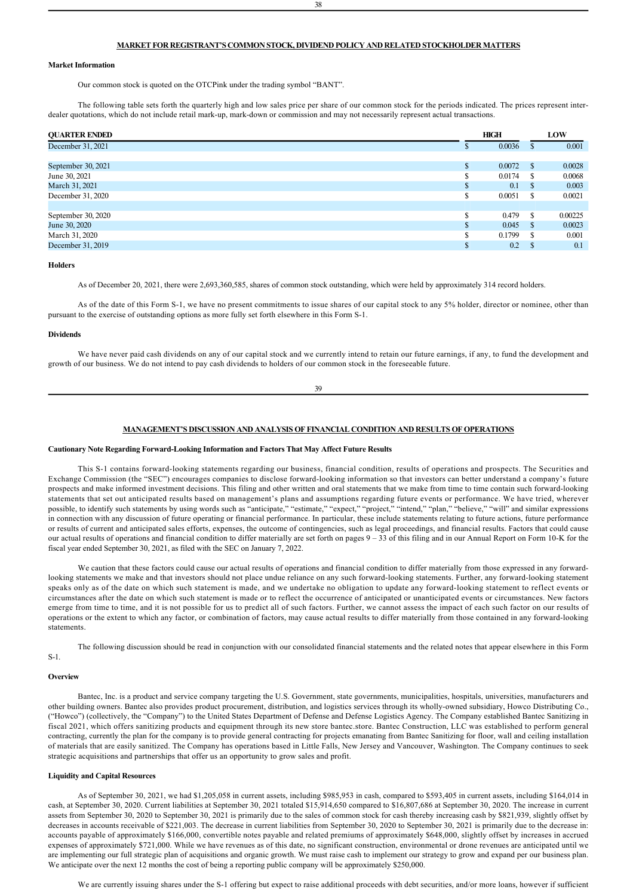## MARKET FOR REGISTRANT'S COMMON STOCK, DIVIDEND POLICY AND RELATED STOCKHOLDER MATTERS

**Market Information**

Our common stock is quoted on the OTCPink under the trading symbol "BANT".

The following table sets forth the quarterly high and low sales price per share of our common stock for the periods indicated. The prices represent inter-dealer quotations, which do not include retail mark-up, mark-down or commission and may not necessarily represent actual transactions.

| QUARTER ENDED | HIGH | LOW |
|---|---|---|
| December 31, 2021 | $ 0.0036 | $ 0.001 |
| | | |
| September 30, 2021 | $ 0.0072 | $ 0.0028 |
| June 30, 2021 | $ 0.0174 | $ 0.0068 |
| March 31, 2021 | $ 0.1 | $ 0.003 |
| December 31, 2020 | $ 0.0051 | $ 0.0021 |
| | | |
| September 30, 2020 | $ 0.479 | $ 0.00225 |
| June 30, 2020 | $ 0.045 | $ 0.0023 |
| March 31, 2020 | $ 0.1799 | $ 0.001 |
| December 31, 2019 | $ 0.2 | $ 0.1 |

**Holders**

As of December 20, 2021, there were 2,693,360,585, shares of common stock outstanding, which were held by approximately 314 record holders.

As of the date of this Form S-1, we have no present commitments to issue shares of our capital stock to any 5% holder, director or nominee, other than pursuant to the exercise of outstanding options as more fully set forth elsewhere in this Form S-1.

**Dividends**

We have never paid cash dividends on any of our capital stock and we currently intend to retain our future earnings, if any, to fund the development and growth of our business. We do not intend to pay cash dividends to holders of our common stock in the foreseeable future.

## MANAGEMENT'S DISCUSSION AND ANALYSIS OF FINANCIAL CONDITION AND RESULTS OF OPERATIONS

**Cautionary Note Regarding Forward-Looking Information and Factors That May Affect Future Results**

This S-1 contains forward-looking statements regarding our business, financial condition, results of operations and prospects. The Securities and Exchange Commission (the "SEC") encourages companies to disclose forward-looking information so that investors can better understand a company's future prospects and make informed investment decisions. This filing and other written and oral statements that we make from time to time contain such forward-looking statements that set out anticipated results based on management's plans and assumptions regarding future events or performance. We have tried, wherever possible, to identify such statements by using words such as "anticipate," "estimate," "expect," "project," "intend," "plan," "believe," "will" and similar expressions in connection with any discussion of future operating or financial performance. In particular, these include statements relating to future actions, future performance or results of current and anticipated sales efforts, expenses, the outcome of contingencies, such as legal proceedings, and financial results. Factors that could cause our actual results of operations and financial condition to differ materially are set forth on pages 9 – 33 of this filing and in our Annual Report on Form 10-K for the fiscal year ended September 30, 2021, as filed with the SEC on January 7, 2022.

We caution that these factors could cause our actual results of operations and financial condition to differ materially from those expressed in any forward-looking statements we make and that investors should not place undue reliance on any such forward-looking statements. Further, any forward-looking statement speaks only as of the date on which such statement is made, and we undertake no obligation to update any forward-looking statement to reflect events or circumstances after the date on which such statement is made or to reflect the occurrence of anticipated or unanticipated events or circumstances. New factors emerge from time to time, and it is not possible for us to predict all of such factors. Further, we cannot assess the impact of each such factor on our results of operations or the extent to which any factor, or combination of factors, may cause actual results to differ materially from those contained in any forward-looking statements.

The following discussion should be read in conjunction with our consolidated financial statements and the related notes that appear elsewhere in this Form S-1.

**Overview**

Bantec, Inc. is a product and service company targeting the U.S. Government, state governments, municipalities, hospitals, universities, manufacturers and other building owners. Bantec also provides product procurement, distribution, and logistics services through its wholly-owned subsidiary, Howco Distributing Co., ("Howco") (collectively, the "Company") to the United States Department of Defense and Defense Logistics Agency. The Company established Bantec Sanitizing in fiscal 2021, which offers sanitizing products and equipment through its new store bantec.store. Bantec Construction, LLC was established to perform general contracting, currently the plan for the company is to provide general contracting for projects emanating from Bantec Sanitizing for floor, wall and ceiling installation of materials that are easily sanitized. The Company has operations based in Little Falls, New Jersey and Vancouver, Washington. The Company continues to seek strategic acquisitions and partnerships that offer us an opportunity to grow sales and profit.

**Liquidity and Capital Resources**

As of September 30, 2021, we had $1,205,058 in current assets, including $985,953 in cash, compared to $593,405 in current assets, including $164,014 in cash, at September 30, 2020. Current liabilities at September 30, 2021 totaled $15,914,650 compared to $16,807,686 at September 30, 2020. The increase in current assets from September 30, 2020 to September 30, 2021 is primarily due to the sales of common stock for cash thereby increasing cash by $821,939, slightly offset by decreases in accounts receivable of $221,003. The decrease in current liabilities from September 30, 2020 to September 30, 2021 is primarily due to the decrease in: accounts payable of approximately $166,000, convertible notes payable and related premiums of approximately $648,000, slightly offset by increases in accrued expenses of approximately $721,000. While we have revenues as of this date, no significant construction, environmental or drone revenues are anticipated until we are implementing our full strategic plan of acquisitions and organic growth. We must raise cash to implement our strategy to grow and expand per our business plan. We anticipate over the next 12 months the cost of being a reporting public company will be approximately $250,000.

We are currently issuing shares under the S-1 offering but expect to raise additional proceeds with debt securities, and/or more loans, however if sufficient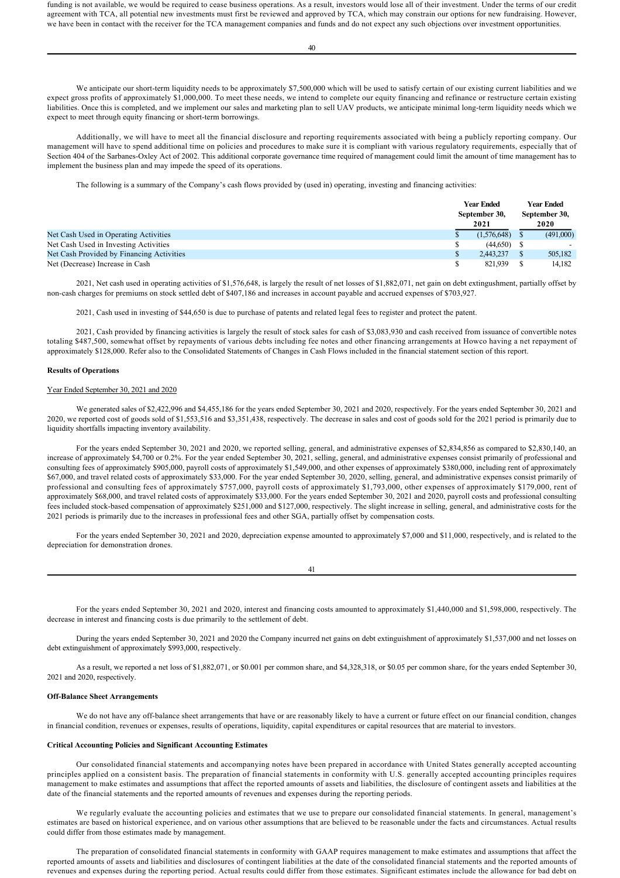funding is not available, we would be required to cease business operations. As a result, investors would lose all of their investment. Under the terms of our credit agreement with TCA, all potential new investments must first be reviewed and approved by TCA, which may constrain our options for new fundraising. However, we have been in contact with the receiver for the TCA management companies and funds and do not expect any such objections over investment opportunities.

We anticipate our short-term liquidity needs to be approximately $7,500,000 which will be used to satisfy certain of our existing current liabilities and we expect gross profits of approximately $1,000,000. To meet these needs, we intend to complete our equity financing and refinance or restructure certain existing liabilities. Once this is completed, and we implement our sales and marketing plan to sell UAV products, we anticipate minimal long-term liquidity needs which we expect to meet through equity financing or short-term borrowings.

Additionally, we will have to meet all the financial disclosure and reporting requirements associated with being a publicly reporting company. Our management will have to spend additional time on policies and procedures to make sure it is compliant with various regulatory requirements, especially that of Section 404 of the Sarbanes-Oxley Act of 2002. This additional corporate governance time required of management could limit the amount of time management has to implement the business plan and may impede the speed of its operations.

The following is a summary of the Company's cash flows provided by (used in) operating, investing and financing activities:

| | Year Ended September 30, 2021 | Year Ended September 30, 2020 |
|---|---|---|
| Net Cash Used in Operating Activities | $ (1,576,648) | $ (491,000) |
| Net Cash Used in Investing Activities | $ (44,650) | $ - |
| Net Cash Provided by Financing Activities | $ 2,443,237 | $ 505,182 |
| Net (Decrease) Increase in Cash | $ 821,939 | $ 14,182 |

2021, Net cash used in operating activities of $1,576,648, is largely the result of net losses of $1,882,071, net gain on debt extinguishment, partially offset by non-cash charges for premiums on stock settled debt of $407,186 and increases in account payable and accrued expenses of $703,927.

2021, Cash used in investing of $44,650 is due to purchase of patents and related legal fees to register and protect the patent.

2021, Cash provided by financing activities is largely the result of stock sales for cash of $3,083,930 and cash received from issuance of convertible notes totaling $487,500, somewhat offset by repayments of various debts including fee notes and other financing arrangements at Howco having a net repayment of approximately $128,000. Refer also to the Consolidated Statements of Changes in Cash Flows included in the financial statement section of this report.

**Results of Operations**

Year Ended September 30, 2021 and 2020

We generated sales of $2,422,996 and $4,455,186 for the years ended September 30, 2021 and 2020, respectively. For the years ended September 30, 2021 and 2020, we reported cost of goods sold of $1,553,516 and $3,351,438, respectively. The decrease in sales and cost of goods sold for the 2021 period is primarily due to liquidity shortfalls impacting inventory availability.

For the years ended September 30, 2021 and 2020, we reported selling, general, and administrative expenses of $2,834,856 as compared to $2,830,140, an increase of approximately $4,700 or 0.2%. For the year ended September 30, 2021, selling, general, and administrative expenses consist primarily of professional and consulting fees of approximately $905,000, payroll costs of approximately $1,549,000, and other expenses of approximately $380,000, including rent of approximately $67,000, and travel related costs of approximately $33,000. For the year ended September 30, 2020, selling, general, and administrative expenses consist primarily of professional and consulting fees of approximately $757,000, payroll costs of approximately $1,793,000, other expenses of approximately $179,000, rent of approximately $68,000, and travel related costs of approximately $33,000. For the years ended September 30, 2021 and 2020, payroll costs and professional consulting fees included stock-based compensation of approximately $251,000 and $127,000, respectively. The slight increase in selling, general, and administrative costs for the 2021 periods is primarily due to the increases in professional fees and other SGA, partially offset by compensation costs.

For the years ended September 30, 2021 and 2020, depreciation expense amounted to approximately $7,000 and $11,000, respectively, and is related to the depreciation for demonstration drones.

For the years ended September 30, 2021 and 2020, interest and financing costs amounted to approximately $1,440,000 and $1,598,000, respectively. The decrease in interest and financing costs is due primarily to the settlement of debt.

During the years ended September 30, 2021 and 2020 the Company incurred net gains on debt extinguishment of approximately $1,537,000 and net losses on debt extinguishment of approximately $993,000, respectively.

As a result, we reported a net loss of $1,882,071, or $0.001 per common share, and $4,328,318, or $0.05 per common share, for the years ended September 30, 2021 and 2020, respectively.

**Off-Balance Sheet Arrangements**

We do not have any off-balance sheet arrangements that have or are reasonably likely to have a current or future effect on our financial condition, changes in financial condition, revenues or expenses, results of operations, liquidity, capital expenditures or capital resources that are material to investors.

**Critical Accounting Policies and Significant Accounting Estimates**

Our consolidated financial statements and accompanying notes have been prepared in accordance with United States generally accepted accounting principles applied on a consistent basis. The preparation of financial statements in conformity with U.S. generally accepted accounting principles requires management to make estimates and assumptions that affect the reported amounts of assets and liabilities, the disclosure of contingent assets and liabilities at the date of the financial statements and the reported amounts of revenues and expenses during the reporting periods.

We regularly evaluate the accounting policies and estimates that we use to prepare our consolidated financial statements. In general, management's estimates are based on historical experience, and on various other assumptions that are believed to be reasonable under the facts and circumstances. Actual results could differ from those estimates made by management.

The preparation of consolidated financial statements in conformity with GAAP requires management to make estimates and assumptions that affect the reported amounts of assets and liabilities and disclosures of contingent liabilities at the date of the consolidated financial statements and the reported amounts of revenues and expenses during the reporting period. Actual results could differ from those estimates. Significant estimates include the allowance for bad debt on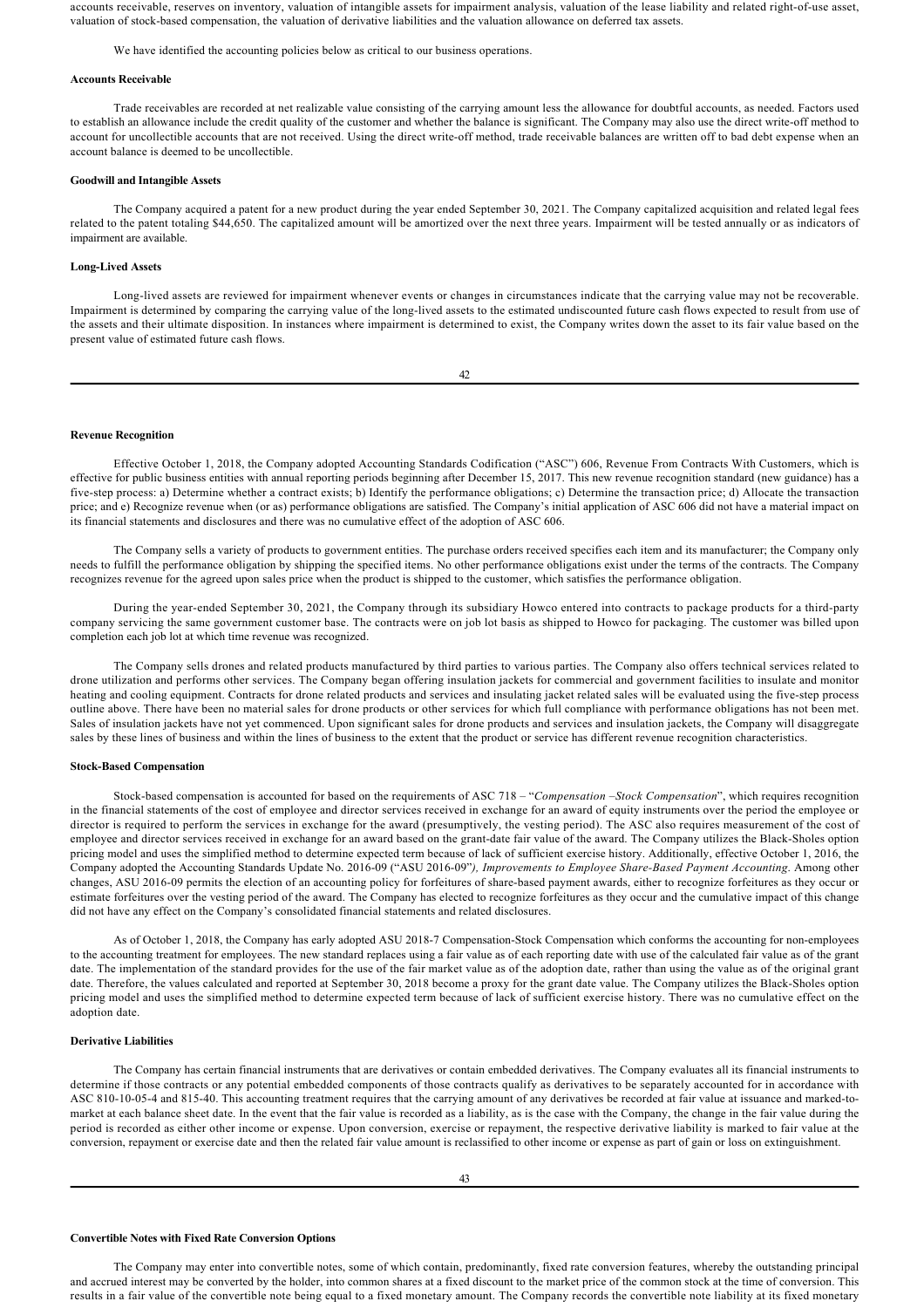accounts receivable, reserves on inventory, valuation of intangible assets for impairment analysis, valuation of the lease liability and related right-of-use asset, valuation of stock-based compensation, the valuation of derivative liabilities and the valuation allowance on deferred tax assets.

We have identified the accounting policies below as critical to our business operations.

**Accounts Receivable**

Trade receivables are recorded at net realizable value consisting of the carrying amount less the allowance for doubtful accounts, as needed. Factors used to establish an allowance include the credit quality of the customer and whether the balance is significant. The Company may also use the direct write-off method to account for uncollectible accounts that are not received. Using the direct write-off method, trade receivable balances are written off to bad debt expense when an account balance is deemed to be uncollectible.

**Goodwill and Intangible Assets**

The Company acquired a patent for a new product during the year ended September 30, 2021. The Company capitalized acquisition and related legal fees related to the patent totaling $44,650. The capitalized amount will be amortized over the next three years. Impairment will be tested annually or as indicators of impairment are available.

**Long-Lived Assets**

Long-lived assets are reviewed for impairment whenever events or changes in circumstances indicate that the carrying value may not be recoverable. Impairment is determined by comparing the carrying value of the long-lived assets to the estimated undiscounted future cash flows expected to result from use of the assets and their ultimate disposition. In instances where impairment is determined to exist, the Company writes down the asset to its fair value based on the present value of estimated future cash flows.

**Revenue Recognition**

Effective October 1, 2018, the Company adopted Accounting Standards Codification ("ASC") 606, Revenue From Contracts With Customers, which is effective for public business entities with annual reporting periods beginning after December 15, 2017. This new revenue recognition standard (new guidance) has a five-step process: a) Determine whether a contract exists; b) Identify the performance obligations; c) Determine the transaction price; d) Allocate the transaction price; and e) Recognize revenue when (or as) performance obligations are satisfied. The Company's initial application of ASC 606 did not have a material impact on its financial statements and disclosures and there was no cumulative effect of the adoption of ASC 606.

The Company sells a variety of products to government entities. The purchase orders received specifies each item and its manufacturer; the Company only needs to fulfill the performance obligation by shipping the specified items. No other performance obligations exist under the terms of the contracts. The Company recognizes revenue for the agreed upon sales price when the product is shipped to the customer, which satisfies the performance obligation.

During the year-ended September 30, 2021, the Company through its subsidiary Howco entered into contracts to package products for a third-party company servicing the same government customer base. The contracts were on job lot basis as shipped to Howco for packaging. The customer was billed upon completion each job lot at which time revenue was recognized.

The Company sells drones and related products manufactured by third parties to various parties. The Company also offers technical services related to drone utilization and performs other services. The Company began offering insulation jackets for commercial and government facilities to insulate and monitor heating and cooling equipment. Contracts for drone related products and services and insulating jacket related sales will be evaluated using the five-step process outline above. There have been no material sales for drone products or other services for which full compliance with performance obligations has not been met. Sales of insulation jackets have not yet commenced. Upon significant sales for drone products and services and insulation jackets, the Company will disaggregate sales by these lines of business and within the lines of business to the extent that the product or service has different revenue recognition characteristics.

**Stock-Based Compensation**

Stock-based compensation is accounted for based on the requirements of ASC 718 – "*Compensation –Stock Compensation*", which requires recognition in the financial statements of the cost of employee and director services received in exchange for an award of equity instruments over the period the employee or director is required to perform the services in exchange for the award (presumptively, the vesting period). The ASC also requires measurement of the cost of employee and director services received in exchange for an award based on the grant-date fair value of the award. The Company utilizes the Black-Sholes option pricing model and uses the simplified method to determine expected term because of lack of sufficient exercise history. Additionally, effective October 1, 2016, the Company adopted the Accounting Standards Update No. 2016-09 ("ASU 2016-09"*), Improvements to Employee Share-Based Payment Accounting*. Among other changes, ASU 2016-09 permits the election of an accounting policy for forfeitures of share-based payment awards, either to recognize forfeitures as they occur or estimate forfeitures over the vesting period of the award. The Company has elected to recognize forfeitures as they occur and the cumulative impact of this change did not have any effect on the Company's consolidated financial statements and related disclosures.

As of October 1, 2018, the Company has early adopted ASU 2018-7 Compensation-Stock Compensation which conforms the accounting for non-employees to the accounting treatment for employees. The new standard replaces using a fair value as of each reporting date with use of the calculated fair value as of the grant date. The implementation of the standard provides for the use of the fair market value as of the adoption date, rather than using the value as of the original grant date. Therefore, the values calculated and reported at September 30, 2018 become a proxy for the grant date value. The Company utilizes the Black-Sholes option pricing model and uses the simplified method to determine expected term because of lack of sufficient exercise history. There was no cumulative effect on the adoption date.

**Derivative Liabilities**

The Company has certain financial instruments that are derivatives or contain embedded derivatives. The Company evaluates all its financial instruments to determine if those contracts or any potential embedded components of those contracts qualify as derivatives to be separately accounted for in accordance with ASC 810-10-05-4 and 815-40. This accounting treatment requires that the carrying amount of any derivatives be recorded at fair value at issuance and marked-to-market at each balance sheet date. In the event that the fair value is recorded as a liability, as is the case with the Company, the change in the fair value during the period is recorded as either other income or expense. Upon conversion, exercise or repayment, the respective derivative liability is marked to fair value at the conversion, repayment or exercise date and then the related fair value amount is reclassified to other income or expense as part of gain or loss on extinguishment.

**Convertible Notes with Fixed Rate Conversion Options**

The Company may enter into convertible notes, some of which contain, predominantly, fixed rate conversion features, whereby the outstanding principal and accrued interest may be converted by the holder, into common shares at a fixed discount to the market price of the common stock at the time of conversion. This results in a fair value of the convertible note being equal to a fixed monetary amount. The Company records the convertible note liability at its fixed monetary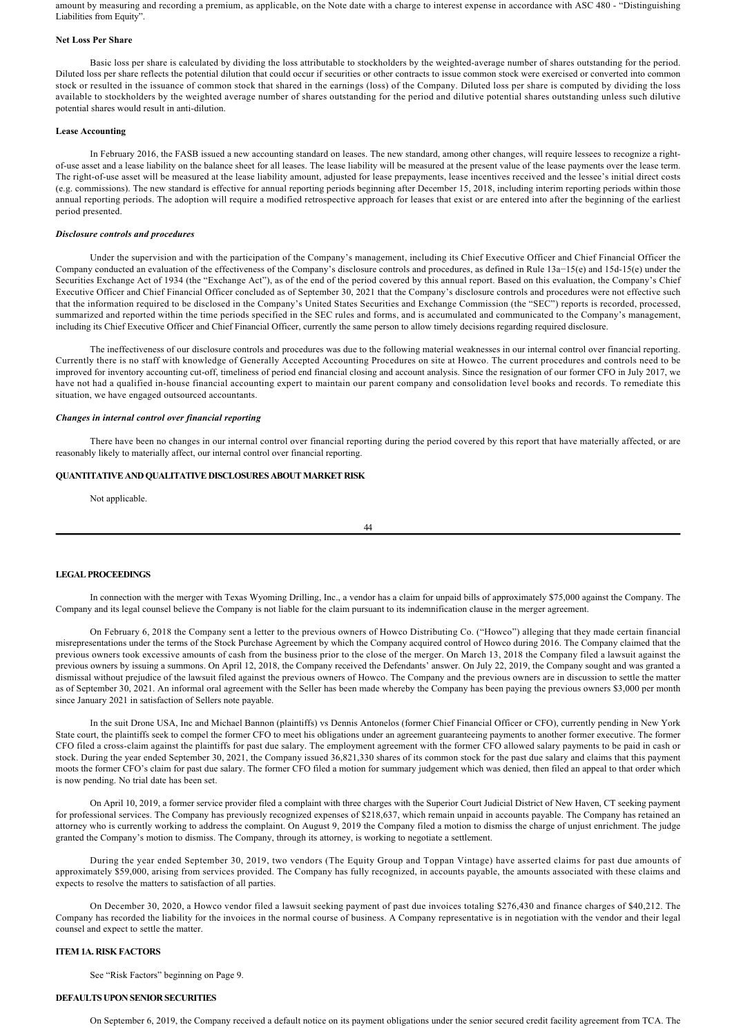amount by measuring and recording a premium, as applicable, on the Note date with a charge to interest expense in accordance with ASC 480 - "Distinguishing Liabilities from Equity".

**Net Loss Per Share**

Basic loss per share is calculated by dividing the loss attributable to stockholders by the weighted-average number of shares outstanding for the period. Diluted loss per share reflects the potential dilution that could occur if securities or other contracts to issue common stock were exercised or converted into common stock or resulted in the issuance of common stock that shared in the earnings (loss) of the Company. Diluted loss per share is computed by dividing the loss available to stockholders by the weighted average number of shares outstanding for the period and dilutive potential shares outstanding unless such dilutive potential shares would result in anti-dilution.

**Lease Accounting**

In February 2016, the FASB issued a new accounting standard on leases. The new standard, among other changes, will require lessees to recognize a right-of-use asset and a lease liability on the balance sheet for all leases. The lease liability will be measured at the present value of the lease payments over the lease term. The right-of-use asset will be measured at the lease liability amount, adjusted for lease prepayments, lease incentives received and the lessee's initial direct costs (e.g. commissions). The new standard is effective for annual reporting periods beginning after December 15, 2018, including interim reporting periods within those annual reporting periods. The adoption will require a modified retrospective approach for leases that exist or are entered into after the beginning of the earliest period presented.

***Disclosure controls and procedures***

Under the supervision and with the participation of the Company's management, including its Chief Executive Officer and Chief Financial Officer the Company conducted an evaluation of the effectiveness of the Company's disclosure controls and procedures, as defined in Rule 13a−15(e) and 15d-15(e) under the Securities Exchange Act of 1934 (the "Exchange Act"), as of the end of the period covered by this annual report. Based on this evaluation, the Company's Chief Executive Officer and Chief Financial Officer concluded as of September 30, 2021 that the Company's disclosure controls and procedures were not effective such that the information required to be disclosed in the Company's United States Securities and Exchange Commission (the "SEC") reports is recorded, processed, summarized and reported within the time periods specified in the SEC rules and forms, and is accumulated and communicated to the Company's management, including its Chief Executive Officer and Chief Financial Officer, currently the same person to allow timely decisions regarding required disclosure.

The ineffectiveness of our disclosure controls and procedures was due to the following material weaknesses in our internal control over financial reporting. Currently there is no staff with knowledge of Generally Accepted Accounting Procedures on site at Howco. The current procedures and controls need to be improved for inventory accounting cut-off, timeliness of period end financial closing and account analysis. Since the resignation of our former CFO in July 2017, we have not had a qualified in-house financial accounting expert to maintain our parent company and consolidation level books and records. To remediate this situation, we have engaged outsourced accountants.

***Changes in internal control over financial reporting***

There have been no changes in our internal control over financial reporting during the period covered by this report that have materially affected, or are reasonably likely to materially affect, our internal control over financial reporting.

**QUANTITATIVE AND QUALITATIVE DISCLOSURES ABOUT MARKET RISK**

Not applicable.

**LEGAL PROCEEDINGS**

In connection with the merger with Texas Wyoming Drilling, Inc., a vendor has a claim for unpaid bills of approximately $75,000 against the Company. The Company and its legal counsel believe the Company is not liable for the claim pursuant to its indemnification clause in the merger agreement.

On February 6, 2018 the Company sent a letter to the previous owners of Howco Distributing Co. ("Howco") alleging that they made certain financial misrepresentations under the terms of the Stock Purchase Agreement by which the Company acquired control of Howco during 2016. The Company claimed that the previous owners took excessive amounts of cash from the business prior to the close of the merger. On March 13, 2018 the Company filed a lawsuit against the previous owners by issuing a summons. On April 12, 2018, the Company received the Defendants' answer. On July 22, 2019, the Company sought and was granted a dismissal without prejudice of the lawsuit filed against the previous owners of Howco. The Company and the previous owners are in discussion to settle the matter as of September 30, 2021. An informal oral agreement with the Seller has been made whereby the Company has been paying the previous owners $3,000 per month since January 2021 in satisfaction of Sellers note payable.

In the suit Drone USA, Inc and Michael Bannon (plaintiffs) vs Dennis Antonelos (former Chief Financial Officer or CFO), currently pending in New York State court, the plaintiffs seek to compel the former CFO to meet his obligations under an agreement guaranteeing payments to another former executive. The former CFO filed a cross-claim against the plaintiffs for past due salary. The employment agreement with the former CFO allowed salary payments to be paid in cash or stock. During the year ended September 30, 2021, the Company issued 36,821,330 shares of its common stock for the past due salary and claims that this payment moots the former CFO's claim for past due salary. The former CFO filed a motion for summary judgement which was denied, then filed an appeal to that order which is now pending. No trial date has been set.

On April 10, 2019, a former service provider filed a complaint with three charges with the Superior Court Judicial District of New Haven, CT seeking payment for professional services. The Company has previously recognized expenses of $218,637, which remain unpaid in accounts payable. The Company has retained an attorney who is currently working to address the complaint. On August 9, 2019 the Company filed a motion to dismiss the charge of unjust enrichment. The judge granted the Company's motion to dismiss. The Company, through its attorney, is working to negotiate a settlement.

During the year ended September 30, 2019, two vendors (The Equity Group and Toppan Vintage) have asserted claims for past due amounts of approximately $59,000, arising from services provided. The Company has fully recognized, in accounts payable, the amounts associated with these claims and expects to resolve the matters to satisfaction of all parties.

On December 30, 2020, a Howco vendor filed a lawsuit seeking payment of past due invoices totaling $276,430 and finance charges of $40,212. The Company has recorded the liability for the invoices in the normal course of business. A Company representative is in negotiation with the vendor and their legal counsel and expect to settle the matter.

**ITEM 1A. RISK FACTORS**

See "Risk Factors" beginning on Page 9.

**DEFAULTS UPON SENIOR SECURITIES**

On September 6, 2019, the Company received a default notice on its payment obligations under the senior secured credit facility agreement from TCA. The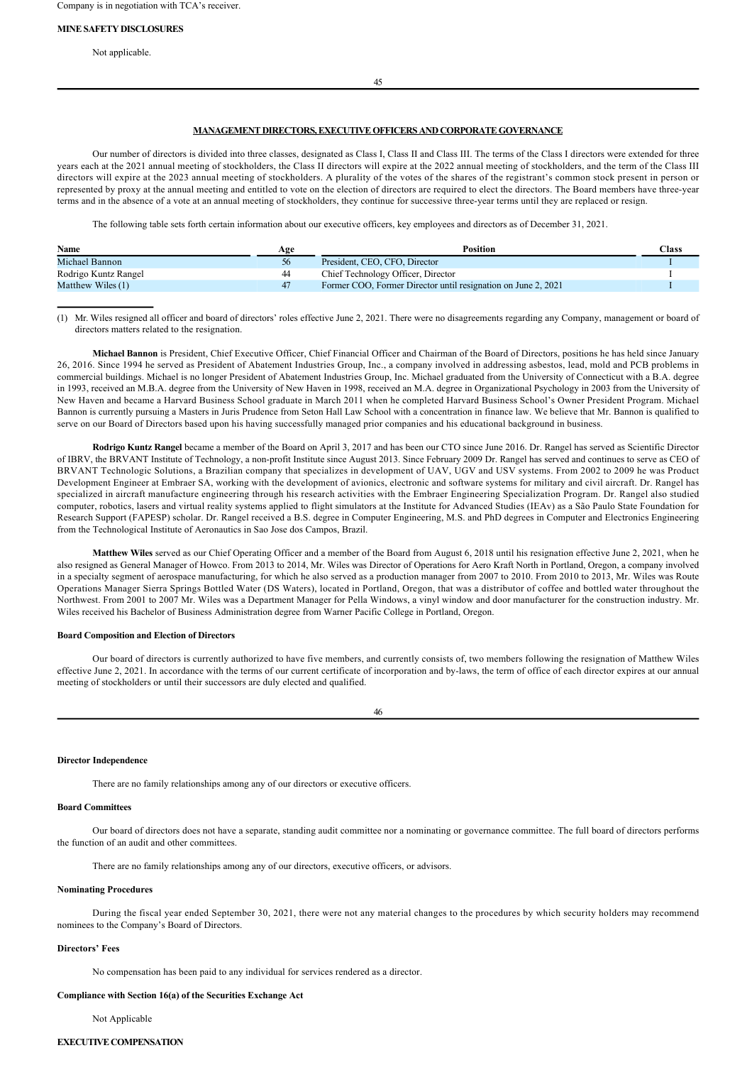Company is in negotiation with TCA's receiver.

## MINE SAFETY DISCLOSURES

Not applicable.

## MANAGEMENT DIRECTORS, EXECUTIVE OFFICERS AND CORPORATE GOVERNANCE

Our number of directors is divided into three classes, designated as Class I, Class II and Class III. The terms of the Class I directors were extended for three years each at the 2021 annual meeting of stockholders, the Class II directors will expire at the 2022 annual meeting of stockholders, and the term of the Class III directors will expire at the 2023 annual meeting of stockholders. A plurality of the votes of the shares of the registrant's common stock present in person or represented by proxy at the annual meeting and entitled to vote on the election of directors are required to elect the directors. The Board members have three-year terms and in the absence of a vote at an annual meeting of stockholders, they continue for successive three-year terms until they are replaced or resign.

The following table sets forth certain information about our executive officers, key employees and directors as of December 31, 2021.

| Name | Age | Position | Class |
|---|---|---|---|
| Michael Bannon | 56 | President, CEO, CFO, Director | I |
| Rodrigo Kuntz Rangel | 44 | Chief Technology Officer, Director | I |
| Matthew Wiles (1) | 47 | Former COO, Former Director until resignation on June 2, 2021 | I |

(1) Mr. Wiles resigned all officer and board of directors' roles effective June 2, 2021. There were no disagreements regarding any Company, management or board of directors matters related to the resignation.

**Michael Bannon** is President, Chief Executive Officer, Chief Financial Officer and Chairman of the Board of Directors, positions he has held since January 26, 2016. Since 1994 he served as President of Abatement Industries Group, Inc., a company involved in addressing asbestos, lead, mold and PCB problems in commercial buildings. Michael is no longer President of Abatement Industries Group, Inc. Michael graduated from the University of Connecticut with a B.A. degree in 1993, received an M.B.A. degree from the University of New Haven in 1998, received an M.A. degree in Organizational Psychology in 2003 from the University of New Haven and became a Harvard Business School graduate in March 2011 when he completed Harvard Business School's Owner President Program. Michael Bannon is currently pursuing a Masters in Juris Prudence from Seton Hall Law School with a concentration in finance law. We believe that Mr. Bannon is qualified to serve on our Board of Directors based upon his having successfully managed prior companies and his educational background in business.

**Rodrigo Kuntz Rangel** became a member of the Board on April 3, 2017 and has been our CTO since June 2016. Dr. Rangel has served as Scientific Director of IBRV, the BRVANT Institute of Technology, a non-profit Institute since August 2013. Since February 2009 Dr. Rangel has served and continues to serve as CEO of BRVANT Technologic Solutions, a Brazilian company that specializes in development of UAV, UGV and USV systems. From 2002 to 2009 he was Product Development Engineer at Embraer SA, working with the development of avionics, electronic and software systems for military and civil aircraft. Dr. Rangel has specialized in aircraft manufacture engineering through his research activities with the Embraer Engineering Specialization Program. Dr. Rangel also studied computer, robotics, lasers and virtual reality systems applied to flight simulators at the Institute for Advanced Studies (IEAv) as a São Paulo State Foundation for Research Support (FAPESP) scholar. Dr. Rangel received a B.S. degree in Computer Engineering, M.S. and PhD degrees in Computer and Electronics Engineering from the Technological Institute of Aeronautics in Sao Jose dos Campos, Brazil.

**Matthew Wiles** served as our Chief Operating Officer and a member of the Board from August 6, 2018 until his resignation effective June 2, 2021, when he also resigned as General Manager of Howco. From 2013 to 2014, Mr. Wiles was Director of Operations for Aero Kraft North in Portland, Oregon, a company involved in a specialty segment of aerospace manufacturing, for which he also served as a production manager from 2007 to 2010. From 2010 to 2013, Mr. Wiles was Route Operations Manager Sierra Springs Bottled Water (DS Waters), located in Portland, Oregon, that was a distributor of coffee and bottled water throughout the Northwest. From 2001 to 2007 Mr. Wiles was a Department Manager for Pella Windows, a vinyl window and door manufacturer for the construction industry. Mr. Wiles received his Bachelor of Business Administration degree from Warner Pacific College in Portland, Oregon.

### Board Composition and Election of Directors

Our board of directors is currently authorized to have five members, and currently consists of, two members following the resignation of Matthew Wiles effective June 2, 2021. In accordance with the terms of our current certificate of incorporation and by-laws, the term of office of each director expires at our annual meeting of stockholders or until their successors are duly elected and qualified.

### Director Independence

There are no family relationships among any of our directors or executive officers.

### Board Committees

Our board of directors does not have a separate, standing audit committee nor a nominating or governance committee. The full board of directors performs the function of an audit and other committees.

There are no family relationships among any of our directors, executive officers, or advisors.

### Nominating Procedures

During the fiscal year ended September 30, 2021, there were not any material changes to the procedures by which security holders may recommend nominees to the Company's Board of Directors.

### Directors' Fees

No compensation has been paid to any individual for services rendered as a director.

### Compliance with Section 16(a) of the Securities Exchange Act

Not Applicable

## EXECUTIVE COMPENSATION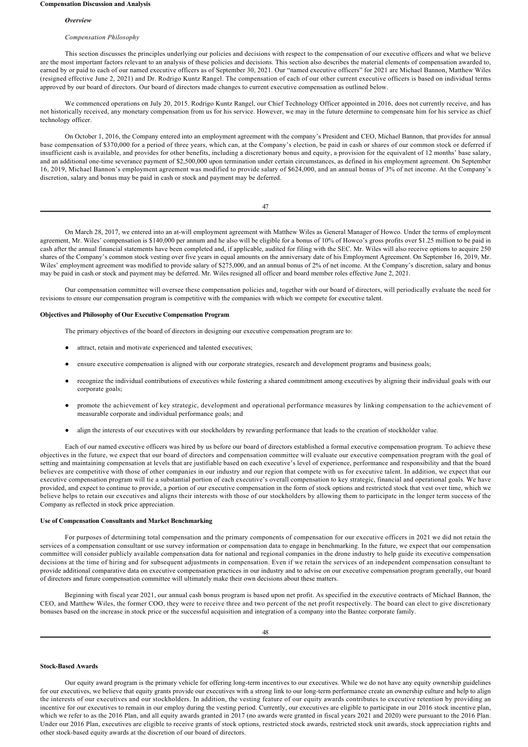## Compensation Discussion and Analysis

### *Overview*

*Compensation Philosophy*

This section discusses the principles underlying our policies and decisions with respect to the compensation of our executive officers and what we believe are the most important factors relevant to an analysis of these policies and decisions. This section also describes the material elements of compensation awarded to, earned by or paid to each of our named executive officers as of September 30, 2021. Our "named executive officers" for 2021 are Michael Bannon, Matthew Wiles (resigned effective June 2, 2021) and Dr. Rodrigo Kuntz Rangel. The compensation of each of our other current executive officers is based on individual terms approved by our board of directors. Our board of directors made changes to current executive compensation as outlined below.

We commenced operations on July 20, 2015. Rodrigo Kuntz Rangel, our Chief Technology Officer appointed in 2016, does not currently receive, and has not historically received, any monetary compensation from us for his service. However, we may in the future determine to compensate him for his service as chief technology officer.

On October 1, 2016, the Company entered into an employment agreement with the company's President and CEO, Michael Bannon, that provides for annual base compensation of $370,000 for a period of three years, which can, at the Company's election, be paid in cash or shares of our common stock or deferred if insufficient cash is available, and provides for other benefits, including a discretionary bonus and equity, a provision for the equivalent of 12 months' base salary, and an additional one-time severance payment of $2,500,000 upon termination under certain circumstances, as defined in his employment agreement. On September 16, 2019, Michael Bannon's employment agreement was modified to provide salary of $624,000, and an annual bonus of 3% of net income. At the Company's discretion, salary and bonus may be paid in cash or stock and payment may be deferred.

On March 28, 2017, we entered into an at-will employment agreement with Matthew Wiles as General Manager of Howco. Under the terms of employment agreement, Mr. Wiles' compensation is $140,000 per annum and he also will be eligible for a bonus of 10% of Howco's gross profits over $1.25 million to be paid in cash after the annual financial statements have been completed and, if applicable, audited for filing with the SEC. Mr. Wiles will also receive options to acquire 250 shares of the Company's common stock vesting over five years in equal amounts on the anniversary date of his Employment Agreement. On September 16, 2019, Mr. Wiles' employment agreement was modified to provide salary of $275,000, and an annual bonus of 2% of net income. At the Company's discretion, salary and bonus may be paid in cash or stock and payment may be deferred. Mr. Wiles resigned all officer and board member roles effective June 2, 2021.

Our compensation committee will oversee these compensation policies and, together with our board of directors, will periodically evaluate the need for revisions to ensure our compensation program is competitive with the companies with which we compete for executive talent.

## Objectives and Philosophy of Our Executive Compensation Program

The primary objectives of the board of directors in designing our executive compensation program are to:

- attract, retain and motivate experienced and talented executives;
- ensure executive compensation is aligned with our corporate strategies, research and development programs and business goals;
- recognize the individual contributions of executives while fostering a shared commitment among executives by aligning their individual goals with our corporate goals;
- promote the achievement of key strategic, development and operational performance measures by linking compensation to the achievement of measurable corporate and individual performance goals; and
- align the interests of our executives with our stockholders by rewarding performance that leads to the creation of stockholder value.

Each of our named executive officers was hired by us before our board of directors established a formal executive compensation program. To achieve these objectives in the future, we expect that our board of directors and compensation committee will evaluate our executive compensation program with the goal of setting and maintaining compensation at levels that are justifiable based on each executive's level of experience, performance and responsibility and that the board believes are competitive with those of other companies in our industry and our region that compete with us for executive talent. In addition, we expect that our executive compensation program will tie a substantial portion of each executive's overall compensation to key strategic, financial and operational goals. We have provided, and expect to continue to provide, a portion of our executive compensation in the form of stock options and restricted stock that vest over time, which we believe helps to retain our executives and aligns their interests with those of our stockholders by allowing them to participate in the longer term success of the Company as reflected in stock price appreciation.

## Use of Compensation Consultants and Market Benchmarking

For purposes of determining total compensation and the primary components of compensation for our executive officers in 2021 we did not retain the services of a compensation consultant or use survey information or compensation data to engage in benchmarking. In the future, we expect that our compensation committee will consider publicly available compensation data for national and regional companies in the drone industry to help guide its executive compensation decisions at the time of hiring and for subsequent adjustments in compensation. Even if we retain the services of an independent compensation consultant to provide additional comparative data on executive compensation practices in our industry and to advise on our executive compensation program generally, our board of directors and future compensation committee will ultimately make their own decisions about these matters.

Beginning with fiscal year 2021, our annual cash bonus program is based upon net profit. As specified in the executive contracts of Michael Bannon, the CEO, and Matthew Wiles, the former COO, they were to receive three and two percent of the net profit respectively. The board can elect to give discretionary bonuses based on the increase in stock price or the successful acquisition and integration of a company into the Bantec corporate family.

## Stock-Based Awards

Our equity award program is the primary vehicle for offering long-term incentives to our executives. While we do not have any equity ownership guidelines for our executives, we believe that equity grants provide our executives with a strong link to our long-term performance create an ownership culture and help to align the interests of our executives and our stockholders. In addition, the vesting feature of our equity awards contributes to executive retention by providing an incentive for our executives to remain in our employ during the vesting period. Currently, our executives are eligible to participate in our 2016 stock incentive plan, which we refer to as the 2016 Plan, and all equity awards granted in 2017 (no awards were granted in fiscal years 2021 and 2020) were pursuant to the 2016 Plan. Under our 2016 Plan, executives are eligible to receive grants of stock options, restricted stock awards, restricted stock unit awards, stock appreciation rights and other stock-based equity awards at the discretion of our board of directors.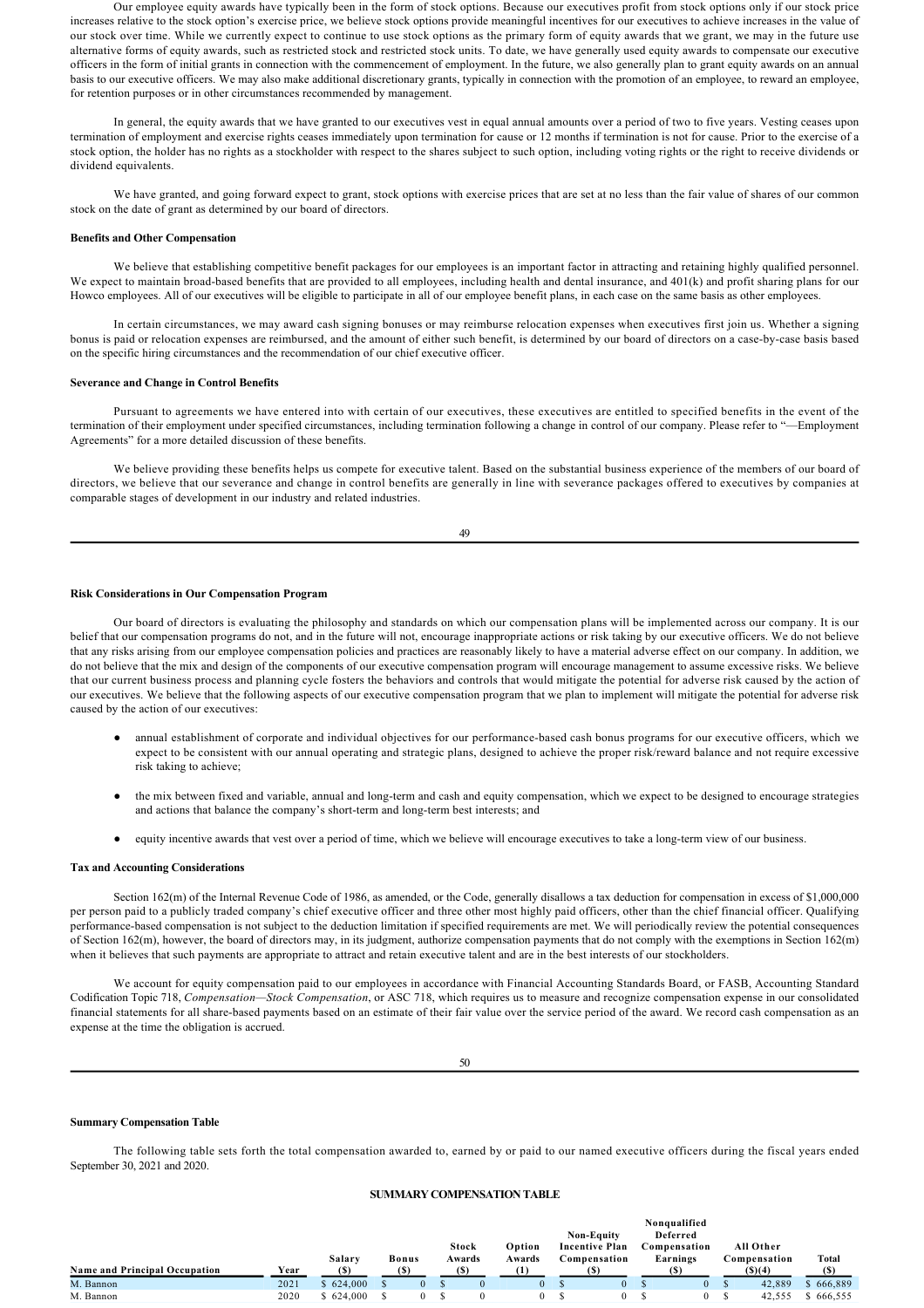Our employee equity awards have typically been in the form of stock options. Because our executives profit from stock options only if our stock price increases relative to the stock option's exercise price, we believe stock options provide meaningful incentives for our executives to achieve increases in the value of our stock over time. While we currently expect to continue to use stock options as the primary form of equity awards that we grant, we may in the future use alternative forms of equity awards, such as restricted stock and restricted stock units. To date, we have generally used equity awards to compensate our executive officers in the form of initial grants in connection with the commencement of employment. In the future, we also generally plan to grant equity awards on an annual basis to our executive officers. We may also make additional discretionary grants, typically in connection with the promotion of an employee, to reward an employee, for retention purposes or in other circumstances recommended by management.

In general, the equity awards that we have granted to our executives vest in equal annual amounts over a period of two to five years. Vesting ceases upon termination of employment and exercise rights ceases immediately upon termination for cause or 12 months if termination is not for cause. Prior to the exercise of a stock option, the holder has no rights as a stockholder with respect to the shares subject to such option, including voting rights or the right to receive dividends or dividend equivalents.

We have granted, and going forward expect to grant, stock options with exercise prices that are set at no less than the fair value of shares of our common stock on the date of grant as determined by our board of directors.

**Benefits and Other Compensation**

We believe that establishing competitive benefit packages for our employees is an important factor in attracting and retaining highly qualified personnel. We expect to maintain broad-based benefits that are provided to all employees, including health and dental insurance, and 401(k) and profit sharing plans for our Howco employees. All of our executives will be eligible to participate in all of our employee benefit plans, in each case on the same basis as other employees.

In certain circumstances, we may award cash signing bonuses or may reimburse relocation expenses when executives first join us. Whether a signing bonus is paid or relocation expenses are reimbursed, and the amount of either such benefit, is determined by our board of directors on a case-by-case basis based on the specific hiring circumstances and the recommendation of our chief executive officer.

**Severance and Change in Control Benefits**

Pursuant to agreements we have entered into with certain of our executives, these executives are entitled to specified benefits in the event of the termination of their employment under specified circumstances, including termination following a change in control of our company. Please refer to "—Employment Agreements" for a more detailed discussion of these benefits.

We believe providing these benefits helps us compete for executive talent. Based on the substantial business experience of the members of our board of directors, we believe that our severance and change in control benefits are generally in line with severance packages offered to executives by companies at comparable stages of development in our industry and related industries.

**Risk Considerations in Our Compensation Program**

Our board of directors is evaluating the philosophy and standards on which our compensation plans will be implemented across our company. It is our belief that our compensation programs do not, and in the future will not, encourage inappropriate actions or risk taking by our executive officers. We do not believe that any risks arising from our employee compensation policies and practices are reasonably likely to have a material adverse effect on our company. In addition, we do not believe that the mix and design of the components of our executive compensation program will encourage management to assume excessive risks. We believe that our current business process and planning cycle fosters the behaviors and controls that would mitigate the potential for adverse risk caused by the action of our executives. We believe that the following aspects of our executive compensation program that we plan to implement will mitigate the potential for adverse risk caused by the action of our executives:

- annual establishment of corporate and individual objectives for our performance-based cash bonus programs for our executive officers, which we expect to be consistent with our annual operating and strategic plans, designed to achieve the proper risk/reward balance and not require excessive risk taking to achieve;
- the mix between fixed and variable, annual and long-term and cash and equity compensation, which we expect to be designed to encourage strategies and actions that balance the company's short-term and long-term best interests; and
- equity incentive awards that vest over a period of time, which we believe will encourage executives to take a long-term view of our business.

**Tax and Accounting Considerations**

Section 162(m) of the Internal Revenue Code of 1986, as amended, or the Code, generally disallows a tax deduction for compensation in excess of $1,000,000 per person paid to a publicly traded company's chief executive officer and three other most highly paid officers, other than the chief financial officer. Qualifying performance-based compensation is not subject to the deduction limitation if specified requirements are met. We will periodically review the potential consequences of Section 162(m), however, the board of directors may, in its judgment, authorize compensation payments that do not comply with the exemptions in Section 162(m) when it believes that such payments are appropriate to attract and retain executive talent and are in the best interests of our stockholders.

We account for equity compensation paid to our employees in accordance with Financial Accounting Standards Board, or FASB, Accounting Standard Codification Topic 718, *Compensation—Stock Compensation*, or ASC 718, which requires us to measure and recognize compensation expense in our consolidated financial statements for all share-based payments based on an estimate of their fair value over the service period of the award. We record cash compensation as an expense at the time the obligation is accrued.

**Summary Compensation Table**

The following table sets forth the total compensation awarded to, earned by or paid to our named executive officers during the fiscal years ended September 30, 2021 and 2020.

**SUMMARY COMPENSATION TABLE**

| Name and Principal Occupation | Year | Salary ($) | Bonus ($) | Stock Awards ($) | Option Awards (1) | Non-Equity Incentive Plan Compensation ($) | Nonqualified Deferred Compensation Earnings ($) | All Other Compensation ($)(4) | Total ($) |
|---|---|---|---|---|---|---|---|---|---|
| M. Bannon | 2021 | $ 624,000 | $ 0 | $ 0 | 0 | $ 0 | $ 0 | $ 42,889 | $ 666,889 |
| M. Bannon | 2020 | $ 624,000 | $ 0 | $ 0 | 0 | $ 0 | $ 0 | $ 42,555 | $ 666,555 |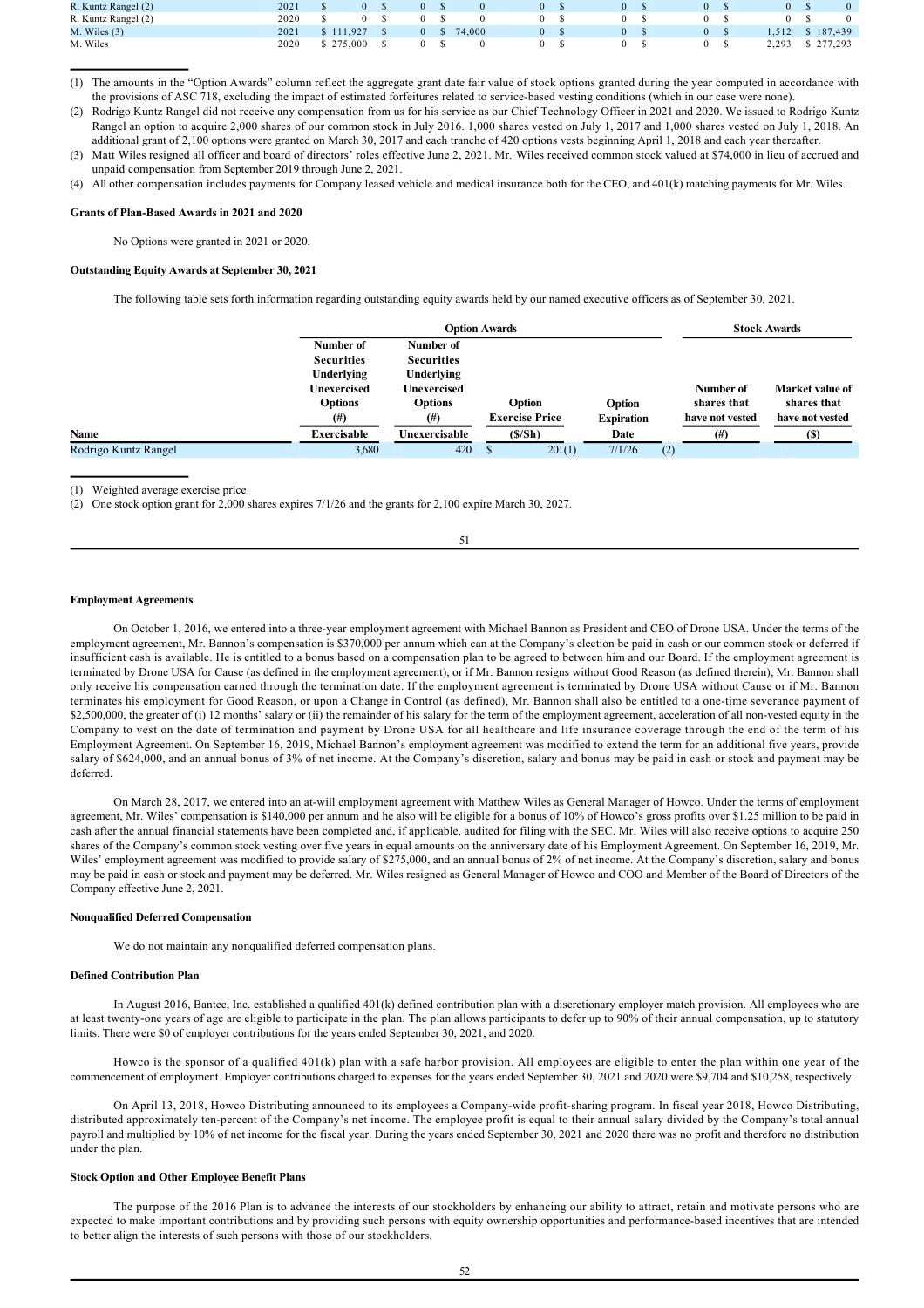| R. Kuntz Rangel (2) | 2021 | $ | 0 | $ | 0 | $ | 0 | 0 | $ | 0 | $ | 0 | $ | 0 | $ | 0 |
|---|---|---|---|---|---|---|---|---|---|---|---|---|---|---|---|---|
| R. Kuntz Rangel (2) | 2020 | $ | 0 | $ | 0 | $ | 0 | 0 | $ | 0 | $ | 0 | $ | 0 | $ | 0 |
| M. Wiles (3) | 2021 | $ | 111,927 | $ | 0 | $ | 74,000 | 0 | $ | 0 | $ | 0 | $ | 1,512 | $ | 187,439 |
| M. Wiles | 2020 | $ | 275,000 | $ | 0 | $ | 0 | 0 | $ | 0 | $ | 0 | $ | 2,293 | $ | 277,293 |

(1) The amounts in the "Option Awards" column reflect the aggregate grant date fair value of stock options granted during the year computed in accordance with the provisions of ASC 718, excluding the impact of estimated forfeitures related to service-based vesting conditions (which in our case were none).

(2) Rodrigo Kuntz Rangel did not receive any compensation from us for his service as our Chief Technology Officer in 2021 and 2020. We issued to Rodrigo Kuntz Rangel an option to acquire 2,000 shares of our common stock in July 2016. 1,000 shares vested on July 1, 2017 and 1,000 shares vested on July 1, 2018. An additional grant of 2,100 options were granted on March 30, 2017 and each tranche of 420 options vests beginning April 1, 2018 and each year thereafter.

(3) Matt Wiles resigned all officer and board of directors' roles effective June 2, 2021. Mr. Wiles received common stock valued at $74,000 in lieu of accrued and unpaid compensation from September 2019 through June 2, 2021.

(4) All other compensation includes payments for Company leased vehicle and medical insurance both for the CEO, and 401(k) matching payments for Mr. Wiles.

**Grants of Plan-Based Awards in 2021 and 2020**

No Options were granted in 2021 or 2020.

**Outstanding Equity Awards at September 30, 2021**

The following table sets forth information regarding outstanding equity awards held by our named executive officers as of September 30, 2021.

| | Option Awards | | | | Stock Awards | |
|---|---|---|---|---|---|---|
| Name | Number of Securities Underlying Unexercised Options (#) Exercisable | Number of Securities Underlying Unexercised Options (#) Unexercisable | Option Exercise Price ($/Sh) | Option Expiration Date | Number of shares that have not vested (#) | Market value of shares that have not vested ($) |
| Rodrigo Kuntz Rangel | 3,680 | 420 | $ 201(1) | 7/1/26 (2) | | |

(1) Weighted average exercise price

(2) One stock option grant for 2,000 shares expires 7/1/26 and the grants for 2,100 expire March 30, 2027.

**Employment Agreements**

On October 1, 2016, we entered into a three-year employment agreement with Michael Bannon as President and CEO of Drone USA. Under the terms of the employment agreement, Mr. Bannon's compensation is $370,000 per annum which can at the Company's election be paid in cash or our common stock or deferred if insufficient cash is available. He is entitled to a bonus based on a compensation plan to be agreed to between him and our Board. If the employment agreement is terminated by Drone USA for Cause (as defined in the employment agreement), or if Mr. Bannon resigns without Good Reason (as defined therein), Mr. Bannon shall only receive his compensation earned through the termination date. If the employment agreement is terminated by Drone USA without Cause or if Mr. Bannon terminates his employment for Good Reason, or upon a Change in Control (as defined), Mr. Bannon shall also be entitled to a one-time severance payment of $2,500,000, the greater of (i) 12 months' salary or (ii) the remainder of his salary for the term of the employment agreement, acceleration of all non-vested equity in the Company to vest on the date of termination and payment by Drone USA for all healthcare and life insurance coverage through the end of the term of his Employment Agreement. On September 16, 2019, Michael Bannon's employment agreement was modified to extend the term for an additional five years, provide salary of $624,000, and an annual bonus of 3% of net income. At the Company's discretion, salary and bonus may be paid in cash or stock and payment may be deferred.

On March 28, 2017, we entered into an at-will employment agreement with Matthew Wiles as General Manager of Howco. Under the terms of employment agreement, Mr. Wiles' compensation is $140,000 per annum and he also will be eligible for a bonus of 10% of Howco's gross profits over $1.25 million to be paid in cash after the annual financial statements have been completed and, if applicable, audited for filing with the SEC. Mr. Wiles will also receive options to acquire 250 shares of the Company's common stock vesting over five years in equal amounts on the anniversary date of his Employment Agreement. On September 16, 2019, Mr. Wiles' employment agreement was modified to provide salary of $275,000, and an annual bonus of 2% of net income. At the Company's discretion, salary and bonus may be paid in cash or stock and payment may be deferred. Mr. Wiles resigned as General Manager of Howco and COO and Member of the Board of Directors of the Company effective June 2, 2021.

**Nonqualified Deferred Compensation**

We do not maintain any nonqualified deferred compensation plans.

**Defined Contribution Plan**

In August 2016, Bantec, Inc. established a qualified 401(k) defined contribution plan with a discretionary employer match provision. All employees who are at least twenty-one years of age are eligible to participate in the plan. The plan allows participants to defer up to 90% of their annual compensation, up to statutory limits. There were $0 of employer contributions for the years ended September 30, 2021, and 2020.

Howco is the sponsor of a qualified 401(k) plan with a safe harbor provision. All employees are eligible to enter the plan within one year of the commencement of employment. Employer contributions charged to expenses for the years ended September 30, 2021 and 2020 were $9,704 and $10,258, respectively.

On April 13, 2018, Howco Distributing announced to its employees a Company-wide profit-sharing program. In fiscal year 2018, Howco Distributing, distributed approximately ten-percent of the Company's net income. The employee profit is equal to their annual salary divided by the Company's total annual payroll and multiplied by 10% of net income for the fiscal year. During the years ended September 30, 2021 and 2020 there was no profit and therefore no distribution under the plan.

**Stock Option and Other Employee Benefit Plans**

The purpose of the 2016 Plan is to advance the interests of our stockholders by enhancing our ability to attract, retain and motivate persons who are expected to make important contributions and by providing such persons with equity ownership opportunities and performance-based incentives that are intended to better align the interests of such persons with those of our stockholders.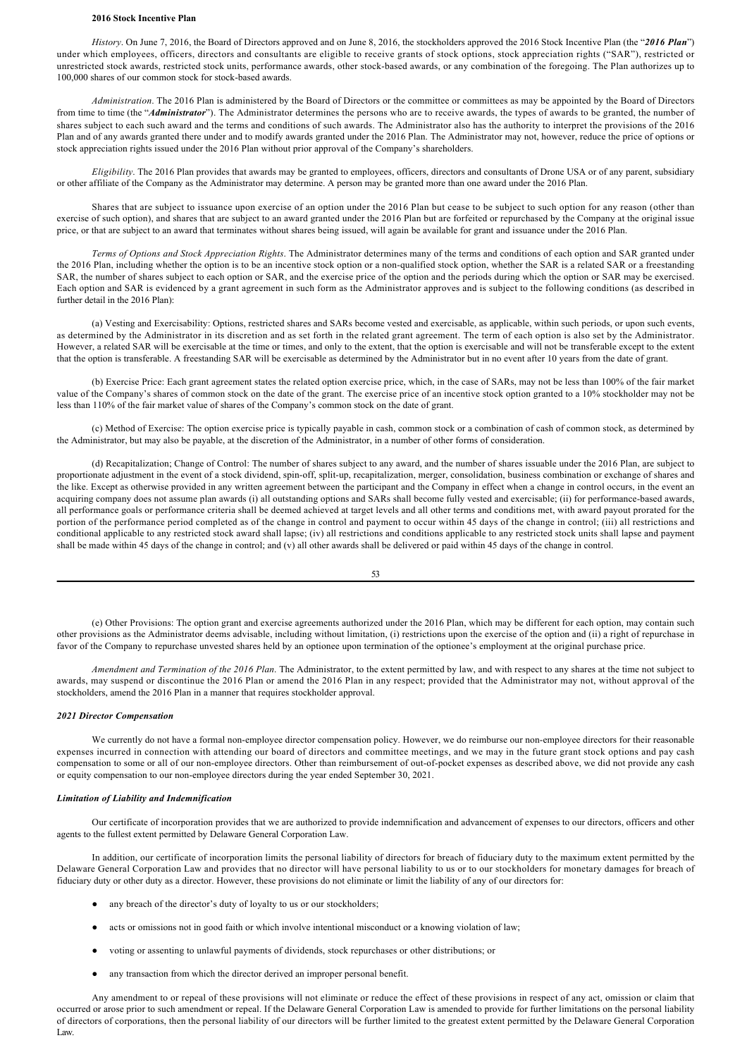**2016 Stock Incentive Plan**

*History*. On June 7, 2016, the Board of Directors approved and on June 8, 2016, the stockholders approved the 2016 Stock Incentive Plan (the "***2016 Plan***") under which employees, officers, directors and consultants are eligible to receive grants of stock options, stock appreciation rights ("SAR"), restricted or unrestricted stock awards, restricted stock units, performance awards, other stock-based awards, or any combination of the foregoing. The Plan authorizes up to 100,000 shares of our common stock for stock-based awards.

*Administration*. The 2016 Plan is administered by the Board of Directors or the committee or committees as may be appointed by the Board of Directors from time to time (the "***Administrator***"). The Administrator determines the persons who are to receive awards, the types of awards to be granted, the number of shares subject to each such award and the terms and conditions of such awards. The Administrator also has the authority to interpret the provisions of the 2016 Plan and of any awards granted there under and to modify awards granted under the 2016 Plan. The Administrator may not, however, reduce the price of options or stock appreciation rights issued under the 2016 Plan without prior approval of the Company's shareholders.

*Eligibility*. The 2016 Plan provides that awards may be granted to employees, officers, directors and consultants of Drone USA or of any parent, subsidiary or other affiliate of the Company as the Administrator may determine. A person may be granted more than one award under the 2016 Plan.

Shares that are subject to issuance upon exercise of an option under the 2016 Plan but cease to be subject to such option for any reason (other than exercise of such option), and shares that are subject to an award granted under the 2016 Plan but are forfeited or repurchased by the Company at the original issue price, or that are subject to an award that terminates without shares being issued, will again be available for grant and issuance under the 2016 Plan.

*Terms of Options and Stock Appreciation Rights*. The Administrator determines many of the terms and conditions of each option and SAR granted under the 2016 Plan, including whether the option is to be an incentive stock option or a non-qualified stock option, whether the SAR is a related SAR or a freestanding SAR, the number of shares subject to each option or SAR, and the exercise price of the option and the periods during which the option or SAR may be exercised. Each option and SAR is evidenced by a grant agreement in such form as the Administrator approves and is subject to the following conditions (as described in further detail in the 2016 Plan):

(a) Vesting and Exercisability: Options, restricted shares and SARs become vested and exercisable, as applicable, within such periods, or upon such events, as determined by the Administrator in its discretion and as set forth in the related grant agreement. The term of each option is also set by the Administrator. However, a related SAR will be exercisable at the time or times, and only to the extent, that the option is exercisable and will not be transferable except to the extent that the option is transferable. A freestanding SAR will be exercisable as determined by the Administrator but in no event after 10 years from the date of grant.

(b) Exercise Price: Each grant agreement states the related option exercise price, which, in the case of SARs, may not be less than 100% of the fair market value of the Company's shares of common stock on the date of the grant. The exercise price of an incentive stock option granted to a 10% stockholder may not be less than 110% of the fair market value of shares of the Company's common stock on the date of grant.

(c) Method of Exercise: The option exercise price is typically payable in cash, common stock or a combination of cash of common stock, as determined by the Administrator, but may also be payable, at the discretion of the Administrator, in a number of other forms of consideration.

(d) Recapitalization; Change of Control: The number of shares subject to any award, and the number of shares issuable under the 2016 Plan, are subject to proportionate adjustment in the event of a stock dividend, spin-off, split-up, recapitalization, merger, consolidation, business combination or exchange of shares and the like. Except as otherwise provided in any written agreement between the participant and the Company in effect when a change in control occurs, in the event an acquiring company does not assume plan awards (i) all outstanding options and SARs shall become fully vested and exercisable; (ii) for performance-based awards, all performance goals or performance criteria shall be deemed achieved at target levels and all other terms and conditions met, with award payout prorated for the portion of the performance period completed as of the change in control and payment to occur within 45 days of the change in control; (iii) all restrictions and conditional applicable to any restricted stock award shall lapse; (iv) all restrictions and conditions applicable to any restricted stock units shall lapse and payment shall be made within 45 days of the change in control; and (v) all other awards shall be delivered or paid within 45 days of the change in control.

(e) Other Provisions: The option grant and exercise agreements authorized under the 2016 Plan, which may be different for each option, may contain such other provisions as the Administrator deems advisable, including without limitation, (i) restrictions upon the exercise of the option and (ii) a right of repurchase in favor of the Company to repurchase unvested shares held by an optionee upon termination of the optionee's employment at the original purchase price.

*Amendment and Termination of the 2016 Plan*. The Administrator, to the extent permitted by law, and with respect to any shares at the time not subject to awards, may suspend or discontinue the 2016 Plan or amend the 2016 Plan in any respect; provided that the Administrator may not, without approval of the stockholders, amend the 2016 Plan in a manner that requires stockholder approval.

***2021 Director Compensation***

We currently do not have a formal non-employee director compensation policy. However, we do reimburse our non-employee directors for their reasonable expenses incurred in connection with attending our board of directors and committee meetings, and we may in the future grant stock options and pay cash compensation to some or all of our non-employee directors. Other than reimbursement of out-of-pocket expenses as described above, we did not provide any cash or equity compensation to our non-employee directors during the year ended September 30, 2021.

***Limitation of Liability and Indemnification***

Our certificate of incorporation provides that we are authorized to provide indemnification and advancement of expenses to our directors, officers and other agents to the fullest extent permitted by Delaware General Corporation Law.

In addition, our certificate of incorporation limits the personal liability of directors for breach of fiduciary duty to the maximum extent permitted by the Delaware General Corporation Law and provides that no director will have personal liability to us or to our stockholders for monetary damages for breach of fiduciary duty or other duty as a director. However, these provisions do not eliminate or limit the liability of any of our directors for:

- any breach of the director's duty of loyalty to us or our stockholders;
- acts or omissions not in good faith or which involve intentional misconduct or a knowing violation of law;
- voting or assenting to unlawful payments of dividends, stock repurchases or other distributions; or
- any transaction from which the director derived an improper personal benefit.

Any amendment to or repeal of these provisions will not eliminate or reduce the effect of these provisions in respect of any act, omission or claim that occurred or arose prior to such amendment or repeal. If the Delaware General Corporation Law is amended to provide for further limitations on the personal liability of directors of corporations, then the personal liability of our directors will be further limited to the greatest extent permitted by the Delaware General Corporation Law.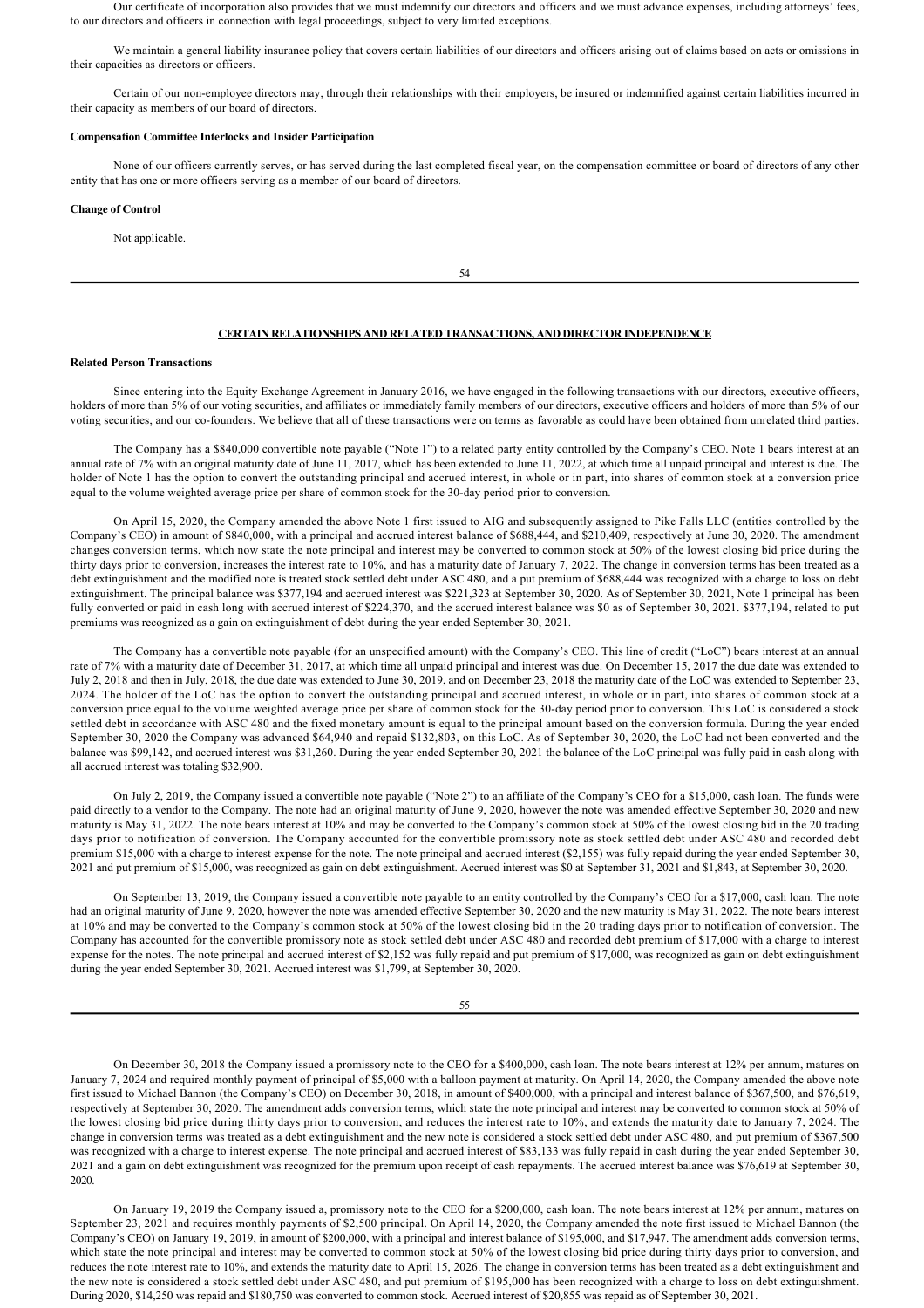Our certificate of incorporation also provides that we must indemnify our directors and officers and we must advance expenses, including attorneys' fees, to our directors and officers in connection with legal proceedings, subject to very limited exceptions.

We maintain a general liability insurance policy that covers certain liabilities of our directors and officers arising out of claims based on acts or omissions in their capacities as directors or officers.

Certain of our non-employee directors may, through their relationships with their employers, be insured or indemnified against certain liabilities incurred in their capacity as members of our board of directors.

**Compensation Committee Interlocks and Insider Participation**

None of our officers currently serves, or has served during the last completed fiscal year, on the compensation committee or board of directors of any other entity that has one or more officers serving as a member of our board of directors.

**Change of Control**

Not applicable.

## CERTAIN RELATIONSHIPS AND RELATED TRANSACTIONS, AND DIRECTOR INDEPENDENCE

**Related Person Transactions**

Since entering into the Equity Exchange Agreement in January 2016, we have engaged in the following transactions with our directors, executive officers, holders of more than 5% of our voting securities, and affiliates or immediately family members of our directors, executive officers and holders of more than 5% of our voting securities, and our co-founders. We believe that all of these transactions were on terms as favorable as could have been obtained from unrelated third parties.

The Company has a $840,000 convertible note payable ("Note 1") to a related party entity controlled by the Company's CEO. Note 1 bears interest at an annual rate of 7% with an original maturity date of June 11, 2017, which has been extended to June 11, 2022, at which time all unpaid principal and interest is due. The holder of Note 1 has the option to convert the outstanding principal and accrued interest, in whole or in part, into shares of common stock at a conversion price equal to the volume weighted average price per share of common stock for the 30-day period prior to conversion.

On April 15, 2020, the Company amended the above Note 1 first issued to AIG and subsequently assigned to Pike Falls LLC (entities controlled by the Company's CEO) in amount of $840,000, with a principal and accrued interest balance of $688,444, and $210,409, respectively at June 30, 2020. The amendment changes conversion terms, which now state the note principal and interest may be converted to common stock at 50% of the lowest closing bid price during the thirty days prior to conversion, increases the interest rate to 10%, and has a maturity date of January 7, 2022. The change in conversion terms has been treated as a debt extinguishment and the modified note is treated stock settled debt under ASC 480, and a put premium of $688,444 was recognized with a charge to loss on debt extinguishment. The principal balance was $377,194 and accrued interest was $221,323 at September 30, 2020. As of September 30, 2021, Note 1 principal has been fully converted or paid in cash long with accrued interest of $224,370, and the accrued interest balance was $0 as of September 30, 2021. $377,194, related to put premiums was recognized as a gain on extinguishment of debt during the year ended September 30, 2021.

The Company has a convertible note payable (for an unspecified amount) with the Company's CEO. This line of credit ("LoC") bears interest at an annual rate of 7% with a maturity date of December 31, 2017, at which time all unpaid principal and interest was due. On December 15, 2017 the due date was extended to July 2, 2018 and then in July, 2018, the due date was extended to June 30, 2019, and on December 23, 2018 the maturity date of the LoC was extended to September 23, 2024. The holder of the LoC has the option to convert the outstanding principal and accrued interest, in whole or in part, into shares of common stock at a conversion price equal to the volume weighted average price per share of common stock for the 30-day period prior to conversion. This LoC is considered a stock settled debt in accordance with ASC 480 and the fixed monetary amount is equal to the principal amount based on the conversion formula. During the year ended September 30, 2020 the Company was advanced $64,940 and repaid $132,803, on this LoC. As of September 30, 2020, the LoC had not been converted and the balance was $99,142, and accrued interest was $31,260. During the year ended September 30, 2021 the balance of the LoC principal was fully paid in cash along with all accrued interest was totaling $32,900.

On July 2, 2019, the Company issued a convertible note payable ("Note 2") to an affiliate of the Company's CEO for a $15,000, cash loan. The funds were paid directly to a vendor to the Company. The note had an original maturity of June 9, 2020, however the note was amended effective September 30, 2020 and new maturity is May 31, 2022. The note bears interest at 10% and may be converted to the Company's common stock at 50% of the lowest closing bid in the 20 trading days prior to notification of conversion. The Company accounted for the convertible promissory note as stock settled debt under ASC 480 and recorded debt premium $15,000 with a charge to interest expense for the note. The note principal and accrued interest ($2,155) was fully repaid during the year ended September 30, 2021 and put premium of $15,000, was recognized as gain on debt extinguishment. Accrued interest was $0 at September 31, 2021 and $1,843, at September 30, 2020.

On September 13, 2019, the Company issued a convertible note payable to an entity controlled by the Company's CEO for a $17,000, cash loan. The note had an original maturity of June 9, 2020, however the note was amended effective September 30, 2020 and the new maturity is May 31, 2022. The note bears interest at 10% and may be converted to the Company's common stock at 50% of the lowest closing bid in the 20 trading days prior to notification of conversion. The Company has accounted for the convertible promissory note as stock settled debt under ASC 480 and recorded debt premium of $17,000 with a charge to interest expense for the notes. The note principal and accrued interest of $2,152 was fully repaid and put premium of $17,000, was recognized as gain on debt extinguishment during the year ended September 30, 2021. Accrued interest was $1,799, at September 30, 2020.

On December 30, 2018 the Company issued a promissory note to the CEO for a $400,000, cash loan. The note bears interest at 12% per annum, matures on January 7, 2024 and required monthly payment of principal of $5,000 with a balloon payment at maturity. On April 14, 2020, the Company amended the above note first issued to Michael Bannon (the Company's CEO) on December 30, 2018, in amount of $400,000, with a principal and interest balance of $367,500, and $76,619, respectively at September 30, 2020. The amendment adds conversion terms, which state the note principal and interest may be converted to common stock at 50% of the lowest closing bid price during thirty days prior to conversion, and reduces the interest rate to 10%, and extends the maturity date to January 7, 2024. The change in conversion terms was treated as a debt extinguishment and the new note is considered a stock settled debt under ASC 480, and put premium of $367,500 was recognized with a charge to interest expense. The note principal and accrued interest of $83,133 was fully repaid in cash during the year ended September 30, 2021 and a gain on debt extinguishment was recognized for the premium upon receipt of cash repayments. The accrued interest balance was $76,619 at September 30, 2020.

On January 19, 2019 the Company issued a, promissory note to the CEO for a $200,000, cash loan. The note bears interest at 12% per annum, matures on September 23, 2021 and requires monthly payments of $2,500 principal. On April 14, 2020, the Company amended the note first issued to Michael Bannon (the Company's CEO) on January 19, 2019, in amount of $200,000, with a principal and interest balance of $195,000, and $17,947. The amendment adds conversion terms, which state the note principal and interest may be converted to common stock at 50% of the lowest closing bid price during thirty days prior to conversion, and reduces the note interest rate to 10%, and extends the maturity date to April 15, 2026. The change in conversion terms has been treated as a debt extinguishment and the new note is considered a stock settled debt under ASC 480, and put premium of $195,000 has been recognized with a charge to loss on debt extinguishment. During 2020, $14,250 was repaid and $180,750 was converted to common stock. Accrued interest of $20,855 was repaid as of September 30, 2021.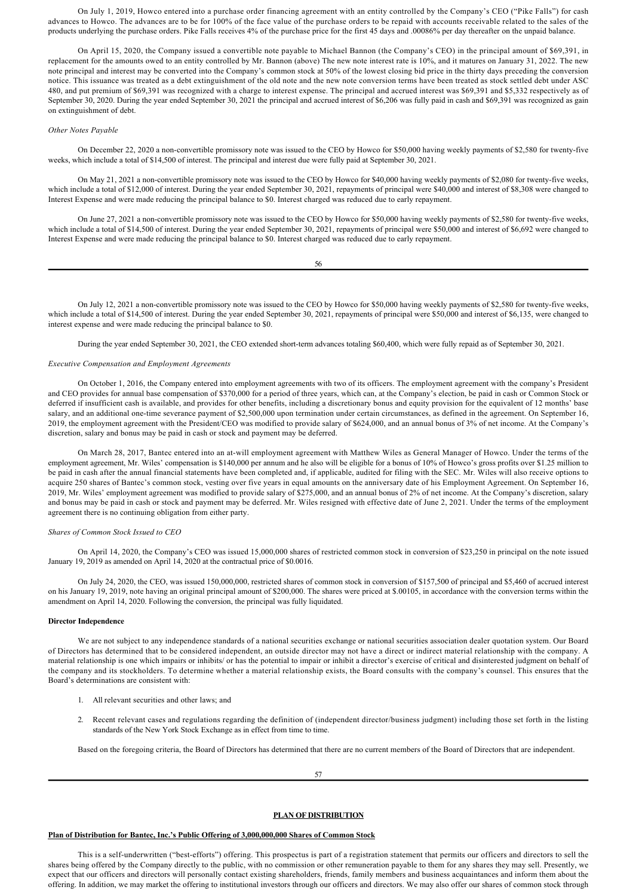On July 1, 2019, Howco entered into a purchase order financing agreement with an entity controlled by the Company's CEO ("Pike Falls") for cash advances to Howco. The advances are to be for 100% of the face value of the purchase orders to be repaid with accounts receivable related to the sales of the products underlying the purchase orders. Pike Falls receives 4% of the purchase price for the first 45 days and .00086% per day thereafter on the unpaid balance.

On April 15, 2020, the Company issued a convertible note payable to Michael Bannon (the Company's CEO) in the principal amount of $69,391, in replacement for the amounts owed to an entity controlled by Mr. Bannon (above) The new note interest rate is 10%, and it matures on January 31, 2022. The new note principal and interest may be converted into the Company's common stock at 50% of the lowest closing bid price in the thirty days preceding the conversion notice. This issuance was treated as a debt extinguishment of the old note and the new note conversion terms have been treated as stock settled debt under ASC 480, and put premium of $69,391 was recognized with a charge to interest expense. The principal and accrued interest was $69,391 and $5,332 respectively as of September 30, 2020. During the year ended September 30, 2021 the principal and accrued interest of $6,206 was fully paid in cash and $69,391 was recognized as gain on extinguishment of debt.

*Other Notes Payable*

On December 22, 2020 a non-convertible promissory note was issued to the CEO by Howco for $50,000 having weekly payments of $2,580 for twenty-five weeks, which include a total of $14,500 of interest. The principal and interest due were fully paid at September 30, 2021.

On May 21, 2021 a non-convertible promissory note was issued to the CEO by Howco for $40,000 having weekly payments of $2,080 for twenty-five weeks, which include a total of $12,000 of interest. During the year ended September 30, 2021, repayments of principal were $40,000 and interest of $8,308 were changed to Interest Expense and were made reducing the principal balance to $0. Interest charged was reduced due to early repayment.

On June 27, 2021 a non-convertible promissory note was issued to the CEO by Howco for $50,000 having weekly payments of $2,580 for twenty-five weeks, which include a total of $14,500 of interest. During the year ended September 30, 2021, repayments of principal were $50,000 and interest of $6,692 were changed to Interest Expense and were made reducing the principal balance to $0. Interest charged was reduced due to early repayment.

On July 12, 2021 a non-convertible promissory note was issued to the CEO by Howco for $50,000 having weekly payments of $2,580 for twenty-five weeks, which include a total of $14,500 of interest. During the year ended September 30, 2021, repayments of principal were $50,000 and interest of $6,135, were changed to interest expense and were made reducing the principal balance to $0.

During the year ended September 30, 2021, the CEO extended short-term advances totaling $60,400, which were fully repaid as of September 30, 2021.

*Executive Compensation and Employment Agreements*

On October 1, 2016, the Company entered into employment agreements with two of its officers. The employment agreement with the company's President and CEO provides for annual base compensation of $370,000 for a period of three years, which can, at the Company's election, be paid in cash or Common Stock or deferred if insufficient cash is available, and provides for other benefits, including a discretionary bonus and equity provision for the equivalent of 12 months' base salary, and an additional one-time severance payment of $2,500,000 upon termination under certain circumstances, as defined in the agreement. On September 16, 2019, the employment agreement with the President/CEO was modified to provide salary of $624,000, and an annual bonus of 3% of net income. At the Company's discretion, salary and bonus may be paid in cash or stock and payment may be deferred.

On March 28, 2017, Bantec entered into an at-will employment agreement with Matthew Wiles as General Manager of Howco. Under the terms of the employment agreement, Mr. Wiles' compensation is $140,000 per annum and he also will be eligible for a bonus of 10% of Howco's gross profits over $1.25 million to be paid in cash after the annual financial statements have been completed and, if applicable, audited for filing with the SEC. Mr. Wiles will also receive options to acquire 250 shares of Bantec's common stock, vesting over five years in equal amounts on the anniversary date of his Employment Agreement. On September 16, 2019, Mr. Wiles' employment agreement was modified to provide salary of $275,000, and an annual bonus of 2% of net income. At the Company's discretion, salary and bonus may be paid in cash or stock and payment may be deferred. Mr. Wiles resigned with effective date of June 2, 2021. Under the terms of the employment agreement there is no continuing obligation from either party.

*Shares of Common Stock Issued to CEO*

On April 14, 2020, the Company's CEO was issued 15,000,000 shares of restricted common stock in conversion of $23,250 in principal on the note issued January 19, 2019 as amended on April 14, 2020 at the contractual price of $0.0016.

On July 24, 2020, the CEO, was issued 150,000,000, restricted shares of common stock in conversion of $157,500 of principal and $5,460 of accrued interest on his January 19, 2019, note having an original principal amount of $200,000. The shares were priced at $.00105, in accordance with the conversion terms within the amendment on April 14, 2020. Following the conversion, the principal was fully liquidated.

**Director Independence**

We are not subject to any independence standards of a national securities exchange or national securities association dealer quotation system. Our Board of Directors has determined that to be considered independent, an outside director may not have a direct or indirect material relationship with the company. A material relationship is one which impairs or inhibits/ or has the potential to impair or inhibit a director's exercise of critical and disinterested judgment on behalf of the company and its stockholders. To determine whether a material relationship exists, the Board consults with the company's counsel. This ensures that the Board's determinations are consistent with:

1. All relevant securities and other laws; and
2. Recent relevant cases and regulations regarding the definition of (independent director/business judgment) including those set forth in the listing standards of the New York Stock Exchange as in effect from time to time.

Based on the foregoing criteria, the Board of Directors has determined that there are no current members of the Board of Directors that are independent.

## PLAN OF DISTRIBUTION

**Plan of Distribution for Bantec, Inc.'s Public Offering of 3,000,000,000 Shares of Common Stock**

This is a self-underwritten ("best-efforts") offering. This prospectus is part of a registration statement that permits our officers and directors to sell the shares being offered by the Company directly to the public, with no commission or other remuneration payable to them for any shares they may sell. Presently, we expect that our officers and directors will personally contact existing shareholders, friends, family members and business acquaintances and inform them about the offering. In addition, we may market the offering to institutional investors through our officers and directors. We may also offer our shares of common stock through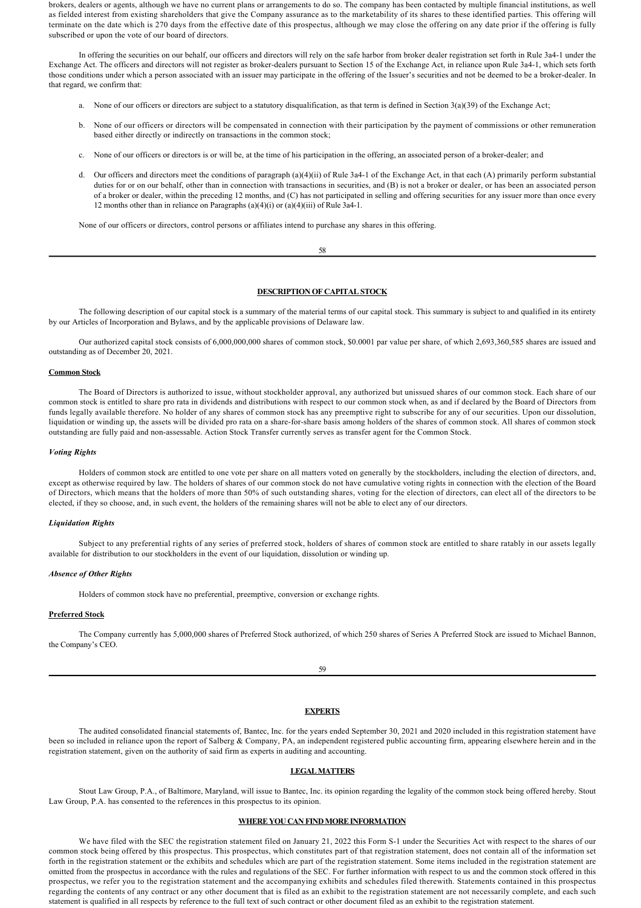brokers, dealers or agents, although we have no current plans or arrangements to do so. The company has been contacted by multiple financial institutions, as well as fielded interest from existing shareholders that give the Company assurance as to the marketability of its shares to these identified parties. This offering will terminate on the date which is 270 days from the effective date of this prospectus, although we may close the offering on any date prior if the offering is fully subscribed or upon the vote of our board of directors.

In offering the securities on our behalf, our officers and directors will rely on the safe harbor from broker dealer registration set forth in Rule 3a4-1 under the Exchange Act. The officers and directors will not register as broker-dealers pursuant to Section 15 of the Exchange Act, in reliance upon Rule 3a4-1, which sets forth those conditions under which a person associated with an issuer may participate in the offering of the Issuer's securities and not be deemed to be a broker-dealer. In that regard, we confirm that:

a. None of our officers or directors are subject to a statutory disqualification, as that term is defined in Section 3(a)(39) of the Exchange Act;

b. None of our officers or directors will be compensated in connection with their participation by the payment of commissions or other remuneration based either directly or indirectly on transactions in the common stock;

c. None of our officers or directors is or will be, at the time of his participation in the offering, an associated person of a broker-dealer; and

d. Our officers and directors meet the conditions of paragraph (a)(4)(ii) of Rule 3a4-1 of the Exchange Act, in that each (A) primarily perform substantial duties for or on our behalf, other than in connection with transactions in securities, and (B) is not a broker or dealer, or has been an associated person of a broker or dealer, within the preceding 12 months, and (C) has not participated in selling and offering securities for any issuer more than once every 12 months other than in reliance on Paragraphs (a)(4)(i) or (a)(4)(iii) of Rule 3a4-1.

None of our officers or directors, control persons or affiliates intend to purchase any shares in this offering.

## DESCRIPTION OF CAPITAL STOCK

The following description of our capital stock is a summary of the material terms of our capital stock. This summary is subject to and qualified in its entirety by our Articles of Incorporation and Bylaws, and by the applicable provisions of Delaware law.

Our authorized capital stock consists of 6,000,000,000 shares of common stock, $0.0001 par value per share, of which 2,693,360,585 shares are issued and outstanding as of December 20, 2021.

### Common Stock

The Board of Directors is authorized to issue, without stockholder approval, any authorized but unissued shares of our common stock. Each share of our common stock is entitled to share pro rata in dividends and distributions with respect to our common stock when, as and if declared by the Board of Directors from funds legally available therefore. No holder of any shares of common stock has any preemptive right to subscribe for any of our securities. Upon our dissolution, liquidation or winding up, the assets will be divided pro rata on a share-for-share basis among holders of the shares of common stock. All shares of common stock outstanding are fully paid and non-assessable. Action Stock Transfer currently serves as transfer agent for the Common Stock.

#### *Voting Rights*

Holders of common stock are entitled to one vote per share on all matters voted on generally by the stockholders, including the election of directors, and, except as otherwise required by law. The holders of shares of our common stock do not have cumulative voting rights in connection with the election of the Board of Directors, which means that the holders of more than 50% of such outstanding shares, voting for the election of directors, can elect all of the directors to be elected, if they so choose, and, in such event, the holders of the remaining shares will not be able to elect any of our directors.

#### *Liquidation Rights*

Subject to any preferential rights of any series of preferred stock, holders of shares of common stock are entitled to share ratably in our assets legally available for distribution to our stockholders in the event of our liquidation, dissolution or winding up.

#### *Absence of Other Rights*

Holders of common stock have no preferential, preemptive, conversion or exchange rights.

### Preferred Stock

The Company currently has 5,000,000 shares of Preferred Stock authorized, of which 250 shares of Series A Preferred Stock are issued to Michael Bannon, the Company's CEO.

## EXPERTS

The audited consolidated financial statements of, Bantec, Inc. for the years ended September 30, 2021 and 2020 included in this registration statement have been so included in reliance upon the report of Salberg & Company, PA, an independent registered public accounting firm, appearing elsewhere herein and in the registration statement, given on the authority of said firm as experts in auditing and accounting.

## LEGAL MATTERS

Stout Law Group, P.A., of Baltimore, Maryland, will issue to Bantec, Inc. its opinion regarding the legality of the common stock being offered hereby. Stout Law Group, P.A. has consented to the references in this prospectus to its opinion.

## WHERE YOU CAN FIND MORE INFORMATION

We have filed with the SEC the registration statement filed on January 21, 2022 this Form S-1 under the Securities Act with respect to the shares of our common stock being offered by this prospectus. This prospectus, which constitutes part of that registration statement, does not contain all of the information set forth in the registration statement or the exhibits and schedules which are part of the registration statement. Some items included in the registration statement are omitted from the prospectus in accordance with the rules and regulations of the SEC. For further information with respect to us and the common stock offered in this prospectus, we refer you to the registration statement and the accompanying exhibits and schedules filed therewith. Statements contained in this prospectus regarding the contents of any contract or any other document that is filed as an exhibit to the registration statement are not necessarily complete, and each such statement is qualified in all respects by reference to the full text of such contract or other document filed as an exhibit to the registration statement.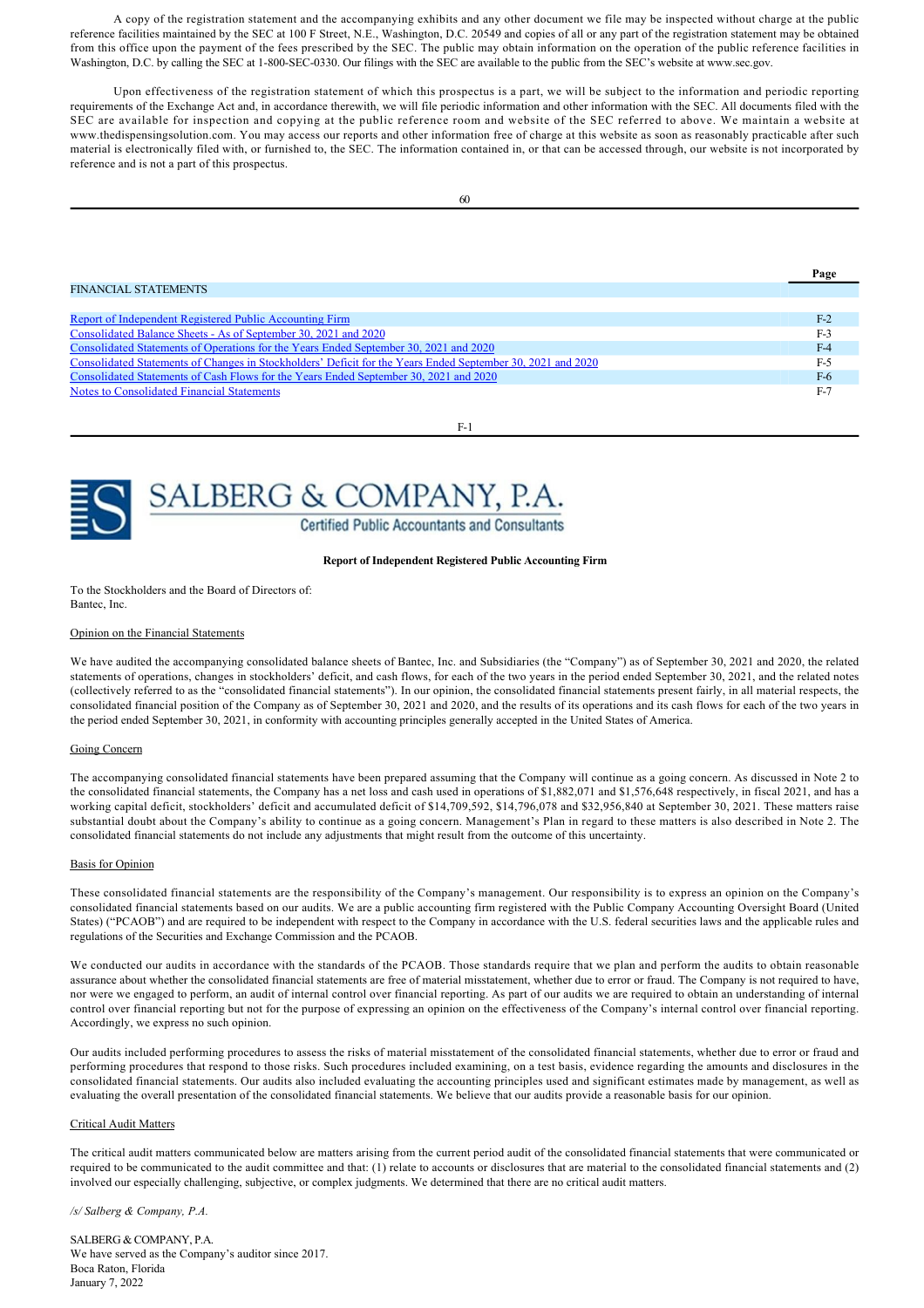A copy of the registration statement and the accompanying exhibits and any other document we file may be inspected without charge at the public reference facilities maintained by the SEC at 100 F Street, N.E., Washington, D.C. 20549 and copies of all or any part of the registration statement may be obtained from this office upon the payment of the fees prescribed by the SEC. The public may obtain information on the operation of the public reference facilities in Washington, D.C. by calling the SEC at 1-800-SEC-0330. Our filings with the SEC are available to the public from the SEC's website at www.sec.gov.

Upon effectiveness of the registration statement of which this prospectus is a part, we will be subject to the information and periodic reporting requirements of the Exchange Act and, in accordance therewith, we will file periodic information and other information with the SEC. All documents filed with the SEC are available for inspection and copying at the public reference room and website of the SEC referred to above. We maintain a website at www.thedispensingsolution.com. You may access our reports and other information free of charge at this website as soon as reasonably practicable after such material is electronically filed with, or furnished to, the SEC. The information contained in, or that can be accessed through, our website is not incorporated by reference and is not a part of this prospectus.

| FINANCIAL STATEMENTS | Page |
| --- | --- |
| Report of Independent Registered Public Accounting Firm | F-2 |
| Consolidated Balance Sheets - As of September 30, 2021 and 2020 | F-3 |
| Consolidated Statements of Operations for the Years Ended September 30, 2021 and 2020 | F-4 |
| Consolidated Statements of Changes in Stockholders' Deficit for the Years Ended September 30, 2021 and 2020 | F-5 |
| Consolidated Statements of Cash Flows for the Years Ended September 30, 2021 and 2020 | F-6 |
| Notes to Consolidated Financial Statements | F-7 |

SALBERG & COMPANY, P.A.
Certified Public Accountants and Consultants

**Report of Independent Registered Public Accounting Firm**

To the Stockholders and the Board of Directors of:
Bantec, Inc.

Opinion on the Financial Statements

We have audited the accompanying consolidated balance sheets of Bantec, Inc. and Subsidiaries (the "Company") as of September 30, 2021 and 2020, the related statements of operations, changes in stockholders' deficit, and cash flows, for each of the two years in the period ended September 30, 2021, and the related notes (collectively referred to as the "consolidated financial statements"). In our opinion, the consolidated financial statements present fairly, in all material respects, the consolidated financial position of the Company as of September 30, 2021 and 2020, and the results of its operations and its cash flows for each of the two years in the period ended September 30, 2021, in conformity with accounting principles generally accepted in the United States of America.

Going Concern

The accompanying consolidated financial statements have been prepared assuming that the Company will continue as a going concern. As discussed in Note 2 to the consolidated financial statements, the Company has a net loss and cash used in operations of $1,882,071 and $1,576,648 respectively, in fiscal 2021, and has a working capital deficit, stockholders' deficit and accumulated deficit of $14,709,592, $14,796,078 and $32,956,840 at September 30, 2021. These matters raise substantial doubt about the Company's ability to continue as a going concern. Management's Plan in regard to these matters is also described in Note 2. The consolidated financial statements do not include any adjustments that might result from the outcome of this uncertainty.

Basis for Opinion

These consolidated financial statements are the responsibility of the Company's management. Our responsibility is to express an opinion on the Company's consolidated financial statements based on our audits. We are a public accounting firm registered with the Public Company Accounting Oversight Board (United States) ("PCAOB") and are required to be independent with respect to the Company in accordance with the U.S. federal securities laws and the applicable rules and regulations of the Securities and Exchange Commission and the PCAOB.

We conducted our audits in accordance with the standards of the PCAOB. Those standards require that we plan and perform the audits to obtain reasonable assurance about whether the consolidated financial statements are free of material misstatement, whether due to error or fraud. The Company is not required to have, nor were we engaged to perform, an audit of internal control over financial reporting. As part of our audits we are required to obtain an understanding of internal control over financial reporting but not for the purpose of expressing an opinion on the effectiveness of the Company's internal control over financial reporting. Accordingly, we express no such opinion.

Our audits included performing procedures to assess the risks of material misstatement of the consolidated financial statements, whether due to error or fraud and performing procedures that respond to those risks. Such procedures included examining, on a test basis, evidence regarding the amounts and disclosures in the consolidated financial statements. Our audits also included evaluating the accounting principles used and significant estimates made by management, as well as evaluating the overall presentation of the consolidated financial statements. We believe that our audits provide a reasonable basis for our opinion.

Critical Audit Matters

The critical audit matters communicated below are matters arising from the current period audit of the consolidated financial statements that were communicated or required to be communicated to the audit committee and that: (1) relate to accounts or disclosures that are material to the consolidated financial statements and (2) involved our especially challenging, subjective, or complex judgments. We determined that there are no critical audit matters.

*/s/ Salberg & Company, P.A.*

SALBERG & COMPANY, P.A.
We have served as the Company's auditor since 2017.
Boca Raton, Florida
January 7, 2022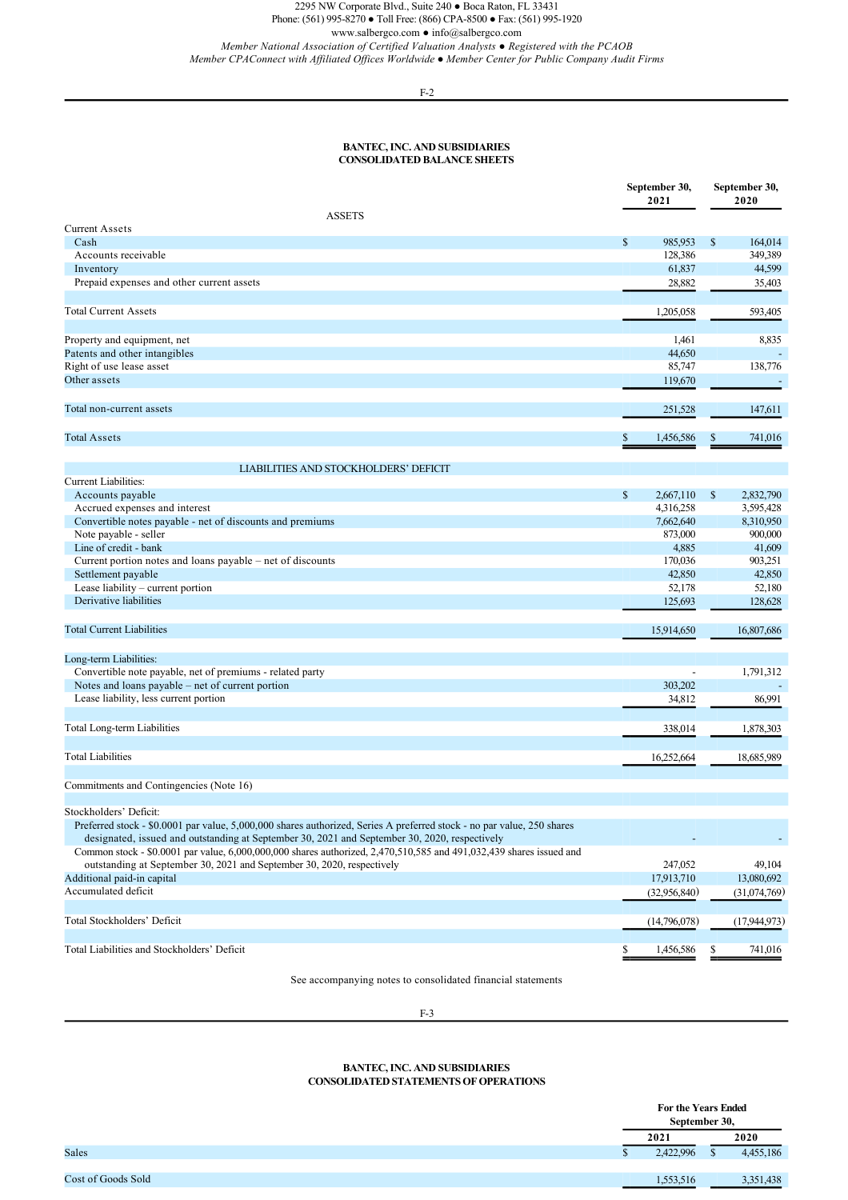2295 NW Corporate Blvd., Suite 240 ● Boca Raton, FL 33431
Phone: (561) 995-8270 ● Toll Free: (866) CPA-8500 ● Fax: (561) 995-1920
www.salbergco.com ● info@salbergco.com
*Member National Association of Certified Valuation Analysts ● Registered with the PCAOB*
*Member CPAConnect with Affiliated Offices Worldwide ● Member Center for Public Company Audit Firms*

**BANTEC, INC. AND SUBSIDIARIES**
**CONSOLIDATED BALANCE SHEETS**

| | September 30, 2021 | September 30, 2020 |
|---|---|---|
| **ASSETS** | | |
| Current Assets | | |
| Cash | $ 985,953 | $ 164,014 |
| Accounts receivable | 128,386 | 349,389 |
| Inventory | 61,837 | 44,599 |
| Prepaid expenses and other current assets | 28,882 | 35,403 |
| Total Current Assets | 1,205,058 | 593,405 |
| Property and equipment, net | 1,461 | 8,835 |
| Patents and other intangibles | 44,650 | - |
| Right of use lease asset | 85,747 | 138,776 |
| Other assets | 119,670 | - |
| Total non-current assets | 251,528 | 147,611 |
| Total Assets | $ 1,456,586 | $ 741,016 |
| **LIABILITIES AND STOCKHOLDERS' DEFICIT** | | |
| Current Liabilities: | | |
| Accounts payable | $ 2,667,110 | $ 2,832,790 |
| Accrued expenses and interest | 4,316,258 | 3,595,428 |
| Convertible notes payable - net of discounts and premiums | 7,662,640 | 8,310,950 |
| Note payable - seller | 873,000 | 900,000 |
| Line of credit - bank | 4,885 | 41,609 |
| Current portion notes and loans payable – net of discounts | 170,036 | 903,251 |
| Settlement payable | 42,850 | 42,850 |
| Lease liability – current portion | 52,178 | 52,180 |
| Derivative liabilities | 125,693 | 128,628 |
| Total Current Liabilities | 15,914,650 | 16,807,686 |
| Long-term Liabilities: | | |
| Convertible note payable, net of premiums - related party | - | 1,791,312 |
| Notes and loans payable – net of current portion | 303,202 | - |
| Lease liability, less current portion | 34,812 | 86,991 |
| Total Long-term Liabilities | 338,014 | 1,878,303 |
| Total Liabilities | 16,252,664 | 18,685,989 |
| Commitments and Contingencies (Note 16) | | |
| Stockholders' Deficit: | | |
| Preferred stock - $0.0001 par value, 5,000,000 shares authorized, Series A preferred stock - no par value, 250 shares designated, issued and outstanding at September 30, 2021 and September 30, 2020, respectively | - | - |
| Common stock - $0.0001 par value, 6,000,000,000 shares authorized, 2,470,510,585 and 491,032,439 shares issued and outstanding at September 30, 2021 and September 30, 2020, respectively | 247,052 | 49,104 |
| Additional paid-in capital | 17,913,710 | 13,080,692 |
| Accumulated deficit | (32,956,840) | (31,074,769) |
| Total Stockholders' Deficit | (14,796,078) | (17,944,973) |
| Total Liabilities and Stockholders' Deficit | $ 1,456,586 | $ 741,016 |

See accompanying notes to consolidated financial statements

**BANTEC, INC. AND SUBSIDIARIES**
**CONSOLIDATED STATEMENTS OF OPERATIONS**

| | For the Years Ended September 30, 2021 | 2020 |
|---|---|---|
| Sales | $ 2,422,996 | $ 4,455,186 |
| Cost of Goods Sold | 1,553,516 | 3,351,438 |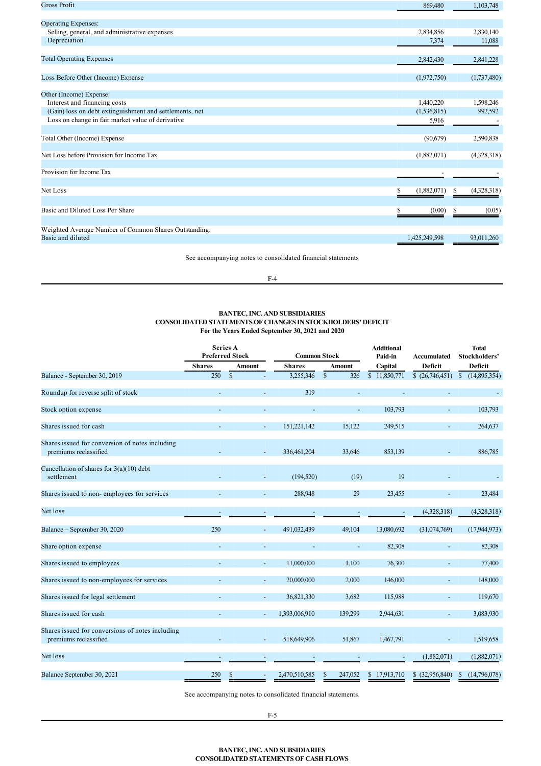| | | |
|---|---|---|
| Gross Profit | 869,480 | 1,103,748 |
| | | |
| Operating Expenses: | | |
| Selling, general, and administrative expenses | 2,834,856 | 2,830,140 |
| Depreciation | 7,374 | 11,088 |
| | | |
| Total Operating Expenses | 2,842,430 | 2,841,228 |
| | | |
| Loss Before Other (Income) Expense | (1,972,750) | (1,737,480) |
| | | |
| Other (Income) Expense: | | |
| Interest and financing costs | 1,440,220 | 1,598,246 |
| (Gain) loss on debt extinguishment and settlements, net | (1,536,815) | 992,592 |
| Loss on change in fair market value of derivative | 5,916 | - |
| | | |
| Total Other (Income) Expense | (90,679) | 2,590,838 |
| | | |
| Net Loss before Provision for Income Tax | (1,882,071) | (4,328,318) |
| | | |
| Provision for Income Tax | - | - |
| | | |
| Net Loss | $ (1,882,071) | $ (4,328,318) |
| | | |
| Basic and Diluted Loss Per Share | $ (0.00) | $ (0.05) |
| | | |
| Weighted Average Number of Common Shares Outstanding: | | |
| Basic and diluted | 1,425,249,598 | 93,011,260 |

See accompanying notes to consolidated financial statements

## BANTEC, INC. AND SUBSIDIARIES
## CONSOLIDATED STATEMENTS OF CHANGES IN STOCKHOLDERS' DEFICIT
### For the Years Ended September 30, 2021 and 2020

| | Series A Preferred Stock | | Common Stock | | Additional Paid-in Capital | Accumulated Deficit | Total Stockholders' Deficit |
|---|---|---|---|---|---|---|---|
| | Shares | Amount | Shares | Amount | | | |
| Balance - September 30, 2019 | 250 | $ - | 3,255,346 | $ 326 | $ 11,850,771 | $ (26,746,451) | $ (14,895,354) |
| Roundup for reverse split of stock | - | - | 319 | - | - | - | - |
| Stock option expense | - | - | - | - | 103,793 | - | 103,793 |
| Shares issued for cash | - | - | 151,221,142 | 15,122 | 249,515 | - | 264,637 |
| Shares issued for conversion of notes including premiums reclassified | - | - | 336,461,204 | 33,646 | 853,139 | - | 886,785 |
| Cancellation of shares for 3(a)(10) debt settlement | - | - | (194,520) | (19) | 19 | - | - |
| Shares issued to non- employees for services | - | - | 288,948 | 29 | 23,455 | - | 23,484 |
| Net loss | - | - | - | - | - | (4,328,318) | (4,328,318) |
| Balance – September 30, 2020 | 250 | - | 491,032,439 | 49,104 | 13,080,692 | (31,074,769) | (17,944,973) |
| Share option expense | - | - | - | - | 82,308 | - | 82,308 |
| Shares issued to employees | - | - | 11,000,000 | 1,100 | 76,300 | - | 77,400 |
| Shares issued to non-employees for services | - | - | 20,000,000 | 2,000 | 146,000 | - | 148,000 |
| Shares issued for legal settlement | - | - | 36,821,330 | 3,682 | 115,988 | - | 119,670 |
| Shares issued for cash | - | - | 1,393,006,910 | 139,299 | 2,944,631 | - | 3,083,930 |
| Shares issued for conversions of notes including premiums reclassified | - | - | 518,649,906 | 51,867 | 1,467,791 | - | 1,519,658 |
| Net loss | - | - | - | - | - | (1,882,071) | (1,882,071) |
| Balance September 30, 2021 | 250 | $ - | 2,470,510,585 | $ 247,052 | $ 17,913,710 | $ (32,956,840) | $ (14,796,078) |

See accompanying notes to consolidated financial statements.

## BANTEC, INC. AND SUBSIDIARIES
## CONSOLIDATED STATEMENTS OF CASH FLOWS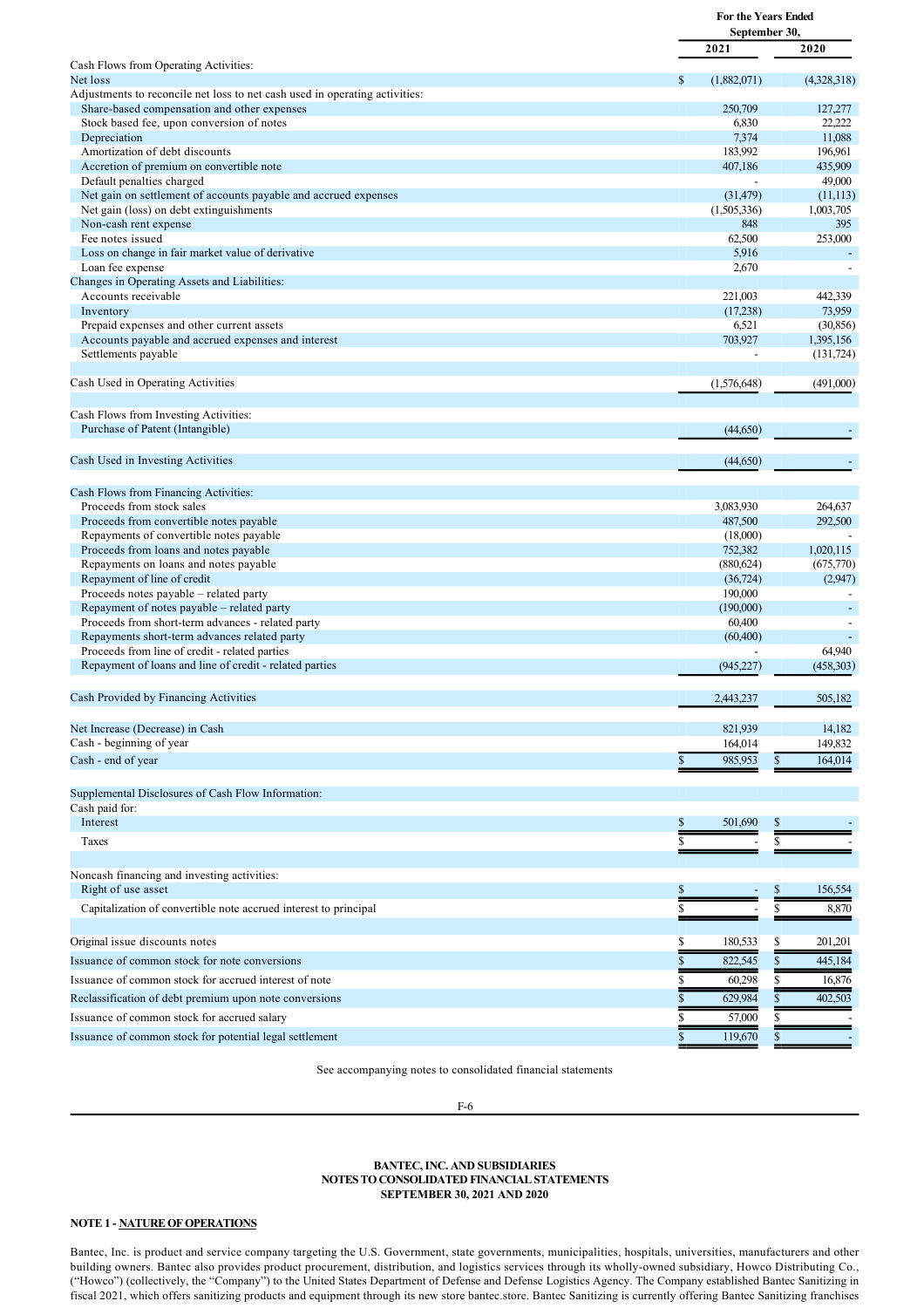| | For the Years Ended September 30, | |
|---|---|---|
| | 2021 | 2020 |
| Cash Flows from Operating Activities: | | |
| Net loss | $ (1,882,071) | (4,328,318) |
| Adjustments to reconcile net loss to net cash used in operating activities: | | |
| Share-based compensation and other expenses | 250,709 | 127,277 |
| Stock based fee, upon conversion of notes | 6,830 | 22,222 |
| Depreciation | 7,374 | 11,088 |
| Amortization of debt discounts | 183,992 | 196,961 |
| Accretion of premium on convertible note | 407,186 | 435,909 |
| Default penalties charged | - | 49,000 |
| Net gain on settlement of accounts payable and accrued expenses | (31,479) | (11,113) |
| Net gain (loss) on debt extinguishments | (1,505,336) | 1,003,705 |
| Non-cash rent expense | 848 | 395 |
| Fee notes issued | 62,500 | 253,000 |
| Loss on change in fair market value of derivative | 5,916 | - |
| Loan fee expense | 2,670 | - |
| Changes in Operating Assets and Liabilities: | | |
| Accounts receivable | 221,003 | 442,339 |
| Inventory | (17,238) | 73,959 |
| Prepaid expenses and other current assets | 6,521 | (30,856) |
| Accounts payable and accrued expenses and interest | 703,927 | 1,395,156 |
| Settlements payable | - | (131,724) |
| Cash Used in Operating Activities | (1,576,648) | (491,000) |
| Cash Flows from Investing Activities: | | |
| Purchase of Patent (Intangible) | (44,650) | - |
| Cash Used in Investing Activities | (44,650) | - |
| Cash Flows from Financing Activities: | | |
| Proceeds from stock sales | 3,083,930 | 264,637 |
| Proceeds from convertible notes payable | 487,500 | 292,500 |
| Repayments of convertible notes payable | (18,000) | - |
| Proceeds from loans and notes payable | 752,382 | 1,020,115 |
| Repayments on loans and notes payable | (880,624) | (675,770) |
| Repayment of line of credit | (36,724) | (2,947) |
| Proceeds notes payable – related party | 190,000 | - |
| Repayment of notes payable – related party | (190,000) | - |
| Proceeds from short-term advances - related party | 60,400 | - |
| Repayments short-term advances related party | (60,400) | - |
| Proceeds from line of credit - related parties | - | 64,940 |
| Repayment of loans and line of credit - related parties | (945,227) | (458,303) |
| Cash Provided by Financing Activities | 2,443,237 | 505,182 |
| Net Increase (Decrease) in Cash | 821,939 | 14,182 |
| Cash - beginning of year | 164,014 | 149,832 |
| Cash - end of year | $ 985,953 | $ 164,014 |
| Supplemental Disclosures of Cash Flow Information: | | |
| Cash paid for: | | |
| Interest | $ 501,690 | $ - |
| Taxes | $ - | $ - |
| Noncash financing and investing activities: | | |
| Right of use asset | $ - | $ 156,554 |
| Capitalization of convertible note accrued interest to principal | $ - | $ 8,870 |
| Original issue discounts notes | $ 180,533 | $ 201,201 |
| Issuance of common stock for note conversions | $ 822,545 | $ 445,184 |
| Issuance of common stock for accrued interest of note | $ 60,298 | $ 16,876 |
| Reclassification of debt premium upon note conversions | $ 629,984 | $ 402,503 |
| Issuance of common stock for accrued salary | $ 57,000 | $ - |
| Issuance of common stock for potential legal settlement | $ 119,670 | $ - |

See accompanying notes to consolidated financial statements

**BANTEC, INC. AND SUBSIDIARIES**
**NOTES TO CONSOLIDATED FINANCIAL STATEMENTS**
**SEPTEMBER 30, 2021 AND 2020**

**NOTE 1 - NATURE OF OPERATIONS**

Bantec, Inc. is product and service company targeting the U.S. Government, state governments, municipalities, hospitals, universities, manufacturers and other building owners. Bantec also provides product procurement, distribution, and logistics services through its wholly-owned subsidiary, Howco Distributing Co., ("Howco") (collectively, the "Company") to the United States Department of Defense and Defense Logistics Agency. The Company established Bantec Sanitizing in fiscal 2021, which offers sanitizing products and equipment through its new store bantec.store. Bantec Sanitizing is currently offering Bantec Sanitizing franchises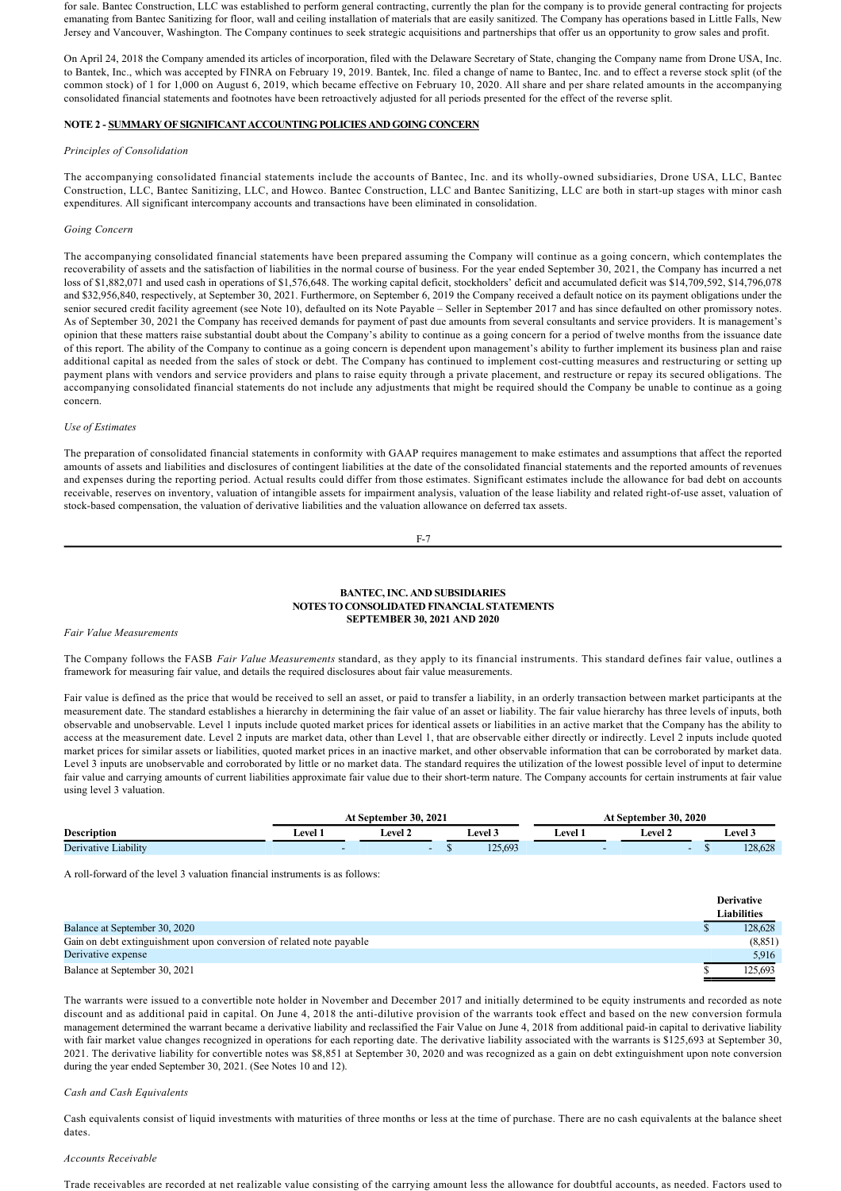for sale. Bantec Construction, LLC was established to perform general contracting, currently the plan for the company is to provide general contracting for projects emanating from Bantec Sanitizing for floor, wall and ceiling installation of materials that are easily sanitized. The Company has operations based in Little Falls, New Jersey and Vancouver, Washington. The Company continues to seek strategic acquisitions and partnerships that offer us an opportunity to grow sales and profit.

On April 24, 2018 the Company amended its articles of incorporation, filed with the Delaware Secretary of State, changing the Company name from Drone USA, Inc. to Bantek, Inc., which was accepted by FINRA on February 19, 2019. Bantek, Inc. filed a change of name to Bantec, Inc. and to effect a reverse stock split (of the common stock) of 1 for 1,000 on August 6, 2019, which became effective on February 10, 2020. All share and per share related amounts in the accompanying consolidated financial statements and footnotes have been retroactively adjusted for all periods presented for the effect of the reverse split.

**NOTE 2 - SUMMARY OF SIGNIFICANT ACCOUNTING POLICIES AND GOING CONCERN**

*Principles of Consolidation*

The accompanying consolidated financial statements include the accounts of Bantec, Inc. and its wholly-owned subsidiaries, Drone USA, LLC, Bantec Construction, LLC, Bantec Sanitizing, LLC, and Howco. Bantec Construction, LLC and Bantec Sanitizing, LLC are both in start-up stages with minor cash expenditures. All significant intercompany accounts and transactions have been eliminated in consolidation.

*Going Concern*

The accompanying consolidated financial statements have been prepared assuming the Company will continue as a going concern, which contemplates the recoverability of assets and the satisfaction of liabilities in the normal course of business. For the year ended September 30, 2021, the Company has incurred a net loss of $1,882,071 and used cash in operations of $1,576,648. The working capital deficit, stockholders' deficit and accumulated deficit was $14,709,592, $14,796,078 and $32,956,840, respectively, at September 30, 2021. Furthermore, on September 6, 2019 the Company received a default notice on its payment obligations under the senior secured credit facility agreement (see Note 10), defaulted on its Note Payable – Seller in September 2017 and has since defaulted on other promissory notes. As of September 30, 2021 the Company has received demands for payment of past due amounts from several consultants and service providers. It is management's opinion that these matters raise substantial doubt about the Company's ability to continue as a going concern for a period of twelve months from the issuance date of this report. The ability of the Company to continue as a going concern is dependent upon management's ability to further implement its business plan and raise additional capital as needed from the sales of stock or debt. The Company has continued to implement cost-cutting measures and restructuring or setting up payment plans with vendors and service providers and plans to raise equity through a private placement, and restructure or repay its secured obligations. The accompanying consolidated financial statements do not include any adjustments that might be required should the Company be unable to continue as a going concern.

*Use of Estimates*

The preparation of consolidated financial statements in conformity with GAAP requires management to make estimates and assumptions that affect the reported amounts of assets and liabilities and disclosures of contingent liabilities at the date of the consolidated financial statements and the reported amounts of revenues and expenses during the reporting period. Actual results could differ from those estimates. Significant estimates include the allowance for bad debt on accounts receivable, reserves on inventory, valuation of intangible assets for impairment analysis, valuation of the lease liability and related right-of-use asset, valuation of stock-based compensation, the valuation of derivative liabilities and the valuation allowance on deferred tax assets.

*Fair Value Measurements*

The Company follows the FASB *Fair Value Measurements* standard, as they apply to its financial instruments. This standard defines fair value, outlines a framework for measuring fair value, and details the required disclosures about fair value measurements.

Fair value is defined as the price that would be received to sell an asset, or paid to transfer a liability, in an orderly transaction between market participants at the measurement date. The standard establishes a hierarchy in determining the fair value of an asset or liability. The fair value hierarchy has three levels of inputs, both observable and unobservable. Level 1 inputs include quoted market prices for identical assets or liabilities in an active market that the Company has the ability to access at the measurement date. Level 2 inputs are market data, other than Level 1, that are observable either directly or indirectly. Level 2 inputs include quoted market prices for similar assets or liabilities, quoted market prices in an inactive market, and other observable information that can be corroborated by market data. Level 3 inputs are unobservable and corroborated by little or no market data. The standard requires the utilization of the lowest possible level of input to determine fair value and carrying amounts of current liabilities approximate fair value due to their short-term nature. The Company accounts for certain instruments at fair value using level 3 valuation.

| | At September 30, 2021 | | | At September 30, 2020 | | |
|---|---|---|---|---|---|---|
| **Description** | **Level 1** | **Level 2** | **Level 3** | **Level 1** | **Level 2** | **Level 3** |
| Derivative Liability | - | - | $ 125,693 | - | - | $ 128,628 |

A roll-forward of the level 3 valuation financial instruments is as follows:

| | Derivative Liabilities |
|---|---|
| Balance at September 30, 2020 | $ 128,628 |
| Gain on debt extinguishment upon conversion of related note payable | (8,851) |
| Derivative expense | 5,916 |
| Balance at September 30, 2021 | $ 125,693 |

The warrants were issued to a convertible note holder in November and December 2017 and initially determined to be equity instruments and recorded as note discount and as additional paid in capital. On June 4, 2018 the anti-dilutive provision of the warrants took effect and based on the new conversion formula management determined the warrant became a derivative liability and reclassified the Fair Value on June 4, 2018 from additional paid-in capital to derivative liability with fair market value changes recognized in operations for each reporting date. The derivative liability associated with the warrants is $125,693 at September 30, 2021. The derivative liability for convertible notes was $8,851 at September 30, 2020 and was recognized as a gain on debt extinguishment upon note conversion during the year ended September 30, 2021. (See Notes 10 and 12).

*Cash and Cash Equivalents*

Cash equivalents consist of liquid investments with maturities of three months or less at the time of purchase. There are no cash equivalents at the balance sheet dates.

*Accounts Receivable*

Trade receivables are recorded at net realizable value consisting of the carrying amount less the allowance for doubtful accounts, as needed. Factors used to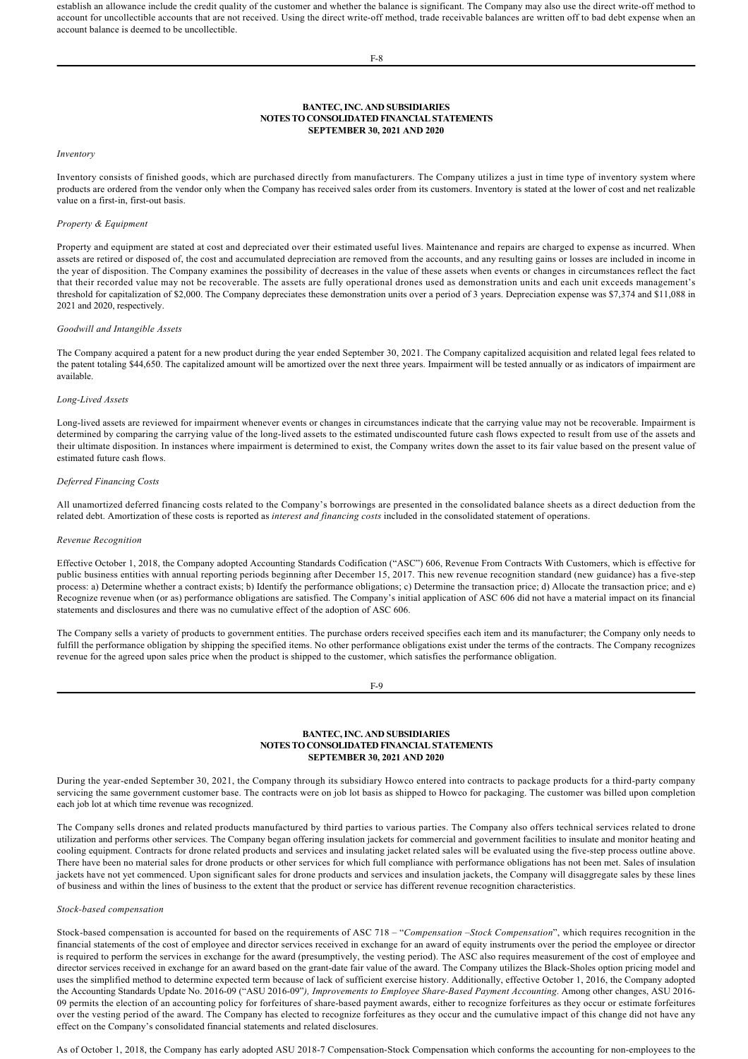establish an allowance include the credit quality of the customer and whether the balance is significant. The Company may also use the direct write-off method to account for uncollectible accounts that are not received. Using the direct write-off method, trade receivable balances are written off to bad debt expense when an account balance is deemed to be uncollectible.

**BANTEC, INC. AND SUBSIDIARIES**
**NOTES TO CONSOLIDATED FINANCIAL STATEMENTS**
**SEPTEMBER 30, 2021 AND 2020**

*Inventory*

Inventory consists of finished goods, which are purchased directly from manufacturers. The Company utilizes a just in time type of inventory system where products are ordered from the vendor only when the Company has received sales order from its customers. Inventory is stated at the lower of cost and net realizable value on a first-in, first-out basis.

*Property & Equipment*

Property and equipment are stated at cost and depreciated over their estimated useful lives. Maintenance and repairs are charged to expense as incurred. When assets are retired or disposed of, the cost and accumulated depreciation are removed from the accounts, and any resulting gains or losses are included in income in the year of disposition. The Company examines the possibility of decreases in the value of these assets when events or changes in circumstances reflect the fact that their recorded value may not be recoverable. The assets are fully operational drones used as demonstration units and each unit exceeds management's threshold for capitalization of $2,000. The Company depreciates these demonstration units over a period of 3 years. Depreciation expense was $7,374 and $11,088 in 2021 and 2020, respectively.

*Goodwill and Intangible Assets*

The Company acquired a patent for a new product during the year ended September 30, 2021. The Company capitalized acquisition and related legal fees related to the patent totaling $44,650. The capitalized amount will be amortized over the next three years. Impairment will be tested annually or as indicators of impairment are available.

*Long-Lived Assets*

Long-lived assets are reviewed for impairment whenever events or changes in circumstances indicate that the carrying value may not be recoverable. Impairment is determined by comparing the carrying value of the long-lived assets to the estimated undiscounted future cash flows expected to result from use of the assets and their ultimate disposition. In instances where impairment is determined to exist, the Company writes down the asset to its fair value based on the present value of estimated future cash flows.

*Deferred Financing Costs*

All unamortized deferred financing costs related to the Company's borrowings are presented in the consolidated balance sheets as a direct deduction from the related debt. Amortization of these costs is reported as *interest and financing costs* included in the consolidated statement of operations.

*Revenue Recognition*

Effective October 1, 2018, the Company adopted Accounting Standards Codification ("ASC") 606, Revenue From Contracts With Customers, which is effective for public business entities with annual reporting periods beginning after December 15, 2017. This new revenue recognition standard (new guidance) has a five-step process: a) Determine whether a contract exists; b) Identify the performance obligations; c) Determine the transaction price; d) Allocate the transaction price; and e) Recognize revenue when (or as) performance obligations are satisfied. The Company's initial application of ASC 606 did not have a material impact on its financial statements and disclosures and there was no cumulative effect of the adoption of ASC 606.

The Company sells a variety of products to government entities. The purchase orders received specifies each item and its manufacturer; the Company only needs to fulfill the performance obligation by shipping the specified items. No other performance obligations exist under the terms of the contracts. The Company recognizes revenue for the agreed upon sales price when the product is shipped to the customer, which satisfies the performance obligation.

**BANTEC, INC. AND SUBSIDIARIES**
**NOTES TO CONSOLIDATED FINANCIAL STATEMENTS**
**SEPTEMBER 30, 2021 AND 2020**

During the year-ended September 30, 2021, the Company through its subsidiary Howco entered into contracts to package products for a third-party company servicing the same government customer base. The contracts were on job lot basis as shipped to Howco for packaging. The customer was billed upon completion each job lot at which time revenue was recognized.

The Company sells drones and related products manufactured by third parties to various parties. The Company also offers technical services related to drone utilization and performs other services. The Company began offering insulation jackets for commercial and government facilities to insulate and monitor heating and cooling equipment. Contracts for drone related products and services and insulating jacket related sales will be evaluated using the five-step process outline above. There have been no material sales for drone products or other services for which full compliance with performance obligations has not been met. Sales of insulation jackets have not yet commenced. Upon significant sales for drone products and services and insulation jackets, the Company will disaggregate sales by these lines of business and within the lines of business to the extent that the product or service has different revenue recognition characteristics.

*Stock-based compensation*

Stock-based compensation is accounted for based on the requirements of ASC 718 – "*Compensation –Stock Compensation*", which requires recognition in the financial statements of the cost of employee and director services received in exchange for an award of equity instruments over the period the employee or director is required to perform the services in exchange for the award (presumptively, the vesting period). The ASC also requires measurement of the cost of employee and director services received in exchange for an award based on the grant-date fair value of the award. The Company utilizes the Black-Sholes option pricing model and uses the simplified method to determine expected term because of lack of sufficient exercise history. Additionally, effective October 1, 2016, the Company adopted the Accounting Standards Update No. 2016-09 ("ASU 2016-09"*), Improvements to Employee Share-Based Payment Accounting*. Among other changes, ASU 2016-09 permits the election of an accounting policy for forfeitures of share-based payment awards, either to recognize forfeitures as they occur or estimate forfeitures over the vesting period of the award. The Company has elected to recognize forfeitures as they occur and the cumulative impact of this change did not have any effect on the Company's consolidated financial statements and related disclosures.

As of October 1, 2018, the Company has early adopted ASU 2018-7 Compensation-Stock Compensation which conforms the accounting for non-employees to the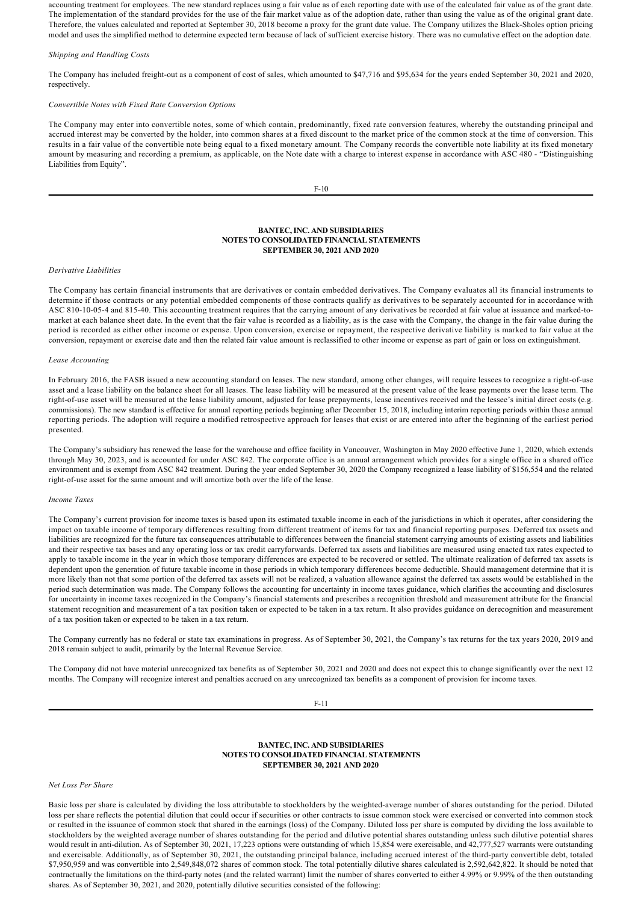accounting treatment for employees. The new standard replaces using a fair value as of each reporting date with use of the calculated fair value as of the grant date. The implementation of the standard provides for the use of the fair market value as of the adoption date, rather than using the value as of the original grant date. Therefore, the values calculated and reported at September 30, 2018 become a proxy for the grant date value. The Company utilizes the Black-Sholes option pricing model and uses the simplified method to determine expected term because of lack of sufficient exercise history. There was no cumulative effect on the adoption date.

*Shipping and Handling Costs*

The Company has included freight-out as a component of cost of sales, which amounted to $47,716 and $95,634 for the years ended September 30, 2021 and 2020, respectively.

*Convertible Notes with Fixed Rate Conversion Options*

The Company may enter into convertible notes, some of which contain, predominantly, fixed rate conversion features, whereby the outstanding principal and accrued interest may be converted by the holder, into common shares at a fixed discount to the market price of the common stock at the time of conversion. This results in a fair value of the convertible note being equal to a fixed monetary amount. The Company records the convertible note liability at its fixed monetary amount by measuring and recording a premium, as applicable, on the Note date with a charge to interest expense in accordance with ASC 480 - "Distinguishing Liabilities from Equity".

**BANTEC, INC. AND SUBSIDIARIES**
**NOTES TO CONSOLIDATED FINANCIAL STATEMENTS**
**SEPTEMBER 30, 2021 AND 2020**

*Derivative Liabilities*

The Company has certain financial instruments that are derivatives or contain embedded derivatives. The Company evaluates all its financial instruments to determine if those contracts or any potential embedded components of those contracts qualify as derivatives to be separately accounted for in accordance with ASC 810-10-05-4 and 815-40. This accounting treatment requires that the carrying amount of any derivatives be recorded at fair value at issuance and marked-to-market at each balance sheet date. In the event that the fair value is recorded as a liability, as is the case with the Company, the change in the fair value during the period is recorded as either other income or expense. Upon conversion, exercise or repayment, the respective derivative liability is marked to fair value at the conversion, repayment or exercise date and then the related fair value amount is reclassified to other income or expense as part of gain or loss on extinguishment.

*Lease Accounting*

In February 2016, the FASB issued a new accounting standard on leases. The new standard, among other changes, will require lessees to recognize a right-of-use asset and a lease liability on the balance sheet for all leases. The lease liability will be measured at the present value of the lease payments over the lease term. The right-of-use asset will be measured at the lease liability amount, adjusted for lease prepayments, lease incentives received and the lessee's initial direct costs (e.g. commissions). The new standard is effective for annual reporting periods beginning after December 15, 2018, including interim reporting periods within those annual reporting periods. The adoption will require a modified retrospective approach for leases that exist or are entered into after the beginning of the earliest period presented.

The Company's subsidiary has renewed the lease for the warehouse and office facility in Vancouver, Washington in May 2020 effective June 1, 2020, which extends through May 30, 2023, and is accounted for under ASC 842. The corporate office is an annual arrangement which provides for a single office in a shared office environment and is exempt from ASC 842 treatment. During the year ended September 30, 2020 the Company recognized a lease liability of $156,554 and the related right-of-use asset for the same amount and will amortize both over the life of the lease.

*Income Taxes*

The Company's current provision for income taxes is based upon its estimated taxable income in each of the jurisdictions in which it operates, after considering the impact on taxable income of temporary differences resulting from different treatment of items for tax and financial reporting purposes. Deferred tax assets and liabilities are recognized for the future tax consequences attributable to differences between the financial statement carrying amounts of existing assets and liabilities and their respective tax bases and any operating loss or tax credit carryforwards. Deferred tax assets and liabilities are measured using enacted tax rates expected to apply to taxable income in the year in which those temporary differences are expected to be recovered or settled. The ultimate realization of deferred tax assets is dependent upon the generation of future taxable income in those periods in which temporary differences become deductible. Should management determine that it is more likely than not that some portion of the deferred tax assets will not be realized, a valuation allowance against the deferred tax assets would be established in the period such determination was made. The Company follows the accounting for uncertainty in income taxes guidance, which clarifies the accounting and disclosures for uncertainty in income taxes recognized in the Company's financial statements and prescribes a recognition threshold and measurement attribute for the financial statement recognition and measurement of a tax position taken or expected to be taken in a tax return. It also provides guidance on derecognition and measurement of a tax position taken or expected to be taken in a tax return.

The Company currently has no federal or state tax examinations in progress. As of September 30, 2021, the Company's tax returns for the tax years 2020, 2019 and 2018 remain subject to audit, primarily by the Internal Revenue Service.

The Company did not have material unrecognized tax benefits as of September 30, 2021 and 2020 and does not expect this to change significantly over the next 12 months. The Company will recognize interest and penalties accrued on any unrecognized tax benefits as a component of provision for income taxes.

**BANTEC, INC. AND SUBSIDIARIES**
**NOTES TO CONSOLIDATED FINANCIAL STATEMENTS**
**SEPTEMBER 30, 2021 AND 2020**

*Net Loss Per Share*

Basic loss per share is calculated by dividing the loss attributable to stockholders by the weighted-average number of shares outstanding for the period. Diluted loss per share reflects the potential dilution that could occur if securities or other contracts to issue common stock were exercised or converted into common stock or resulted in the issuance of common stock that shared in the earnings (loss) of the Company. Diluted loss per share is computed by dividing the loss available to stockholders by the weighted average number of shares outstanding for the period and dilutive potential shares outstanding unless such dilutive potential shares would result in anti-dilution. As of September 30, 2021, 17,223 options were outstanding of which 15,854 were exercisable, and 42,777,527 warrants were outstanding and exercisable. Additionally, as of September 30, 2021, the outstanding principal balance, including accrued interest of the third-party convertible debt, totaled $7,950,959 and was convertible into 2,549,848,072 shares of common stock. The total potentially dilutive shares calculated is 2,592,642,822. It should be noted that contractually the limitations on the third-party notes (and the related warrant) limit the number of shares converted to either 4.99% or 9.99% of the then outstanding shares. As of September 30, 2021, and 2020, potentially dilutive securities consisted of the following: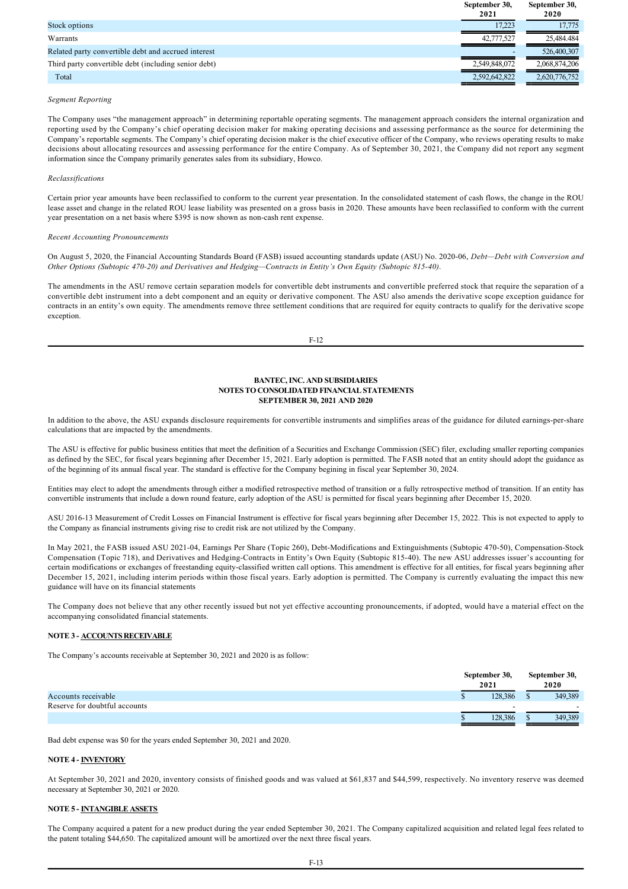| | September 30, 2021 | September 30, 2020 |
|---|---|---|
| Stock options | 17,223 | 17,775 |
| Warrants | 42,777,527 | 25,484,484 |
| Related party convertible debt and accrued interest | - | 526,400,307 |
| Third party convertible debt (including senior debt) | 2,549,848,072 | 2,068,874,206 |
| Total | 2,592,642,822 | 2,620,776,752 |

*Segment Reporting*

The Company uses "the management approach" in determining reportable operating segments. The management approach considers the internal organization and reporting used by the Company's chief operating decision maker for making operating decisions and assessing performance as the source for determining the Company's reportable segments. The Company's chief operating decision maker is the chief executive officer of the Company, who reviews operating results to make decisions about allocating resources and assessing performance for the entire Company. As of September 30, 2021, the Company did not report any segment information since the Company primarily generates sales from its subsidiary, Howco.

*Reclassifications*

Certain prior year amounts have been reclassified to conform to the current year presentation. In the consolidated statement of cash flows, the change in the ROU lease asset and change in the related ROU lease liability was presented on a gross basis in 2020. These amounts have been reclassified to conform with the current year presentation on a net basis where $395 is now shown as non-cash rent expense.

*Recent Accounting Pronouncements*

On August 5, 2020, the Financial Accounting Standards Board (FASB) issued accounting standards update (ASU) No. 2020-06, *Debt—Debt with Conversion and Other Options (Subtopic 470-20) and Derivatives and Hedging—Contracts in Entity's Own Equity (Subtopic 815-40)*.

The amendments in the ASU remove certain separation models for convertible debt instruments and convertible preferred stock that require the separation of a convertible debt instrument into a debt component and an equity or derivative component. The ASU also amends the derivative scope exception guidance for contracts in an entity's own equity. The amendments remove three settlement conditions that are required for equity contracts to qualify for the derivative scope exception.

**BANTEC, INC. AND SUBSIDIARIES**
**NOTES TO CONSOLIDATED FINANCIAL STATEMENTS**
**SEPTEMBER 30, 2021 AND 2020**

In addition to the above, the ASU expands disclosure requirements for convertible instruments and simplifies areas of the guidance for diluted earnings-per-share calculations that are impacted by the amendments.

The ASU is effective for public business entities that meet the definition of a Securities and Exchange Commission (SEC) filer, excluding smaller reporting companies as defined by the SEC, for fiscal years beginning after December 15, 2021. Early adoption is permitted. The FASB noted that an entity should adopt the guidance as of the beginning of its annual fiscal year. The standard is effective for the Company begining in fiscal year September 30, 2024.

Entities may elect to adopt the amendments through either a modified retrospective method of transition or a fully retrospective method of transition. If an entity has convertible instruments that include a down round feature, early adoption of the ASU is permitted for fiscal years beginning after December 15, 2020.

ASU 2016-13 Measurement of Credit Losses on Financial Instrument is effective for fiscal years beginning after December 15, 2022. This is not expected to apply to the Company as financial instruments giving rise to credit risk are not utilized by the Company.

In May 2021, the FASB issued ASU 2021-04, Earnings Per Share (Topic 260), Debt-Modifications and Extinguishments (Subtopic 470-50), Compensation-Stock Compensation (Topic 718), and Derivatives and Hedging-Contracts in Entity's Own Equity (Subtopic 815-40). The new ASU addresses issuer's accounting for certain modifications or exchanges of freestanding equity-classified written call options. This amendment is effective for all entities, for fiscal years beginning after December 15, 2021, including interim periods within those fiscal years. Early adoption is permitted. The Company is currently evaluating the impact this new guidance will have on its financial statements

The Company does not believe that any other recently issued but not yet effective accounting pronouncements, if adopted, would have a material effect on the accompanying consolidated financial statements.

**NOTE 3 - ACCOUNTS RECEIVABLE**

The Company's accounts receivable at September 30, 2021 and 2020 is as follow:

| | September 30, 2021 | September 30, 2020 |
|---|---|---|
| Accounts receivable | $ 128,386 | $ 349,389 |
| Reserve for doubtful accounts | - | - |
| | $ 128,386 | $ 349,389 |

Bad debt expense was $0 for the years ended September 30, 2021 and 2020.

**NOTE 4 - INVENTORY**

At September 30, 2021 and 2020, inventory consists of finished goods and was valued at $61,837 and $44,599, respectively. No inventory reserve was deemed necessary at September 30, 2021 or 2020.

**NOTE 5 - INTANGIBLE ASSETS**

The Company acquired a patent for a new product during the year ended September 30, 2021. The Company capitalized acquisition and related legal fees related to the patent totaling $44,650. The capitalized amount will be amortized over the next three fiscal years.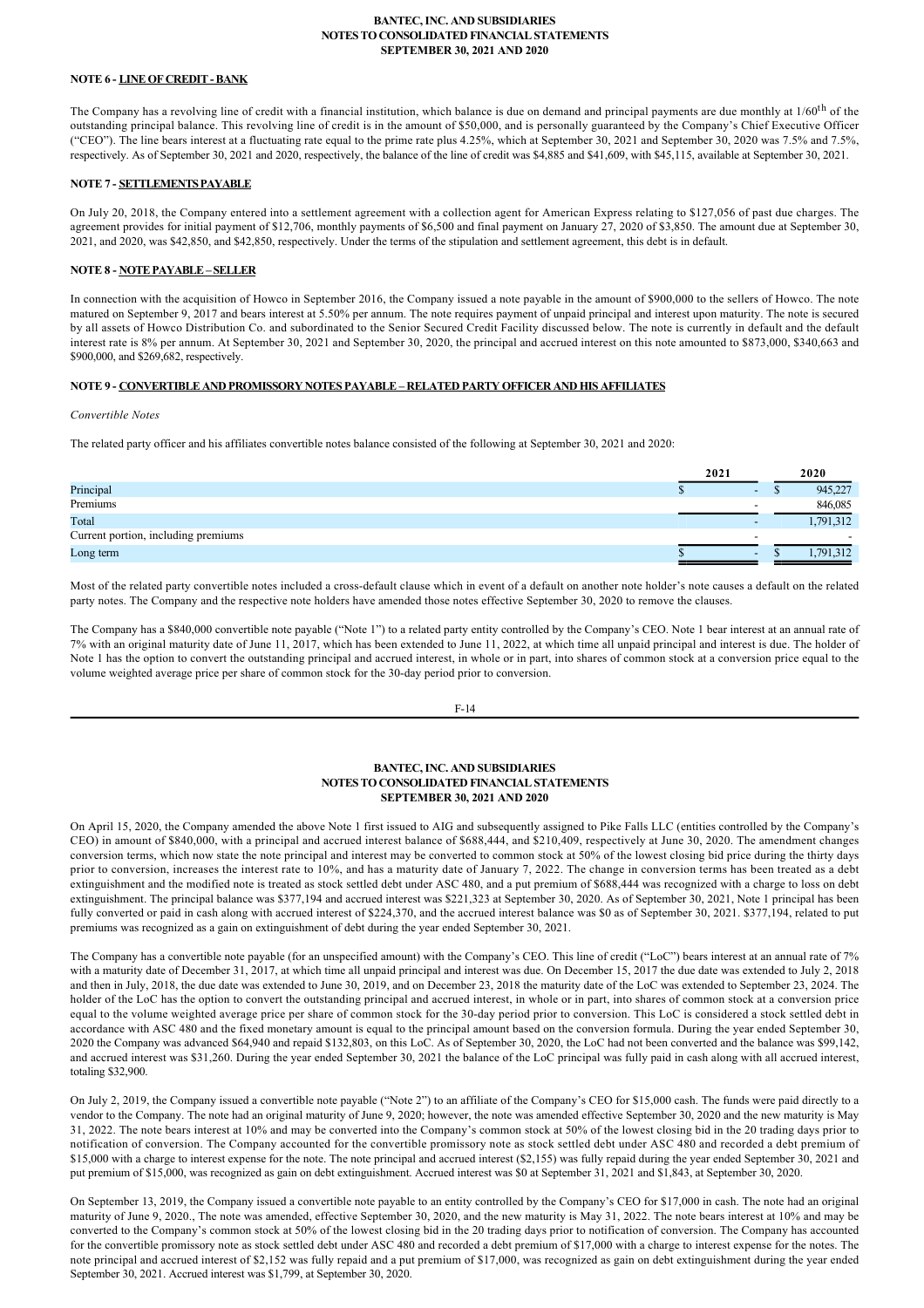**NOTE 6 - LINE OF CREDIT - BANK**

The Company has a revolving line of credit with a financial institution, which balance is due on demand and principal payments are due monthly at 1/60th of the outstanding principal balance. This revolving line of credit is in the amount of $50,000, and is personally guaranteed by the Company's Chief Executive Officer ("CEO"). The line bears interest at a fluctuating rate equal to the prime rate plus 4.25%, which at September 30, 2021 and September 30, 2020 was 7.5% and 7.5%, respectively. As of September 30, 2021 and 2020, respectively, the balance of the line of credit was $4,885 and $41,609, with $45,115, available at September 30, 2021.

**NOTE 7 - SETTLEMENTS PAYABLE**

On July 20, 2018, the Company entered into a settlement agreement with a collection agent for American Express relating to $127,056 of past due charges. The agreement provides for initial payment of $12,706, monthly payments of $6,500 and final payment on January 27, 2020 of $3,850. The amount due at September 30, 2021, and 2020, was $42,850, and $42,850, respectively. Under the terms of the stipulation and settlement agreement, this debt is in default.

**NOTE 8 - NOTE PAYABLE – SELLER**

In connection with the acquisition of Howco in September 2016, the Company issued a note payable in the amount of $900,000 to the sellers of Howco. The note matured on September 9, 2017 and bears interest at 5.50% per annum. The note requires payment of unpaid principal and interest upon maturity. The note is secured by all assets of Howco Distribution Co. and subordinated to the Senior Secured Credit Facility discussed below. The note is currently in default and the default interest rate is 8% per annum. At September 30, 2021 and September 30, 2020, the principal and accrued interest on this note amounted to $873,000, $340,663 and $900,000, and $269,682, respectively.

**NOTE 9 - CONVERTIBLE AND PROMISSORY NOTES PAYABLE – RELATED PARTY OFFICER AND HIS AFFILIATES**

*Convertible Notes*

The related party officer and his affiliates convertible notes balance consisted of the following at September 30, 2021 and 2020:

| | 2021 | 2020 |
|---|---|---|
| Principal | $ - | $ 945,227 |
| Premiums | - | 846,085 |
| Total | - | 1,791,312 |
| Current portion, including premiums | - | - |
| Long term | $ - | $ 1,791,312 |

Most of the related party convertible notes included a cross-default clause which in event of a default on another note holder's note causes a default on the related party notes. The Company and the respective note holders have amended those notes effective September 30, 2020 to remove the clauses.

The Company has a $840,000 convertible note payable ("Note 1") to a related party entity controlled by the Company's CEO. Note 1 bear interest at an annual rate of 7% with an original maturity date of June 11, 2017, which has been extended to June 11, 2022, at which time all unpaid principal and interest is due. The holder of Note 1 has the option to convert the outstanding principal and accrued interest, in whole or in part, into shares of common stock at a conversion price equal to the volume weighted average price per share of common stock for the 30-day period prior to conversion.

On April 15, 2020, the Company amended the above Note 1 first issued to AIG and subsequently assigned to Pike Falls LLC (entities controlled by the Company's CEO) in amount of $840,000, with a principal and accrued interest balance of $688,444, and $210,409, respectively at June 30, 2020. The amendment changes conversion terms, which now state the note principal and interest may be converted to common stock at 50% of the lowest closing bid price during the thirty days prior to conversion, increases the interest rate to 10%, and has a maturity date of January 7, 2022. The change in conversion terms has been treated as a debt extinguishment and the modified note is treated as stock settled debt under ASC 480, and a put premium of $688,444 was recognized with a charge to loss on debt extinguishment. The principal balance was $377,194 and accrued interest was $221,323 at September 30, 2020. As of September 30, 2021, Note 1 principal has been fully converted or paid in cash along with accrued interest of $224,370, and the accrued interest balance was $0 as of September 30, 2021. $377,194, related to put premiums was recognized as a gain on extinguishment of debt during the year ended September 30, 2021.

The Company has a convertible note payable (for an unspecified amount) with the Company's CEO. This line of credit ("LoC") bears interest at an annual rate of 7% with a maturity date of December 31, 2017, at which time all unpaid principal and interest was due. On December 15, 2017 the due date was extended to July 2, 2018 and then in July, 2018, the due date was extended to June 30, 2019, and on December 23, 2018 the maturity date of the LoC was extended to September 23, 2024. The holder of the LoC has the option to convert the outstanding principal and accrued interest, in whole or in part, into shares of common stock at a conversion price equal to the volume weighted average price per share of common stock for the 30-day period prior to conversion. This LoC is considered a stock settled debt in accordance with ASC 480 and the fixed monetary amount is equal to the principal amount based on the conversion formula. During the year ended September 30, 2020 the Company was advanced $64,940 and repaid $132,803, on this LoC. As of September 30, 2020, the LoC had not been converted and the balance was $99,142, and accrued interest was $31,260. During the year ended September 30, 2021 the balance of the LoC principal was fully paid in cash along with all accrued interest, totaling $32,900.

On July 2, 2019, the Company issued a convertible note payable ("Note 2") to an affiliate of the Company's CEO for $15,000 cash. The funds were paid directly to a vendor to the Company. The note had an original maturity of June 9, 2020; however, the note was amended effective September 30, 2020 and the new maturity is May 31, 2022. The note bears interest at 10% and may be converted into the Company's common stock at 50% of the lowest closing bid in the 20 trading days prior to notification of conversion. The Company accounted for the convertible promissory note as stock settled debt under ASC 480 and recorded a debt premium of $15,000 with a charge to interest expense for the note. The note principal and accrued interest ($2,155) was fully repaid during the year ended September 30, 2021 and put premium of $15,000, was recognized as gain on debt extinguishment. Accrued interest was $0 at September 31, 2021 and $1,843, at September 30, 2020.

On September 13, 2019, the Company issued a convertible note payable to an entity controlled by the Company's CEO for $17,000 in cash. The note had an original maturity of June 9, 2020., The note was amended, effective September 30, 2020, and the new maturity is May 31, 2022. The note bears interest at 10% and may be converted to the Company's common stock at 50% of the lowest closing bid in the 20 trading days prior to notification of conversion. The Company has accounted for the convertible promissory note as stock settled debt under ASC 480 and recorded a debt premium of $17,000 with a charge to interest expense for the notes. The note principal and accrued interest of $2,152 was fully repaid and a put premium of $17,000, was recognized as gain on debt extinguishment during the year ended September 30, 2021. Accrued interest was $1,799, at September 30, 2020.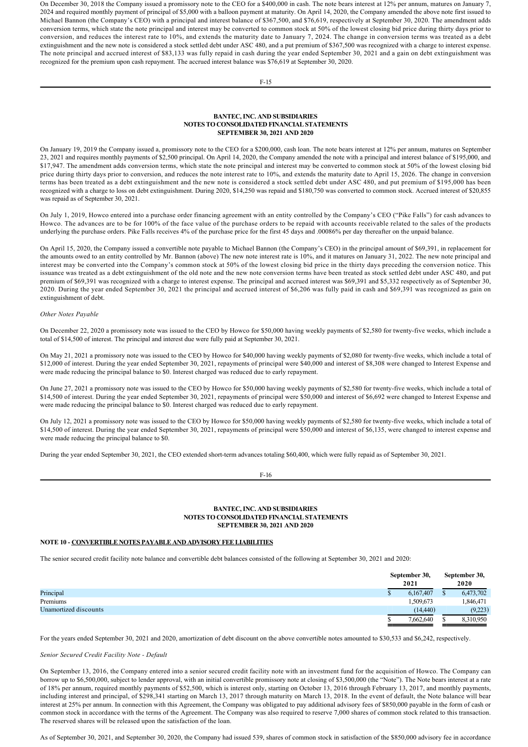On December 30, 2018 the Company issued a promissory note to the CEO for a $400,000 in cash. The note bears interest at 12% per annum, matures on January 7, 2024 and required monthly payment of principal of $5,000 with a balloon payment at maturity. On April 14, 2020, the Company amended the above note first issued to Michael Bannon (the Company's CEO) with a principal and interest balance of $367,500, and $76,619, respectively at September 30, 2020. The amendment adds conversion terms, which state the note principal and interest may be converted to common stock at 50% of the lowest closing bid price during thirty days prior to conversion, and reduces the interest rate to 10%, and extends the maturity date to January 7, 2024. The change in conversion terms was treated as a debt extinguishment and the new note is considered a stock settled debt under ASC 480, and a put premium of $367,500 was recognized with a charge to interest expense. The note principal and accrued interest of $83,133 was fully repaid in cash during the year ended September 30, 2021 and a gain on debt extinguishment was recognized for the premium upon cash repayment. The accrued interest balance was $76,619 at September 30, 2020.

**BANTEC, INC. AND SUBSIDIARIES**
**NOTES TO CONSOLIDATED FINANCIAL STATEMENTS**
**SEPTEMBER 30, 2021 AND 2020**

On January 19, 2019 the Company issued a, promissory note to the CEO for a $200,000, cash loan. The note bears interest at 12% per annum, matures on September 23, 2021 and requires monthly payments of $2,500 principal. On April 14, 2020, the Company amended the note with a principal and interest balance of $195,000, and $17,947. The amendment adds conversion terms, which state the note principal and interest may be converted to common stock at 50% of the lowest closing bid price during thirty days prior to conversion, and reduces the note interest rate to 10%, and extends the maturity date to April 15, 2026. The change in conversion terms has been treated as a debt extinguishment and the new note is considered a stock settled debt under ASC 480, and put premium of $195,000 has been recognized with a charge to loss on debt extinguishment. During 2020, $14,250 was repaid and $180,750 was converted to common stock. Accrued interest of $20,855 was repaid as of September 30, 2021.

On July 1, 2019, Howco entered into a purchase order financing agreement with an entity controlled by the Company's CEO ("Pike Falls") for cash advances to Howco. The advances are to be for 100% of the face value of the purchase orders to be repaid with accounts receivable related to the sales of the products underlying the purchase orders. Pike Falls receives 4% of the purchase price for the first 45 days and .00086% per day thereafter on the unpaid balance.

On April 15, 2020, the Company issued a convertible note payable to Michael Bannon (the Company's CEO) in the principal amount of $69,391, in replacement for the amounts owed to an entity controlled by Mr. Bannon (above) The new note interest rate is 10%, and it matures on January 31, 2022. The new note principal and interest may be converted into the Company's common stock at 50% of the lowest closing bid price in the thirty days preceding the conversion notice. This issuance was treated as a debt extinguishment of the old note and the new note conversion terms have been treated as stock settled debt under ASC 480, and put premium of $69,391 was recognized with a charge to interest expense. The principal and accrued interest was $69,391 and $5,332 respectively as of September 30, 2020. During the year ended September 30, 2021 the principal and accrued interest of $6,206 was fully paid in cash and $69,391 was recognized as gain on extinguishment of debt.

*Other Notes Payable*

On December 22, 2020 a promissory note was issued to the CEO by Howco for $50,000 having weekly payments of $2,580 for twenty-five weeks, which include a total of $14,500 of interest. The principal and interest due were fully paid at September 30, 2021.

On May 21, 2021 a promissory note was issued to the CEO by Howco for $40,000 having weekly payments of $2,080 for twenty-five weeks, which include a total of $12,000 of interest. During the year ended September 30, 2021, repayments of principal were $40,000 and interest of $8,308 were changed to Interest Expense and were made reducing the principal balance to $0. Interest charged was reduced due to early repayment.

On June 27, 2021 a promissory note was issued to the CEO by Howco for $50,000 having weekly payments of $2,580 for twenty-five weeks, which include a total of $14,500 of interest. During the year ended September 30, 2021, repayments of principal were $50,000 and interest of $6,692 were changed to Interest Expense and were made reducing the principal balance to $0. Interest charged was reduced due to early repayment.

On July 12, 2021 a promissory note was issued to the CEO by Howco for $50,000 having weekly payments of $2,580 for twenty-five weeks, which include a total of $14,500 of interest. During the year ended September 30, 2021, repayments of principal were $50,000 and interest of $6,135, were changed to interest expense and were made reducing the principal balance to $0.

During the year ended September 30, 2021, the CEO extended short-term advances totaling $60,400, which were fully repaid as of September 30, 2021.

**BANTEC, INC. AND SUBSIDIARIES**
**NOTES TO CONSOLIDATED FINANCIAL STATEMENTS**
**SEPTEMBER 30, 2021 AND 2020**

**NOTE 10 - CONVERTIBLE NOTES PAYABLE AND ADVISORY FEE LIABILITIES**

The senior secured credit facility note balance and convertible debt balances consisted of the following at September 30, 2021 and 2020:

| | September 30, 2021 | September 30, 2020 |
|---|---|---|
| Principal | $ 6,167,407 | $ 6,473,702 |
| Premiums | 1,509,673 | 1,846,471 |
| Unamortized discounts | (14,440) | (9,223) |
| | $ 7,662,640 | $ 8,310,950 |

For the years ended September 30, 2021 and 2020, amortization of debt discount on the above convertible notes amounted to $30,533 and $6,242, respectively.

*Senior Secured Credit Facility Note - Default*

On September 13, 2016, the Company entered into a senior secured credit facility note with an investment fund for the acquisition of Howco. The Company can borrow up to $6,500,000, subject to lender approval, with an initial convertible promissory note at closing of $3,500,000 (the "Note"). The Note bears interest at a rate of 18% per annum, required monthly payments of $52,500, which is interest only, starting on October 13, 2016 through February 13, 2017, and monthly payments, including interest and principal, of $298,341 starting on March 13, 2017 through maturity on March 13, 2018. In the event of default, the Note balance will bear interest at 25% per annum. In connection with this Agreement, the Company was obligated to pay additional advisory fees of $850,000 payable in the form of cash or common stock in accordance with the terms of the Agreement. The Company was also required to reserve 7,000 shares of common stock related to this transaction. The reserved shares will be released upon the satisfaction of the loan.

As of September 30, 2021, and September 30, 2020, the Company had issued 539, shares of common stock in satisfaction of the $850,000 advisory fee in accordance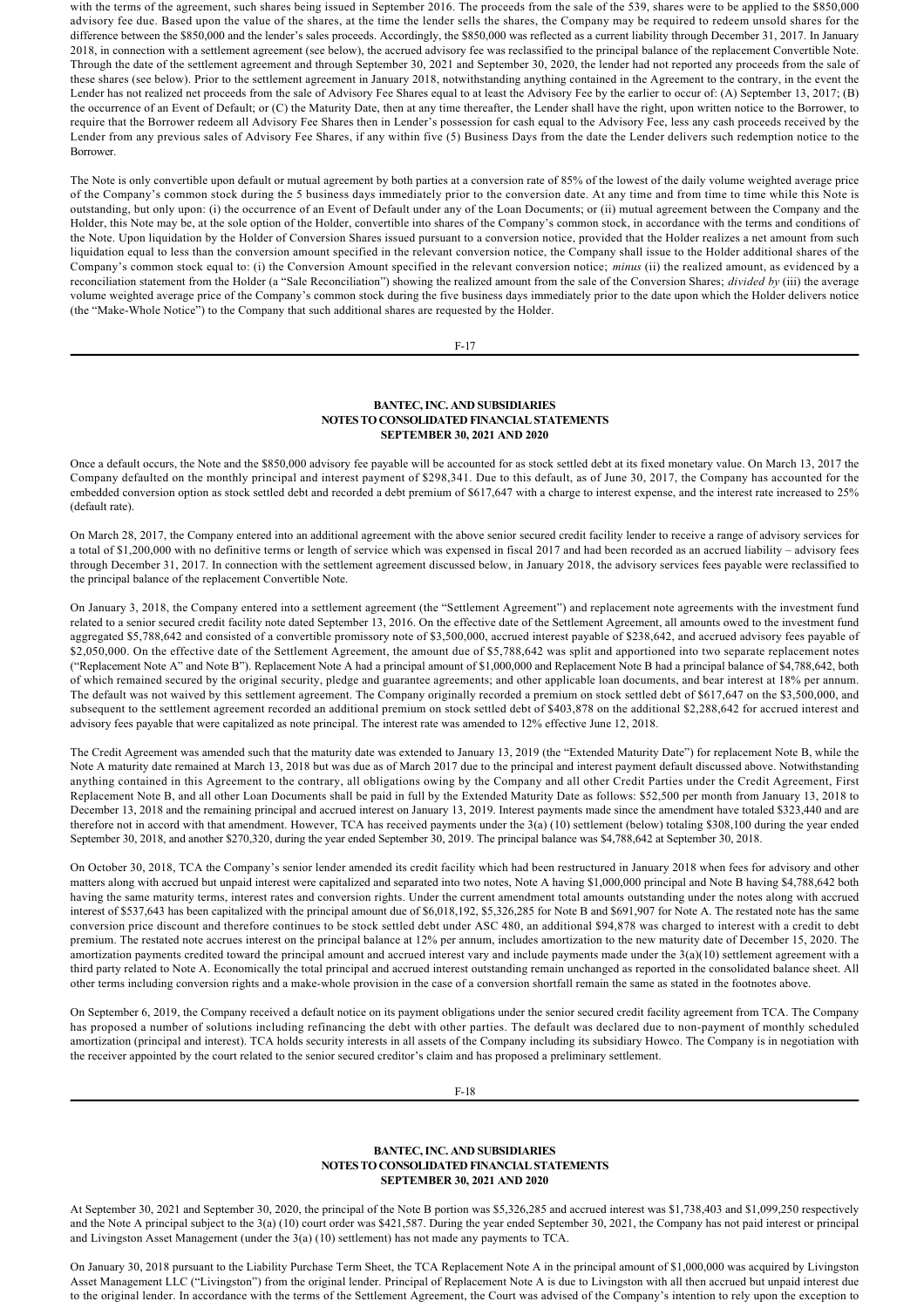with the terms of the agreement, such shares being issued in September 2016. The proceeds from the sale of the 539, shares were to be applied to the $850,000 advisory fee due. Based upon the value of the shares, at the time the lender sells the shares, the Company may be required to redeem unsold shares for the difference between the $850,000 and the lender's sales proceeds. Accordingly, the $850,000 was reflected as a current liability through December 31, 2017. In January 2018, in connection with a settlement agreement (see below), the accrued advisory fee was reclassified to the principal balance of the replacement Convertible Note. Through the date of the settlement agreement and through September 30, 2021 and September 30, 2020, the lender had not reported any proceeds from the sale of these shares (see below). Prior to the settlement agreement in January 2018, notwithstanding anything contained in the Agreement to the contrary, in the event the Lender has not realized net proceeds from the sale of Advisory Fee Shares equal to at least the Advisory Fee by the earlier to occur of: (A) September 13, 2017; (B) the occurrence of an Event of Default; or (C) the Maturity Date, then at any time thereafter, the Lender shall have the right, upon written notice to the Borrower, to require that the Borrower redeem all Advisory Fee Shares then in Lender's possession for cash equal to the Advisory Fee, less any cash proceeds received by the Lender from any previous sales of Advisory Fee Shares, if any within five (5) Business Days from the date the Lender delivers such redemption notice to the Borrower.

The Note is only convertible upon default or mutual agreement by both parties at a conversion rate of 85% of the lowest of the daily volume weighted average price of the Company's common stock during the 5 business days immediately prior to the conversion date. At any time and from time to time while this Note is outstanding, but only upon: (i) the occurrence of an Event of Default under any of the Loan Documents; or (ii) mutual agreement between the Company and the Holder, this Note may be, at the sole option of the Holder, convertible into shares of the Company's common stock, in accordance with the terms and conditions of the Note. Upon liquidation by the Holder of Conversion Shares issued pursuant to a conversion notice, provided that the Holder realizes a net amount from such liquidation equal to less than the conversion amount specified in the relevant conversion notice, the Company shall issue to the Holder additional shares of the Company's common stock equal to: (i) the Conversion Amount specified in the relevant conversion notice; *minus* (ii) the realized amount, as evidenced by a reconciliation statement from the Holder (a "Sale Reconciliation") showing the realized amount from the sale of the Conversion Shares; *divided by* (iii) the average volume weighted average price of the Company's common stock during the five business days immediately prior to the date upon which the Holder delivers notice (the "Make-Whole Notice") to the Company that such additional shares are requested by the Holder.

Once a default occurs, the Note and the $850,000 advisory fee payable will be accounted for as stock settled debt at its fixed monetary value. On March 13, 2017 the Company defaulted on the monthly principal and interest payment of $298,341. Due to this default, as of June 30, 2017, the Company has accounted for the embedded conversion option as stock settled debt and recorded a debt premium of $617,647 with a charge to interest expense, and the interest rate increased to 25% (default rate).

On March 28, 2017, the Company entered into an additional agreement with the above senior secured credit facility lender to receive a range of advisory services for a total of $1,200,000 with no definitive terms or length of service which was expensed in fiscal 2017 and had been recorded as an accrued liability – advisory fees through December 31, 2017. In connection with the settlement agreement discussed below, in January 2018, the advisory services fees payable were reclassified to the principal balance of the replacement Convertible Note.

On January 3, 2018, the Company entered into a settlement agreement (the "Settlement Agreement") and replacement note agreements with the investment fund related to a senior secured credit facility note dated September 13, 2016. On the effective date of the Settlement Agreement, all amounts owed to the investment fund aggregated $5,788,642 and consisted of a convertible promissory note of $3,500,000, accrued interest payable of $238,642, and accrued advisory fees payable of $2,050,000. On the effective date of the Settlement Agreement, the amount due of $5,788,642 was split and apportioned into two separate replacement notes ("Replacement Note A" and Note B"). Replacement Note A had a principal amount of $1,000,000 and Replacement Note B had a principal balance of $4,788,642, both of which remained secured by the original security, pledge and guarantee agreements; and other applicable loan documents, and bear interest at 18% per annum. The default was not waived by this settlement agreement. The Company originally recorded a premium on stock settled debt of $617,647 on the $3,500,000, and subsequent to the settlement agreement recorded an additional premium on stock settled debt of $403,878 on the additional $2,288,642 for accrued interest and advisory fees payable that were capitalized as note principal. The interest rate was amended to 12% effective June 12, 2018.

The Credit Agreement was amended such that the maturity date was extended to January 13, 2019 (the "Extended Maturity Date") for replacement Note B, while the Note A maturity date remained at March 13, 2018 but was due as of March 2017 due to the principal and interest payment default discussed above. Notwithstanding anything contained in this Agreement to the contrary, all obligations owing by the Company and all other Credit Parties under the Credit Agreement, First Replacement Note B, and all other Loan Documents shall be paid in full by the Extended Maturity Date as follows: $52,500 per month from January 13, 2018 to December 13, 2018 and the remaining principal and accrued interest on January 13, 2019. Interest payments made since the amendment have totaled $323,440 and are therefore not in accord with that amendment. However, TCA has received payments under the 3(a) (10) settlement (below) totaling $308,100 during the year ended September 30, 2018, and another $270,320, during the year ended September 30, 2019. The principal balance was $4,788,642 at September 30, 2018.

On October 30, 2018, TCA the Company's senior lender amended its credit facility which had been restructured in January 2018 when fees for advisory and other matters along with accrued but unpaid interest were capitalized and separated into two notes, Note A having $1,000,000 principal and Note B having $4,788,642 both having the same maturity terms, interest rates and conversion rights. Under the current amendment total amounts outstanding under the notes along with accrued interest of $537,643 has been capitalized with the principal amount due of $6,018,192, $5,326,285 for Note B and $691,907 for Note A. The restated note has the same conversion price discount and therefore continues to be stock settled debt under ASC 480, an additional $94,878 was charged to interest with a credit to debt premium. The restated note accrues interest on the principal balance at 12% per annum, includes amortization to the new maturity date of December 15, 2020. The amortization payments credited toward the principal amount and accrued interest vary and include payments made under the 3(a)(10) settlement agreement with a third party related to Note A. Economically the total principal and accrued interest outstanding remain unchanged as reported in the consolidated balance sheet. All other terms including conversion rights and a make-whole provision in the case of a conversion shortfall remain the same as stated in the footnotes above.

On September 6, 2019, the Company received a default notice on its payment obligations under the senior secured credit facility agreement from TCA. The Company has proposed a number of solutions including refinancing the debt with other parties. The default was declared due to non-payment of monthly scheduled amortization (principal and interest). TCA holds security interests in all assets of the Company including its subsidiary Howco. The Company is in negotiation with the receiver appointed by the court related to the senior secured creditor's claim and has proposed a preliminary settlement.

At September 30, 2021 and September 30, 2020, the principal of the Note B portion was $5,326,285 and accrued interest was $1,738,403 and $1,099,250 respectively and the Note A principal subject to the 3(a) (10) court order was $421,587. During the year ended September 30, 2021, the Company has not paid interest or principal and Livingston Asset Management (under the 3(a) (10) settlement) has not made any payments to TCA.

On January 30, 2018 pursuant to the Liability Purchase Term Sheet, the TCA Replacement Note A in the principal amount of $1,000,000 was acquired by Livingston Asset Management LLC ("Livingston") from the original lender. Principal of Replacement Note A is due to Livingston with all then accrued but unpaid interest due to the original lender. In accordance with the terms of the Settlement Agreement, the Court was advised of the Company's intention to rely upon the exception to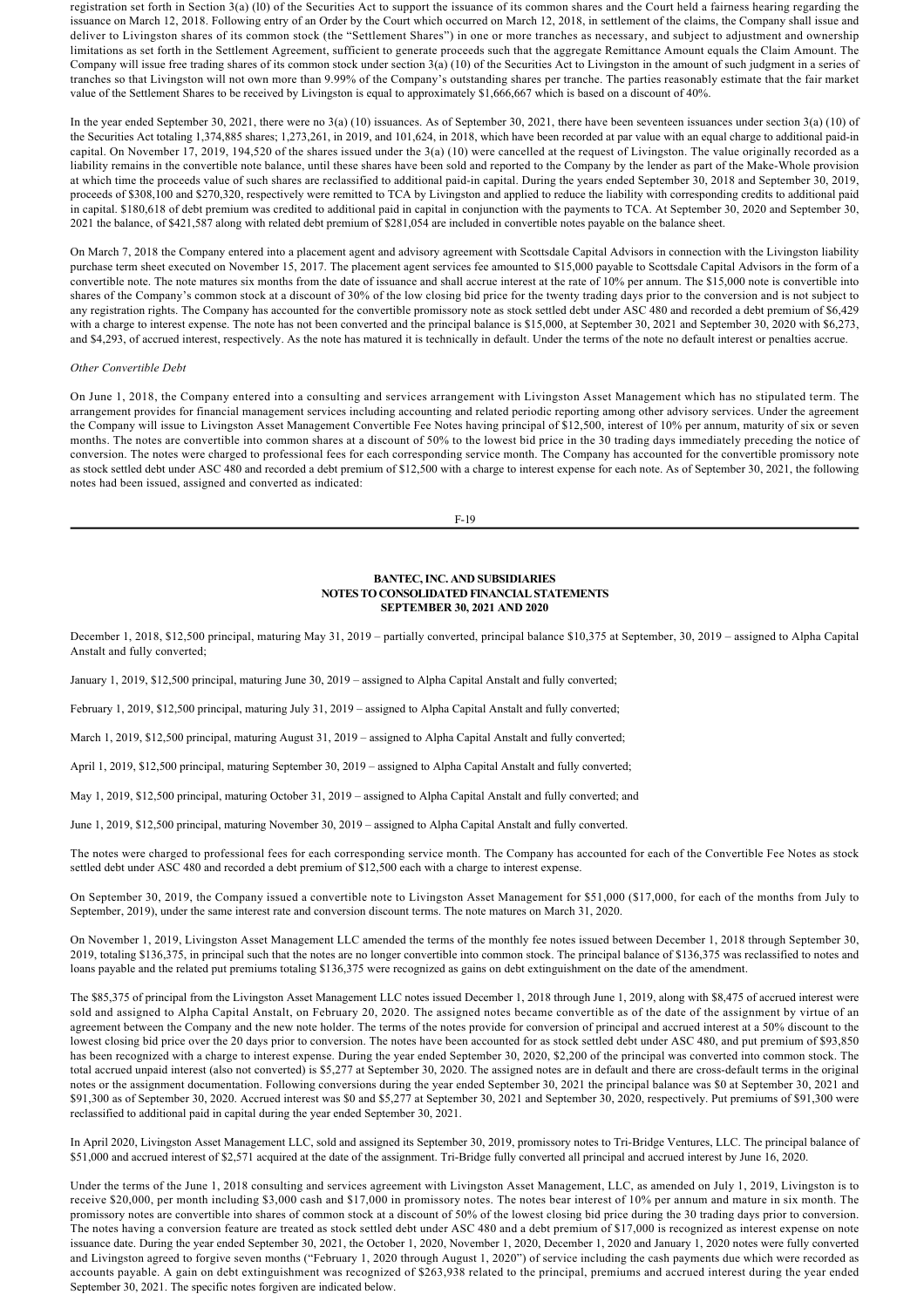registration set forth in Section 3(a) (l0) of the Securities Act to support the issuance of its common shares and the Court held a fairness hearing regarding the issuance on March 12, 2018. Following entry of an Order by the Court which occurred on March 12, 2018, in settlement of the claims, the Company shall issue and deliver to Livingston shares of its common stock (the "Settlement Shares") in one or more tranches as necessary, and subject to adjustment and ownership limitations as set forth in the Settlement Agreement, sufficient to generate proceeds such that the aggregate Remittance Amount equals the Claim Amount. The Company will issue free trading shares of its common stock under section 3(a) (10) of the Securities Act to Livingston in the amount of such judgment in a series of tranches so that Livingston will not own more than 9.99% of the Company's outstanding shares per tranche. The parties reasonably estimate that the fair market value of the Settlement Shares to be received by Livingston is equal to approximately $1,666,667 which is based on a discount of 40%.

In the year ended September 30, 2021, there were no 3(a) (10) issuances. As of September 30, 2021, there have been seventeen issuances under section 3(a) (10) of the Securities Act totaling 1,374,885 shares; 1,273,261, in 2019, and 101,624, in 2018, which have been recorded at par value with an equal charge to additional paid-in capital. On November 17, 2019, 194,520 of the shares issued under the 3(a) (10) were cancelled at the request of Livingston. The value originally recorded as a liability remains in the convertible note balance, until these shares have been sold and reported to the Company by the lender as part of the Make-Whole provision at which time the proceeds value of such shares are reclassified to additional paid-in capital. During the years ended September 30, 2018 and September 30, 2019, proceeds of $308,100 and $270,320, respectively were remitted to TCA by Livingston and applied to reduce the liability with corresponding credits to additional paid in capital. $180,618 of debt premium was credited to additional paid in capital in conjunction with the payments to TCA. At September 30, 2020 and September 30, 2021 the balance, of $421,587 along with related debt premium of $281,054 are included in convertible notes payable on the balance sheet.

On March 7, 2018 the Company entered into a placement agent and advisory agreement with Scottsdale Capital Advisors in connection with the Livingston liability purchase term sheet executed on November 15, 2017. The placement agent services fee amounted to $15,000 payable to Scottsdale Capital Advisors in the form of a convertible note. The note matures six months from the date of issuance and shall accrue interest at the rate of 10% per annum. The $15,000 note is convertible into shares of the Company's common stock at a discount of 30% of the low closing bid price for the twenty trading days prior to the conversion and is not subject to any registration rights. The Company has accounted for the convertible promissory note as stock settled debt under ASC 480 and recorded a debt premium of $6,429 with a charge to interest expense. The note has not been converted and the principal balance is $15,000, at September 30, 2021 and September 30, 2020 with $6,273, and $4,293, of accrued interest, respectively. As the note has matured it is technically in default. Under the terms of the note no default interest or penalties accrue.

*Other Convertible Debt*

On June 1, 2018, the Company entered into a consulting and services arrangement with Livingston Asset Management which has no stipulated term. The arrangement provides for financial management services including accounting and related periodic reporting among other advisory services. Under the agreement the Company will issue to Livingston Asset Management Convertible Fee Notes having principal of $12,500, interest of 10% per annum, maturity of six or seven months. The notes are convertible into common shares at a discount of 50% to the lowest bid price in the 30 trading days immediately preceding the notice of conversion. The notes were charged to professional fees for each corresponding service month. The Company has accounted for the convertible promissory note as stock settled debt under ASC 480 and recorded a debt premium of $12,500 with a charge to interest expense for each note. As of September 30, 2021, the following notes had been issued, assigned and converted as indicated:

December 1, 2018, $12,500 principal, maturing May 31, 2019 – partially converted, principal balance $10,375 at September, 30, 2019 – assigned to Alpha Capital Anstalt and fully converted;

January 1, 2019, $12,500 principal, maturing June 30, 2019 – assigned to Alpha Capital Anstalt and fully converted;

February 1, 2019, $12,500 principal, maturing July 31, 2019 – assigned to Alpha Capital Anstalt and fully converted;

March 1, 2019, $12,500 principal, maturing August 31, 2019 – assigned to Alpha Capital Anstalt and fully converted;

April 1, 2019, $12,500 principal, maturing September 30, 2019 – assigned to Alpha Capital Anstalt and fully converted;

May 1, 2019, $12,500 principal, maturing October 31, 2019 – assigned to Alpha Capital Anstalt and fully converted; and

June 1, 2019, $12,500 principal, maturing November 30, 2019 – assigned to Alpha Capital Anstalt and fully converted.

The notes were charged to professional fees for each corresponding service month. The Company has accounted for each of the Convertible Fee Notes as stock settled debt under ASC 480 and recorded a debt premium of $12,500 each with a charge to interest expense.

On September 30, 2019, the Company issued a convertible note to Livingston Asset Management for $51,000 ($17,000, for each of the months from July to September, 2019), under the same interest rate and conversion discount terms. The note matures on March 31, 2020.

On November 1, 2019, Livingston Asset Management LLC amended the terms of the monthly fee notes issued between December 1, 2018 through September 30, 2019, totaling $136,375, in principal such that the notes are no longer convertible into common stock. The principal balance of $136,375 was reclassified to notes and loans payable and the related put premiums totaling $136,375 were recognized as gains on debt extinguishment on the date of the amendment.

The $85,375 of principal from the Livingston Asset Management LLC notes issued December 1, 2018 through June 1, 2019, along with $8,475 of accrued interest were sold and assigned to Alpha Capital Anstalt, on February 20, 2020. The assigned notes became convertible as of the date of the assignment by virtue of an agreement between the Company and the new note holder. The terms of the notes provide for conversion of principal and accrued interest at a 50% discount to the lowest closing bid price over the 20 days prior to conversion. The notes have been accounted for as stock settled debt under ASC 480, and put premium of $93,850 has been recognized with a charge to interest expense. During the year ended September 30, 2020, $2,200 of the principal was converted into common stock. The total accrued unpaid interest (also not converted) is $5,277 at September 30, 2020. The assigned notes are in default and there are cross-default terms in the original notes or the assignment documentation. Following conversions during the year ended September 30, 2021 the principal balance was $0 at September 30, 2021 and $91,300 as of September 30, 2020. Accrued interest was $0 and $5,277 at September 30, 2021 and September 30, 2020, respectively. Put premiums of $91,300 were reclassified to additional paid in capital during the year ended September 30, 2021.

In April 2020, Livingston Asset Management LLC, sold and assigned its September 30, 2019, promissory notes to Tri-Bridge Ventures, LLC. The principal balance of $51,000 and accrued interest of $2,571 acquired at the date of the assignment. Tri-Bridge fully converted all principal and accrued interest by June 16, 2020.

Under the terms of the June 1, 2018 consulting and services agreement with Livingston Asset Management, LLC, as amended on July 1, 2019, Livingston is to receive $20,000, per month including $3,000 cash and $17,000 in promissory notes. The notes bear interest of 10% per annum and mature in six month. The promissory notes are convertible into shares of common stock at a discount of 50% of the lowest closing bid price during the 30 trading days prior to conversion. The notes having a conversion feature are treated as stock settled debt under ASC 480 and a debt premium of $17,000 is recognized as interest expense on note issuance date. During the year ended September 30, 2021, the October 1, 2020, November 1, 2020, December 1, 2020 and January 1, 2020 notes were fully converted and Livingston agreed to forgive seven months ("February 1, 2020 through August 1, 2020") of service including the cash payments due which were recorded as accounts payable. A gain on debt extinguishment was recognized of $263,938 related to the principal, premiums and accrued interest during the year ended September 30, 2021. The specific notes forgiven are indicated below.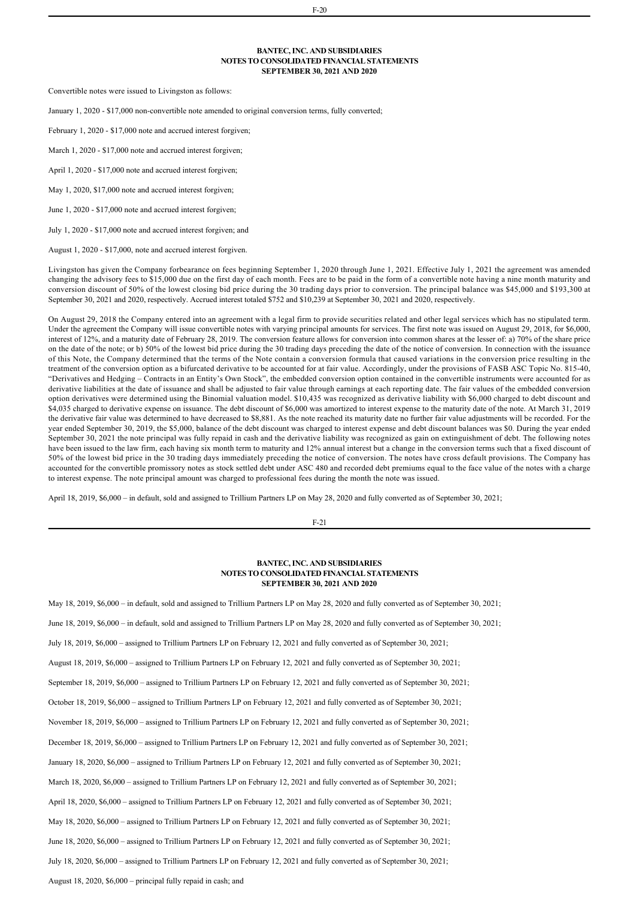**BANTEC, INC. AND SUBSIDIARIES**
**NOTES TO CONSOLIDATED FINANCIAL STATEMENTS**
**SEPTEMBER 30, 2021 AND 2020**

Convertible notes were issued to Livingston as follows:

January 1, 2020 - $17,000 non-convertible note amended to original conversion terms, fully converted;

February 1, 2020 - $17,000 note and accrued interest forgiven;

March 1, 2020 - $17,000 note and accrued interest forgiven;

April 1, 2020 - $17,000 note and accrued interest forgiven;

May 1, 2020, $17,000 note and accrued interest forgiven;

June 1, 2020 - $17,000 note and accrued interest forgiven;

July 1, 2020 - $17,000 note and accrued interest forgiven; and

August 1, 2020 - $17,000, note and accrued interest forgiven.

Livingston has given the Company forbearance on fees beginning September 1, 2020 through June 1, 2021. Effective July 1, 2021 the agreement was amended changing the advisory fees to $15,000 due on the first day of each month. Fees are to be paid in the form of a convertible note having a nine month maturity and conversion discount of 50% of the lowest closing bid price during the 30 trading days prior to conversion. The principal balance was $45,000 and $193,300 at September 30, 2021 and 2020, respectively. Accrued interest totaled $752 and $10,239 at September 30, 2021 and 2020, respectively.

On August 29, 2018 the Company entered into an agreement with a legal firm to provide securities related and other legal services which has no stipulated term. Under the agreement the Company will issue convertible notes with varying principal amounts for services. The first note was issued on August 29, 2018, for $6,000, interest of 12%, and a maturity date of February 28, 2019. The conversion feature allows for conversion into common shares at the lesser of: a) 70% of the share price on the date of the note; or b) 50% of the lowest bid price during the 30 trading days preceding the date of the notice of conversion. In connection with the issuance of this Note, the Company determined that the terms of the Note contain a conversion formula that caused variations in the conversion price resulting in the treatment of the conversion option as a bifurcated derivative to be accounted for at fair value. Accordingly, under the provisions of FASB ASC Topic No. 815-40, "Derivatives and Hedging – Contracts in an Entity's Own Stock", the embedded conversion option contained in the convertible instruments were accounted for as derivative liabilities at the date of issuance and shall be adjusted to fair value through earnings at each reporting date. The fair values of the embedded conversion option derivatives were determined using the Binomial valuation model. $10,435 was recognized as derivative liability with $6,000 charged to debt discount and $4,035 charged to derivative expense on issuance. The debt discount of $6,000 was amortized to interest expense to the maturity date of the note. At March 31, 2019 the derivative fair value was determined to have decreased to $8,881. As the note reached its maturity date no further fair value adjustments will be recorded. For the year ended September 30, 2019, the $5,000, balance of the debt discount was charged to interest expense and debt discount balances was $0. During the year ended September 30, 2021 the note principal was fully repaid in cash and the derivative liability was recognized as gain on extinguishment of debt. The following notes have been issued to the law firm, each having six month term to maturity and 12% annual interest but a change in the conversion terms such that a fixed discount of 50% of the lowest bid price in the 30 trading days immediately preceding the notice of conversion. The notes have cross default provisions. The Company has accounted for the convertible promissory notes as stock settled debt under ASC 480 and recorded debt premiums equal to the face value of the notes with a charge to interest expense. The note principal amount was charged to professional fees during the month the note was issued.

April 18, 2019, $6,000 – in default, sold and assigned to Trillium Partners LP on May 28, 2020 and fully converted as of September 30, 2021;

May 18, 2019, $6,000 – in default, sold and assigned to Trillium Partners LP on May 28, 2020 and fully converted as of September 30, 2021;

June 18, 2019, $6,000 – in default, sold and assigned to Trillium Partners LP on May 28, 2020 and fully converted as of September 30, 2021;

July 18, 2019, $6,000 – assigned to Trillium Partners LP on February 12, 2021 and fully converted as of September 30, 2021;

August 18, 2019, $6,000 – assigned to Trillium Partners LP on February 12, 2021 and fully converted as of September 30, 2021;

September 18, 2019, $6,000 – assigned to Trillium Partners LP on February 12, 2021 and fully converted as of September 30, 2021;

October 18, 2019, $6,000 – assigned to Trillium Partners LP on February 12, 2021 and fully converted as of September 30, 2021;

November 18, 2019, $6,000 – assigned to Trillium Partners LP on February 12, 2021 and fully converted as of September 30, 2021;

December 18, 2019, $6,000 – assigned to Trillium Partners LP on February 12, 2021 and fully converted as of September 30, 2021;

January 18, 2020, $6,000 – assigned to Trillium Partners LP on February 12, 2021 and fully converted as of September 30, 2021;

March 18, 2020, $6,000 – assigned to Trillium Partners LP on February 12, 2021 and fully converted as of September 30, 2021;

April 18, 2020, $6,000 – assigned to Trillium Partners LP on February 12, 2021 and fully converted as of September 30, 2021;

May 18, 2020, $6,000 – assigned to Trillium Partners LP on February 12, 2021 and fully converted as of September 30, 2021;

June 18, 2020, $6,000 – assigned to Trillium Partners LP on February 12, 2021 and fully converted as of September 30, 2021;

July 18, 2020, $6,000 – assigned to Trillium Partners LP on February 12, 2021 and fully converted as of September 30, 2021;

August 18, 2020, $6,000 – principal fully repaid in cash; and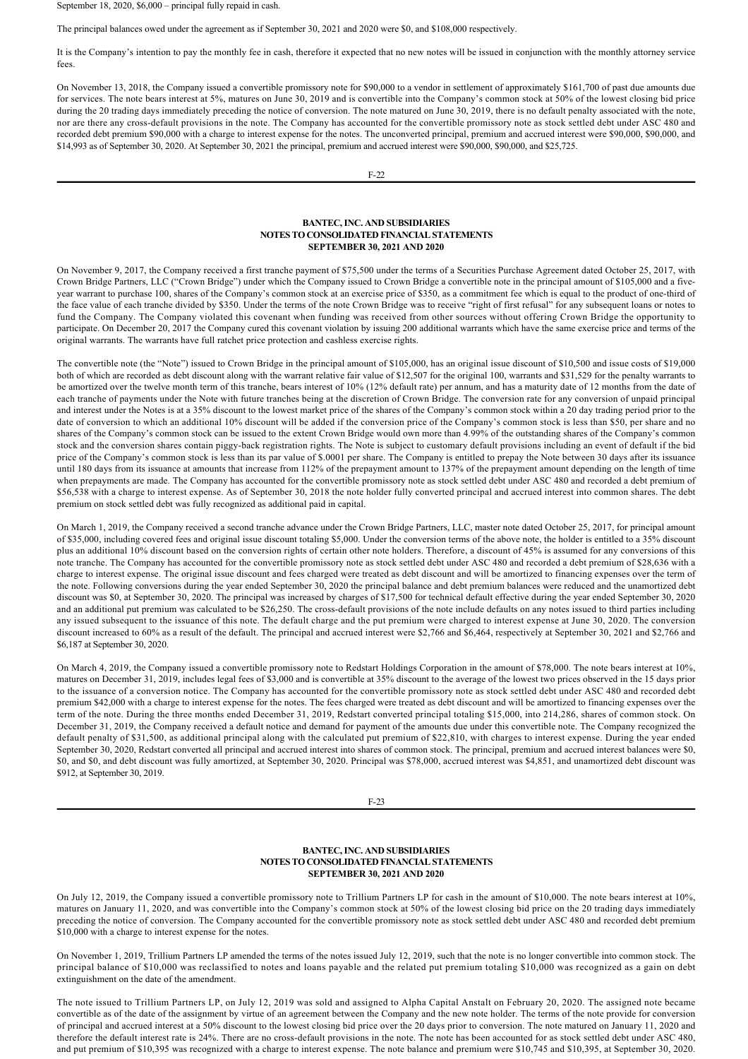September 18, 2020, $6,000 – principal fully repaid in cash.

The principal balances owed under the agreement as if September 30, 2021 and 2020 were $0, and $108,000 respectively.

It is the Company's intention to pay the monthly fee in cash, therefore it expected that no new notes will be issued in conjunction with the monthly attorney service fees.

On November 13, 2018, the Company issued a convertible promissory note for $90,000 to a vendor in settlement of approximately $161,700 of past due amounts due for services. The note bears interest at 5%, matures on June 30, 2019 and is convertible into the Company's common stock at 50% of the lowest closing bid price during the 20 trading days immediately preceding the notice of conversion. The note matured on June 30, 2019, there is no default penalty associated with the note, nor are there any cross-default provisions in the note. The Company has accounted for the convertible promissory note as stock settled debt under ASC 480 and recorded debt premium $90,000 with a charge to interest expense for the notes. The unconverted principal, premium and accrued interest were $90,000, $90,000, and $14,993 as of September 30, 2020. At September 30, 2021 the principal, premium and accrued interest were $90,000, $90,000, and $25,725.

On November 9, 2017, the Company received a first tranche payment of $75,500 under the terms of a Securities Purchase Agreement dated October 25, 2017, with Crown Bridge Partners, LLC ("Crown Bridge") under which the Company issued to Crown Bridge a convertible note in the principal amount of $105,000 and a five-year warrant to purchase 100, shares of the Company's common stock at an exercise price of $350, as a commitment fee which is equal to the product of one-third of the face value of each tranche divided by $350. Under the terms of the note Crown Bridge was to receive "right of first refusal" for any subsequent loans or notes to fund the Company. The Company violated this covenant when funding was received from other sources without offering Crown Bridge the opportunity to participate. On December 20, 2017 the Company cured this covenant violation by issuing 200 additional warrants which have the same exercise price and terms of the original warrants. The warrants have full ratchet price protection and cashless exercise rights.

The convertible note (the "Note") issued to Crown Bridge in the principal amount of $105,000, has an original issue discount of $10,500 and issue costs of $19,000 both of which are recorded as debt discount along with the warrant relative fair value of $12,507 for the original 100, warrants and $31,529 for the penalty warrants to be amortized over the twelve month term of this tranche, bears interest of 10% (12% default rate) per annum, and has a maturity date of 12 months from the date of each tranche of payments under the Note with future tranches being at the discretion of Crown Bridge. The conversion rate for any conversion of unpaid principal and interest under the Notes is at a 35% discount to the lowest market price of the shares of the Company's common stock within a 20 day trading period prior to the date of conversion to which an additional 10% discount will be added if the conversion price of the Company's common stock is less than $50, per share and no shares of the Company's common stock can be issued to the extent Crown Bridge would own more than 4.99% of the outstanding shares of the Company's common stock and the conversion shares contain piggy-back registration rights. The Note is subject to customary default provisions including an event of default if the bid price of the Company's common stock is less than its par value of $.0001 per share. The Company is entitled to prepay the Note between 30 days after its issuance until 180 days from its issuance at amounts that increase from 112% of the prepayment amount to 137% of the prepayment amount depending on the length of time when prepayments are made. The Company has accounted for the convertible promissory note as stock settled debt under ASC 480 and recorded a debt premium of $56,538 with a charge to interest expense. As of September 30, 2018 the note holder fully converted principal and accrued interest into common shares. The debt premium on stock settled debt was fully recognized as additional paid in capital.

On March 1, 2019, the Company received a second tranche advance under the Crown Bridge Partners, LLC, master note dated October 25, 2017, for principal amount of $35,000, including covered fees and original issue discount totaling $5,000. Under the conversion terms of the above note, the holder is entitled to a 35% discount plus an additional 10% discount based on the conversion rights of certain other note holders. Therefore, a discount of 45% is assumed for any conversions of this note tranche. The Company has accounted for the convertible promissory note as stock settled debt under ASC 480 and recorded a debt premium of $28,636 with a charge to interest expense. The original issue discount and fees charged were treated as debt discount and will be amortized to financing expenses over the term of the note. Following conversions during the year ended September 30, 2020 the principal balance and debt premium balances were reduced and the unamortized debt discount was $0, at September 30, 2020. The principal was increased by charges of $17,500 for technical default effective during the year ended September 30, 2020 and an additional put premium was calculated to be $26,250. The cross-default provisions of the note include defaults on any notes issued to third parties including any issued subsequent to the issuance of this note. The default charge and the put premium were charged to interest expense at June 30, 2020. The conversion discount increased to 60% as a result of the default. The principal and accrued interest were $2,766 and $6,464, respectively at September 30, 2021 and $2,766 and $6,187 at September 30, 2020.

On March 4, 2019, the Company issued a convertible promissory note to Redstart Holdings Corporation in the amount of $78,000. The note bears interest at 10%, matures on December 31, 2019, includes legal fees of $3,000 and is convertible at 35% discount to the average of the lowest two prices observed in the 15 days prior to the issuance of a conversion notice. The Company has accounted for the convertible promissory note as stock settled debt under ASC 480 and recorded debt premium $42,000 with a charge to interest expense for the notes. The fees charged were treated as debt discount and will be amortized to financing expenses over the term of the note. During the three months ended December 31, 2019, Redstart converted principal totaling $15,000, into 214,286, shares of common stock. On December 31, 2019, the Company received a default notice and demand for payment of the amounts due under this convertible note. The Company recognized the default penalty of $31,500, as additional principal along with the calculated put premium of $22,810, with charges to interest expense. During the year ended September 30, 2020, Redstart converted all principal and accrued interest into shares of common stock. The principal, premium and accrued interest balances were $0, $0, and $0, and debt discount was fully amortized, at September 30, 2020. Principal was $78,000, accrued interest was $4,851, and unamortized debt discount was $912, at September 30, 2019.

On July 12, 2019, the Company issued a convertible promissory note to Trillium Partners LP for cash in the amount of $10,000. The note bears interest at 10%, matures on January 11, 2020, and was convertible into the Company's common stock at 50% of the lowest closing bid price on the 20 trading days immediately preceding the notice of conversion. The Company accounted for the convertible promissory note as stock settled debt under ASC 480 and recorded debt premium $10,000 with a charge to interest expense for the notes.

On November 1, 2019, Trillium Partners LP amended the terms of the notes issued July 12, 2019, such that the note is no longer convertible into common stock. The principal balance of $10,000 was reclassified to notes and loans payable and the related put premium totaling $10,000 was recognized as a gain on debt extinguishment on the date of the amendment.

The note issued to Trillium Partners LP, on July 12, 2019 was sold and assigned to Alpha Capital Anstalt on February 20, 2020. The assigned note became convertible as of the date of the assignment by virtue of an agreement between the Company and the new note holder. The terms of the note provide for conversion of principal and accrued interest at a 50% discount to the lowest closing bid price over the 20 days prior to conversion. The note matured on January 11, 2020 and therefore the default interest rate is 24%. There are no cross-default provisions in the note. The note has been accounted for as stock settled debt under ASC 480, and put premium of $10,395 was recognized with a charge to interest expense. The note balance and premium were $10,745 and $10,395, at September 30, 2020.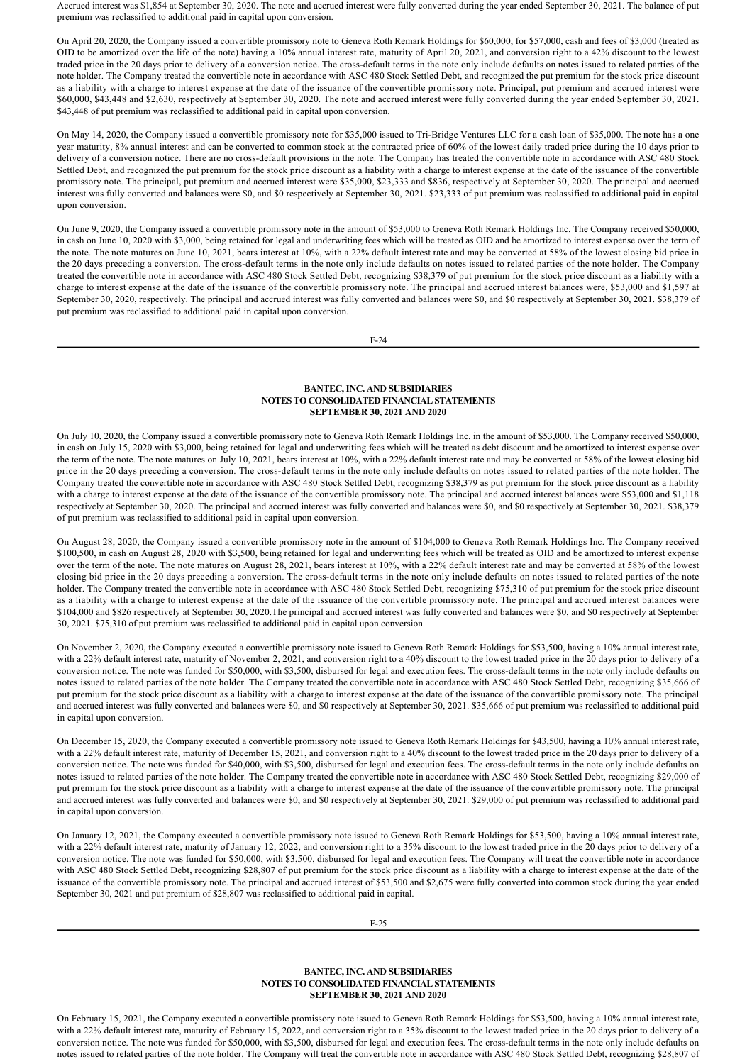Accrued interest was $1,854 at September 30, 2020. The note and accrued interest were fully converted during the year ended September 30, 2021. The balance of put premium was reclassified to additional paid in capital upon conversion.

On April 20, 2020, the Company issued a convertible promissory note to Geneva Roth Remark Holdings for $60,000, for $57,000, cash and fees of $3,000 (treated as OID to be amortized over the life of the note) having a 10% annual interest rate, maturity of April 20, 2021, and conversion right to a 42% discount to the lowest traded price in the 20 days prior to delivery of a conversion notice. The cross-default terms in the note only include defaults on notes issued to related parties of the note holder. The Company treated the convertible note in accordance with ASC 480 Stock Settled Debt, and recognized the put premium for the stock price discount as a liability with a charge to interest expense at the date of the issuance of the convertible promissory note. Principal, put premium and accrued interest were $60,000, $43,448 and $2,630, respectively at September 30, 2020. The note and accrued interest were fully converted during the year ended September 30, 2021. $43,448 of put premium was reclassified to additional paid in capital upon conversion.

On May 14, 2020, the Company issued a convertible promissory note for $35,000 issued to Tri-Bridge Ventures LLC for a cash loan of $35,000. The note has a one year maturity, 8% annual interest and can be converted to common stock at the contracted price of 60% of the lowest daily traded price during the 10 days prior to delivery of a conversion notice. There are no cross-default provisions in the note. The Company has treated the convertible note in accordance with ASC 480 Stock Settled Debt, and recognized the put premium for the stock price discount as a liability with a charge to interest expense at the date of the issuance of the convertible promissory note. The principal, put premium and accrued interest were $35,000, $23,333 and $836, respectively at September 30, 2020. The principal and accrued interest was fully converted and balances were $0, and $0 respectively at September 30, 2021. $23,333 of put premium was reclassified to additional paid in capital upon conversion.

On June 9, 2020, the Company issued a convertible promissory note in the amount of $53,000 to Geneva Roth Remark Holdings Inc. The Company received $50,000, in cash on June 10, 2020 with $3,000, being retained for legal and underwriting fees which will be treated as OID and be amortized to interest expense over the term of the note. The note matures on June 10, 2021, bears interest at 10%, with a 22% default interest rate and may be converted at 58% of the lowest closing bid price in the 20 days preceding a conversion. The cross-default terms in the note only include defaults on notes issued to related parties of the note holder. The Company treated the convertible note in accordance with ASC 480 Stock Settled Debt, recognizing $38,379 of put premium for the stock price discount as a liability with a charge to interest expense at the date of the issuance of the convertible promissory note. The principal and accrued interest balances were, $53,000 and $1,597 at September 30, 2020, respectively. The principal and accrued interest was fully converted and balances were $0, and $0 respectively at September 30, 2021. $38,379 of put premium was reclassified to additional paid in capital upon conversion.

## BANTEC, INC. AND SUBSIDIARIES
## NOTES TO CONSOLIDATED FINANCIAL STATEMENTS
## SEPTEMBER 30, 2021 AND 2020

On July 10, 2020, the Company issued a convertible promissory note to Geneva Roth Remark Holdings Inc. in the amount of $53,000. The Company received $50,000, in cash on July 15, 2020 with $3,000, being retained for legal and underwriting fees which will be treated as debt discount and be amortized to interest expense over the term of the note. The note matures on July 10, 2021, bears interest at 10%, with a 22% default interest rate and may be converted at 58% of the lowest closing bid price in the 20 days preceding a conversion. The cross-default terms in the note only include defaults on notes issued to related parties of the note holder. The Company treated the convertible note in accordance with ASC 480 Stock Settled Debt, recognizing $38,379 as put premium for the stock price discount as a liability with a charge to interest expense at the date of the issuance of the convertible promissory note. The principal and accrued interest balances were $53,000 and $1,118 respectively at September 30, 2020. The principal and accrued interest was fully converted and balances were $0, and $0 respectively at September 30, 2021. $38,379 of put premium was reclassified to additional paid in capital upon conversion.

On August 28, 2020, the Company issued a convertible promissory note in the amount of $104,000 to Geneva Roth Remark Holdings Inc. The Company received $100,500, in cash on August 28, 2020 with $3,500, being retained for legal and underwriting fees which will be treated as OID and be amortized to interest expense over the term of the note. The note matures on August 28, 2021, bears interest at 10%, with a 22% default interest rate and may be converted at 58% of the lowest closing bid price in the 20 days preceding a conversion. The cross-default terms in the note only include defaults on notes issued to related parties of the note holder. The Company treated the convertible note in accordance with ASC 480 Stock Settled Debt, recognizing $75,310 of put premium for the stock price discount as a liability with a charge to interest expense at the date of the issuance of the convertible promissory note. The principal and accrued interest balances were $104,000 and $826 respectively at September 30, 2020.The principal and accrued interest was fully converted and balances were $0, and $0 respectively at September 30, 2021. $75,310 of put premium was reclassified to additional paid in capital upon conversion.

On November 2, 2020, the Company executed a convertible promissory note issued to Geneva Roth Remark Holdings for $53,500, having a 10% annual interest rate, with a 22% default interest rate, maturity of November 2, 2021, and conversion right to a 40% discount to the lowest traded price in the 20 days prior to delivery of a conversion notice. The note was funded for $50,000, with $3,500, disbursed for legal and execution fees. The cross-default terms in the note only include defaults on notes issued to related parties of the note holder. The Company treated the convertible note in accordance with ASC 480 Stock Settled Debt, recognizing $35,666 of put premium for the stock price discount as a liability with a charge to interest expense at the date of the issuance of the convertible promissory note. The principal and accrued interest was fully converted and balances were $0, and $0 respectively at September 30, 2021. $35,666 of put premium was reclassified to additional paid in capital upon conversion.

On December 15, 2020, the Company executed a convertible promissory note issued to Geneva Roth Remark Holdings for $43,500, having a 10% annual interest rate, with a 22% default interest rate, maturity of December 15, 2021, and conversion right to a 40% discount to the lowest traded price in the 20 days prior to delivery of a conversion notice. The note was funded for $40,000, with $3,500, disbursed for legal and execution fees. The cross-default terms in the note only include defaults on notes issued to related parties of the note holder. The Company treated the convertible note in accordance with ASC 480 Stock Settled Debt, recognizing $29,000 of put premium for the stock price discount as a liability with a charge to interest expense at the date of the issuance of the convertible promissory note. The principal and accrued interest was fully converted and balances were $0, and $0 respectively at September 30, 2021. $29,000 of put premium was reclassified to additional paid in capital upon conversion.

On January 12, 2021, the Company executed a convertible promissory note issued to Geneva Roth Remark Holdings for $53,500, having a 10% annual interest rate, with a 22% default interest rate, maturity of January 12, 2022, and conversion right to a 35% discount to the lowest traded price in the 20 days prior to delivery of a conversion notice. The note was funded for $50,000, with $3,500, disbursed for legal and execution fees. The Company will treat the convertible note in accordance with ASC 480 Stock Settled Debt, recognizing $28,807 of put premium for the stock price discount as a liability with a charge to interest expense at the date of the issuance of the convertible promissory note. The principal and accrued interest of $53,500 and $2,675 were fully converted into common stock during the year ended September 30, 2021 and put premium of $28,807 was reclassified to additional paid in capital.

## BANTEC, INC. AND SUBSIDIARIES
## NOTES TO CONSOLIDATED FINANCIAL STATEMENTS
## SEPTEMBER 30, 2021 AND 2020

On February 15, 2021, the Company executed a convertible promissory note issued to Geneva Roth Remark Holdings for $53,500, having a 10% annual interest rate, with a 22% default interest rate, maturity of February 15, 2022, and conversion right to a 35% discount to the lowest traded price in the 20 days prior to delivery of a conversion notice. The note was funded for $50,000, with $3,500, disbursed for legal and execution fees. The cross-default terms in the note only include defaults on notes issued to related parties of the note holder. The Company will treat the convertible note in accordance with ASC 480 Stock Settled Debt, recognizing $28,807 of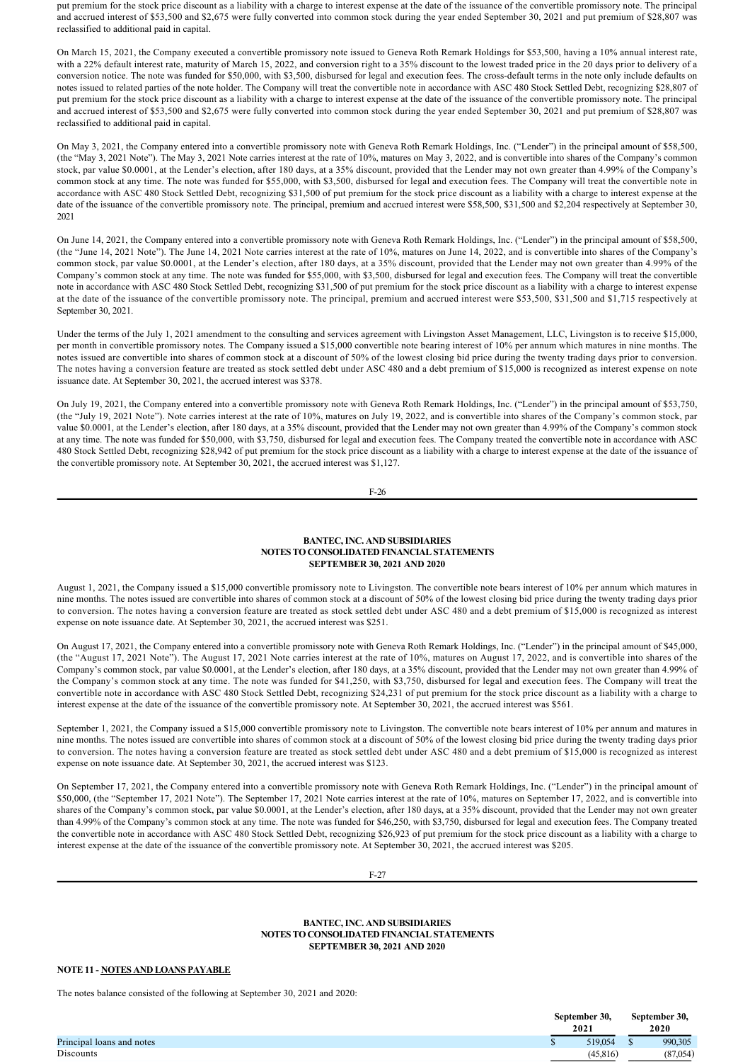put premium for the stock price discount as a liability with a charge to interest expense at the date of the issuance of the convertible promissory note. The principal and accrued interest of $53,500 and $2,675 were fully converted into common stock during the year ended September 30, 2021 and put premium of $28,807 was reclassified to additional paid in capital.

On March 15, 2021, the Company executed a convertible promissory note issued to Geneva Roth Remark Holdings for $53,500, having a 10% annual interest rate, with a 22% default interest rate, maturity of March 15, 2022, and conversion right to a 35% discount to the lowest traded price in the 20 days prior to delivery of a conversion notice. The note was funded for $50,000, with $3,500, disbursed for legal and execution fees. The cross-default terms in the note only include defaults on notes issued to related parties of the note holder. The Company will treat the convertible note in accordance with ASC 480 Stock Settled Debt, recognizing $28,807 of put premium for the stock price discount as a liability with a charge to interest expense at the date of the issuance of the convertible promissory note. The principal and accrued interest of $53,500 and $2,675 were fully converted into common stock during the year ended September 30, 2021 and put premium of $28,807 was reclassified to additional paid in capital.

On May 3, 2021, the Company entered into a convertible promissory note with Geneva Roth Remark Holdings, Inc. ("Lender") in the principal amount of $58,500, (the "May 3, 2021 Note"). The May 3, 2021 Note carries interest at the rate of 10%, matures on May 3, 2022, and is convertible into shares of the Company's common stock, par value $0.0001, at the Lender's election, after 180 days, at a 35% discount, provided that the Lender may not own greater than 4.99% of the Company's common stock at any time. The note was funded for $55,000, with $3,500, disbursed for legal and execution fees. The Company will treat the convertible note in accordance with ASC 480 Stock Settled Debt, recognizing $31,500 of put premium for the stock price discount as a liability with a charge to interest expense at the date of the issuance of the convertible promissory note. The principal, premium and accrued interest were $58,500, $31,500 and $2,204 respectively at September 30, 2021

On June 14, 2021, the Company entered into a convertible promissory note with Geneva Roth Remark Holdings, Inc. ("Lender") in the principal amount of $58,500, (the "June 14, 2021 Note"). The June 14, 2021 Note carries interest at the rate of 10%, matures on June 14, 2022, and is convertible into shares of the Company's common stock, par value $0.0001, at the Lender's election, after 180 days, at a 35% discount, provided that the Lender may not own greater than 4.99% of the Company's common stock at any time. The note was funded for $55,000, with $3,500, disbursed for legal and execution fees. The Company will treat the convertible note in accordance with ASC 480 Stock Settled Debt, recognizing $31,500 of put premium for the stock price discount as a liability with a charge to interest expense at the date of the issuance of the convertible promissory note. The principal, premium and accrued interest were $53,500, $31,500 and $1,715 respectively at September 30, 2021.

Under the terms of the July 1, 2021 amendment to the consulting and services agreement with Livingston Asset Management, LLC, Livingston is to receive $15,000, per month in convertible promissory notes. The Company issued a $15,000 convertible note bearing interest of 10% per annum which matures in nine months. The notes issued are convertible into shares of common stock at a discount of 50% of the lowest closing bid price during the twenty trading days prior to conversion. The notes having a conversion feature are treated as stock settled debt under ASC 480 and a debt premium of $15,000 is recognized as interest expense on note issuance date. At September 30, 2021, the accrued interest was $378.

On July 19, 2021, the Company entered into a convertible promissory note with Geneva Roth Remark Holdings, Inc. ("Lender") in the principal amount of $53,750, (the "July 19, 2021 Note"). Note carries interest at the rate of 10%, matures on July 19, 2022, and is convertible into shares of the Company's common stock, par value $0.0001, at the Lender's election, after 180 days, at a 35% discount, provided that the Lender may not own greater than 4.99% of the Company's common stock at any time. The note was funded for $50,000, with $3,750, disbursed for legal and execution fees. The Company treated the convertible note in accordance with ASC 480 Stock Settled Debt, recognizing $28,942 of put premium for the stock price discount as a liability with a charge to interest expense at the date of the issuance of the convertible promissory note. At September 30, 2021, the accrued interest was $1,127.

August 1, 2021, the Company issued a $15,000 convertible promissory note to Livingston. The convertible note bears interest of 10% per annum which matures in nine months. The notes issued are convertible into shares of common stock at a discount of 50% of the lowest closing bid price during the twenty trading days prior to conversion. The notes having a conversion feature are treated as stock settled debt under ASC 480 and a debt premium of $15,000 is recognized as interest expense on note issuance date. At September 30, 2021, the accrued interest was $251.

On August 17, 2021, the Company entered into a convertible promissory note with Geneva Roth Remark Holdings, Inc. ("Lender") in the principal amount of $45,000, (the "August 17, 2021 Note"). The August 17, 2021 Note carries interest at the rate of 10%, matures on August 17, 2022, and is convertible into shares of the Company's common stock, par value $0.0001, at the Lender's election, after 180 days, at a 35% discount, provided that the Lender may not own greater than 4.99% of the Company's common stock at any time. The note was funded for $41,250, with $3,750, disbursed for legal and execution fees. The Company will treat the convertible note in accordance with ASC 480 Stock Settled Debt, recognizing $24,231 of put premium for the stock price discount as a liability with a charge to interest expense at the date of the issuance of the convertible promissory note. At September 30, 2021, the accrued interest was $561.

September 1, 2021, the Company issued a $15,000 convertible promissory note to Livingston. The convertible note bears interest of 10% per annum and matures in nine months. The notes issued are convertible into shares of common stock at a discount of 50% of the lowest closing bid price during the twenty trading days prior to conversion. The notes having a conversion feature are treated as stock settled debt under ASC 480 and a debt premium of $15,000 is recognized as interest expense on note issuance date. At September 30, 2021, the accrued interest was $123.

On September 17, 2021, the Company entered into a convertible promissory note with Geneva Roth Remark Holdings, Inc. ("Lender") in the principal amount of $50,000, (the "September 17, 2021 Note"). The September 17, 2021 Note carries interest at the rate of 10%, matures on September 17, 2022, and is convertible into shares of the Company's common stock, par value $0.0001, at the Lender's election, after 180 days, at a 35% discount, provided that the Lender may not own greater than 4.99% of the Company's common stock at any time. The note was funded for $46,250, with $3,750, disbursed for legal and execution fees. The Company treated the convertible note in accordance with ASC 480 Stock Settled Debt, recognizing $26,923 of put premium for the stock price discount as a liability with a charge to interest expense at the date of the issuance of the convertible promissory note. At September 30, 2021, the accrued interest was $205.

**NOTE 11 - NOTES AND LOANS PAYABLE**

The notes balance consisted of the following at September 30, 2021 and 2020:

| | September 30, 2021 | September 30, 2020 |
|---|---|---|
| Principal loans and notes | $ 519,054 | $ 990,305 |
| Discounts | (45,816) | (87,054) |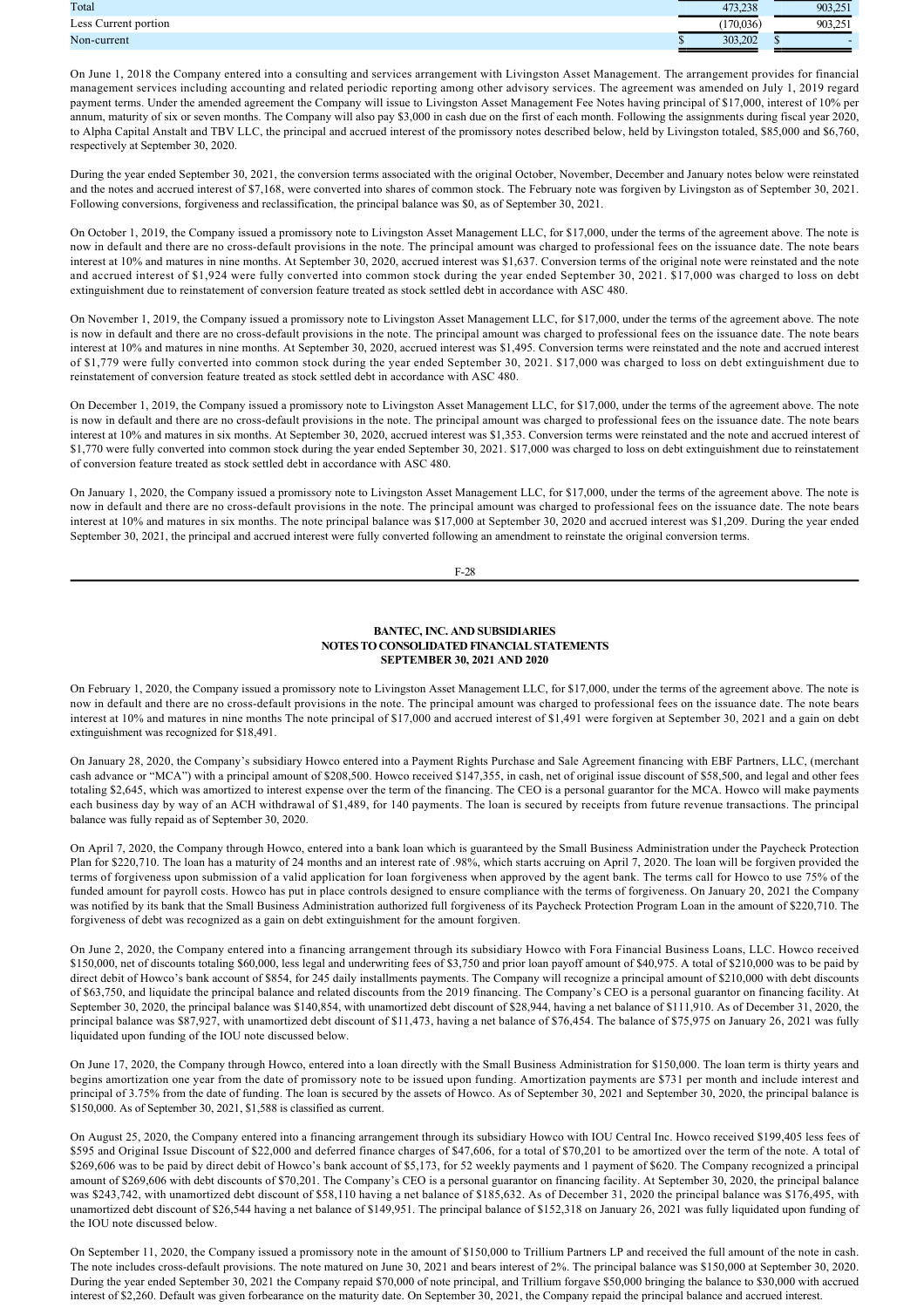| | | |
|---|---|---|
| Total | 473,238 | 903,251 |
| Less Current portion | (170,036) | 903,251 |
| Non-current | $ 303,202 | $ - |

On June 1, 2018 the Company entered into a consulting and services arrangement with Livingston Asset Management. The arrangement provides for financial management services including accounting and related periodic reporting among other advisory services. The agreement was amended on July 1, 2019 regard payment terms. Under the amended agreement the Company will issue to Livingston Asset Management Fee Notes having principal of $17,000, interest of 10% per annum, maturity of six or seven months. The Company will also pay $3,000 in cash due on the first of each month. Following the assignments during fiscal year 2020, to Alpha Capital Anstalt and TBV LLC, the principal and accrued interest of the promissory notes described below, held by Livingston totaled, $85,000 and $6,760, respectively at September 30, 2020.

During the year ended September 30, 2021, the conversion terms associated with the original October, November, December and January notes below were reinstated and the notes and accrued interest of $7,168, were converted into shares of common stock. The February note was forgiven by Livingston as of September 30, 2021. Following conversions, forgiveness and reclassification, the principal balance was $0, as of September 30, 2021.

On October 1, 2019, the Company issued a promissory note to Livingston Asset Management LLC, for $17,000, under the terms of the agreement above. The note is now in default and there are no cross-default provisions in the note. The principal amount was charged to professional fees on the issuance date. The note bears interest at 10% and matures in nine months. At September 30, 2020, accrued interest was $1,637. Conversion terms of the original note were reinstated and the note and accrued interest of $1,924 were fully converted into common stock during the year ended September 30, 2021. $17,000 was charged to loss on debt extinguishment due to reinstatement of conversion feature treated as stock settled debt in accordance with ASC 480.

On November 1, 2019, the Company issued a promissory note to Livingston Asset Management LLC, for $17,000, under the terms of the agreement above. The note is now in default and there are no cross-default provisions in the note. The principal amount was charged to professional fees on the issuance date. The note bears interest at 10% and matures in nine months. At September 30, 2020, accrued interest was $1,495. Conversion terms were reinstated and the note and accrued interest of $1,779 were fully converted into common stock during the year ended September 30, 2021. $17,000 was charged to loss on debt extinguishment due to reinstatement of conversion feature treated as stock settled debt in accordance with ASC 480.

On December 1, 2019, the Company issued a promissory note to Livingston Asset Management LLC, for $17,000, under the terms of the agreement above. The note is now in default and there are no cross-default provisions in the note. The principal amount was charged to professional fees on the issuance date. The note bears interest at 10% and matures in six months. At September 30, 2020, accrued interest was $1,353. Conversion terms were reinstated and the note and accrued interest of $1,770 were fully converted into common stock during the year ended September 30, 2021. $17,000 was charged to loss on debt extinguishment due to reinstatement of conversion feature treated as stock settled debt in accordance with ASC 480.

On January 1, 2020, the Company issued a promissory note to Livingston Asset Management LLC, for $17,000, under the terms of the agreement above. The note is now in default and there are no cross-default provisions in the note. The principal amount was charged to professional fees on the issuance date. The note bears interest at 10% and matures in six months. The note principal balance was $17,000 at September 30, 2020 and accrued interest was $1,209. During the year ended September 30, 2021, the principal and accrued interest were fully converted following an amendment to reinstate the original conversion terms.

On February 1, 2020, the Company issued a promissory note to Livingston Asset Management LLC, for $17,000, under the terms of the agreement above. The note is now in default and there are no cross-default provisions in the note. The principal amount was charged to professional fees on the issuance date. The note bears interest at 10% and matures in nine months The note principal of $17,000 and accrued interest of $1,491 were forgiven at September 30, 2021 and a gain on debt extinguishment was recognized for $18,491.

On January 28, 2020, the Company's subsidiary Howco entered into a Payment Rights Purchase and Sale Agreement financing with EBF Partners, LLC, (merchant cash advance or "MCA") with a principal amount of $208,500. Howco received $147,355, in cash, net of original issue discount of $58,500, and legal and other fees totaling $2,645, which was amortized to interest expense over the term of the financing. The CEO is a personal guarantor for the MCA. Howco will make payments each business day by way of an ACH withdrawal of $1,489, for 140 payments. The loan is secured by receipts from future revenue transactions. The principal balance was fully repaid as of September 30, 2020.

On April 7, 2020, the Company through Howco, entered into a bank loan which is guaranteed by the Small Business Administration under the Paycheck Protection Plan for $220,710. The loan has a maturity of 24 months and an interest rate of .98%, which starts accruing on April 7, 2020. The loan will be forgiven provided the terms of forgiveness upon submission of a valid application for loan forgiveness when approved by the agent bank. The terms call for Howco to use 75% of the funded amount for payroll costs. Howco has put in place controls designed to ensure compliance with the terms of forgiveness. On January 20, 2021 the Company was notified by its bank that the Small Business Administration authorized full forgiveness of its Paycheck Protection Program Loan in the amount of $220,710. The forgiveness of debt was recognized as a gain on debt extinguishment for the amount forgiven.

On June 2, 2020, the Company entered into a financing arrangement through its subsidiary Howco with Fora Financial Business Loans, LLC. Howco received $150,000, net of discounts totaling $60,000, less legal and underwriting fees of $3,750 and prior loan payoff amount of $40,975. A total of $210,000 was to be paid by direct debit of Howco's bank account of $854, for 245 daily installments payments. The Company will recognize a principal amount of $210,000 with debt discounts of $63,750, and liquidate the principal balance and related discounts from the 2019 financing. The Company's CEO is a personal guarantor on financing facility. At September 30, 2020, the principal balance was $140,854, with unamortized debt discount of $28,944, having a net balance of $111,910. As of December 31, 2020, the principal balance was $87,927, with unamortized debt discount of $11,473, having a net balance of $76,454. The balance of $75,975 on January 26, 2021 was fully liquidated upon funding of the IOU note discussed below.

On June 17, 2020, the Company through Howco, entered into a loan directly with the Small Business Administration for $150,000. The loan term is thirty years and begins amortization one year from the date of promissory note to be issued upon funding. Amortization payments are $731 per month and include interest and principal of 3.75% from the date of funding. The loan is secured by the assets of Howco. As of September 30, 2021 and September 30, 2020, the principal balance is $150,000. As of September 30, 2021, $1,588 is classified as current.

On August 25, 2020, the Company entered into a financing arrangement through its subsidiary Howco with IOU Central Inc. Howco received $199,405 less fees of $595 and Original Issue Discount of $22,000 and deferred finance charges of $47,606, for a total of $70,201 to be amortized over the term of the note. A total of $269,606 was to be paid by direct debit of Howco's bank account of $5,173, for 52 weekly payments and 1 payment of $620. The Company recognized a principal amount of $269,606 with debt discounts of $70,201. The Company's CEO is a personal guarantor on financing facility. At September 30, 2020, the principal balance was $243,742, with unamortized debt discount of $58,110 having a net balance of $185,632. As of December 31, 2020 the principal balance was $176,495, with unamortized debt discount of $26,544 having a net balance of $149,951. The principal balance of $152,318 on January 26, 2021 was fully liquidated upon funding of the IOU note discussed below.

On September 11, 2020, the Company issued a promissory note in the amount of $150,000 to Trillium Partners LP and received the full amount of the note in cash. The note includes cross-default provisions. The note matured on June 30, 2021 and bears interest of 2%. The principal balance was $150,000 at September 30, 2020. During the year ended September 30, 2021 the Company repaid $70,000 of note principal, and Trillium forgave $50,000 bringing the balance to $30,000 with accrued interest of $2,260. Default was given forbearance on the maturity date. On September 30, 2021, the Company repaid the principal balance and accrued interest.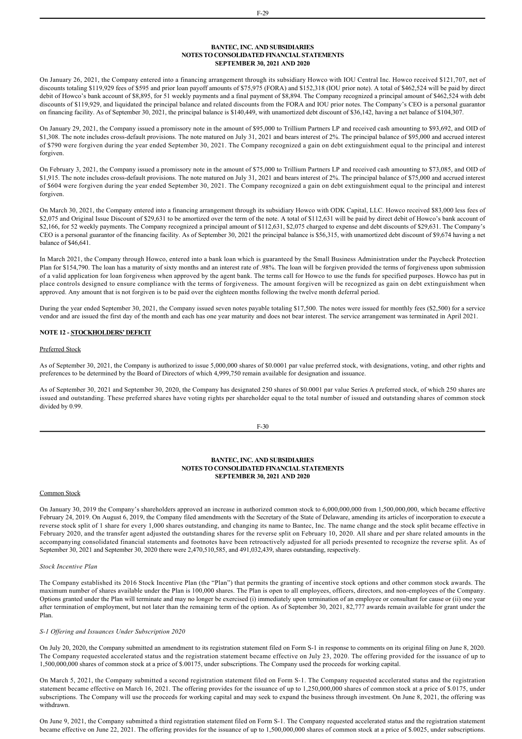On January 26, 2021, the Company entered into a financing arrangement through its subsidiary Howco with IOU Central Inc. Howco received $121,707, net of discounts totaling $119,929 fees of $595 and prior loan payoff amounts of $75,975 (FORA) and $152,318 (IOU prior note). A total of $462,524 will be paid by direct debit of Howco's bank account of $8,895, for 51 weekly payments and a final payment of $8,894. The Company recognized a principal amount of $462,524 with debt discounts of $119,929, and liquidated the principal balance and related discounts from the FORA and IOU prior notes. The Company's CEO is a personal guarantor on financing facility. As of September 30, 2021, the principal balance is $140,449, with unamortized debt discount of $36,142, having a net balance of $104,307.

On January 29, 2021, the Company issued a promissory note in the amount of $95,000 to Trillium Partners LP and received cash amounting to $93,692, and OID of $1,308. The note includes cross-default provisions. The note matured on July 31, 2021 and bears interest of 2%. The principal balance of $95,000 and accrued interest of $790 were forgiven during the year ended September 30, 2021. The Company recognized a gain on debt extinguishment equal to the principal and interest forgiven.

On February 3, 2021, the Company issued a promissory note in the amount of $75,000 to Trillium Partners LP and received cash amounting to $73,085, and OID of $1,915. The note includes cross-default provisions. The note matured on July 31, 2021 and bears interest of 2%. The principal balance of $75,000 and accrued interest of $604 were forgiven during the year ended September 30, 2021. The Company recognized a gain on debt extinguishment equal to the principal and interest forgiven.

On March 30, 2021, the Company entered into a financing arrangement through its subsidiary Howco with ODK Capital, LLC. Howco received $83,000 less fees of $2,075 and Original Issue Discount of $29,631 to be amortized over the term of the note. A total of $112,631 will be paid by direct debit of Howco's bank account of $2,166, for 52 weekly payments. The Company recognized a principal amount of $112,631, $2,075 charged to expense and debt discounts of $29,631. The Company's CEO is a personal guarantor of the financing facility. As of September 30, 2021 the principal balance is $56,315, with unamortized debt discount of $9,674 having a net balance of $46,641.

In March 2021, the Company through Howco, entered into a bank loan which is guaranteed by the Small Business Administration under the Paycheck Protection Plan for $154,790. The loan has a maturity of sixty months and an interest rate of .98%. The loan will be forgiven provided the terms of forgiveness upon submission of a valid application for loan forgiveness when approved by the agent bank. The terms call for Howco to use the funds for specified purposes. Howco has put in place controls designed to ensure compliance with the terms of forgiveness. The amount forgiven will be recognized as gain on debt extinguishment when approved. Any amount that is not forgiven is to be paid over the eighteen months following the twelve month deferral period.

During the year ended September 30, 2021, the Company issued seven notes payable totaling $17,500. The notes were issued for monthly fees ($2,500) for a service vendor and are issued the first day of the month and each has one year maturity and does not bear interest. The service arrangement was terminated in April 2021.

## NOTE 12 - STOCKHOLDERS' DEFICIT

Preferred Stock

As of September 30, 2021, the Company is authorized to issue 5,000,000 shares of $0.0001 par value preferred stock, with designations, voting, and other rights and preferences to be determined by the Board of Directors of which 4,999,750 remain available for designation and issuance.

As of September 30, 2021 and September 30, 2020, the Company has designated 250 shares of $0.0001 par value Series A preferred stock, of which 250 shares are issued and outstanding. These preferred shares have voting rights per shareholder equal to the total number of issued and outstanding shares of common stock divided by 0.99.

Common Stock

On January 30, 2019 the Company's shareholders approved an increase in authorized common stock to 6,000,000,000 from 1,500,000,000, which became effective February 24, 2019. On August 6, 2019, the Company filed amendments with the Secretary of the State of Delaware, amending its articles of incorporation to execute a reverse stock split of 1 share for every 1,000 shares outstanding, and changing its name to Bantec, Inc. The name change and the stock split became effective in February 2020, and the transfer agent adjusted the outstanding shares for the reverse split on February 10, 2020. All share and per share related amounts in the accompanying consolidated financial statements and footnotes have been retroactively adjusted for all periods presented to recognize the reverse split. As of September 30, 2021 and September 30, 2020 there were 2,470,510,585, and 491,032,439, shares outstanding, respectively.

*Stock Incentive Plan*

The Company established its 2016 Stock Incentive Plan (the "Plan") that permits the granting of incentive stock options and other common stock awards. The maximum number of shares available under the Plan is 100,000 shares. The Plan is open to all employees, officers, directors, and non-employees of the Company. Options granted under the Plan will terminate and may no longer be exercised (i) immediately upon termination of an employee or consultant for cause or (ii) one year after termination of employment, but not later than the remaining term of the option. As of September 30, 2021, 82,777 awards remain available for grant under the Plan.

*S-1 Offering and Issuances Under Subscription 2020*

On July 20, 2020, the Company submitted an amendment to its registration statement filed on Form S-1 in response to comments on its original filing on June 8, 2020. The Company requested accelerated status and the registration statement became effective on July 23, 2020. The offering provided for the issuance of up to 1,500,000,000 shares of common stock at a price of $.00175, under subscriptions. The Company used the proceeds for working capital.

On March 5, 2021, the Company submitted a second registration statement filed on Form S-1. The Company requested accelerated status and the registration statement became effective on March 16, 2021. The offering provides for the issuance of up to 1,250,000,000 shares of common stock at a price of $.0175, under subscriptions. The Company will use the proceeds for working capital and may seek to expand the business through investment. On June 8, 2021, the offering was withdrawn.

On June 9, 2021, the Company submitted a third registration statement filed on Form S-1. The Company requested accelerated status and the registration statement became effective on June 22, 2021. The offering provides for the issuance of up to 1,500,000,000 shares of common stock at a price of $.0025, under subscriptions.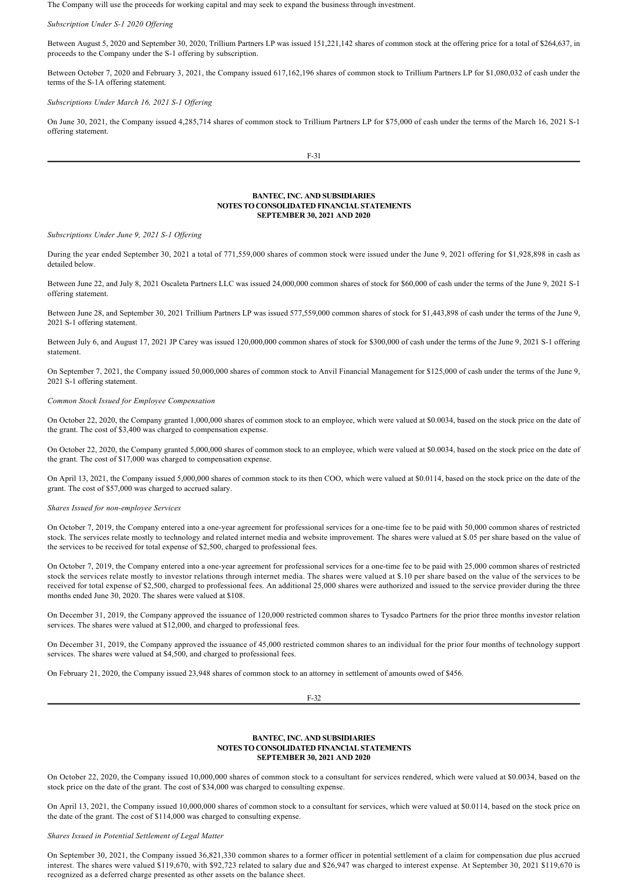The Company will use the proceeds for working capital and may seek to expand the business through investment.

*Subscription Under S-1 2020 Offering*

Between August 5, 2020 and September 30, 2020, Trillium Partners LP was issued 151,221,142 shares of common stock at the offering price for a total of $264,637, in proceeds to the Company under the S-1 offering by subscription.

Between October 7, 2020 and February 3, 2021, the Company issued 617,162,196 shares of common stock to Trillium Partners LP for $1,080,032 of cash under the terms of the S-1A offering statement.

*Subscriptions Under March 16, 2021 S-1 Offering*

On June 30, 2021, the Company issued 4,285,714 shares of common stock to Trillium Partners LP for $75,000 of cash under the terms of the March 16, 2021 S-1 offering statement.

*Subscriptions Under June 9, 2021 S-1 Offering*

During the year ended September 30, 2021 a total of 771,559,000 shares of common stock were issued under the June 9, 2021 offering for $1,928,898 in cash as detailed below.

Between June 22, and July 8, 2021 Oscaleta Partners LLC was issued 24,000,000 common shares of stock for $60,000 of cash under the terms of the June 9, 2021 S-1 offering statement.

Between June 28, and September 30, 2021 Trillium Partners LP was issued 577,559,000 common shares of stock for $1,443,898 of cash under the terms of the June 9, 2021 S-1 offering statement.

Between July 6, and August 17, 2021 JP Carey was issued 120,000,000 common shares of stock for $300,000 of cash under the terms of the June 9, 2021 S-1 offering statement.

On September 7, 2021, the Company issued 50,000,000 shares of common stock to Anvil Financial Management for $125,000 of cash under the terms of the June 9, 2021 S-1 offering statement.

*Common Stock Issued for Employee Compensation*

On October 22, 2020, the Company granted 1,000,000 shares of common stock to an employee, which were valued at $0.0034, based on the stock price on the date of the grant. The cost of $3,400 was charged to compensation expense.

On October 22, 2020, the Company granted 5,000,000 shares of common stock to an employee, which were valued at $0.0034, based on the stock price on the date of the grant. The cost of $17,000 was charged to compensation expense.

On April 13, 2021, the Company issued 5,000,000 shares of common stock to its then COO, which were valued at $0.0114, based on the stock price on the date of the grant. The cost of $57,000 was charged to accrued salary.

*Shares Issued for non-employee Services*

On October 7, 2019, the Company entered into a one-year agreement for professional services for a one-time fee to be paid with 50,000 common shares of restricted stock. The services relate mostly to technology and related internet media and website improvement. The shares were valued at $.05 per share based on the value of the services to be received for total expense of $2,500, charged to professional fees.

On October 7, 2019, the Company entered into a one-year agreement for professional services for a one-time fee to be paid with 25,000 common shares of restricted stock the services relate mostly to investor relations through internet media. The shares were valued at $.10 per share based on the value of the services to be received for total expense of $2,500, charged to professional fees. An additional 25,000 shares were authorized and issued to the service provider during the three months ended June 30, 2020. The shares were valued at $108.

On December 31, 2019, the Company approved the issuance of 120,000 restricted common shares to Tysadco Partners for the prior three months investor relation services. The shares were valued at $12,000, and charged to professional fees.

On December 31, 2019, the Company approved the issuance of 45,000 restricted common shares to an individual for the prior four months of technology support services. The shares were valued at $4,500, and charged to professional fees.

On February 21, 2020, the Company issued 23,948 shares of common stock to an attorney in settlement of amounts owed of $456.

On October 22, 2020, the Company issued 10,000,000 shares of common stock to a consultant for services rendered, which were valued at $0.0034, based on the stock price on the date of the grant. The cost of $34,000 was charged to consulting expense.

On April 13, 2021, the Company issued 10,000,000 shares of common stock to a consultant for services, which were valued at $0.0114, based on the stock price on the date of the grant. The cost of $114,000 was charged to consulting expense.

*Shares Issued in Potential Settlement of Legal Matter*

On September 30, 2021, the Company issued 36,821,330 common shares to a former officer in potential settlement of a claim for compensation due plus accrued interest. The shares were valued $119,670, with $92,723 related to salary due and $26,947 was charged to interest expense. At September 30, 2021 $119,670 is recognized as a deferred charge presented as other assets on the balance sheet.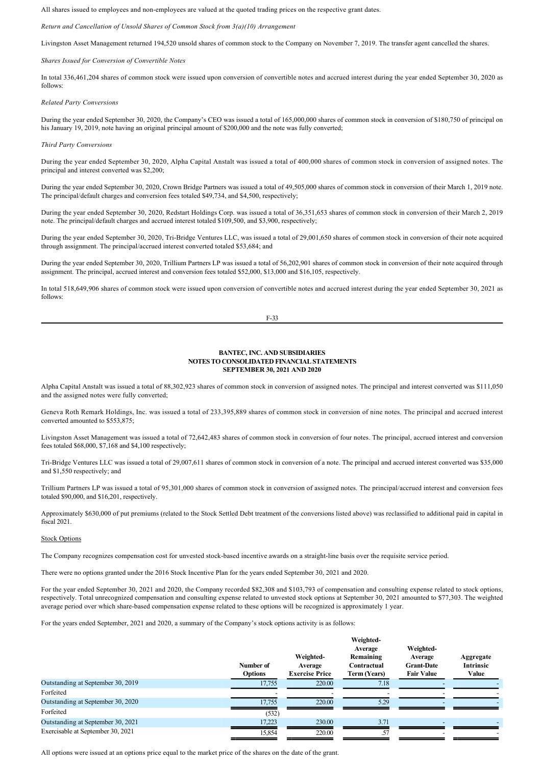All shares issued to employees and non-employees are valued at the quoted trading prices on the respective grant dates.

*Return and Cancellation of Unsold Shares of Common Stock from 3(a)(10) Arrangement*

Livingston Asset Management returned 194,520 unsold shares of common stock to the Company on November 7, 2019. The transfer agent cancelled the shares.

*Shares Issued for Conversion of Convertible Notes*

In total 336,461,204 shares of common stock were issued upon conversion of convertible notes and accrued interest during the year ended September 30, 2020 as follows:

*Related Party Conversions*

During the year ended September 30, 2020, the Company's CEO was issued a total of 165,000,000 shares of common stock in conversion of $180,750 of principal on his January 19, 2019, note having an original principal amount of $200,000 and the note was fully converted;

*Third Party Conversions*

During the year ended September 30, 2020, Alpha Capital Anstalt was issued a total of 400,000 shares of common stock in conversion of assigned notes. The principal and interest converted was $2,200;

During the year ended September 30, 2020, Crown Bridge Partners was issued a total of 49,505,000 shares of common stock in conversion of their March 1, 2019 note. The principal/default charges and conversion fees totaled $49,734, and $4,500, respectively;

During the year ended September 30, 2020, Redstart Holdings Corp. was issued a total of 36,351,653 shares of common stock in conversion of their March 2, 2019 note. The principal/default charges and accrued interest totaled $109,500, and $3,900, respectively;

During the year ended September 30, 2020, Tri-Bridge Ventures LLC, was issued a total of 29,001,650 shares of common stock in conversion of their note acquired through assignment. The principal/accrued interest converted totaled $53,684; and

During the year ended September 30, 2020, Trillium Partners LP was issued a total of 56,202,901 shares of common stock in conversion of their note acquired through assignment. The principal, accrued interest and conversion fees totaled $52,000, $13,000 and $16,105, respectively.

In total 518,649,906 shares of common stock were issued upon conversion of convertible notes and accrued interest during the year ended September 30, 2021 as follows:

**BANTEC, INC. AND SUBSIDIARIES**
**NOTES TO CONSOLIDATED FINANCIAL STATEMENTS**
**SEPTEMBER 30, 2021 AND 2020**

Alpha Capital Anstalt was issued a total of 88,302,923 shares of common stock in conversion of assigned notes. The principal and interest converted was $111,050 and the assigned notes were fully converted;

Geneva Roth Remark Holdings, Inc. was issued a total of 233,395,889 shares of common stock in conversion of nine notes. The principal and accrued interest converted amounted to $553,875;

Livingston Asset Management was issued a total of 72,642,483 shares of common stock in conversion of four notes. The principal, accrued interest and conversion fees totaled $68,000, $7,168 and $4,100 respectively;

Tri-Bridge Ventures LLC was issued a total of 29,007,611 shares of common stock in conversion of a note. The principal and accrued interest converted was $35,000 and $1,550 respectively; and

Trillium Partners LP was issued a total of 95,301,000 shares of common stock in conversion of assigned notes. The principal/accrued interest and conversion fees totaled $90,000, and $16,201, respectively.

Approximately $630,000 of put premiums (related to the Stock Settled Debt treatment of the conversions listed above) was reclassified to additional paid in capital in fiscal 2021.

Stock Options

The Company recognizes compensation cost for unvested stock-based incentive awards on a straight-line basis over the requisite service period.

There were no options granted under the 2016 Stock Incentive Plan for the years ended September 30, 2021 and 2020.

For the year ended September 30, 2021 and 2020, the Company recorded $82,308 and $103,793 of compensation and consulting expense related to stock options, respectively. Total unrecognized compensation and consulting expense related to unvested stock options at September 30, 2021 amounted to $77,303. The weighted average period over which share-based compensation expense related to these options will be recognized is approximately 1 year.

For the years ended September, 2021 and 2020, a summary of the Company's stock options activity is as follows:

| | Number of Options | Weighted-Average Exercise Price | Weighted-Average Remaining Contractual Term (Years) | Weighted-Average Grant-Date Fair Value | Aggregate Intrinsic Value |
|---|---|---|---|---|---|
| Outstanding at September 30, 2019 | 17,755 | 220.00 | 7.18 | - | - |
| Forfeited | - | - | - | - | - |
| Outstanding at September 30, 2020 | 17,755 | 220.00 | 5.29 | - | - |
| Forfeited | (532) | | | | |
| Outstanding at September 30, 2021 | 17,223 | 230.00 | 3.71 | - | - |
| Exercisable at September 30, 2021 | 15,854 | 220.00 | .57 | - | - |

All options were issued at an options price equal to the market price of the shares on the date of the grant.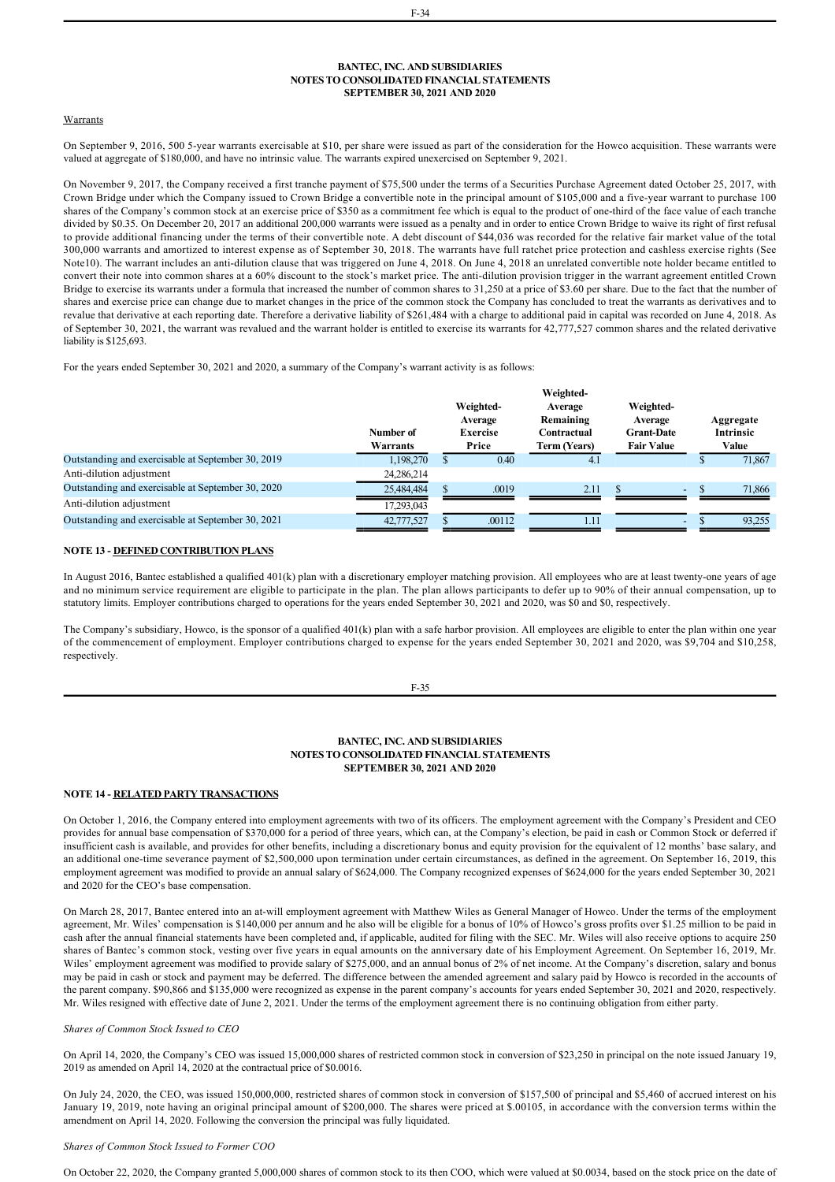### BANTEC, INC. AND SUBSIDIARIES
### NOTES TO CONSOLIDATED FINANCIAL STATEMENTS
### SEPTEMBER 30, 2021 AND 2020

Warrants

On September 9, 2016, 500 5-year warrants exercisable at $10, per share were issued as part of the consideration for the Howco acquisition. These warrants were valued at aggregate of $180,000, and have no intrinsic value. The warrants expired unexercised on September 9, 2021.

On November 9, 2017, the Company received a first tranche payment of $75,500 under the terms of a Securities Purchase Agreement dated October 25, 2017, with Crown Bridge under which the Company issued to Crown Bridge a convertible note in the principal amount of $105,000 and a five-year warrant to purchase 100 shares of the Company's common stock at an exercise price of $350 as a commitment fee which is equal to the product of one-third of the face value of each tranche divided by $0.35. On December 20, 2017 an additional 200,000 warrants were issued as a penalty and in order to entice Crown Bridge to waive its right of first refusal to provide additional financing under the terms of their convertible note. A debt discount of $44,036 was recorded for the relative fair market value of the total 300,000 warrants and amortized to interest expense as of September 30, 2018. The warrants have full ratchet price protection and cashless exercise rights (See Note10). The warrant includes an anti-dilution clause that was triggered on June 4, 2018. On June 4, 2018 an unrelated convertible note holder became entitled to convert their note into common shares at a 60% discount to the stock's market price. The anti-dilution provision trigger in the warrant agreement entitled Crown Bridge to exercise its warrants under a formula that increased the number of common shares to 31,250 at a price of $3.60 per share. Due to the fact that the number of shares and exercise price can change due to market changes in the price of the common stock the Company has concluded to treat the warrants as derivatives and to revalue that derivative at each reporting date. Therefore a derivative liability of $261,484 with a charge to additional paid in capital was recorded on June 4, 2018. As of September 30, 2021, the warrant was revalued and the warrant holder is entitled to exercise its warrants for 42,777,527 common shares and the related derivative liability is $125,693.

For the years ended September 30, 2021 and 2020, a summary of the Company's warrant activity is as follows:

| | Number of Warrants | Weighted-Average Exercise Price | Weighted-Average Remaining Contractual Term (Years) | Weighted-Average Grant-Date Fair Value | Aggregate Intrinsic Value |
|---|---|---|---|---|---|
| Outstanding and exercisable at September 30, 2019 | 1,198,270 | $ 0.40 | 4.1 | | $ 71,867 |
| Anti-dilution adjustment | 24,286,214 | | | | |
| Outstanding and exercisable at September 30, 2020 | 25,484,484 | $ .0019 | 2.11 | $ - | $ 71,866 |
| Anti-dilution adjustment | 17,293,043 | | | | |
| Outstanding and exercisable at September 30, 2021 | 42,777,527 | $ .00112 | 1.11 | - | $ 93,255 |

## NOTE 13 - DEFINED CONTRIBUTION PLANS

In August 2016, Bantec established a qualified 401(k) plan with a discretionary employer matching provision. All employees who are at least twenty-one years of age and no minimum service requirement are eligible to participate in the plan. The plan allows participants to defer up to 90% of their annual compensation, up to statutory limits. Employer contributions charged to operations for the years ended September 30, 2021 and 2020, was $0 and $0, respectively.

The Company's subsidiary, Howco, is the sponsor of a qualified 401(k) plan with a safe harbor provision. All employees are eligible to enter the plan within one year of the commencement of employment. Employer contributions charged to expense for the years ended September 30, 2021 and 2020, was $9,704 and $10,258, respectively.

### BANTEC, INC. AND SUBSIDIARIES
### NOTES TO CONSOLIDATED FINANCIAL STATEMENTS
### SEPTEMBER 30, 2021 AND 2020

## NOTE 14 - RELATED PARTY TRANSACTIONS

On October 1, 2016, the Company entered into employment agreements with two of its officers. The employment agreement with the Company's President and CEO provides for annual base compensation of $370,000 for a period of three years, which can, at the Company's election, be paid in cash or Common Stock or deferred if insufficient cash is available, and provides for other benefits, including a discretionary bonus and equity provision for the equivalent of 12 months' base salary, and an additional one-time severance payment of $2,500,000 upon termination under certain circumstances, as defined in the agreement. On September 16, 2019, this employment agreement was modified to provide an annual salary of $624,000. The Company recognized expenses of $624,000 for the years ended September 30, 2021 and 2020 for the CEO's base compensation.

On March 28, 2017, Bantec entered into an at-will employment agreement with Matthew Wiles as General Manager of Howco. Under the terms of the employment agreement, Mr. Wiles' compensation is $140,000 per annum and he also will be eligible for a bonus of 10% of Howco's gross profits over $1.25 million to be paid in cash after the annual financial statements have been completed and, if applicable, audited for filing with the SEC. Mr. Wiles will also receive options to acquire 250 shares of Bantec's common stock, vesting over five years in equal amounts on the anniversary date of his Employment Agreement. On September 16, 2019, Mr. Wiles' employment agreement was modified to provide salary of $275,000, and an annual bonus of 2% of net income. At the Company's discretion, salary and bonus may be paid in cash or stock and payment may be deferred. The difference between the amended agreement and salary paid by Howco is recorded in the accounts of the parent company. $90,866 and $135,000 were recognized as expense in the parent company's accounts for years ended September 30, 2021 and 2020, respectively. Mr. Wiles resigned with effective date of June 2, 2021. Under the terms of the employment agreement there is no continuing obligation from either party.

*Shares of Common Stock Issued to CEO*

On April 14, 2020, the Company's CEO was issued 15,000,000 shares of restricted common stock in conversion of $23,250 in principal on the note issued January 19, 2019 as amended on April 14, 2020 at the contractual price of $0.0016.

On July 24, 2020, the CEO, was issued 150,000,000, restricted shares of common stock in conversion of $157,500 of principal and $5,460 of accrued interest on his January 19, 2019, note having an original principal amount of $200,000. The shares were priced at $.00105, in accordance with the conversion terms within the amendment on April 14, 2020. Following the conversion the principal was fully liquidated.

*Shares of Common Stock Issued to Former COO*

On October 22, 2020, the Company granted 5,000,000 shares of common stock to its then COO, which were valued at $0.0034, based on the stock price on the date of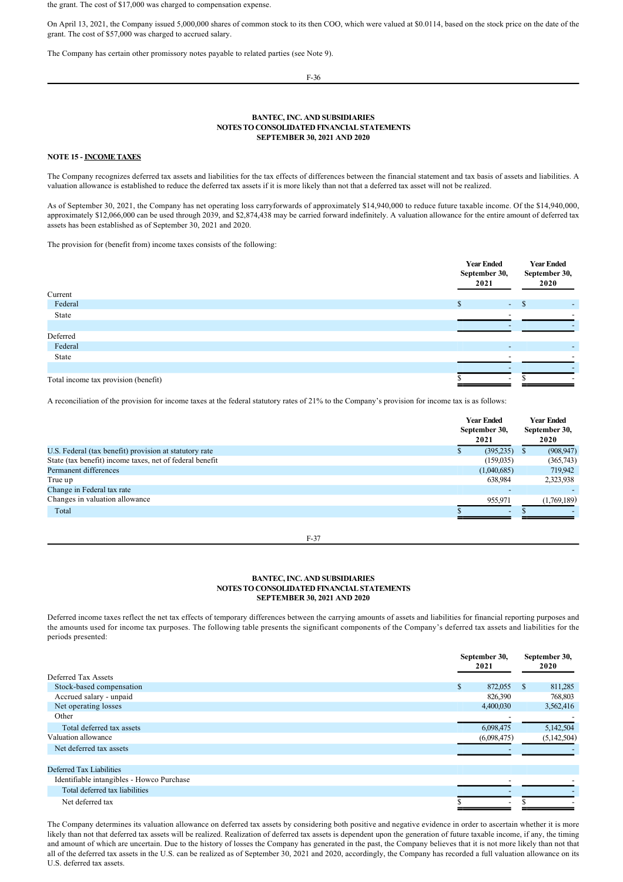the grant. The cost of $17,000 was charged to compensation expense.

On April 13, 2021, the Company issued 5,000,000 shares of common stock to its then COO, which were valued at $0.0114, based on the stock price on the date of the grant. The cost of $57,000 was charged to accrued salary.

The Company has certain other promissory notes payable to related parties (see Note 9).

**BANTEC, INC. AND SUBSIDIARIES**
**NOTES TO CONSOLIDATED FINANCIAL STATEMENTS**
**SEPTEMBER 30, 2021 AND 2020**

**NOTE 15 - INCOME TAXES**

The Company recognizes deferred tax assets and liabilities for the tax effects of differences between the financial statement and tax basis of assets and liabilities. A valuation allowance is established to reduce the deferred tax assets if it is more likely than not that a deferred tax asset will not be realized.

As of September 30, 2021, the Company has net operating loss carryforwards of approximately $14,940,000 to reduce future taxable income. Of the $14,940,000, approximately $12,066,000 can be used through 2039, and $2,874,438 may be carried forward indefinitely. A valuation allowance for the entire amount of deferred tax assets has been established as of September 30, 2021 and 2020.

The provision for (benefit from) income taxes consists of the following:

| | Year Ended September 30, 2021 | Year Ended September 30, 2020 |
|---|---|---|
| Current | | |
| Federal | $ - | $ - |
| State | - | - |
| | - | - |
| Deferred | | |
| Federal | - | - |
| State | - | - |
| | - | - |
| Total income tax provision (benefit) | $ - | $ - |

A reconciliation of the provision for income taxes at the federal statutory rates of 21% to the Company's provision for income tax is as follows:

| | Year Ended September 30, 2021 | Year Ended September 30, 2020 |
|---|---|---|
| U.S. Federal (tax benefit) provision at statutory rate | $ (395,235) | $ (908,947) |
| State (tax benefit) income taxes, net of federal benefit | (159,035) | (365,743) |
| Permanent differences | (1,040,685) | 719,942 |
| True up | 638,984 | 2,323,938 |
| Change in Federal tax rate | - | - |
| Changes in valuation allowance | 955,971 | (1,769,189) |
| Total | $ - | $ - |

**BANTEC, INC. AND SUBSIDIARIES**
**NOTES TO CONSOLIDATED FINANCIAL STATEMENTS**
**SEPTEMBER 30, 2021 AND 2020**

Deferred income taxes reflect the net tax effects of temporary differences between the carrying amounts of assets and liabilities for financial reporting purposes and the amounts used for income tax purposes. The following table presents the significant components of the Company's deferred tax assets and liabilities for the periods presented:

| | September 30, 2021 | September 30, 2020 |
|---|---|---|
| Deferred Tax Assets | | |
| Stock-based compensation | $ 872,055 | $ 811,285 |
| Accrued salary - unpaid | 826,390 | 768,803 |
| Net operating losses | 4,400,030 | 3,562,416 |
| Other | - | - |
| Total deferred tax assets | 6,098,475 | 5,142,504 |
| Valuation allowance | (6,098,475) | (5,142,504) |
| Net deferred tax assets | - | - |
| Deferred Tax Liabilities | | |
| Identifiable intangibles - Howco Purchase | - | - |
| Total deferred tax liabilities | - | - |
| Net deferred tax | $ - | $ - |

The Company determines its valuation allowance on deferred tax assets by considering both positive and negative evidence in order to ascertain whether it is more likely than not that deferred tax assets will be realized. Realization of deferred tax assets is dependent upon the generation of future taxable income, if any, the timing and amount of which are uncertain. Due to the history of losses the Company has generated in the past, the Company believes that it is not more likely than not that all of the deferred tax assets in the U.S. can be realized as of September 30, 2021 and 2020, accordingly, the Company has recorded a full valuation allowance on its U.S. deferred tax assets.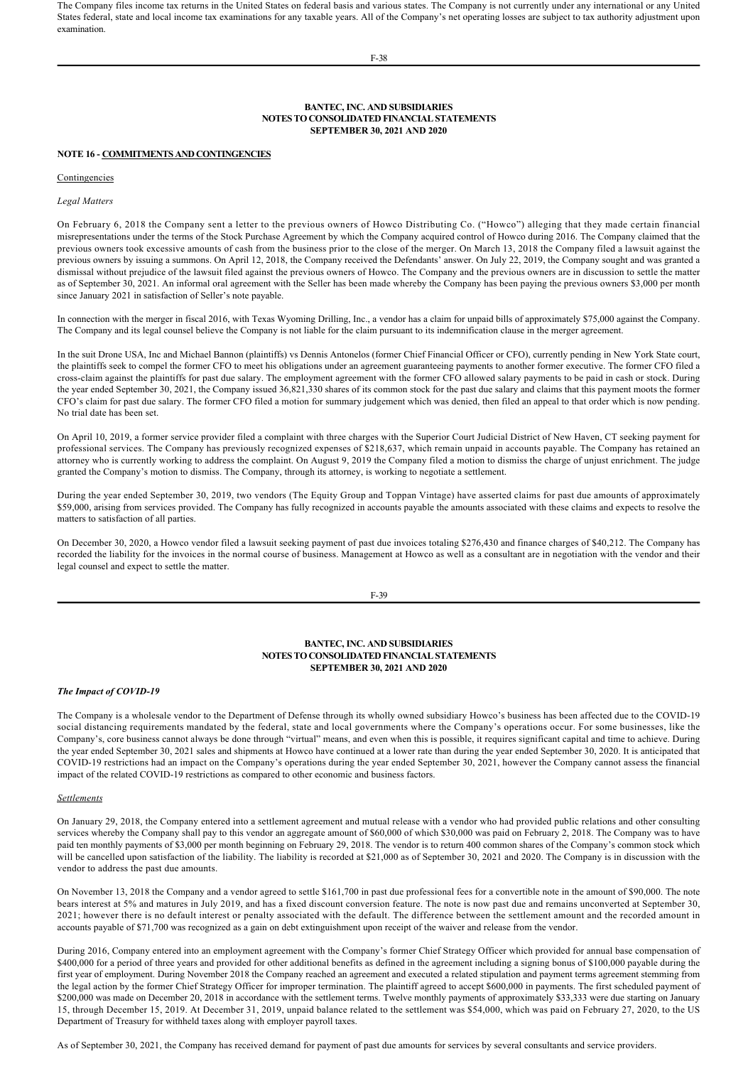The Company files income tax returns in the United States on federal basis and various states. The Company is not currently under any international or any United States federal, state and local income tax examinations for any taxable years. All of the Company's net operating losses are subject to tax authority adjustment upon examination.

**BANTEC, INC. AND SUBSIDIARIES**
**NOTES TO CONSOLIDATED FINANCIAL STATEMENTS**
**SEPTEMBER 30, 2021 AND 2020**

**NOTE 16 - COMMITMENTS AND CONTINGENCIES**

Contingencies

*Legal Matters*

On February 6, 2018 the Company sent a letter to the previous owners of Howco Distributing Co. ("Howco") alleging that they made certain financial misrepresentations under the terms of the Stock Purchase Agreement by which the Company acquired control of Howco during 2016. The Company claimed that the previous owners took excessive amounts of cash from the business prior to the close of the merger. On March 13, 2018 the Company filed a lawsuit against the previous owners by issuing a summons. On April 12, 2018, the Company received the Defendants' answer. On July 22, 2019, the Company sought and was granted a dismissal without prejudice of the lawsuit filed against the previous owners of Howco. The Company and the previous owners are in discussion to settle the matter as of September 30, 2021. An informal oral agreement with the Seller has been made whereby the Company has been paying the previous owners $3,000 per month since January 2021 in satisfaction of Seller's note payable.

In connection with the merger in fiscal 2016, with Texas Wyoming Drilling, Inc., a vendor has a claim for unpaid bills of approximately $75,000 against the Company. The Company and its legal counsel believe the Company is not liable for the claim pursuant to its indemnification clause in the merger agreement.

In the suit Drone USA, Inc and Michael Bannon (plaintiffs) vs Dennis Antonelos (former Chief Financial Officer or CFO), currently pending in New York State court, the plaintiffs seek to compel the former CFO to meet his obligations under an agreement guaranteeing payments to another former executive. The former CFO filed a cross-claim against the plaintiffs for past due salary. The employment agreement with the former CFO allowed salary payments to be paid in cash or stock. During the year ended September 30, 2021, the Company issued 36,821,330 shares of its common stock for the past due salary and claims that this payment moots the former CFO's claim for past due salary. The former CFO filed a motion for summary judgement which was denied, then filed an appeal to that order which is now pending. No trial date has been set.

On April 10, 2019, a former service provider filed a complaint with three charges with the Superior Court Judicial District of New Haven, CT seeking payment for professional services. The Company has previously recognized expenses of $218,637, which remain unpaid in accounts payable. The Company has retained an attorney who is currently working to address the complaint. On August 9, 2019 the Company filed a motion to dismiss the charge of unjust enrichment. The judge granted the Company's motion to dismiss. The Company, through its attorney, is working to negotiate a settlement.

During the year ended September 30, 2019, two vendors (The Equity Group and Toppan Vintage) have asserted claims for past due amounts of approximately $59,000, arising from services provided. The Company has fully recognized in accounts payable the amounts associated with these claims and expects to resolve the matters to satisfaction of all parties.

On December 30, 2020, a Howco vendor filed a lawsuit seeking payment of past due invoices totaling $276,430 and finance charges of $40,212. The Company has recorded the liability for the invoices in the normal course of business. Management at Howco as well as a consultant are in negotiation with the vendor and their legal counsel and expect to settle the matter.

**BANTEC, INC. AND SUBSIDIARIES**
**NOTES TO CONSOLIDATED FINANCIAL STATEMENTS**
**SEPTEMBER 30, 2021 AND 2020**

***The Impact of COVID-19***

The Company is a wholesale vendor to the Department of Defense through its wholly owned subsidiary Howco's business has been affected due to the COVID-19 social distancing requirements mandated by the federal, state and local governments where the Company's operations occur. For some businesses, like the Company's, core business cannot always be done through "virtual" means, and even when this is possible, it requires significant capital and time to achieve. During the year ended September 30, 2021 sales and shipments at Howco have continued at a lower rate than during the year ended September 30, 2020. It is anticipated that COVID-19 restrictions had an impact on the Company's operations during the year ended September 30, 2021, however the Company cannot assess the financial impact of the related COVID-19 restrictions as compared to other economic and business factors.

*Settlements*

On January 29, 2018, the Company entered into a settlement agreement and mutual release with a vendor who had provided public relations and other consulting services whereby the Company shall pay to this vendor an aggregate amount of $60,000 of which $30,000 was paid on February 2, 2018. The Company was to have paid ten monthly payments of $3,000 per month beginning on February 29, 2018. The vendor is to return 400 common shares of the Company's common stock which will be cancelled upon satisfaction of the liability. The liability is recorded at $21,000 as of September 30, 2021 and 2020. The Company is in discussion with the vendor to address the past due amounts.

On November 13, 2018 the Company and a vendor agreed to settle $161,700 in past due professional fees for a convertible note in the amount of $90,000. The note bears interest at 5% and matures in July 2019, and has a fixed discount conversion feature. The note is now past due and remains unconverted at September 30, 2021; however there is no default interest or penalty associated with the default. The difference between the settlement amount and the recorded amount in accounts payable of $71,700 was recognized as a gain on debt extinguishment upon receipt of the waiver and release from the vendor.

During 2016, Company entered into an employment agreement with the Company's former Chief Strategy Officer which provided for annual base compensation of $400,000 for a period of three years and provided for other additional benefits as defined in the agreement including a signing bonus of $100,000 payable during the first year of employment. During November 2018 the Company reached an agreement and executed a related stipulation and payment terms agreement stemming from the legal action by the former Chief Strategy Officer for improper termination. The plaintiff agreed to accept $600,000 in payments. The first scheduled payment of $200,000 was made on December 20, 2018 in accordance with the settlement terms. Twelve monthly payments of approximately $33,333 were due starting on January 15, through December 15, 2019. At December 31, 2019, unpaid balance related to the settlement was $54,000, which was paid on February 27, 2020, to the US Department of Treasury for withheld taxes along with employer payroll taxes.

As of September 30, 2021, the Company has received demand for payment of past due amounts for services by several consultants and service providers.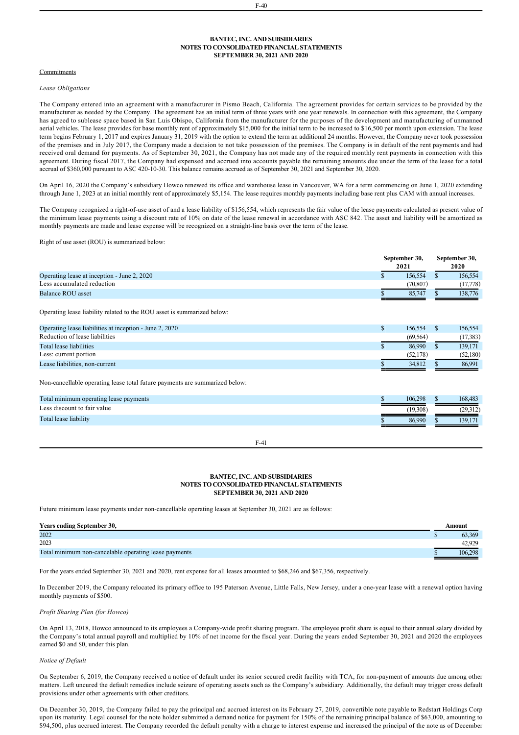### BANTEC, INC. AND SUBSIDIARIES
### NOTES TO CONSOLIDATED FINANCIAL STATEMENTS
### SEPTEMBER 30, 2021 AND 2020

Commitments

*Lease Obligations*

The Company entered into an agreement with a manufacturer in Pismo Beach, California. The agreement provides for certain services to be provided by the manufacturer as needed by the Company. The agreement has an initial term of three years with one year renewals. In connection with this agreement, the Company has agreed to sublease space based in San Luis Obispo, California from the manufacturer for the purposes of the development and manufacturing of unmanned aerial vehicles. The lease provides for base monthly rent of approximately $15,000 for the initial term to be increased to $16,500 per month upon extension. The lease term begins February 1, 2017 and expires January 31, 2019 with the option to extend the term an additional 24 months. However, the Company never took possession of the premises and in July 2017, the Company made a decision to not take possession of the premises. The Company is in default of the rent payments and had received oral demand for payments. As of September 30, 2021, the Company has not made any of the required monthly rent payments in connection with this agreement. During fiscal 2017, the Company had expensed and accrued into accounts payable the remaining amounts due under the term of the lease for a total accrual of $360,000 pursuant to ASC 420-10-30. This balance remains accrued as of September 30, 2021 and September 30, 2020.

On April 16, 2020 the Company's subsidiary Howco renewed its office and warehouse lease in Vancouver, WA for a term commencing on June 1, 2020 extending through June 1, 2023 at an initial monthly rent of approximately $5,154. The lease requires monthly payments including base rent plus CAM with annual increases.

The Company recognized a right-of-use asset of and a lease liability of $156,554, which represents the fair value of the lease payments calculated as present value of the minimum lease payments using a discount rate of 10% on date of the lease renewal in accordance with ASC 842. The asset and liability will be amortized as monthly payments are made and lease expense will be recognized on a straight-line basis over the term of the lease.

Right of use asset (ROU) is summarized below:

| | September 30, 2021 | September 30, 2020 |
|---|---|---|
| Operating lease at inception - June 2, 2020 | $ 156,554 | $ 156,554 |
| Less accumulated reduction | (70,807) | (17,778) |
| Balance ROU asset | $ 85,747 | $ 138,776 |

Operating lease liability related to the ROU asset is summarized below:

| | September 30, 2021 | September 30, 2020 |
|---|---|---|
| Operating lease liabilities at inception - June 2, 2020 | $ 156,554 | $ 156,554 |
| Reduction of lease liabilities | (69,564) | (17,383) |
| Total lease liabilities | $ 86,990 | $ 139,171 |
| Less: current portion | (52,178) | (52,180) |
| Lease liabilities, non-current | $ 34,812 | $ 86,991 |

Non-cancellable operating lease total future payments are summarized below:

| | September 30, 2021 | September 30, 2020 |
|---|---|---|
| Total minimum operating lease payments | $ 106,298 | $ 168,483 |
| Less discount to fair value | (19,308) | (29,312) |
| Total lease liability | $ 86,990 | $ 139,171 |

Future minimum lease payments under non-cancellable operating leases at September 30, 2021 are as follows:

| Years ending September 30, | Amount |
|---|---|
| 2022 | $ 63,369 |
| 2023 | 42,929 |
| Total minimum non-cancelable operating lease payments | $ 106,298 |

For the years ended September 30, 2021 and 2020, rent expense for all leases amounted to $68,246 and $67,356, respectively.

In December 2019, the Company relocated its primary office to 195 Paterson Avenue, Little Falls, New Jersey, under a one-year lease with a renewal option having monthly payments of $500.

*Profit Sharing Plan (for Howco)*

On April 13, 2018, Howco announced to its employees a Company-wide profit sharing program. The employee profit share is equal to their annual salary divided by the Company's total annual payroll and multiplied by 10% of net income for the fiscal year. During the years ended September 30, 2021 and 2020 the employees earned $0 and $0, under this plan.

*Notice of Default*

On September 6, 2019, the Company received a notice of default under its senior secured credit facility with TCA, for non-payment of amounts due among other matters. Left uncured the default remedies include seizure of operating assets such as the Company's subsidiary. Additionally, the default may trigger cross default provisions under other agreements with other creditors.

On December 30, 2019, the Company failed to pay the principal and accrued interest on its February 27, 2019, convertible note payable to Redstart Holdings Corp upon its maturity. Legal counsel for the note holder submitted a demand notice for payment for 150% of the remaining principal balance of $63,000, amounting to $94,500, plus accrued interest. The Company recorded the default penalty with a charge to interest expense and increased the principal of the note as of December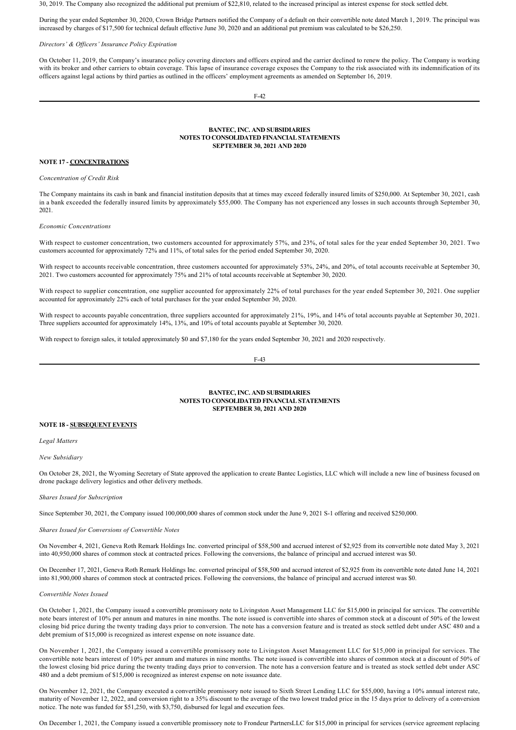30, 2019. The Company also recognized the additional put premium of $22,810, related to the increased principal as interest expense for stock settled debt.

During the year ended September 30, 2020, Crown Bridge Partners notified the Company of a default on their convertible note dated March 1, 2019. The principal was increased by charges of $17,500 for technical default effective June 30, 2020 and an additional put premium was calculated to be $26,250.

*Directors' & Officers' Insurance Policy Expiration*

On October 11, 2019, the Company's insurance policy covering directors and officers expired and the carrier declined to renew the policy. The Company is working with its broker and other carriers to obtain coverage. This lapse of insurance coverage exposes the Company to the risk associated with its indemnification of its officers against legal actions by third parties as outlined in the officers' employment agreements as amended on September 16, 2019.

**BANTEC, INC. AND SUBSIDIARIES**
**NOTES TO CONSOLIDATED FINANCIAL STATEMENTS**
**SEPTEMBER 30, 2021 AND 2020**

**NOTE 17 - CONCENTRATIONS**

*Concentration of Credit Risk*

The Company maintains its cash in bank and financial institution deposits that at times may exceed federally insured limits of $250,000. At September 30, 2021, cash in a bank exceeded the federally insured limits by approximately $55,000. The Company has not experienced any losses in such accounts through September 30, 2021.

*Economic Concentrations*

With respect to customer concentration, two customers accounted for approximately 57%, and 23%, of total sales for the year ended September 30, 2021. Two customers accounted for approximately 72% and 11%, of total sales for the period ended September 30, 2020.

With respect to accounts receivable concentration, three customers accounted for approximately 53%, 24%, and 20%, of total accounts receivable at September 30, 2021. Two customers accounted for approximately 75% and 21% of total accounts receivable at September 30, 2020.

With respect to supplier concentration, one supplier accounted for approximately 22% of total purchases for the year ended September 30, 2021. One supplier accounted for approximately 22% each of total purchases for the year ended September 30, 2020.

With respect to accounts payable concentration, three suppliers accounted for approximately 21%, 19%, and 14% of total accounts payable at September 30, 2021. Three suppliers accounted for approximately 14%, 13%, and 10% of total accounts payable at September 30, 2020.

With respect to foreign sales, it totaled approximately $0 and $7,180 for the years ended September 30, 2021 and 2020 respectively.

**BANTEC, INC. AND SUBSIDIARIES**
**NOTES TO CONSOLIDATED FINANCIAL STATEMENTS**
**SEPTEMBER 30, 2021 AND 2020**

**NOTE 18 - SUBSEQUENT EVENTS**

*Legal Matters*

*New Subsidiary*

On October 28, 2021, the Wyoming Secretary of State approved the application to create Bantec Logistics, LLC which will include a new line of business focused on drone package delivery logistics and other delivery methods.

*Shares Issued for Subscription*

Since September 30, 2021, the Company issued 100,000,000 shares of common stock under the June 9, 2021 S-1 offering and received $250,000.

*Shares Issued for Conversions of Convertible Notes*

On November 4, 2021, Geneva Roth Remark Holdings Inc. converted principal of $58,500 and accrued interest of $2,925 from its convertible note dated May 3, 2021 into 40,950,000 shares of common stock at contracted prices. Following the conversions, the balance of principal and accrued interest was $0.

On December 17, 2021, Geneva Roth Remark Holdings Inc. converted principal of $58,500 and accrued interest of $2,925 from its convertible note dated June 14, 2021 into 81,900,000 shares of common stock at contracted prices. Following the conversions, the balance of principal and accrued interest was $0.

*Convertible Notes Issued*

On October 1, 2021, the Company issued a convertible promissory note to Livingston Asset Management LLC for $15,000 in principal for services. The convertible note bears interest of 10% per annum and matures in nine months. The note issued is convertible into shares of common stock at a discount of 50% of the lowest closing bid price during the twenty trading days prior to conversion. The note has a conversion feature and is treated as stock settled debt under ASC 480 and a debt premium of $15,000 is recognized as interest expense on note issuance date.

On November 1, 2021, the Company issued a convertible promissory note to Livingston Asset Management LLC for $15,000 in principal for services. The convertible note bears interest of 10% per annum and matures in nine months. The note issued is convertible into shares of common stock at a discount of 50% of the lowest closing bid price during the twenty trading days prior to conversion. The note has a conversion feature and is treated as stock settled debt under ASC 480 and a debt premium of $15,000 is recognized as interest expense on note issuance date.

On November 12, 2021, the Company executed a convertible promissory note issued to Sixth Street Lending LLC for $55,000, having a 10% annual interest rate, maturity of November 12, 2022, and conversion right to a 35% discount to the average of the two lowest traded price in the 15 days prior to delivery of a conversion notice. The note was funded for $51,250, with $3,750, disbursed for legal and execution fees.

On December 1, 2021, the Company issued a convertible promissory note to Frondeur PartnersLLC for $15,000 in principal for services (service agreement replacing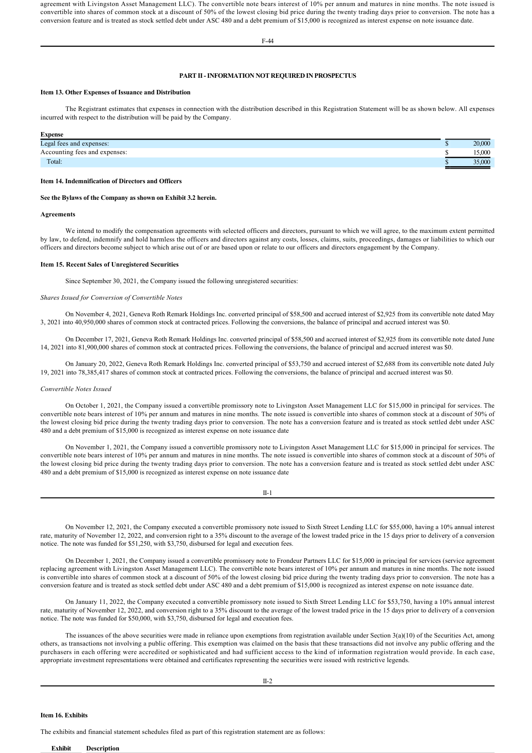agreement with Livingston Asset Management LLC). The convertible note bears interest of 10% per annum and matures in nine months. The note issued is convertible into shares of common stock at a discount of 50% of the lowest closing bid price during the twenty trading days prior to conversion. The note has a conversion feature and is treated as stock settled debt under ASC 480 and a debt premium of $15,000 is recognized as interest expense on note issuance date.

## PART II - INFORMATION NOT REQUIRED IN PROSPECTUS

### Item 13. Other Expenses of Issuance and Distribution

The Registrant estimates that expenses in connection with the distribution described in this Registration Statement will be as shown below. All expenses incurred with respect to the distribution will be paid by the Company.

| Expense | | |
|---|---|---|
| Legal fees and expenses: | $ | 20,000 |
| Accounting fees and expenses: | $ | 15,000 |
| Total: | $ | 35,000 |

### Item 14. Indemnification of Directors and Officers

**See the Bylaws of the Company as shown on Exhibit 3.2 herein.**

**Agreements**

We intend to modify the compensation agreements with selected officers and directors, pursuant to which we will agree, to the maximum extent permitted by law, to defend, indemnify and hold harmless the officers and directors against any costs, losses, claims, suits, proceedings, damages or liabilities to which our officers and directors become subject to which arise out of or are based upon or relate to our officers and directors engagement by the Company.

### Item 15. Recent Sales of Unregistered Securities

Since September 30, 2021, the Company issued the following unregistered securities:

*Shares Issued for Conversion of Convertible Notes*

On November 4, 2021, Geneva Roth Remark Holdings Inc. converted principal of $58,500 and accrued interest of $2,925 from its convertible note dated May 3, 2021 into 40,950,000 shares of common stock at contracted prices. Following the conversions, the balance of principal and accrued interest was $0.

On December 17, 2021, Geneva Roth Remark Holdings Inc. converted principal of $58,500 and accrued interest of $2,925 from its convertible note dated June 14, 2021 into 81,900,000 shares of common stock at contracted prices. Following the conversions, the balance of principal and accrued interest was $0.

On January 20, 2022, Geneva Roth Remark Holdings Inc. converted principal of $53,750 and accrued interest of $2,688 from its convertible note dated July 19, 2021 into 78,385,417 shares of common stock at contracted prices. Following the conversions, the balance of principal and accrued interest was $0.

*Convertible Notes Issued*

On October 1, 2021, the Company issued a convertible promissory note to Livingston Asset Management LLC for $15,000 in principal for services. The convertible note bears interest of 10% per annum and matures in nine months. The note issued is convertible into shares of common stock at a discount of 50% of the lowest closing bid price during the twenty trading days prior to conversion. The note has a conversion feature and is treated as stock settled debt under ASC 480 and a debt premium of $15,000 is recognized as interest expense on note issuance date

On November 1, 2021, the Company issued a convertible promissory note to Livingston Asset Management LLC for $15,000 in principal for services. The convertible note bears interest of 10% per annum and matures in nine months. The note issued is convertible into shares of common stock at a discount of 50% of the lowest closing bid price during the twenty trading days prior to conversion. The note has a conversion feature and is treated as stock settled debt under ASC 480 and a debt premium of $15,000 is recognized as interest expense on note issuance date

On November 12, 2021, the Company executed a convertible promissory note issued to Sixth Street Lending LLC for $55,000, having a 10% annual interest rate, maturity of November 12, 2022, and conversion right to a 35% discount to the average of the lowest traded price in the 15 days prior to delivery of a conversion notice. The note was funded for $51,250, with $3,750, disbursed for legal and execution fees.

On December 1, 2021, the Company issued a convertible promissory note to Frondeur Partners LLC for $15,000 in principal for services (service agreement replacing agreement with Livingston Asset Management LLC). The convertible note bears interest of 10% per annum and matures in nine months. The note issued is convertible into shares of common stock at a discount of 50% of the lowest closing bid price during the twenty trading days prior to conversion. The note has a conversion feature and is treated as stock settled debt under ASC 480 and a debt premium of $15,000 is recognized as interest expense on note issuance date.

On January 11, 2022, the Company executed a convertible promissory note issued to Sixth Street Lending LLC for $53,750, having a 10% annual interest rate, maturity of November 12, 2022, and conversion right to a 35% discount to the average of the lowest traded price in the 15 days prior to delivery of a conversion notice. The note was funded for $50,000, with $3,750, disbursed for legal and execution fees.

The issuances of the above securities were made in reliance upon exemptions from registration available under Section 3(a)(10) of the Securities Act, among others, as transactions not involving a public offering. This exemption was claimed on the basis that these transactions did not involve any public offering and the purchasers in each offering were accredited or sophisticated and had sufficient access to the kind of information registration would provide. In each case, appropriate investment representations were obtained and certificates representing the securities were issued with restrictive legends.

### Item 16. Exhibits

The exhibits and financial statement schedules filed as part of this registration statement are as follows:

| Exhibit | Description |
|---|---|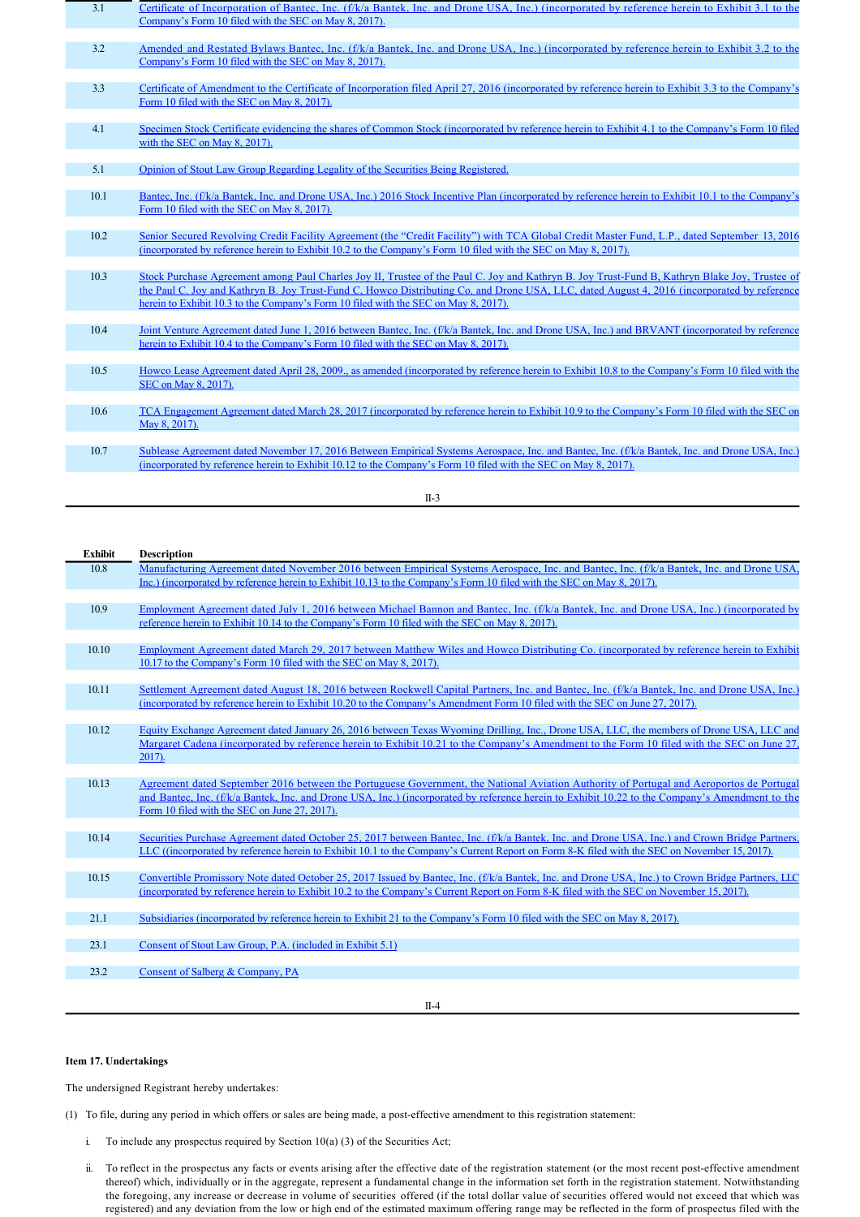| Exhibit | Description |
|---|---|
| 3.1 | Certificate of Incorporation of Bantec, Inc. (f/k/a Bantek, Inc. and Drone USA, Inc.) (incorporated by reference herein to Exhibit 3.1 to the Company's Form 10 filed with the SEC on May 8, 2017). |
| 3.2 | Amended and Restated Bylaws Bantec, Inc. (f/k/a Bantek, Inc. and Drone USA, Inc.) (incorporated by reference herein to Exhibit 3.2 to the Company's Form 10 filed with the SEC on May 8, 2017). |
| 3.3 | Certificate of Amendment to the Certificate of Incorporation filed April 27, 2016 (incorporated by reference herein to Exhibit 3.3 to the Company's Form 10 filed with the SEC on May 8, 2017). |
| 4.1 | Specimen Stock Certificate evidencing the shares of Common Stock (incorporated by reference herein to Exhibit 4.1 to the Company's Form 10 filed with the SEC on May 8, 2017). |
| 5.1 | Opinion of Stout Law Group Regarding Legality of the Securities Being Registered. |
| 10.1 | Bantec, Inc. (f/k/a Bantek, Inc. and Drone USA, Inc.) 2016 Stock Incentive Plan (incorporated by reference herein to Exhibit 10.1 to the Company's Form 10 filed with the SEC on May 8, 2017). |
| 10.2 | Senior Secured Revolving Credit Facility Agreement (the "Credit Facility") with TCA Global Credit Master Fund, L.P., dated September 13, 2016 (incorporated by reference herein to Exhibit 10.2 to the Company's Form 10 filed with the SEC on May 8, 2017). |
| 10.3 | Stock Purchase Agreement among Paul Charles Joy II, Trustee of the Paul C. Joy and Kathryn B. Joy Trust-Fund B, Kathryn Blake Joy, Trustee of the Paul C. Joy and Kathryn B. Joy Trust-Fund C, Howco Distributing Co. and Drone USA, LLC, dated August 4, 2016 (incorporated by reference herein to Exhibit 10.3 to the Company's Form 10 filed with the SEC on May 8, 2017). |
| 10.4 | Joint Venture Agreement dated June 1, 2016 between Bantec, Inc. (f/k/a Bantek, Inc. and Drone USA, Inc.) and BRVANT (incorporated by reference herein to Exhibit 10.4 to the Company's Form 10 filed with the SEC on May 8, 2017). |
| 10.5 | Howco Lease Agreement dated April 28, 2009., as amended (incorporated by reference herein to Exhibit 10.8 to the Company's Form 10 filed with the SEC on May 8, 2017). |
| 10.6 | TCA Engagement Agreement dated March 28, 2017 (incorporated by reference herein to Exhibit 10.9 to the Company's Form 10 filed with the SEC on May 8, 2017). |
| 10.7 | Sublease Agreement dated November 17, 2016 Between Empirical Systems Aerospace, Inc. and Bantec, Inc. (f/k/a Bantek, Inc. and Drone USA, Inc.) (incorporated by reference herein to Exhibit 10.12 to the Company's Form 10 filed with the SEC on May 8, 2017). |
| 10.8 | Manufacturing Agreement dated November 2016 between Empirical Systems Aerospace, Inc. and Bantec, Inc. (f/k/a Bantek, Inc. and Drone USA, Inc.) (incorporated by reference herein to Exhibit 10.13 to the Company's Form 10 filed with the SEC on May 8, 2017). |
| 10.9 | Employment Agreement dated July 1, 2016 between Michael Bannon and Bantec, Inc. (f/k/a Bantek, Inc. and Drone USA, Inc.) (incorporated by reference herein to Exhibit 10.14 to the Company's Form 10 filed with the SEC on May 8, 2017). |
| 10.10 | Employment Agreement dated March 29, 2017 between Matthew Wiles and Howco Distributing Co. (incorporated by reference herein to Exhibit 10.17 to the Company's Form 10 filed with the SEC on May 8, 2017). |
| 10.11 | Settlement Agreement dated August 18, 2016 between Rockwell Capital Partners, Inc. and Bantec, Inc. (f/k/a Bantek, Inc. and Drone USA, Inc.) (incorporated by reference herein to Exhibit 10.20 to the Company's Amendment Form 10 filed with the SEC on June 27, 2017). |
| 10.12 | Equity Exchange Agreement dated January 26, 2016 between Texas Wyoming Drilling, Inc., Drone USA, LLC, the members of Drone USA, LLC and Margaret Cadena (incorporated by reference herein to Exhibit 10.21 to the Company's Amendment to the Form 10 filed with the SEC on June 27, 2017). |
| 10.13 | Agreement dated September 2016 between the Portuguese Government, the National Aviation Authority of Portugal and Aeroportos de Portugal and Bantec, Inc. (f/k/a Bantek, Inc. and Drone USA, Inc.) (incorporated by reference herein to Exhibit 10.22 to the Company's Amendment to the Form 10 filed with the SEC on June 27, 2017). |
| 10.14 | Securities Purchase Agreement dated October 25, 2017 between Bantec, Inc. (f/k/a Bantek, Inc. and Drone USA, Inc.) and Crown Bridge Partners, LLC ((incorporated by reference herein to Exhibit 10.1 to the Company's Current Report on Form 8-K filed with the SEC on November 15, 2017). |
| 10.15 | Convertible Promissory Note dated October 25, 2017 Issued by Bantec, Inc. (f/k/a Bantek, Inc. and Drone USA, Inc.) to Crown Bridge Partners, LLC (incorporated by reference herein to Exhibit 10.2 to the Company's Current Report on Form 8-K filed with the SEC on November 15, 2017). |
| 21.1 | Subsidiaries (incorporated by reference herein to Exhibit 21 to the Company's Form 10 filed with the SEC on May 8, 2017). |
| 23.1 | Consent of Stout Law Group, P.A. (included in Exhibit 5.1) |
| 23.2 | Consent of Salberg & Company, PA |

**Item 17. Undertakings**

The undersigned Registrant hereby undertakes:

(1) To file, during any period in which offers or sales are being made, a post-effective amendment to this registration statement:

i. To include any prospectus required by Section 10(a) (3) of the Securities Act;

ii. To reflect in the prospectus any facts or events arising after the effective date of the registration statement (or the most recent post-effective amendment thereof) which, individually or in the aggregate, represent a fundamental change in the information set forth in the registration statement. Notwithstanding the foregoing, any increase or decrease in volume of securities offered (if the total dollar value of securities offered would not exceed that which was registered) and any deviation from the low or high end of the estimated maximum offering range may be reflected in the form of prospectus filed with the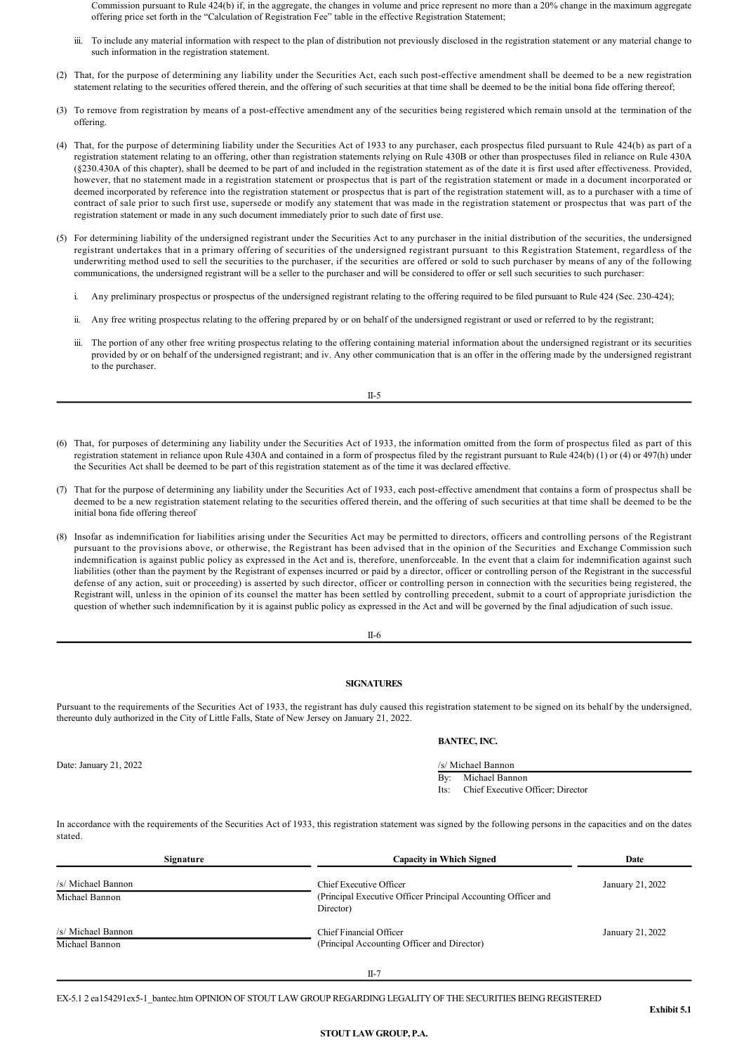Commission pursuant to Rule 424(b) if, in the aggregate, the changes in volume and price represent no more than a 20% change in the maximum aggregate offering price set forth in the "Calculation of Registration Fee" table in the effective Registration Statement;

iii. To include any material information with respect to the plan of distribution not previously disclosed in the registration statement or any material change to such information in the registration statement.

(2) That, for the purpose of determining any liability under the Securities Act, each such post-effective amendment shall be deemed to be a new registration statement relating to the securities offered therein, and the offering of such securities at that time shall be deemed to be the initial bona fide offering thereof;

(3) To remove from registration by means of a post-effective amendment any of the securities being registered which remain unsold at the termination of the offering.

(4) That, for the purpose of determining liability under the Securities Act of 1933 to any purchaser, each prospectus filed pursuant to Rule 424(b) as part of a registration statement relating to an offering, other than registration statements relying on Rule 430B or other than prospectuses filed in reliance on Rule 430A (§230.430A of this chapter), shall be deemed to be part of and included in the registration statement as of the date it is first used after effectiveness. Provided, however, that no statement made in a registration statement or prospectus that is part of the registration statement or made in a document incorporated or deemed incorporated by reference into the registration statement or prospectus that is part of the registration statement will, as to a purchaser with a time of contract of sale prior to such first use, supersede or modify any statement that was made in the registration statement or prospectus that was part of the registration statement or made in any such document immediately prior to such date of first use.

(5) For determining liability of the undersigned registrant under the Securities Act to any purchaser in the initial distribution of the securities, the undersigned registrant undertakes that in a primary offering of securities of the undersigned registrant pursuant to this Registration Statement, regardless of the underwriting method used to sell the securities to the purchaser, if the securities are offered or sold to such purchaser by means of any of the following communications, the undersigned registrant will be a seller to the purchaser and will be considered to offer or sell such securities to such purchaser:

i. Any preliminary prospectus or prospectus of the undersigned registrant relating to the offering required to be filed pursuant to Rule 424 (Sec. 230-424);

ii. Any free writing prospectus relating to the offering prepared by or on behalf of the undersigned registrant or used or referred to by the registrant;

iii. The portion of any other free writing prospectus relating to the offering containing material information about the undersigned registrant or its securities provided by or on behalf of the undersigned registrant; and iv. Any other communication that is an offer in the offering made by the undersigned registrant to the purchaser.

(6) That, for purposes of determining any liability under the Securities Act of 1933, the information omitted from the form of prospectus filed as part of this registration statement in reliance upon Rule 430A and contained in a form of prospectus filed by the registrant pursuant to Rule 424(b) (1) or (4) or 497(h) under the Securities Act shall be deemed to be part of this registration statement as of the time it was declared effective.

(7) That for the purpose of determining any liability under the Securities Act of 1933, each post-effective amendment that contains a form of prospectus shall be deemed to be a new registration statement relating to the securities offered therein, and the offering of such securities at that time shall be deemed to be the initial bona fide offering thereof

(8) Insofar as indemnification for liabilities arising under the Securities Act may be permitted to directors, officers and controlling persons of the Registrant pursuant to the provisions above, or otherwise, the Registrant has been advised that in the opinion of the Securities and Exchange Commission such indemnification is against public policy as expressed in the Act and is, therefore, unenforceable. In the event that a claim for indemnification against such liabilities (other than the payment by the Registrant of expenses incurred or paid by a director, officer or controlling person of the Registrant in the successful defense of any action, suit or proceeding) is asserted by such director, officer or controlling person in connection with the securities being registered, the Registrant will, unless in the opinion of its counsel the matter has been settled by controlling precedent, submit to a court of appropriate jurisdiction the question of whether such indemnification by it is against public policy as expressed in the Act and will be governed by the final adjudication of such issue.

## SIGNATURES

Pursuant to the requirements of the Securities Act of 1933, the registrant has duly caused this registration statement to be signed on its behalf by the undersigned, thereunto duly authorized in the City of Little Falls, State of New Jersey on January 21, 2022.

**BANTEC, INC.**

Date: January 21, 2022

/s/ Michael Bannon
By: Michael Bannon
Its: Chief Executive Officer; Director

In accordance with the requirements of the Securities Act of 1933, this registration statement was signed by the following persons in the capacities and on the dates stated.

| Signature | Capacity in Which Signed | Date |
|---|---|---|
| /s/ Michael Bannon<br>Michael Bannon | Chief Executive Officer<br>(Principal Executive Officer Principal Accounting Officer and Director) | January 21, 2022 |
| /s/ Michael Bannon<br>Michael Bannon | Chief Financial Officer<br>(Principal Accounting Officer and Director) | January 21, 2022 |

EX-5.1 2 ea154291ex5-1_bantec.htm OPINION OF STOUT LAW GROUP REGARDING LEGALITY OF THE SECURITIES BEING REGISTERED

**Exhibit 5.1**

**STOUT LAW GROUP, P.A.**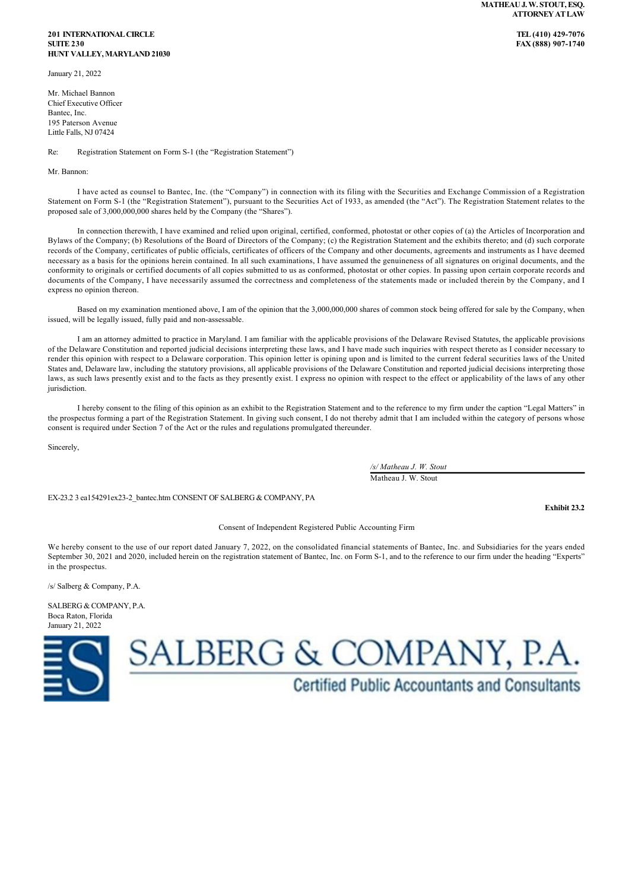**MATHEAU J. W. STOUT, ESQ.**
**ATTORNEY AT LAW**

**201 INTERNATIONAL CIRCLE**
**SUITE 230**
**HUNT VALLEY, MARYLAND 21030**

**TEL (410) 429-7076**
**FAX (888) 907-1740**

January 21, 2022

Mr. Michael Bannon
Chief Executive Officer
Bantec, Inc.
195 Paterson Avenue
Little Falls, NJ 07424

Re: Registration Statement on Form S-1 (the "Registration Statement")

Mr. Bannon:

I have acted as counsel to Bantec, Inc. (the "Company") in connection with its filing with the Securities and Exchange Commission of a Registration Statement on Form S-1 (the "Registration Statement"), pursuant to the Securities Act of 1933, as amended (the "Act"). The Registration Statement relates to the proposed sale of 3,000,000,000 shares held by the Company (the "Shares").

In connection therewith, I have examined and relied upon original, certified, conformed, photostat or other copies of (a) the Articles of Incorporation and Bylaws of the Company; (b) Resolutions of the Board of Directors of the Company; (c) the Registration Statement and the exhibits thereto; and (d) such corporate records of the Company, certificates of public officials, certificates of officers of the Company and other documents, agreements and instruments as I have deemed necessary as a basis for the opinions herein contained. In all such examinations, I have assumed the genuineness of all signatures on original documents, and the conformity to originals or certified documents of all copies submitted to us as conformed, photostat or other copies. In passing upon certain corporate records and documents of the Company, I have necessarily assumed the correctness and completeness of the statements made or included therein by the Company, and I express no opinion thereon.

Based on my examination mentioned above, I am of the opinion that the 3,000,000,000 shares of common stock being offered for sale by the Company, when issued, will be legally issued, fully paid and non-assessable.

I am an attorney admitted to practice in Maryland. I am familiar with the applicable provisions of the Delaware Revised Statutes, the applicable provisions of the Delaware Constitution and reported judicial decisions interpreting these laws, and I have made such inquiries with respect thereto as I consider necessary to render this opinion with respect to a Delaware corporation. This opinion letter is opining upon and is limited to the current federal securities laws of the United States and, Delaware law, including the statutory provisions, all applicable provisions of the Delaware Constitution and reported judicial decisions interpreting those laws, as such laws presently exist and to the facts as they presently exist. I express no opinion with respect to the effect or applicability of the laws of any other jurisdiction.

I hereby consent to the filing of this opinion as an exhibit to the Registration Statement and to the reference to my firm under the caption "Legal Matters" in the prospectus forming a part of the Registration Statement. In giving such consent, I do not thereby admit that I am included within the category of persons whose consent is required under Section 7 of the Act or the rules and regulations promulgated thereunder.

Sincerely,

*/s/ Matheau J. W. Stout*
Matheau J. W. Stout

EX-23.2 3 ea154291ex23-2_bantec.htm CONSENT OF SALBERG & COMPANY, PA

**Exhibit 23.2**

Consent of Independent Registered Public Accounting Firm

We hereby consent to the use of our report dated January 7, 2022, on the consolidated financial statements of Bantec, Inc. and Subsidiaries for the years ended September 30, 2021 and 2020, included herein on the registration statement of Bantec, Inc. on Form S-1, and to the reference to our firm under the heading "Experts" in the prospectus.

/s/ Salberg & Company, P.A.

SALBERG & COMPANY, P.A.
Boca Raton, Florida
January 21, 2022

SALBERG & COMPANY, P.A.
Certified Public Accountants and Consultants